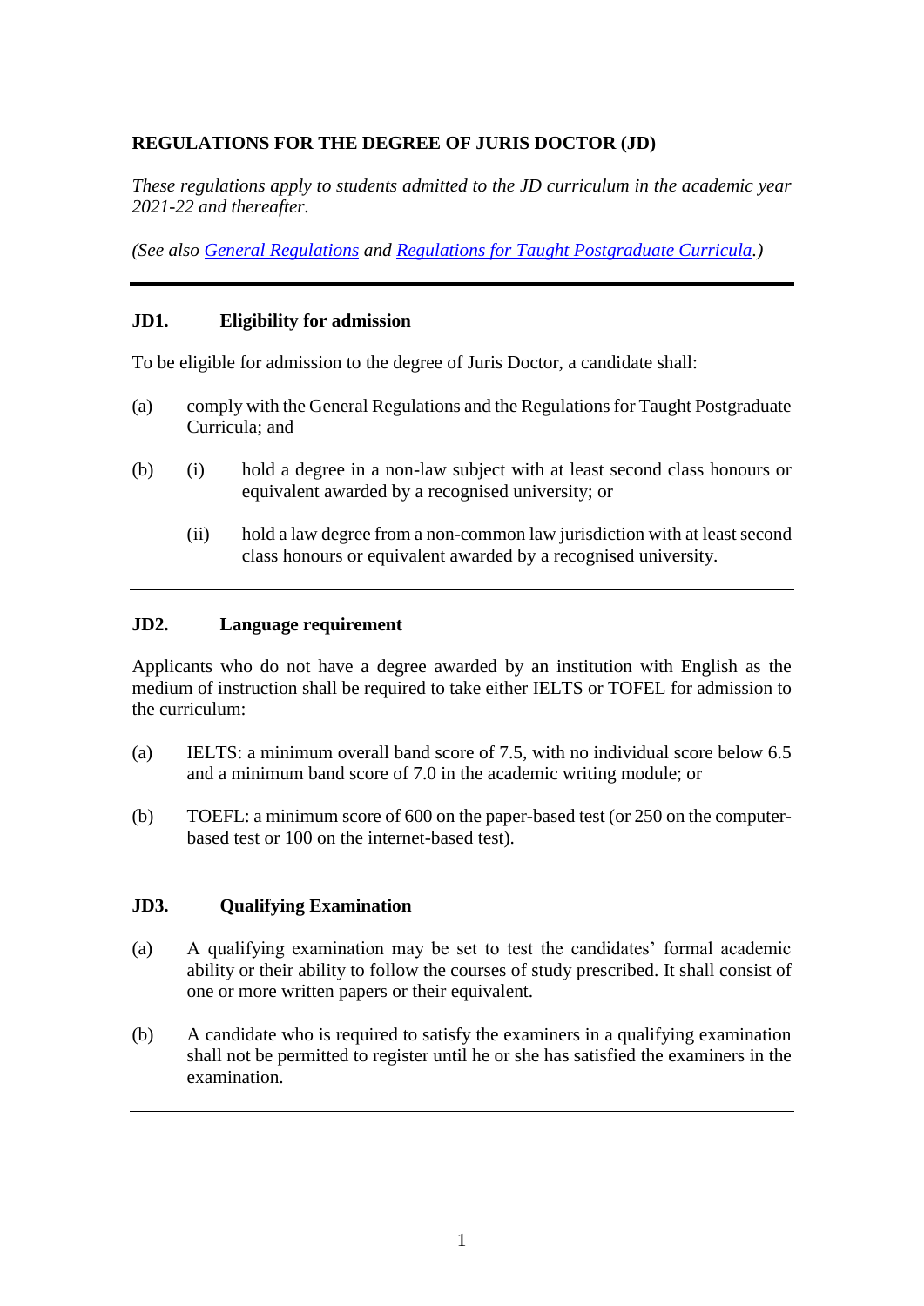# REGULATIONS FOR THE DEGREE OF JURIS DOCTOR (JD)

*These regulations apply to students admitted to the JD curriculum in the academic year 2021-22 and thereafter.*

*(See also General Regulations and Regulations for Taught Postgraduate Curricula.)*

---

## JD1. Eligibility for admission

To be eligible for admission to the degree of Juris Doctor, a candidate shall:

(a) comply with the General Regulations and the Regulations for Taught Postgraduate Curricula; and

(b) (i) hold a degree in a non-law subject with at least second class honours or equivalent awarded by a recognised university; or

(ii) hold a law degree from a non-common law jurisdiction with at least second class honours or equivalent awarded by a recognised university.

---

## JD2. Language requirement

Applicants who do not have a degree awarded by an institution with English as the medium of instruction shall be required to take either IELTS or TOFEL for admission to the curriculum:

(a) IELTS: a minimum overall band score of 7.5, with no individual score below 6.5 and a minimum band score of 7.0 in the academic writing module; or

(b) TOEFL: a minimum score of 600 on the paper-based test (or 250 on the computer-based test or 100 on the internet-based test).

---

## JD3. Qualifying Examination

(a) A qualifying examination may be set to test the candidates' formal academic ability or their ability to follow the courses of study prescribed. It shall consist of one or more written papers or their equivalent.

(b) A candidate who is required to satisfy the examiners in a qualifying examination shall not be permitted to register until he or she has satisfied the examiners in the examination.

---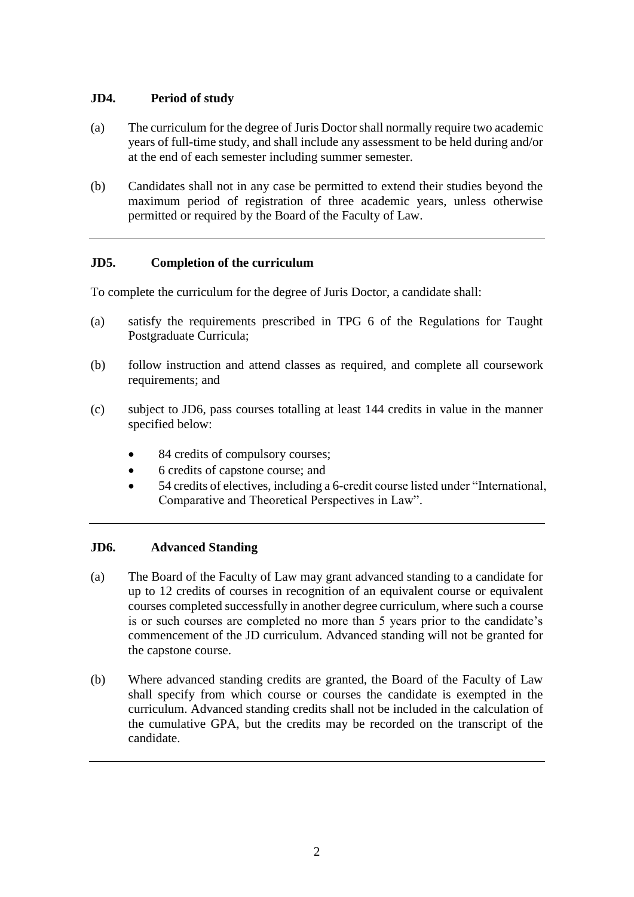### JD4. Period of study

(a) The curriculum for the degree of Juris Doctor shall normally require two academic years of full-time study, and shall include any assessment to be held during and/or at the end of each semester including summer semester.

(b) Candidates shall not in any case be permitted to extend their studies beyond the maximum period of registration of three academic years, unless otherwise permitted or required by the Board of the Faculty of Law.

---

### JD5. Completion of the curriculum

To complete the curriculum for the degree of Juris Doctor, a candidate shall:

(a) satisfy the requirements prescribed in TPG 6 of the Regulations for Taught Postgraduate Curricula;

(b) follow instruction and attend classes as required, and complete all coursework requirements; and

(c) subject to JD6, pass courses totalling at least 144 credits in value in the manner specified below:

- 84 credits of compulsory courses;
- 6 credits of capstone course; and
- 54 credits of electives, including a 6-credit course listed under "International, Comparative and Theoretical Perspectives in Law".

---

### JD6. Advanced Standing

(a) The Board of the Faculty of Law may grant advanced standing to a candidate for up to 12 credits of courses in recognition of an equivalent course or equivalent courses completed successfully in another degree curriculum, where such a course is or such courses are completed no more than 5 years prior to the candidate's commencement of the JD curriculum. Advanced standing will not be granted for the capstone course.

(b) Where advanced standing credits are granted, the Board of the Faculty of Law shall specify from which course or courses the candidate is exempted in the curriculum. Advanced standing credits shall not be included in the calculation of the cumulative GPA, but the credits may be recorded on the transcript of the candidate.

---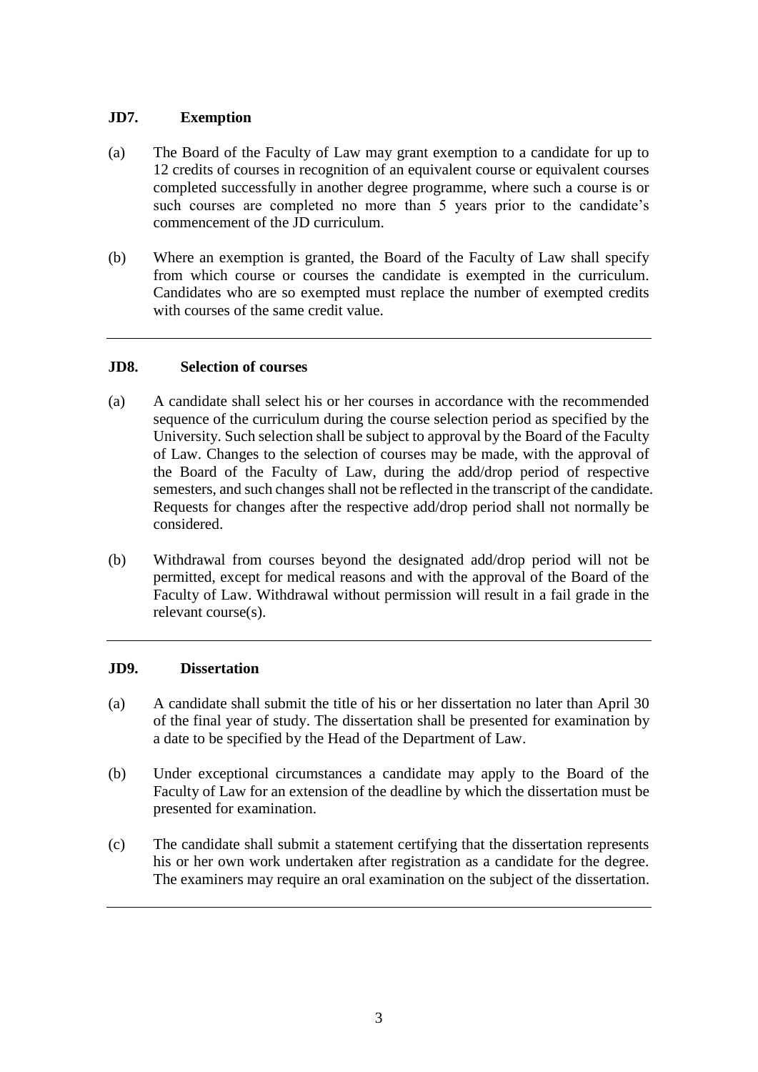### JD7. Exemption

(a) The Board of the Faculty of Law may grant exemption to a candidate for up to 12 credits of courses in recognition of an equivalent course or equivalent courses completed successfully in another degree programme, where such a course is or such courses are completed no more than 5 years prior to the candidate's commencement of the JD curriculum.

(b) Where an exemption is granted, the Board of the Faculty of Law shall specify from which course or courses the candidate is exempted in the curriculum. Candidates who are so exempted must replace the number of exempted credits with courses of the same credit value.

---

### JD8. Selection of courses

(a) A candidate shall select his or her courses in accordance with the recommended sequence of the curriculum during the course selection period as specified by the University. Such selection shall be subject to approval by the Board of the Faculty of Law. Changes to the selection of courses may be made, with the approval of the Board of the Faculty of Law, during the add/drop period of respective semesters, and such changes shall not be reflected in the transcript of the candidate. Requests for changes after the respective add/drop period shall not normally be considered.

(b) Withdrawal from courses beyond the designated add/drop period will not be permitted, except for medical reasons and with the approval of the Board of the Faculty of Law. Withdrawal without permission will result in a fail grade in the relevant course(s).

---

### JD9. Dissertation

(a) A candidate shall submit the title of his or her dissertation no later than April 30 of the final year of study. The dissertation shall be presented for examination by a date to be specified by the Head of the Department of Law.

(b) Under exceptional circumstances a candidate may apply to the Board of the Faculty of Law for an extension of the deadline by which the dissertation must be presented for examination.

(c) The candidate shall submit a statement certifying that the dissertation represents his or her own work undertaken after registration as a candidate for the degree. The examiners may require an oral examination on the subject of the dissertation.

---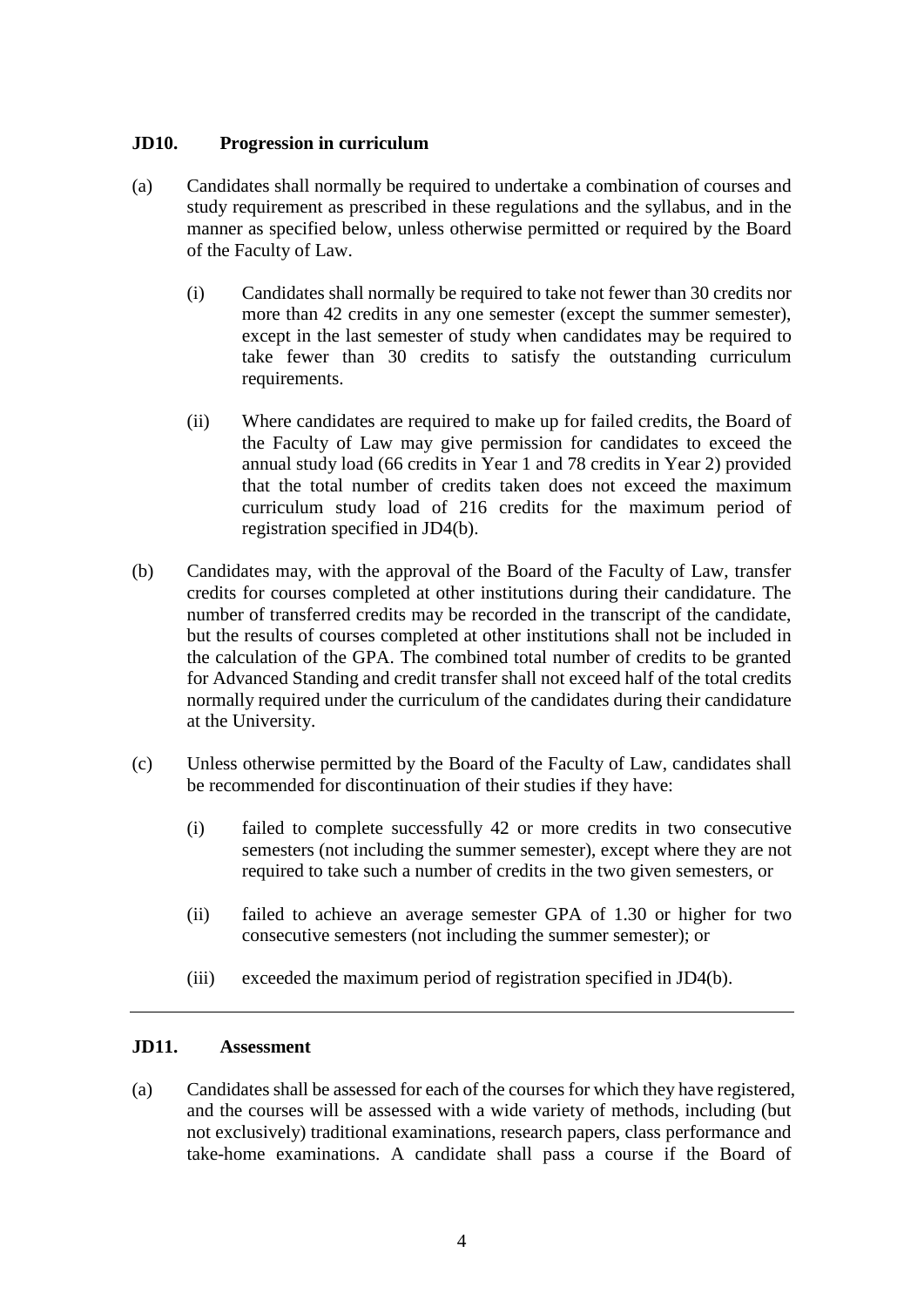### JD10. Progression in curriculum

(a) Candidates shall normally be required to undertake a combination of courses and study requirement as prescribed in these regulations and the syllabus, and in the manner as specified below, unless otherwise permitted or required by the Board of the Faculty of Law.

   (i) Candidates shall normally be required to take not fewer than 30 credits nor more than 42 credits in any one semester (except the summer semester), except in the last semester of study when candidates may be required to take fewer than 30 credits to satisfy the outstanding curriculum requirements.

   (ii) Where candidates are required to make up for failed credits, the Board of the Faculty of Law may give permission for candidates to exceed the annual study load (66 credits in Year 1 and 78 credits in Year 2) provided that the total number of credits taken does not exceed the maximum curriculum study load of 216 credits for the maximum period of registration specified in JD4(b).

(b) Candidates may, with the approval of the Board of the Faculty of Law, transfer credits for courses completed at other institutions during their candidature. The number of transferred credits may be recorded in the transcript of the candidate, but the results of courses completed at other institutions shall not be included in the calculation of the GPA. The combined total number of credits to be granted for Advanced Standing and credit transfer shall not exceed half of the total credits normally required under the curriculum of the candidates during their candidature at the University.

(c) Unless otherwise permitted by the Board of the Faculty of Law, candidates shall be recommended for discontinuation of their studies if they have:

   (i) failed to complete successfully 42 or more credits in two consecutive semesters (not including the summer semester), except where they are not required to take such a number of credits in the two given semesters, or

   (ii) failed to achieve an average semester GPA of 1.30 or higher for two consecutive semesters (not including the summer semester); or

   (iii) exceeded the maximum period of registration specified in JD4(b).

---

### JD11. Assessment

(a) Candidates shall be assessed for each of the courses for which they have registered, and the courses will be assessed with a wide variety of methods, including (but not exclusively) traditional examinations, research papers, class performance and take-home examinations. A candidate shall pass a course if the Board of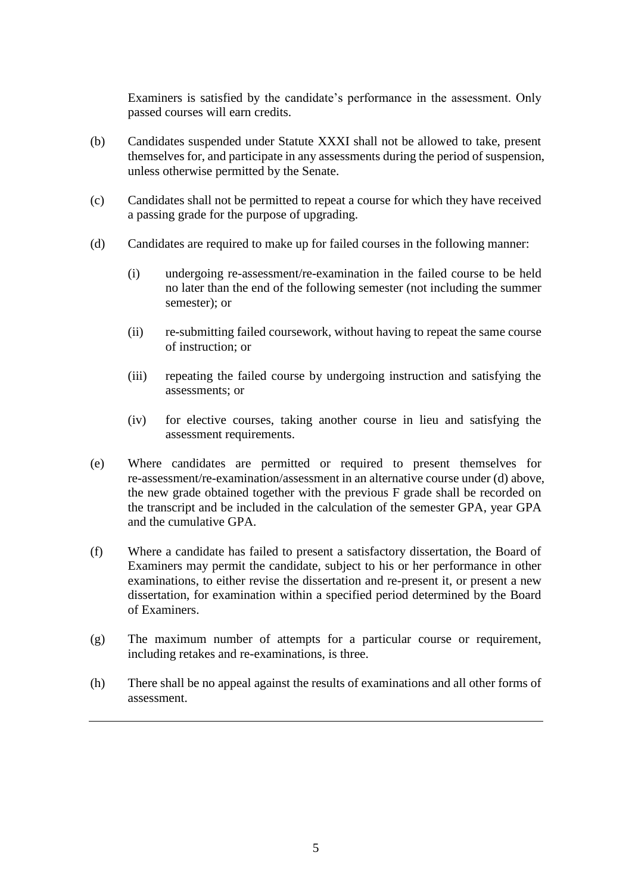Examiners is satisfied by the candidate's performance in the assessment. Only passed courses will earn credits.

(b) Candidates suspended under Statute XXXI shall not be allowed to take, present themselves for, and participate in any assessments during the period of suspension, unless otherwise permitted by the Senate.

(c) Candidates shall not be permitted to repeat a course for which they have received a passing grade for the purpose of upgrading.

(d) Candidates are required to make up for failed courses in the following manner:

  (i) undergoing re-assessment/re-examination in the failed course to be held no later than the end of the following semester (not including the summer semester); or

  (ii) re-submitting failed coursework, without having to repeat the same course of instruction; or

  (iii) repeating the failed course by undergoing instruction and satisfying the assessments; or

  (iv) for elective courses, taking another course in lieu and satisfying the assessment requirements.

(e) Where candidates are permitted or required to present themselves for re-assessment/re-examination/assessment in an alternative course under (d) above, the new grade obtained together with the previous F grade shall be recorded on the transcript and be included in the calculation of the semester GPA, year GPA and the cumulative GPA.

(f) Where a candidate has failed to present a satisfactory dissertation, the Board of Examiners may permit the candidate, subject to his or her performance in other examinations, to either revise the dissertation and re-present it, or present a new dissertation, for examination within a specified period determined by the Board of Examiners.

(g) The maximum number of attempts for a particular course or requirement, including retakes and re-examinations, is three.

(h) There shall be no appeal against the results of examinations and all other forms of assessment.

---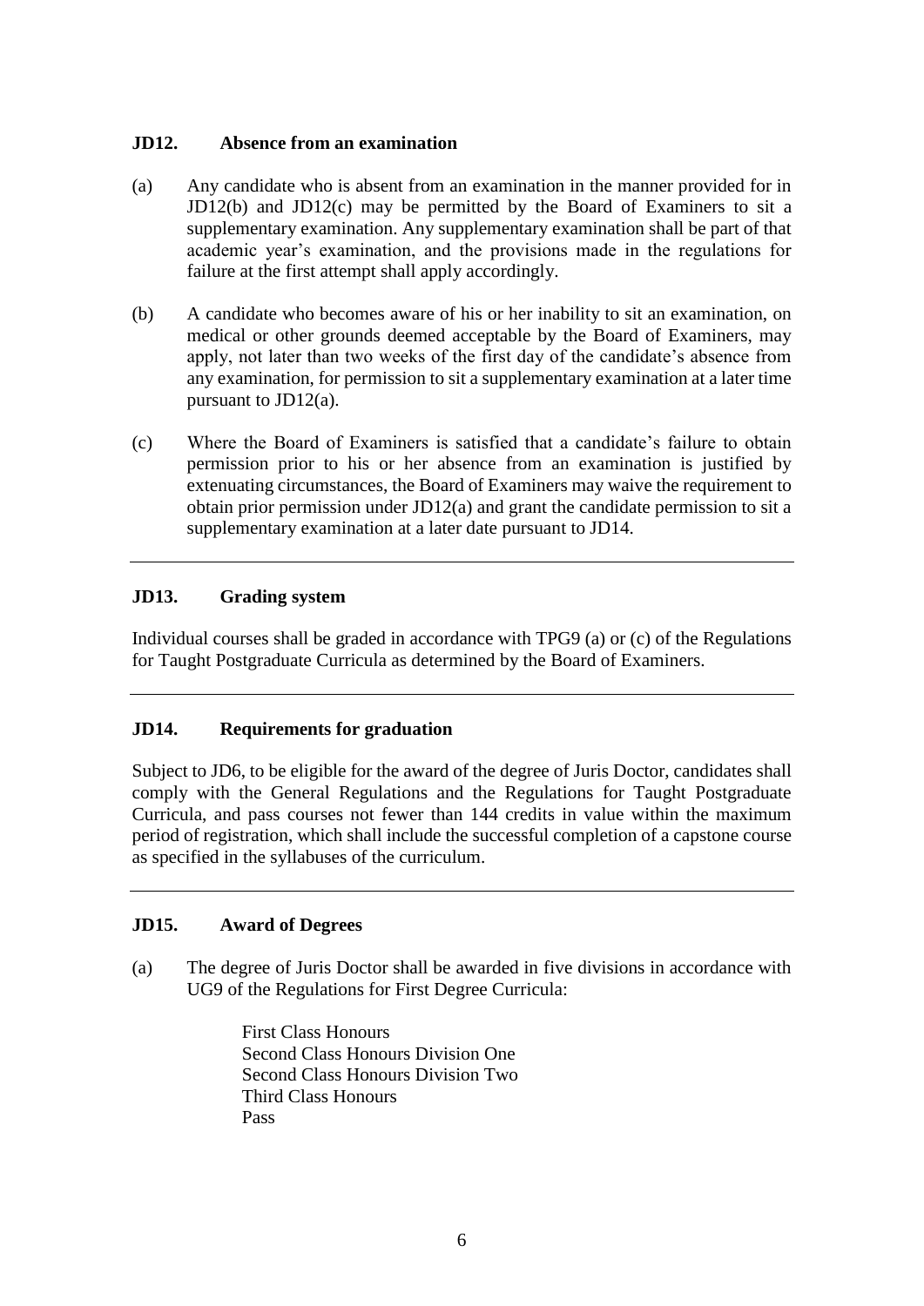### JD12. Absence from an examination

(a) Any candidate who is absent from an examination in the manner provided for in JD12(b) and JD12(c) may be permitted by the Board of Examiners to sit a supplementary examination. Any supplementary examination shall be part of that academic year's examination, and the provisions made in the regulations for failure at the first attempt shall apply accordingly.

(b) A candidate who becomes aware of his or her inability to sit an examination, on medical or other grounds deemed acceptable by the Board of Examiners, may apply, not later than two weeks of the first day of the candidate's absence from any examination, for permission to sit a supplementary examination at a later time pursuant to JD12(a).

(c) Where the Board of Examiners is satisfied that a candidate's failure to obtain permission prior to his or her absence from an examination is justified by extenuating circumstances, the Board of Examiners may waive the requirement to obtain prior permission under JD12(a) and grant the candidate permission to sit a supplementary examination at a later date pursuant to JD14.

---

### JD13. Grading system

Individual courses shall be graded in accordance with TPG9 (a) or (c) of the Regulations for Taught Postgraduate Curricula as determined by the Board of Examiners.

---

### JD14. Requirements for graduation

Subject to JD6, to be eligible for the award of the degree of Juris Doctor, candidates shall comply with the General Regulations and the Regulations for Taught Postgraduate Curricula, and pass courses not fewer than 144 credits in value within the maximum period of registration, which shall include the successful completion of a capstone course as specified in the syllabuses of the curriculum.

---

### JD15. Award of Degrees

(a) The degree of Juris Doctor shall be awarded in five divisions in accordance with UG9 of the Regulations for First Degree Curricula:

First Class Honours
Second Class Honours Division One
Second Class Honours Division Two
Third Class Honours
Pass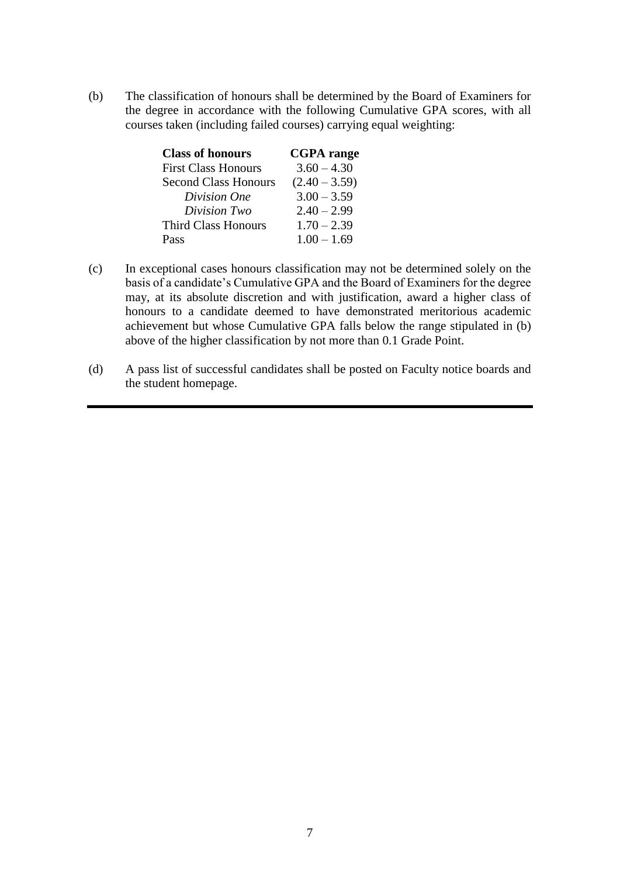(b) The classification of honours shall be determined by the Board of Examiners for the degree in accordance with the following Cumulative GPA scores, with all courses taken (including failed courses) carrying equal weighting:

| **Class of honours** | **CGPA range** |
| --- | --- |
| First Class Honours | 3.60 – 4.30 |
| Second Class Honours | (2.40 – 3.59) |
| *Division One* | 3.00 – 3.59 |
| *Division Two* | 2.40 – 2.99 |
| Third Class Honours | 1.70 – 2.39 |
| Pass | 1.00 – 1.69 |

(c) In exceptional cases honours classification may not be determined solely on the basis of a candidate's Cumulative GPA and the Board of Examiners for the degree may, at its absolute discretion and with justification, award a higher class of honours to a candidate deemed to have demonstrated meritorious academic achievement but whose Cumulative GPA falls below the range stipulated in (b) above of the higher classification by not more than 0.1 Grade Point.

(d) A pass list of successful candidates shall be posted on Faculty notice boards and the student homepage.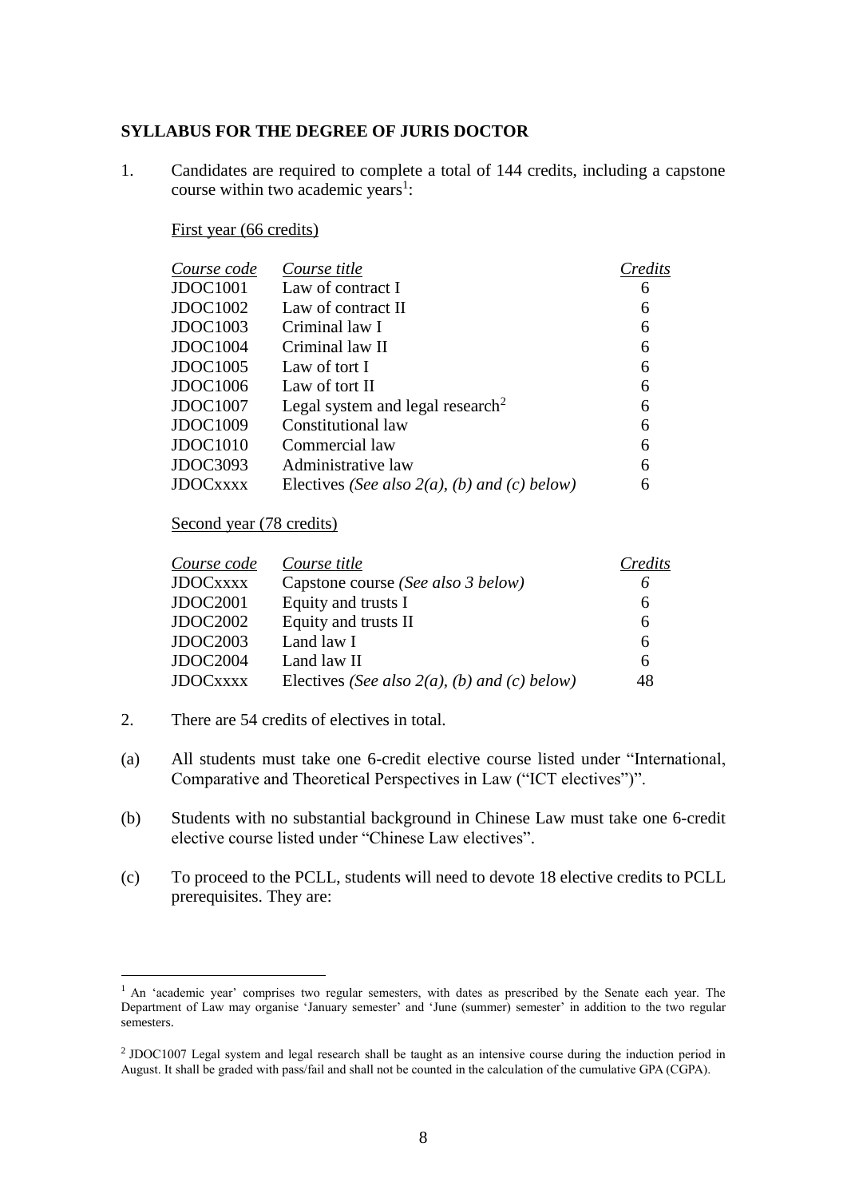**SYLLABUS FOR THE DEGREE OF JURIS DOCTOR**

1. Candidates are required to complete a total of 144 credits, including a capstone course within two academic years[1]:

First year (66 credits)

| *Course code* | *Course title* | *Credits* |
|---|---|---|
| JDOC1001 | Law of contract I | 6 |
| JDOC1002 | Law of contract II | 6 |
| JDOC1003 | Criminal law I | 6 |
| JDOC1004 | Criminal law II | 6 |
| JDOC1005 | Law of tort I | 6 |
| JDOC1006 | Law of tort II | 6 |
| JDOC1007 | Legal system and legal research[2] | 6 |
| JDOC1009 | Constitutional law | 6 |
| JDOC1010 | Commercial law | 6 |
| JDOC3093 | Administrative law | 6 |
| JDOCxxxx | Electives *(See also 2(a), (b) and (c) below)* | 6 |

Second year (78 credits)

| *Course code* | *Course title* | *Credits* |
|---|---|---|
| JDOCxxxx | Capstone course *(See also 3 below)* | *6* |
| JDOC2001 | Equity and trusts I | 6 |
| JDOC2002 | Equity and trusts II | 6 |
| JDOC2003 | Land law I | 6 |
| JDOC2004 | Land law II | 6 |
| JDOCxxxx | Electives *(See also 2(a), (b) and (c) below)* | 48 |

2. There are 54 credits of electives in total.

(a) All students must take one 6-credit elective course listed under "International, Comparative and Theoretical Perspectives in Law ("ICT electives")".

(b) Students with no substantial background in Chinese Law must take one 6-credit elective course listed under "Chinese Law electives".

(c) To proceed to the PCLL, students will need to devote 18 elective credits to PCLL prerequisites. They are:

---

[1] An 'academic year' comprises two regular semesters, with dates as prescribed by the Senate each year. The Department of Law may organise 'January semester' and 'June (summer) semester' in addition to the two regular semesters.

[2] JDOC1007 Legal system and legal research shall be taught as an intensive course during the induction period in August. It shall be graded with pass/fail and shall not be counted in the calculation of the cumulative GPA (CGPA).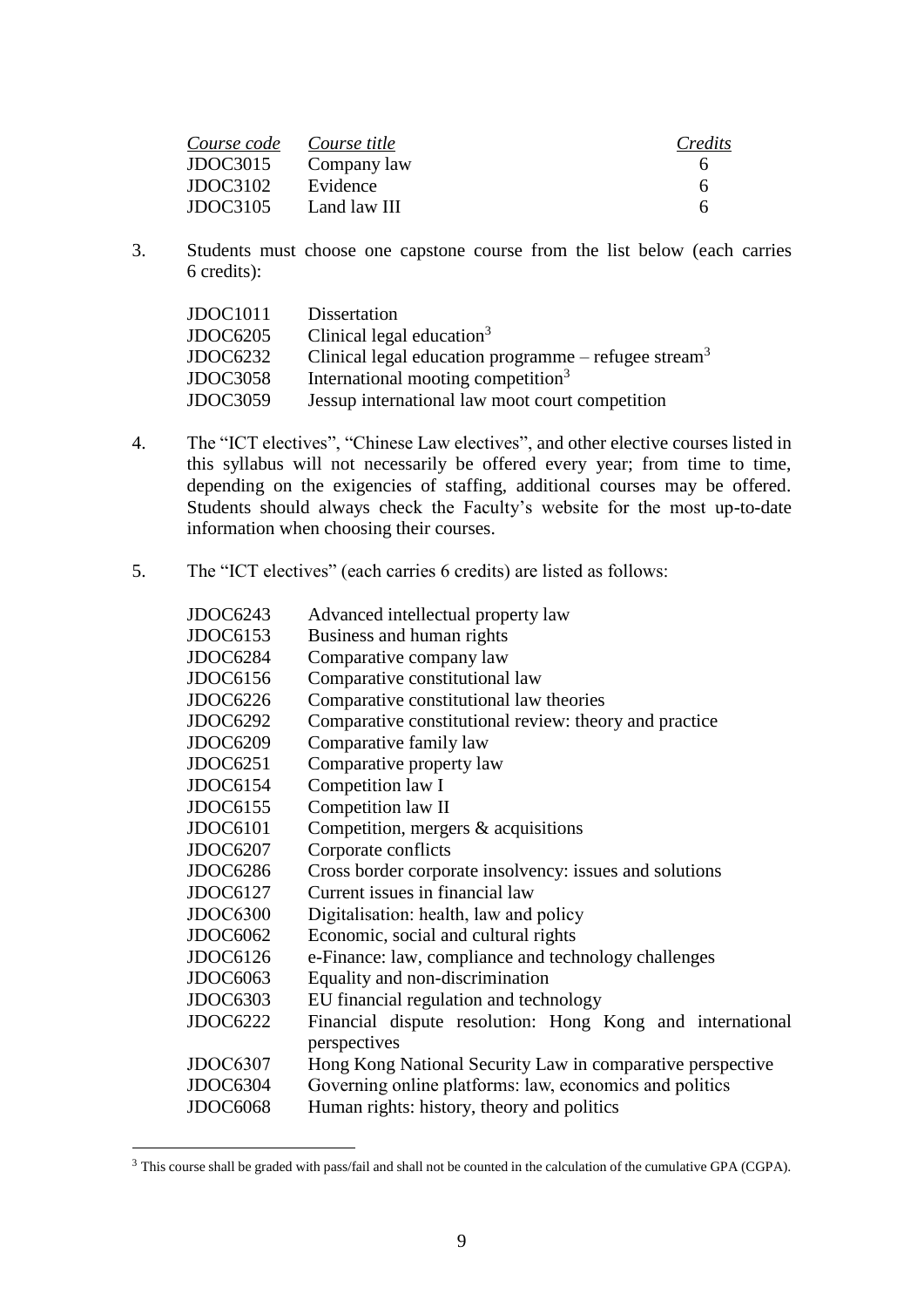| *Course code* | *Course title* | *Credits* |
| --- | --- | --- |
| JDOC3015 | Company law | 6 |
| JDOC3102 | Evidence | 6 |
| JDOC3105 | Land law III | 6 |

3. Students must choose one capstone course from the list below (each carries 6 credits):

| | |
| --- | --- |
| JDOC1011 | Dissertation |
| JDOC6205 | Clinical legal education[3] |
| JDOC6232 | Clinical legal education programme – refugee stream[3] |
| JDOC3058 | International mooting competition[3] |
| JDOC3059 | Jessup international law moot court competition |

4. The "ICT electives", "Chinese Law electives", and other elective courses listed in this syllabus will not necessarily be offered every year; from time to time, depending on the exigencies of staffing, additional courses may be offered. Students should always check the Faculty's website for the most up-to-date information when choosing their courses.

5. The "ICT electives" (each carries 6 credits) are listed as follows:

| | |
| --- | --- |
| JDOC6243 | Advanced intellectual property law |
| JDOC6153 | Business and human rights |
| JDOC6284 | Comparative company law |
| JDOC6156 | Comparative constitutional law |
| JDOC6226 | Comparative constitutional law theories |
| JDOC6292 | Comparative constitutional review: theory and practice |
| JDOC6209 | Comparative family law |
| JDOC6251 | Comparative property law |
| JDOC6154 | Competition law I |
| JDOC6155 | Competition law II |
| JDOC6101 | Competition, mergers & acquisitions |
| JDOC6207 | Corporate conflicts |
| JDOC6286 | Cross border corporate insolvency: issues and solutions |
| JDOC6127 | Current issues in financial law |
| JDOC6300 | Digitalisation: health, law and policy |
| JDOC6062 | Economic, social and cultural rights |
| JDOC6126 | e-Finance: law, compliance and technology challenges |
| JDOC6063 | Equality and non-discrimination |
| JDOC6303 | EU financial regulation and technology |
| JDOC6222 | Financial dispute resolution: Hong Kong and international perspectives |
| JDOC6307 | Hong Kong National Security Law in comparative perspective |
| JDOC6304 | Governing online platforms: law, economics and politics |
| JDOC6068 | Human rights: history, theory and politics |

[3] This course shall be graded with pass/fail and shall not be counted in the calculation of the cumulative GPA (CGPA).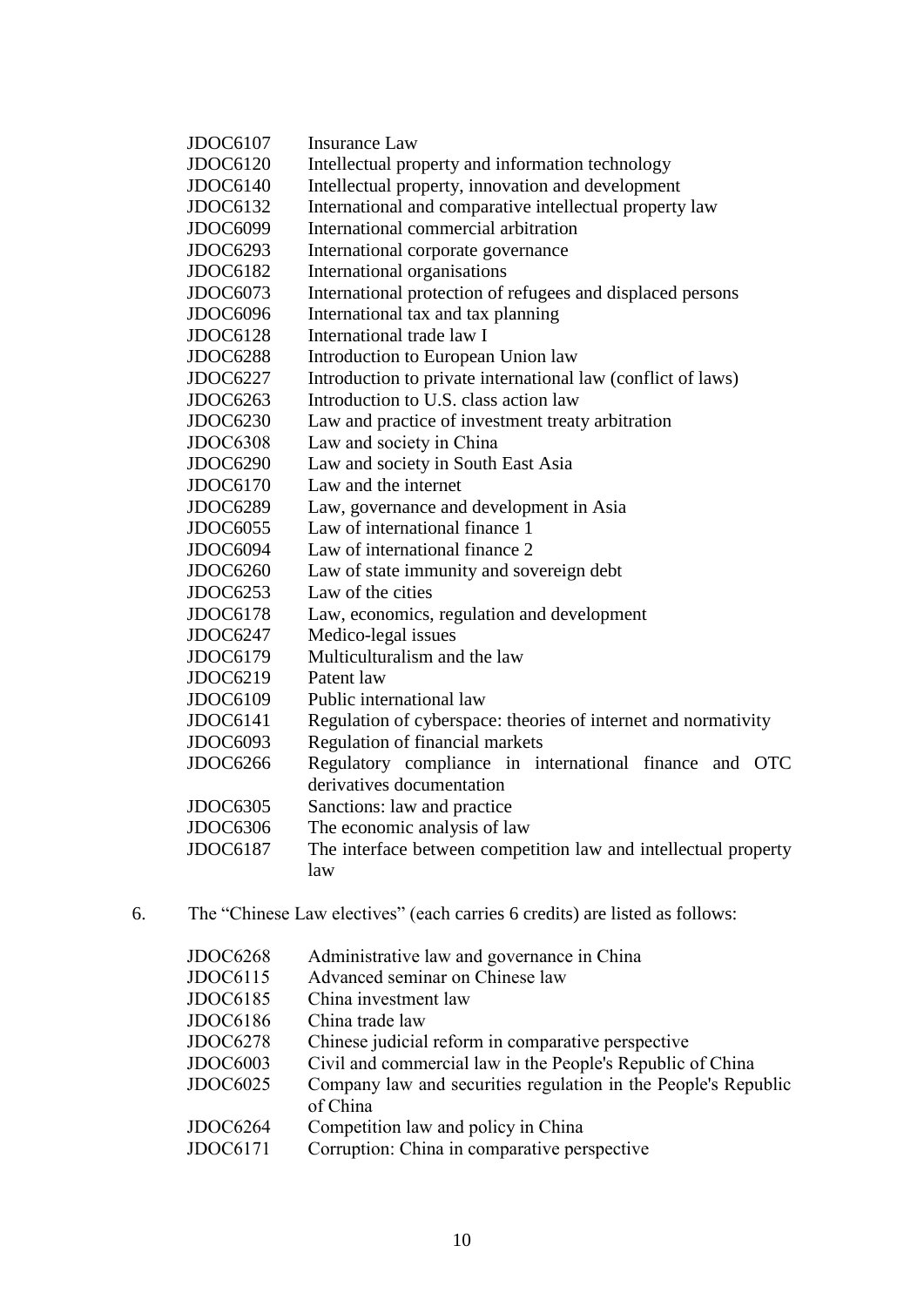| | |
|---|---|
| JDOC6107 | Insurance Law |
| JDOC6120 | Intellectual property and information technology |
| JDOC6140 | Intellectual property, innovation and development |
| JDOC6132 | International and comparative intellectual property law |
| JDOC6099 | International commercial arbitration |
| JDOC6293 | International corporate governance |
| JDOC6182 | International organisations |
| JDOC6073 | International protection of refugees and displaced persons |
| JDOC6096 | International tax and tax planning |
| JDOC6128 | International trade law I |
| JDOC6288 | Introduction to European Union law |
| JDOC6227 | Introduction to private international law (conflict of laws) |
| JDOC6263 | Introduction to U.S. class action law |
| JDOC6230 | Law and practice of investment treaty arbitration |
| JDOC6308 | Law and society in China |
| JDOC6290 | Law and society in South East Asia |
| JDOC6170 | Law and the internet |
| JDOC6289 | Law, governance and development in Asia |
| JDOC6055 | Law of international finance 1 |
| JDOC6094 | Law of international finance 2 |
| JDOC6260 | Law of state immunity and sovereign debt |
| JDOC6253 | Law of the cities |
| JDOC6178 | Law, economics, regulation and development |
| JDOC6247 | Medico-legal issues |
| JDOC6179 | Multiculturalism and the law |
| JDOC6219 | Patent law |
| JDOC6109 | Public international law |
| JDOC6141 | Regulation of cyberspace: theories of internet and normativity |
| JDOC6093 | Regulation of financial markets |
| JDOC6266 | Regulatory compliance in international finance and OTC derivatives documentation |
| JDOC6305 | Sanctions: law and practice |
| JDOC6306 | The economic analysis of law |
| JDOC6187 | The interface between competition law and intellectual property law |

6. The "Chinese Law electives" (each carries 6 credits) are listed as follows:

| | |
|---|---|
| JDOC6268 | Administrative law and governance in China |
| JDOC6115 | Advanced seminar on Chinese law |
| JDOC6185 | China investment law |
| JDOC6186 | China trade law |
| JDOC6278 | Chinese judicial reform in comparative perspective |
| JDOC6003 | Civil and commercial law in the People's Republic of China |
| JDOC6025 | Company law and securities regulation in the People's Republic of China |
| JDOC6264 | Competition law and policy in China |
| JDOC6171 | Corruption: China in comparative perspective |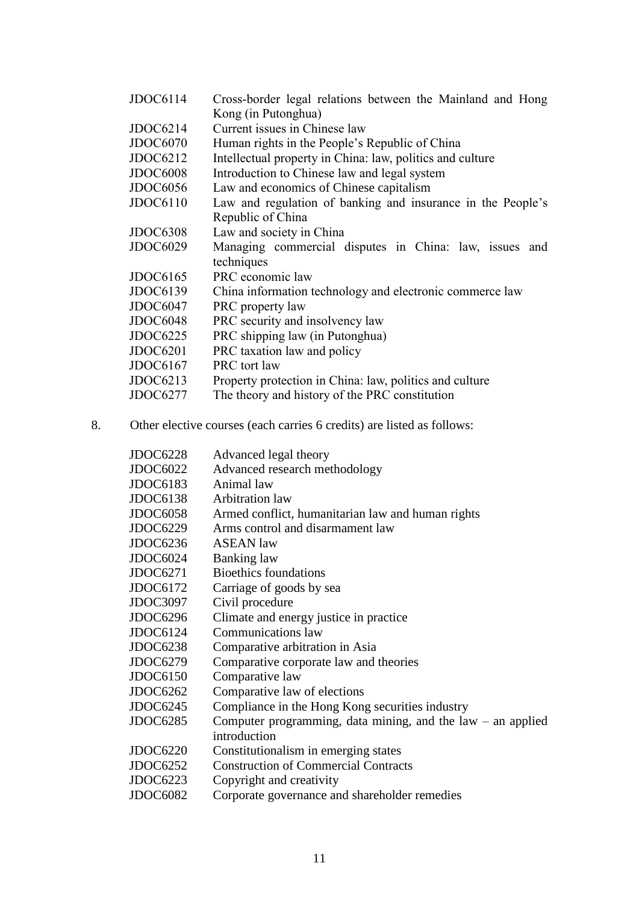| | |
|---|---|
| JDOC6114 | Cross-border legal relations between the Mainland and Hong Kong (in Putonghua) |
| JDOC6214 | Current issues in Chinese law |
| JDOC6070 | Human rights in the People's Republic of China |
| JDOC6212 | Intellectual property in China: law, politics and culture |
| JDOC6008 | Introduction to Chinese law and legal system |
| JDOC6056 | Law and economics of Chinese capitalism |
| JDOC6110 | Law and regulation of banking and insurance in the People's Republic of China |
| JDOC6308 | Law and society in China |
| JDOC6029 | Managing commercial disputes in China: law, issues and techniques |
| JDOC6165 | PRC economic law |
| JDOC6139 | China information technology and electronic commerce law |
| JDOC6047 | PRC property law |
| JDOC6048 | PRC security and insolvency law |
| JDOC6225 | PRC shipping law (in Putonghua) |
| JDOC6201 | PRC taxation law and policy |
| JDOC6167 | PRC tort law |
| JDOC6213 | Property protection in China: law, politics and culture |
| JDOC6277 | The theory and history of the PRC constitution |

8. Other elective courses (each carries 6 credits) are listed as follows:

| | |
|---|---|
| JDOC6228 | Advanced legal theory |
| JDOC6022 | Advanced research methodology |
| JDOC6183 | Animal law |
| JDOC6138 | Arbitration law |
| JDOC6058 | Armed conflict, humanitarian law and human rights |
| JDOC6229 | Arms control and disarmament law |
| JDOC6236 | ASEAN law |
| JDOC6024 | Banking law |
| JDOC6271 | Bioethics foundations |
| JDOC6172 | Carriage of goods by sea |
| JDOC3097 | Civil procedure |
| JDOC6296 | Climate and energy justice in practice |
| JDOC6124 | Communications law |
| JDOC6238 | Comparative arbitration in Asia |
| JDOC6279 | Comparative corporate law and theories |
| JDOC6150 | Comparative law |
| JDOC6262 | Comparative law of elections |
| JDOC6245 | Compliance in the Hong Kong securities industry |
| JDOC6285 | Computer programming, data mining, and the law – an applied introduction |
| JDOC6220 | Constitutionalism in emerging states |
| JDOC6252 | Construction of Commercial Contracts |
| JDOC6223 | Copyright and creativity |
| JDOC6082 | Corporate governance and shareholder remedies |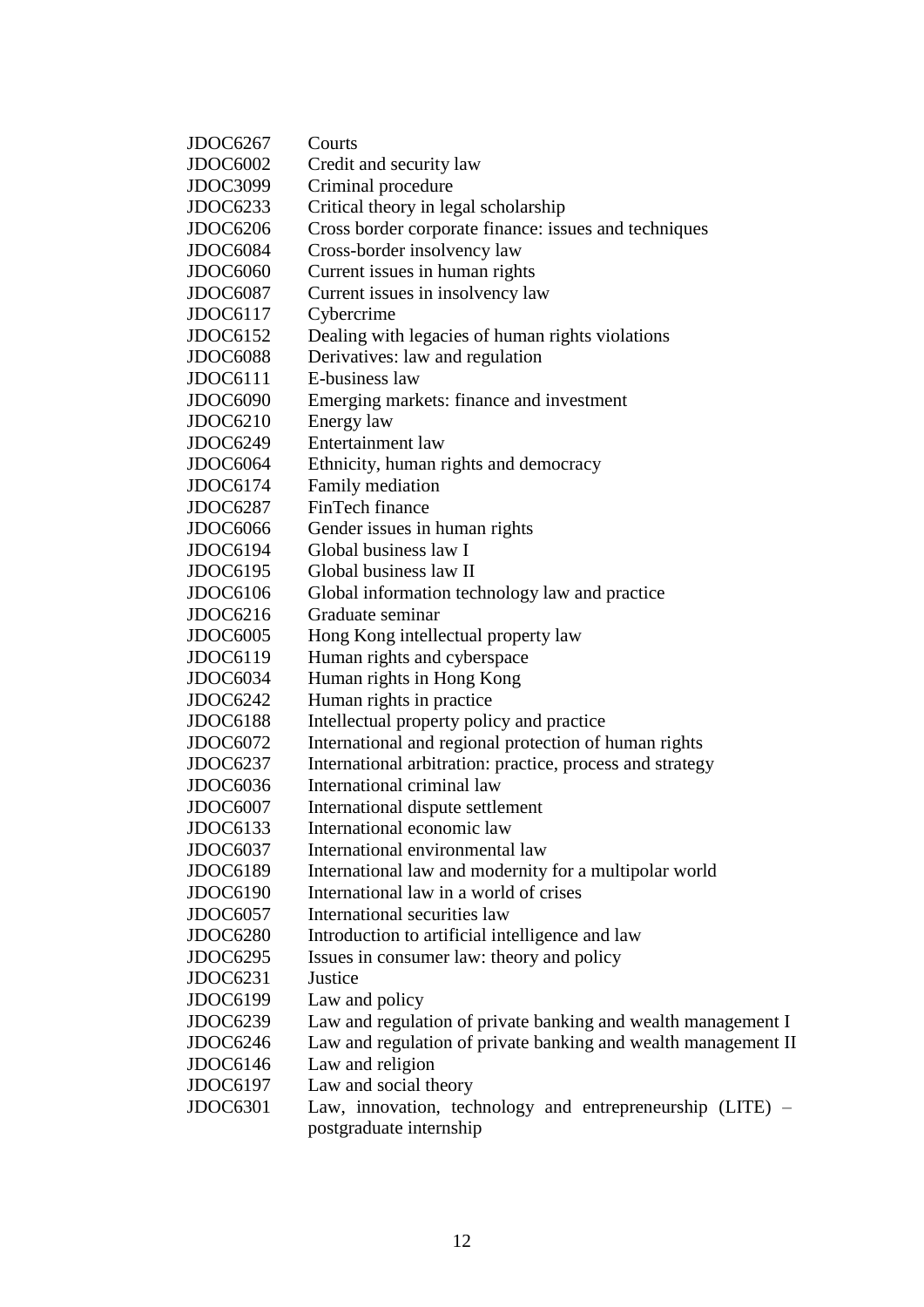| | |
|---|---|
| JDOC6267 | Courts |
| JDOC6002 | Credit and security law |
| JDOC3099 | Criminal procedure |
| JDOC6233 | Critical theory in legal scholarship |
| JDOC6206 | Cross border corporate finance: issues and techniques |
| JDOC6084 | Cross-border insolvency law |
| JDOC6060 | Current issues in human rights |
| JDOC6087 | Current issues in insolvency law |
| JDOC6117 | Cybercrime |
| JDOC6152 | Dealing with legacies of human rights violations |
| JDOC6088 | Derivatives: law and regulation |
| JDOC6111 | E-business law |
| JDOC6090 | Emerging markets: finance and investment |
| JDOC6210 | Energy law |
| JDOC6249 | Entertainment law |
| JDOC6064 | Ethnicity, human rights and democracy |
| JDOC6174 | Family mediation |
| JDOC6287 | FinTech finance |
| JDOC6066 | Gender issues in human rights |
| JDOC6194 | Global business law I |
| JDOC6195 | Global business law II |
| JDOC6106 | Global information technology law and practice |
| JDOC6216 | Graduate seminar |
| JDOC6005 | Hong Kong intellectual property law |
| JDOC6119 | Human rights and cyberspace |
| JDOC6034 | Human rights in Hong Kong |
| JDOC6242 | Human rights in practice |
| JDOC6188 | Intellectual property policy and practice |
| JDOC6072 | International and regional protection of human rights |
| JDOC6237 | International arbitration: practice, process and strategy |
| JDOC6036 | International criminal law |
| JDOC6007 | International dispute settlement |
| JDOC6133 | International economic law |
| JDOC6037 | International environmental law |
| JDOC6189 | International law and modernity for a multipolar world |
| JDOC6190 | International law in a world of crises |
| JDOC6057 | International securities law |
| JDOC6280 | Introduction to artificial intelligence and law |
| JDOC6295 | Issues in consumer law: theory and policy |
| JDOC6231 | Justice |
| JDOC6199 | Law and policy |
| JDOC6239 | Law and regulation of private banking and wealth management I |
| JDOC6246 | Law and regulation of private banking and wealth management II |
| JDOC6146 | Law and religion |
| JDOC6197 | Law and social theory |
| JDOC6301 | Law, innovation, technology and entrepreneurship (LITE) – postgraduate internship |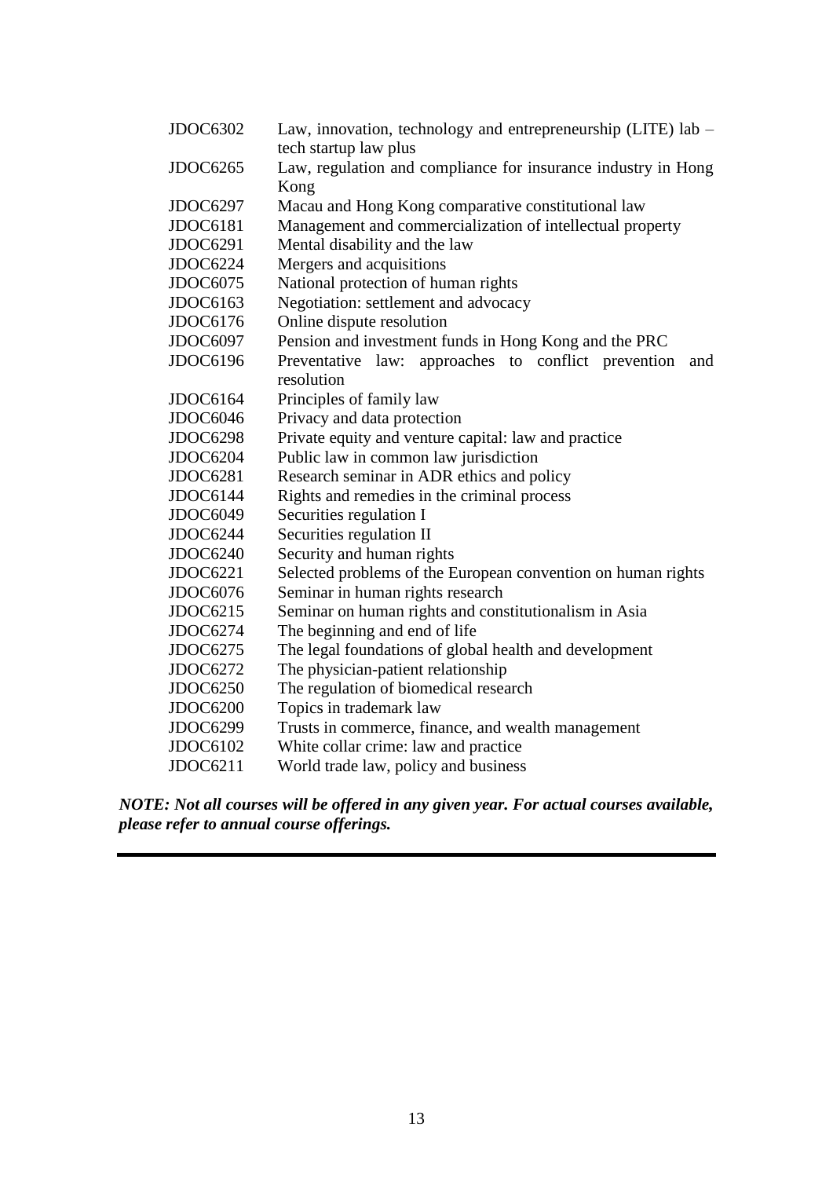| | |
|---|---|
| JDOC6302 | Law, innovation, technology and entrepreneurship (LITE) lab – tech startup law plus |
| JDOC6265 | Law, regulation and compliance for insurance industry in Hong Kong |
| JDOC6297 | Macau and Hong Kong comparative constitutional law |
| JDOC6181 | Management and commercialization of intellectual property |
| JDOC6291 | Mental disability and the law |
| JDOC6224 | Mergers and acquisitions |
| JDOC6075 | National protection of human rights |
| JDOC6163 | Negotiation: settlement and advocacy |
| JDOC6176 | Online dispute resolution |
| JDOC6097 | Pension and investment funds in Hong Kong and the PRC |
| JDOC6196 | Preventative law: approaches to conflict prevention and resolution |
| JDOC6164 | Principles of family law |
| JDOC6046 | Privacy and data protection |
| JDOC6298 | Private equity and venture capital: law and practice |
| JDOC6204 | Public law in common law jurisdiction |
| JDOC6281 | Research seminar in ADR ethics and policy |
| JDOC6144 | Rights and remedies in the criminal process |
| JDOC6049 | Securities regulation I |
| JDOC6244 | Securities regulation II |
| JDOC6240 | Security and human rights |
| JDOC6221 | Selected problems of the European convention on human rights |
| JDOC6076 | Seminar in human rights research |
| JDOC6215 | Seminar on human rights and constitutionalism in Asia |
| JDOC6274 | The beginning and end of life |
| JDOC6275 | The legal foundations of global health and development |
| JDOC6272 | The physician-patient relationship |
| JDOC6250 | The regulation of biomedical research |
| JDOC6200 | Topics in trademark law |
| JDOC6299 | Trusts in commerce, finance, and wealth management |
| JDOC6102 | White collar crime: law and practice |
| JDOC6211 | World trade law, policy and business |

***NOTE: Not all courses will be offered in any given year. For actual courses available, please refer to annual course offerings.***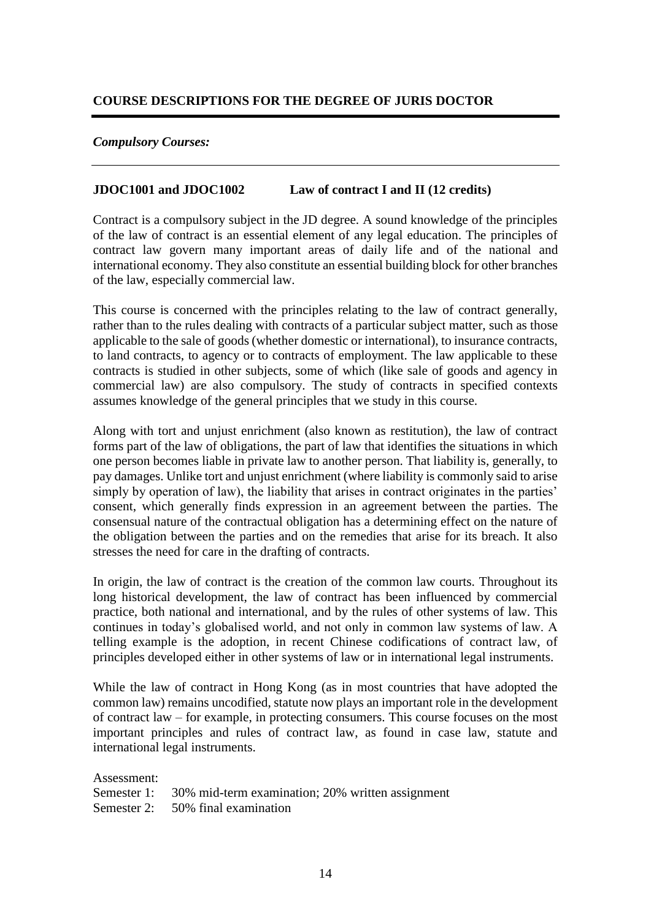## COURSE DESCRIPTIONS FOR THE DEGREE OF JURIS DOCTOR

***Compulsory Courses:***

---

### JDOC1001 and JDOC1002 Law of contract I and II (12 credits)

Contract is a compulsory subject in the JD degree. A sound knowledge of the principles of the law of contract is an essential element of any legal education. The principles of contract law govern many important areas of daily life and of the national and international economy. They also constitute an essential building block for other branches of the law, especially commercial law.

This course is concerned with the principles relating to the law of contract generally, rather than to the rules dealing with contracts of a particular subject matter, such as those applicable to the sale of goods (whether domestic or international), to insurance contracts, to land contracts, to agency or to contracts of employment. The law applicable to these contracts is studied in other subjects, some of which (like sale of goods and agency in commercial law) are also compulsory. The study of contracts in specified contexts assumes knowledge of the general principles that we study in this course.

Along with tort and unjust enrichment (also known as restitution), the law of contract forms part of the law of obligations, the part of law that identifies the situations in which one person becomes liable in private law to another person. That liability is, generally, to pay damages. Unlike tort and unjust enrichment (where liability is commonly said to arise simply by operation of law), the liability that arises in contract originates in the parties' consent, which generally finds expression in an agreement between the parties. The consensual nature of the contractual obligation has a determining effect on the nature of the obligation between the parties and on the remedies that arise for its breach. It also stresses the need for care in the drafting of contracts.

In origin, the law of contract is the creation of the common law courts. Throughout its long historical development, the law of contract has been influenced by commercial practice, both national and international, and by the rules of other systems of law. This continues in today's globalised world, and not only in common law systems of law. A telling example is the adoption, in recent Chinese codifications of contract law, of principles developed either in other systems of law or in international legal instruments.

While the law of contract in Hong Kong (as in most countries that have adopted the common law) remains uncodified, statute now plays an important role in the development of contract law – for example, in protecting consumers. This course focuses on the most important principles and rules of contract law, as found in case law, statute and international legal instruments.

Assessment:
Semester 1: 30% mid-term examination; 20% written assignment
Semester 2: 50% final examination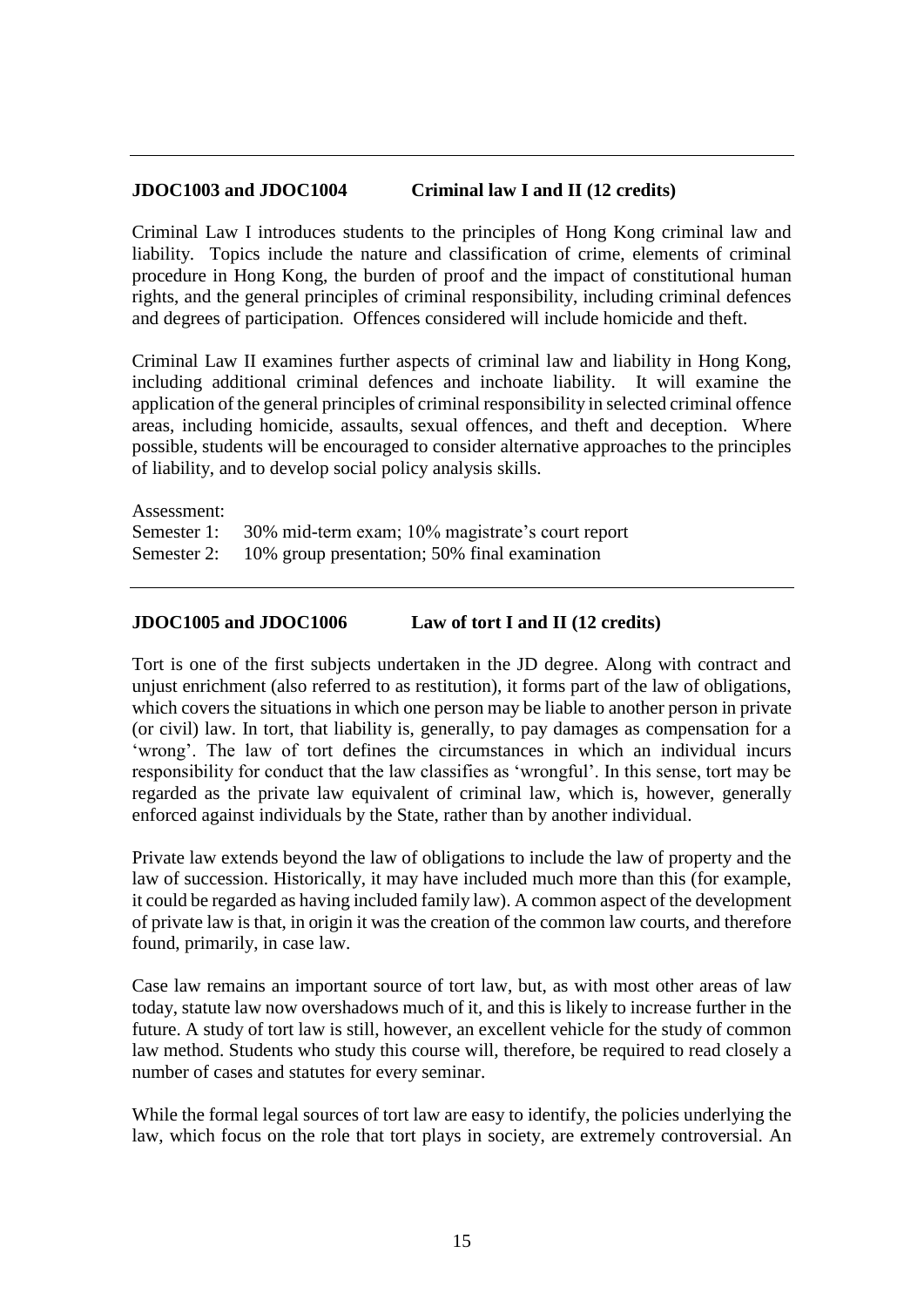### JDOC1003 and JDOC1004 Criminal law I and II (12 credits)

Criminal Law I introduces students to the principles of Hong Kong criminal law and liability. Topics include the nature and classification of crime, elements of criminal procedure in Hong Kong, the burden of proof and the impact of constitutional human rights, and the general principles of criminal responsibility, including criminal defences and degrees of participation. Offences considered will include homicide and theft.

Criminal Law II examines further aspects of criminal law and liability in Hong Kong, including additional criminal defences and inchoate liability. It will examine the application of the general principles of criminal responsibility in selected criminal offence areas, including homicide, assaults, sexual offences, and theft and deception. Where possible, students will be encouraged to consider alternative approaches to the principles of liability, and to develop social policy analysis skills.

Assessment:
Semester 1: 30% mid-term exam; 10% magistrate's court report
Semester 2: 10% group presentation; 50% final examination

### JDOC1005 and JDOC1006 Law of tort I and II (12 credits)

Tort is one of the first subjects undertaken in the JD degree. Along with contract and unjust enrichment (also referred to as restitution), it forms part of the law of obligations, which covers the situations in which one person may be liable to another person in private (or civil) law. In tort, that liability is, generally, to pay damages as compensation for a 'wrong'. The law of tort defines the circumstances in which an individual incurs responsibility for conduct that the law classifies as 'wrongful'. In this sense, tort may be regarded as the private law equivalent of criminal law, which is, however, generally enforced against individuals by the State, rather than by another individual.

Private law extends beyond the law of obligations to include the law of property and the law of succession. Historically, it may have included much more than this (for example, it could be regarded as having included family law). A common aspect of the development of private law is that, in origin it was the creation of the common law courts, and therefore found, primarily, in case law.

Case law remains an important source of tort law, but, as with most other areas of law today, statute law now overshadows much of it, and this is likely to increase further in the future. A study of tort law is still, however, an excellent vehicle for the study of common law method. Students who study this course will, therefore, be required to read closely a number of cases and statutes for every seminar.

While the formal legal sources of tort law are easy to identify, the policies underlying the law, which focus on the role that tort plays in society, are extremely controversial. An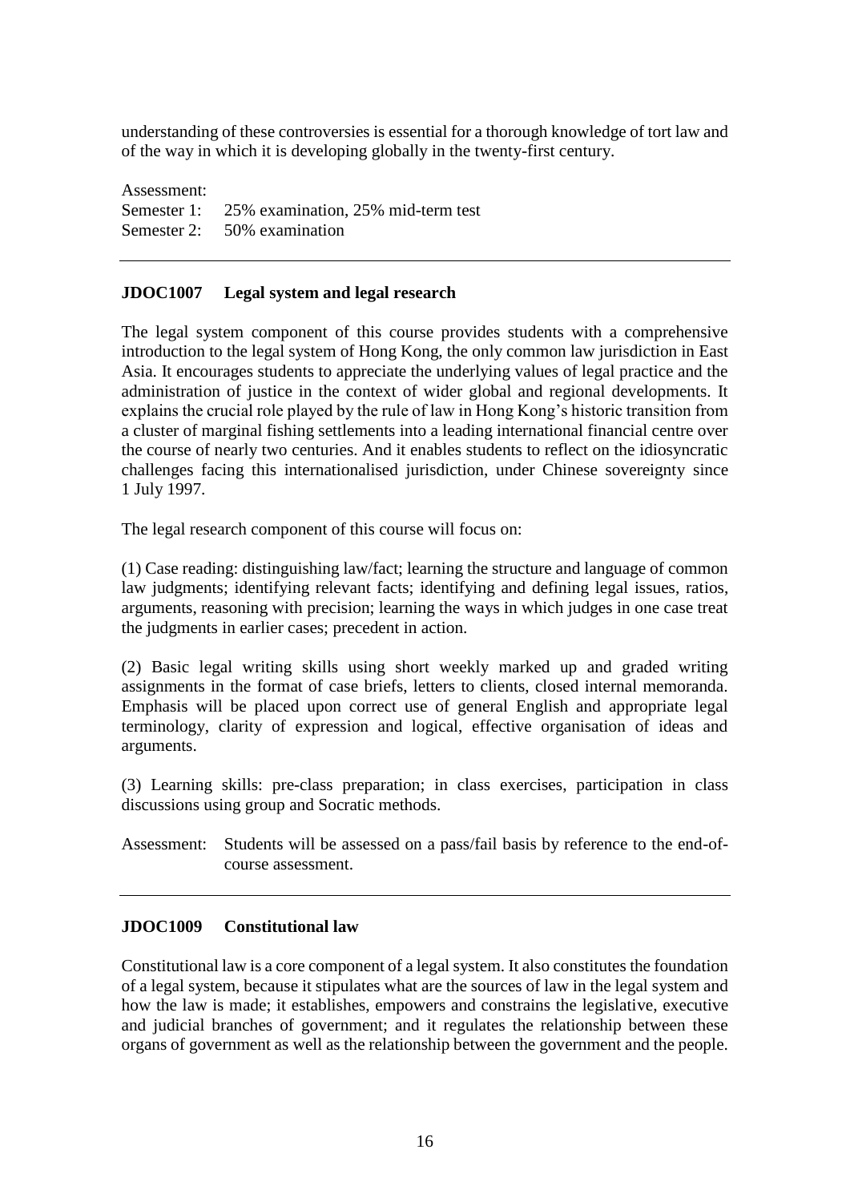understanding of these controversies is essential for a thorough knowledge of tort law and of the way in which it is developing globally in the twenty-first century.

Assessment:
Semester 1: 25% examination, 25% mid-term test
Semester 2: 50% examination

---

### JDOC1007 Legal system and legal research

The legal system component of this course provides students with a comprehensive introduction to the legal system of Hong Kong, the only common law jurisdiction in East Asia. It encourages students to appreciate the underlying values of legal practice and the administration of justice in the context of wider global and regional developments. It explains the crucial role played by the rule of law in Hong Kong's historic transition from a cluster of marginal fishing settlements into a leading international financial centre over the course of nearly two centuries. And it enables students to reflect on the idiosyncratic challenges facing this internationalised jurisdiction, under Chinese sovereignty since 1 July 1997.

The legal research component of this course will focus on:

(1) Case reading: distinguishing law/fact; learning the structure and language of common law judgments; identifying relevant facts; identifying and defining legal issues, ratios, arguments, reasoning with precision; learning the ways in which judges in one case treat the judgments in earlier cases; precedent in action.

(2) Basic legal writing skills using short weekly marked up and graded writing assignments in the format of case briefs, letters to clients, closed internal memoranda. Emphasis will be placed upon correct use of general English and appropriate legal terminology, clarity of expression and logical, effective organisation of ideas and arguments.

(3) Learning skills: pre-class preparation; in class exercises, participation in class discussions using group and Socratic methods.

Assessment: Students will be assessed on a pass/fail basis by reference to the end-of-course assessment.

---

### JDOC1009 Constitutional law

Constitutional law is a core component of a legal system. It also constitutes the foundation of a legal system, because it stipulates what are the sources of law in the legal system and how the law is made; it establishes, empowers and constrains the legislative, executive and judicial branches of government; and it regulates the relationship between these organs of government as well as the relationship between the government and the people.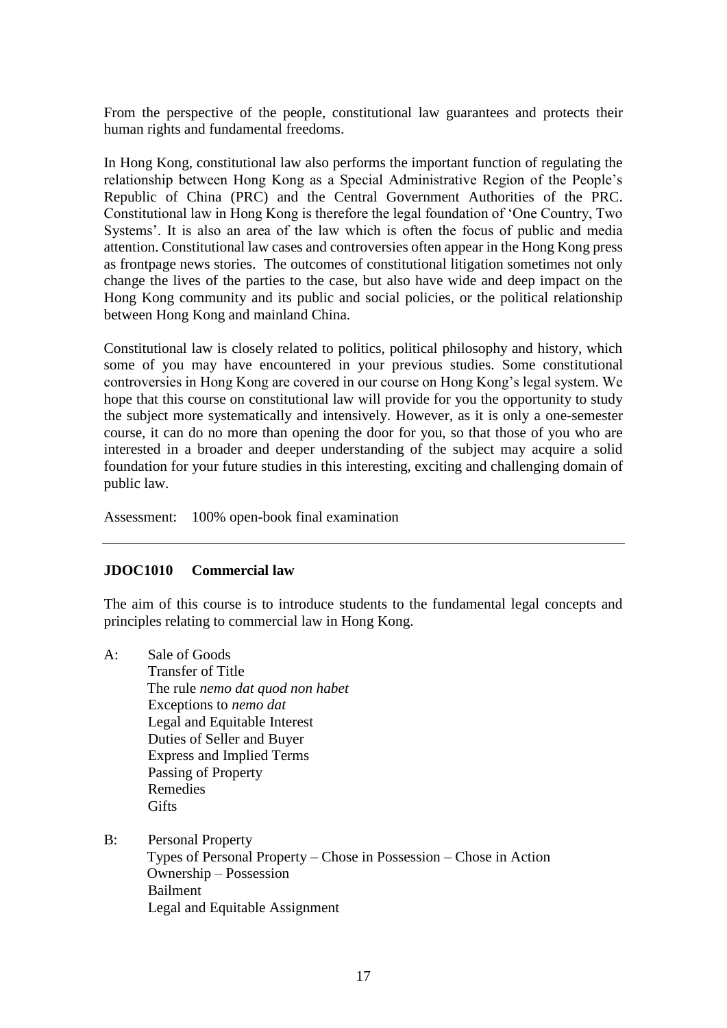From the perspective of the people, constitutional law guarantees and protects their human rights and fundamental freedoms.

In Hong Kong, constitutional law also performs the important function of regulating the relationship between Hong Kong as a Special Administrative Region of the People's Republic of China (PRC) and the Central Government Authorities of the PRC. Constitutional law in Hong Kong is therefore the legal foundation of 'One Country, Two Systems'. It is also an area of the law which is often the focus of public and media attention. Constitutional law cases and controversies often appear in the Hong Kong press as frontpage news stories. The outcomes of constitutional litigation sometimes not only change the lives of the parties to the case, but also have wide and deep impact on the Hong Kong community and its public and social policies, or the political relationship between Hong Kong and mainland China.

Constitutional law is closely related to politics, political philosophy and history, which some of you may have encountered in your previous studies. Some constitutional controversies in Hong Kong are covered in our course on Hong Kong's legal system. We hope that this course on constitutional law will provide for you the opportunity to study the subject more systematically and intensively. However, as it is only a one-semester course, it can do no more than opening the door for you, so that those of you who are interested in a broader and deeper understanding of the subject may acquire a solid foundation for your future studies in this interesting, exciting and challenging domain of public law.

Assessment: 100% open-book final examination

---

**JDOC1010 Commercial law**

The aim of this course is to introduce students to the fundamental legal concepts and principles relating to commercial law in Hong Kong.

A: Sale of Goods
- Transfer of Title
- The rule *nemo dat quod non habet*
- Exceptions to *nemo dat*
- Legal and Equitable Interest
- Duties of Seller and Buyer
- Express and Implied Terms
- Passing of Property
- Remedies
- Gifts

B: Personal Property
- Types of Personal Property – Chose in Possession – Chose in Action
- Ownership – Possession
- Bailment
- Legal and Equitable Assignment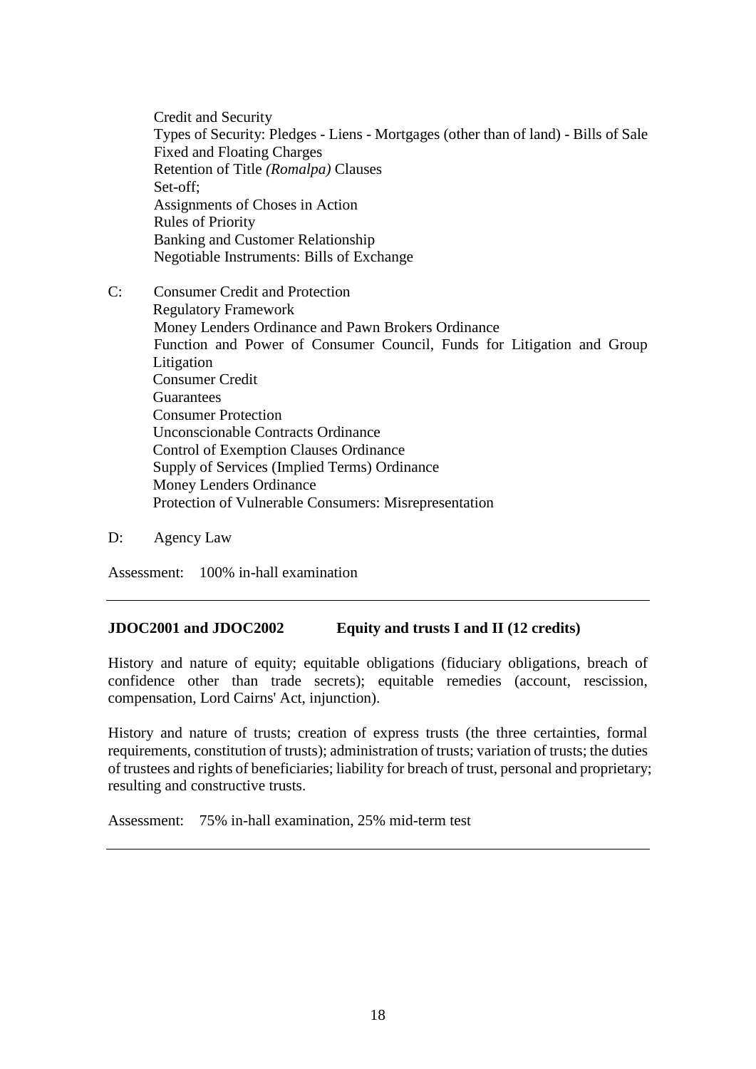Credit and Security
Types of Security: Pledges - Liens - Mortgages (other than of land) - Bills of Sale
Fixed and Floating Charges
Retention of Title *(Romalpa)* Clauses
Set-off;
Assignments of Choses in Action
Rules of Priority
Banking and Customer Relationship
Negotiable Instruments: Bills of Exchange

C: Consumer Credit and Protection
Regulatory Framework
Money Lenders Ordinance and Pawn Brokers Ordinance
Function and Power of Consumer Council, Funds for Litigation and Group Litigation
Consumer Credit
Guarantees
Consumer Protection
Unconscionable Contracts Ordinance
Control of Exemption Clauses Ordinance
Supply of Services (Implied Terms) Ordinance
Money Lenders Ordinance
Protection of Vulnerable Consumers: Misrepresentation

D: Agency Law

Assessment: 100% in-hall examination

---

**JDOC2001 and JDOC2002 Equity and trusts I and II (12 credits)**

History and nature of equity; equitable obligations (fiduciary obligations, breach of confidence other than trade secrets); equitable remedies (account, rescission, compensation, Lord Cairns' Act, injunction).

History and nature of trusts; creation of express trusts (the three certainties, formal requirements, constitution of trusts); administration of trusts; variation of trusts; the duties of trustees and rights of beneficiaries; liability for breach of trust, personal and proprietary; resulting and constructive trusts.

Assessment: 75% in-hall examination, 25% mid-term test

---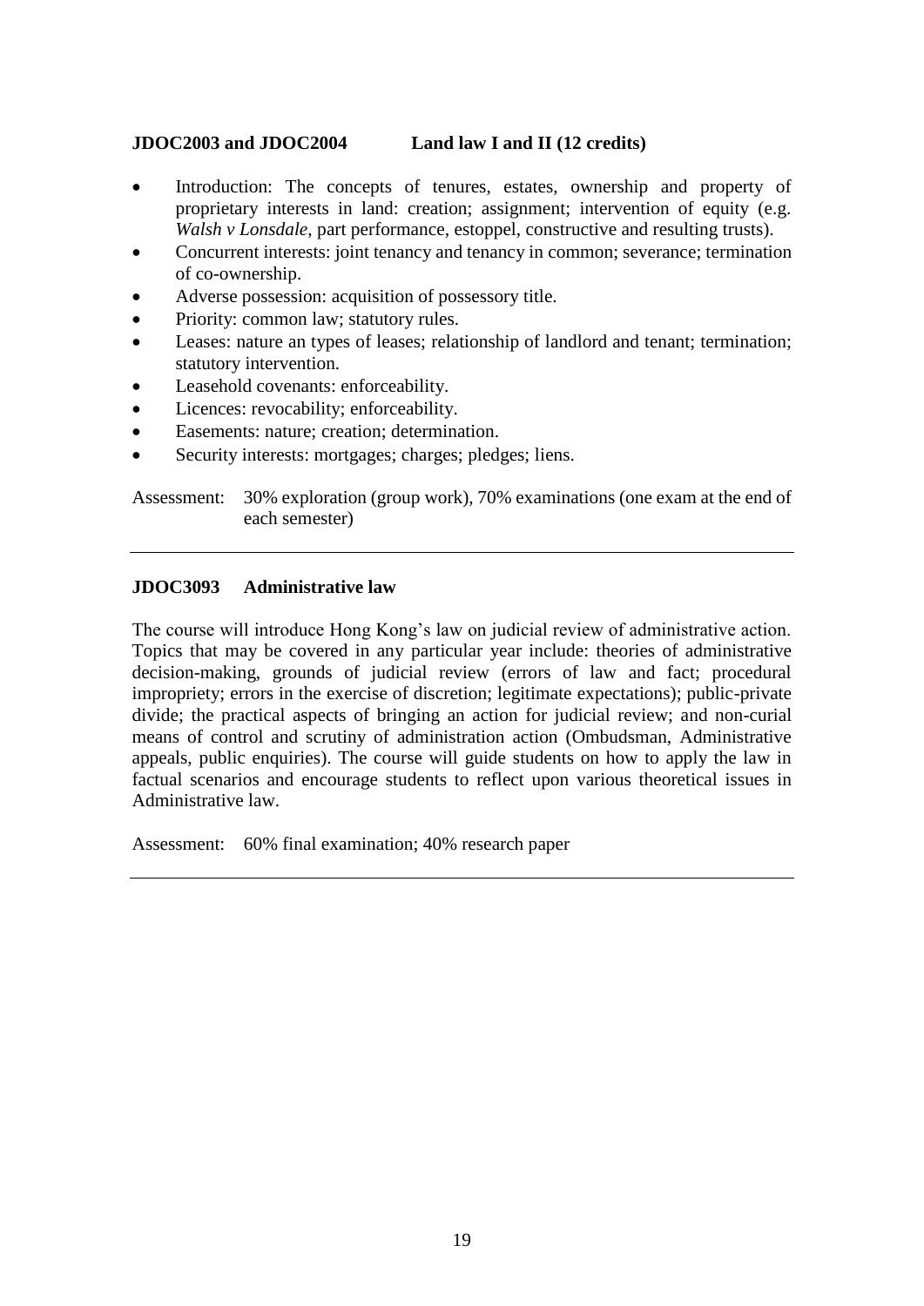### JDOC2003 and JDOC2004 Land law I and II (12 credits)

- Introduction: The concepts of tenures, estates, ownership and property of proprietary interests in land: creation; assignment; intervention of equity (e.g. *Walsh v Lonsdale*, part performance, estoppel, constructive and resulting trusts).
- Concurrent interests: joint tenancy and tenancy in common; severance; termination of co-ownership.
- Adverse possession: acquisition of possessory title.
- Priority: common law; statutory rules.
- Leases: nature an types of leases; relationship of landlord and tenant; termination; statutory intervention.
- Leasehold covenants: enforceability.
- Licences: revocability; enforceability.
- Easements: nature; creation; determination.
- Security interests: mortgages; charges; pledges; liens.

Assessment: 30% exploration (group work), 70% examinations (one exam at the end of each semester)

---

### JDOC3093 Administrative law

The course will introduce Hong Kong's law on judicial review of administrative action. Topics that may be covered in any particular year include: theories of administrative decision-making, grounds of judicial review (errors of law and fact; procedural impropriety; errors in the exercise of discretion; legitimate expectations); public-private divide; the practical aspects of bringing an action for judicial review; and non-curial means of control and scrutiny of administration action (Ombudsman, Administrative appeals, public enquiries). The course will guide students on how to apply the law in factual scenarios and encourage students to reflect upon various theoretical issues in Administrative law.

Assessment: 60% final examination; 40% research paper

---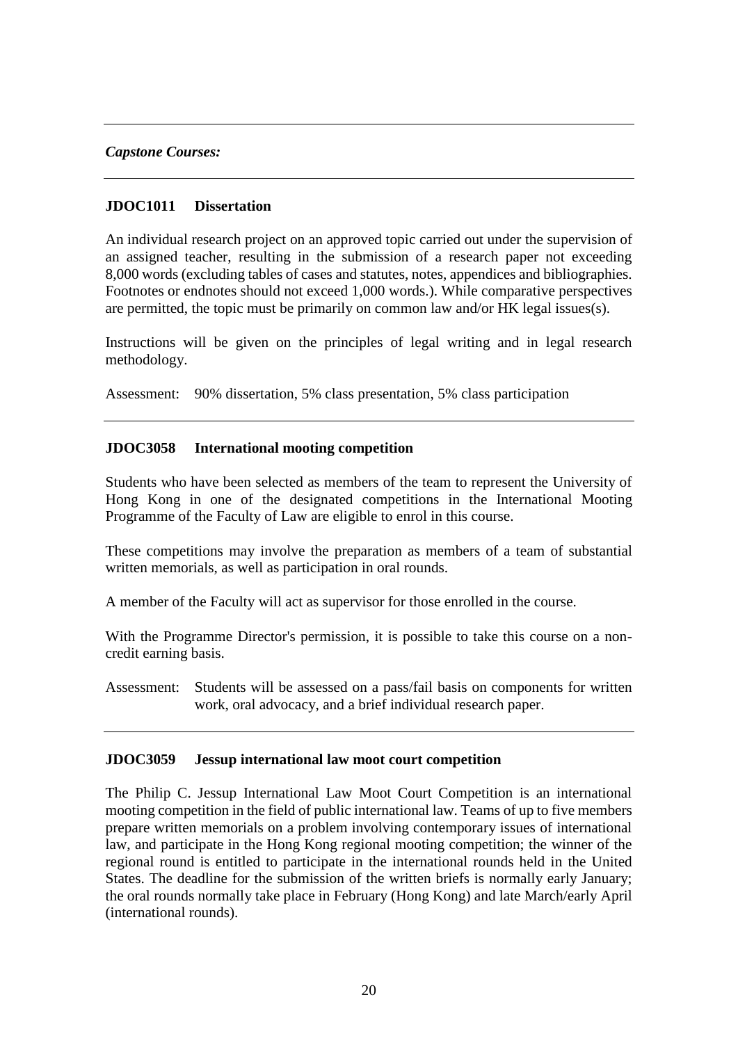***Capstone Courses:***

---

### JDOC1011 Dissertation

An individual research project on an approved topic carried out under the supervision of an assigned teacher, resulting in the submission of a research paper not exceeding 8,000 words (excluding tables of cases and statutes, notes, appendices and bibliographies. Footnotes or endnotes should not exceed 1,000 words.). While comparative perspectives are permitted, the topic must be primarily on common law and/or HK legal issues(s).

Instructions will be given on the principles of legal writing and in legal research methodology.

Assessment: 90% dissertation, 5% class presentation, 5% class participation

---

### JDOC3058 International mooting competition

Students who have been selected as members of the team to represent the University of Hong Kong in one of the designated competitions in the International Mooting Programme of the Faculty of Law are eligible to enrol in this course.

These competitions may involve the preparation as members of a team of substantial written memorials, as well as participation in oral rounds.

A member of the Faculty will act as supervisor for those enrolled in the course.

With the Programme Director's permission, it is possible to take this course on a non-credit earning basis.

Assessment: Students will be assessed on a pass/fail basis on components for written work, oral advocacy, and a brief individual research paper.

---

### JDOC3059 Jessup international law moot court competition

The Philip C. Jessup International Law Moot Court Competition is an international mooting competition in the field of public international law. Teams of up to five members prepare written memorials on a problem involving contemporary issues of international law, and participate in the Hong Kong regional mooting competition; the winner of the regional round is entitled to participate in the international rounds held in the United States. The deadline for the submission of the written briefs is normally early January; the oral rounds normally take place in February (Hong Kong) and late March/early April (international rounds).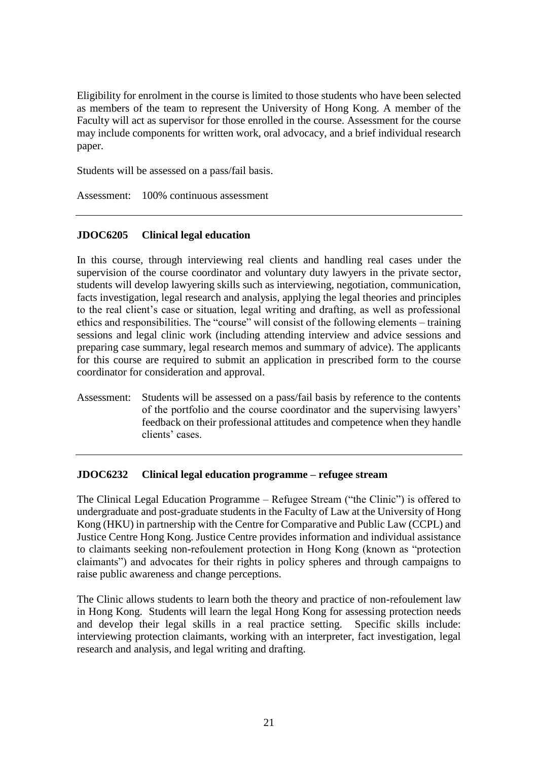Eligibility for enrolment in the course is limited to those students who have been selected as members of the team to represent the University of Hong Kong. A member of the Faculty will act as supervisor for those enrolled in the course. Assessment for the course may include components for written work, oral advocacy, and a brief individual research paper.

Students will be assessed on a pass/fail basis.

Assessment: 100% continuous assessment

---

### JDOC6205 Clinical legal education

In this course, through interviewing real clients and handling real cases under the supervision of the course coordinator and voluntary duty lawyers in the private sector, students will develop lawyering skills such as interviewing, negotiation, communication, facts investigation, legal research and analysis, applying the legal theories and principles to the real client's case or situation, legal writing and drafting, as well as professional ethics and responsibilities. The "course" will consist of the following elements – training sessions and legal clinic work (including attending interview and advice sessions and preparing case summary, legal research memos and summary of advice). The applicants for this course are required to submit an application in prescribed form to the course coordinator for consideration and approval.

Assessment: Students will be assessed on a pass/fail basis by reference to the contents of the portfolio and the course coordinator and the supervising lawyers' feedback on their professional attitudes and competence when they handle clients' cases.

---

### JDOC6232 Clinical legal education programme – refugee stream

The Clinical Legal Education Programme – Refugee Stream ("the Clinic") is offered to undergraduate and post-graduate students in the Faculty of Law at the University of Hong Kong (HKU) in partnership with the Centre for Comparative and Public Law (CCPL) and Justice Centre Hong Kong. Justice Centre provides information and individual assistance to claimants seeking non-refoulement protection in Hong Kong (known as "protection claimants") and advocates for their rights in policy spheres and through campaigns to raise public awareness and change perceptions.

The Clinic allows students to learn both the theory and practice of non-refoulement law in Hong Kong. Students will learn the legal Hong Kong for assessing protection needs and develop their legal skills in a real practice setting. Specific skills include: interviewing protection claimants, working with an interpreter, fact investigation, legal research and analysis, and legal writing and drafting.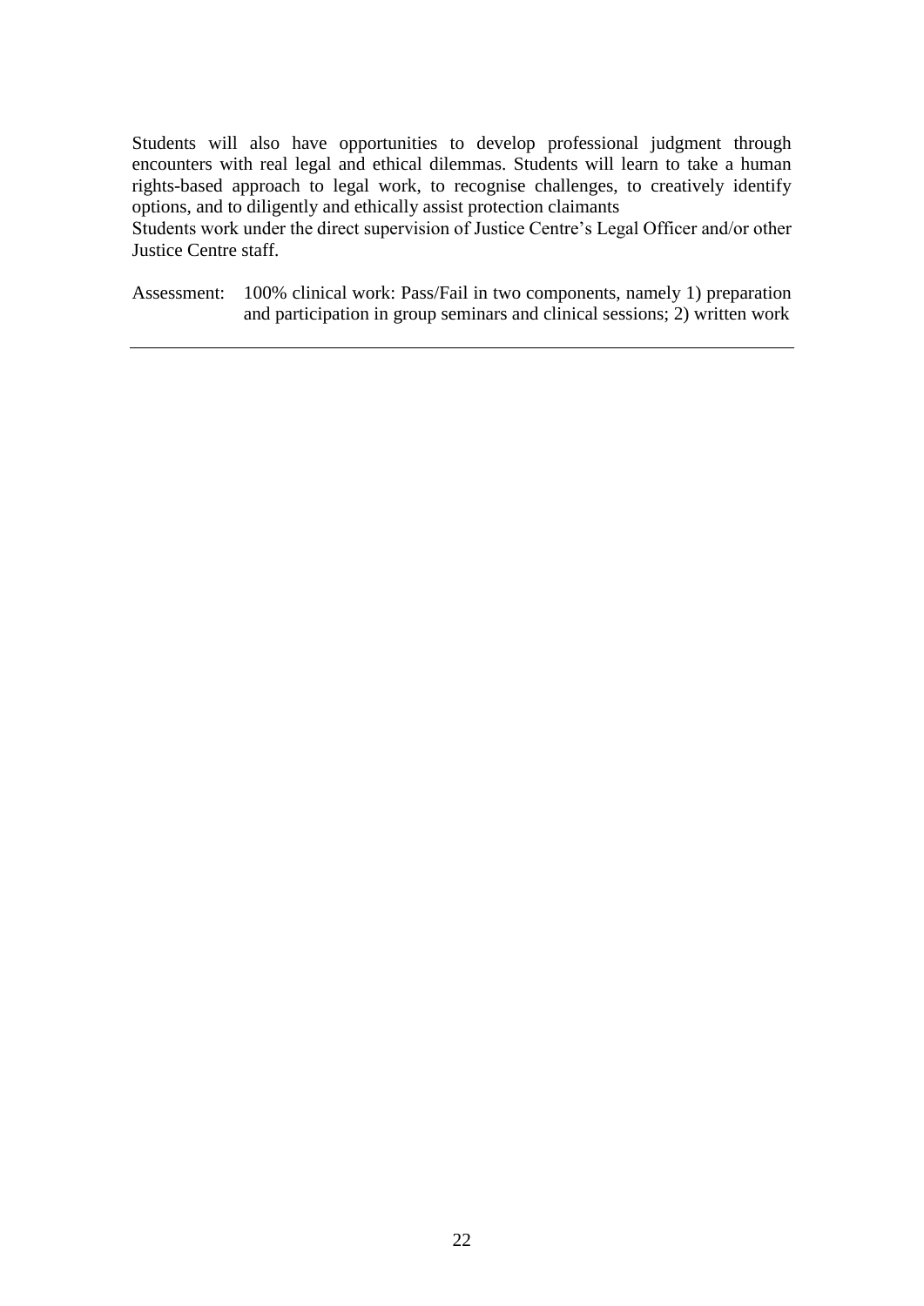Students will also have opportunities to develop professional judgment through encounters with real legal and ethical dilemmas. Students will learn to take a human rights-based approach to legal work, to recognise challenges, to creatively identify options, and to diligently and ethically assist protection claimants

Students work under the direct supervision of Justice Centre's Legal Officer and/or other Justice Centre staff.

Assessment: 100% clinical work: Pass/Fail in two components, namely 1) preparation and participation in group seminars and clinical sessions; 2) written work

---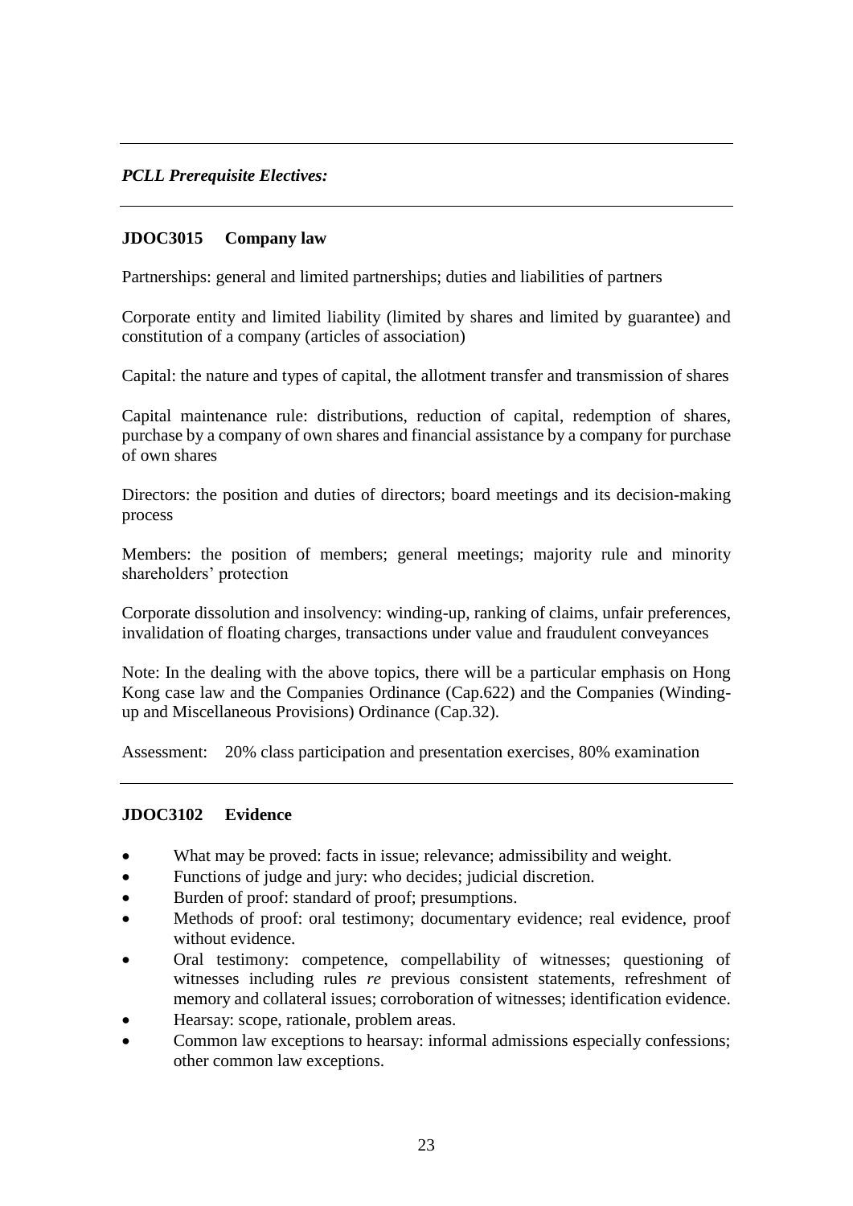*PCLL Prerequisite Electives:*

---

### JDOC3015 Company law

Partnerships: general and limited partnerships; duties and liabilities of partners

Corporate entity and limited liability (limited by shares and limited by guarantee) and constitution of a company (articles of association)

Capital: the nature and types of capital, the allotment transfer and transmission of shares

Capital maintenance rule: distributions, reduction of capital, redemption of shares, purchase by a company of own shares and financial assistance by a company for purchase of own shares

Directors: the position and duties of directors; board meetings and its decision-making process

Members: the position of members; general meetings; majority rule and minority shareholders' protection

Corporate dissolution and insolvency: winding-up, ranking of claims, unfair preferences, invalidation of floating charges, transactions under value and fraudulent conveyances

Note: In the dealing with the above topics, there will be a particular emphasis on Hong Kong case law and the Companies Ordinance (Cap.622) and the Companies (Winding-up and Miscellaneous Provisions) Ordinance (Cap.32).

Assessment: 20% class participation and presentation exercises, 80% examination

---

### JDOC3102 Evidence

- What may be proved: facts in issue; relevance; admissibility and weight.
- Functions of judge and jury: who decides; judicial discretion.
- Burden of proof: standard of proof; presumptions.
- Methods of proof: oral testimony; documentary evidence; real evidence, proof without evidence.
- Oral testimony: competence, compellability of witnesses; questioning of witnesses including rules *re* previous consistent statements, refreshment of memory and collateral issues; corroboration of witnesses; identification evidence.
- Hearsay: scope, rationale, problem areas.
- Common law exceptions to hearsay: informal admissions especially confessions; other common law exceptions.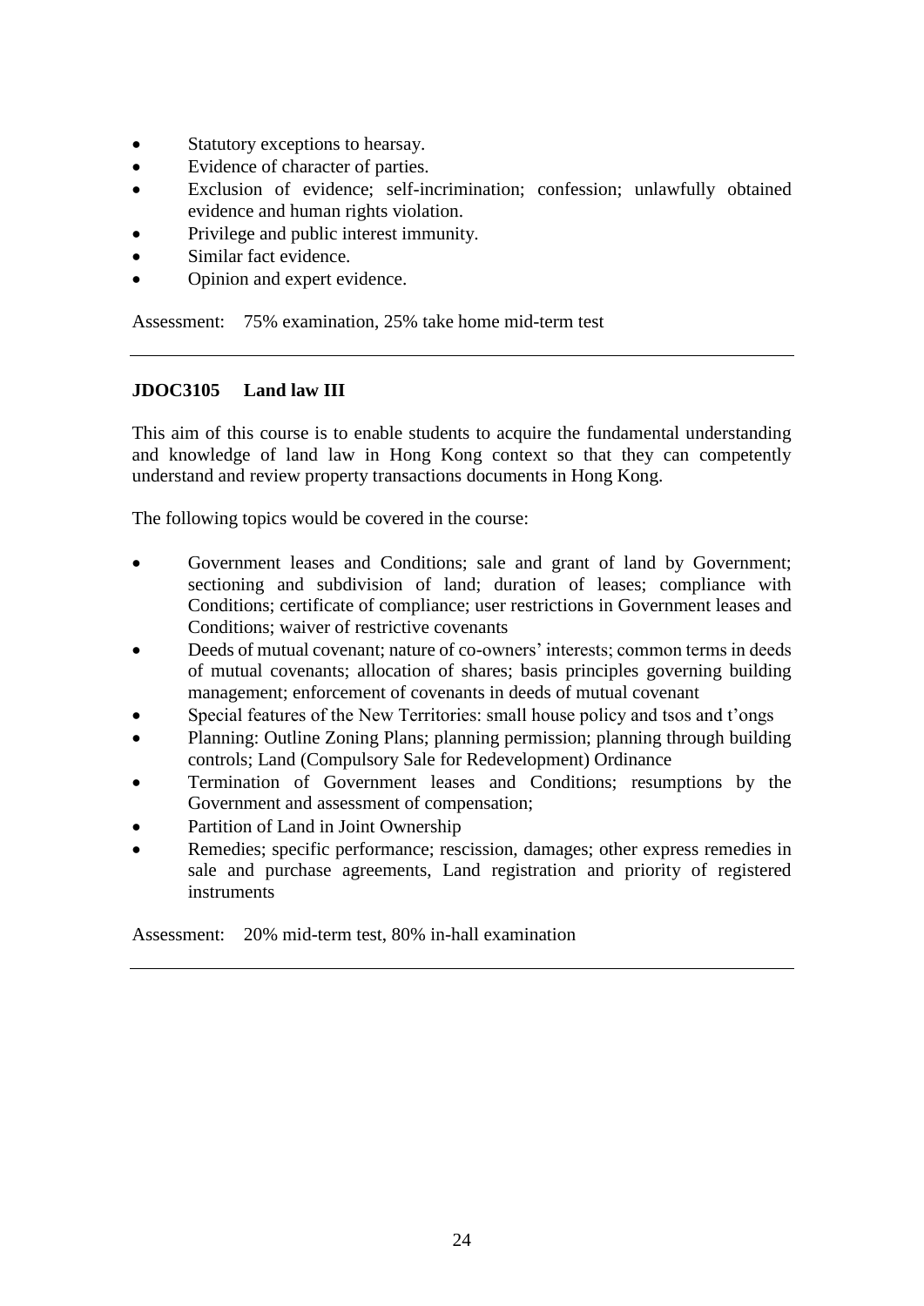- Statutory exceptions to hearsay.
- Evidence of character of parties.
- Exclusion of evidence; self-incrimination; confession; unlawfully obtained evidence and human rights violation.
- Privilege and public interest immunity.
- Similar fact evidence.
- Opinion and expert evidence.

Assessment: 75% examination, 25% take home mid-term test

---

**JDOC3105 Land law III**

This aim of this course is to enable students to acquire the fundamental understanding and knowledge of land law in Hong Kong context so that they can competently understand and review property transactions documents in Hong Kong.

The following topics would be covered in the course:

- Government leases and Conditions; sale and grant of land by Government; sectioning and subdivision of land; duration of leases; compliance with Conditions; certificate of compliance; user restrictions in Government leases and Conditions; waiver of restrictive covenants
- Deeds of mutual covenant; nature of co-owners' interests; common terms in deeds of mutual covenants; allocation of shares; basis principles governing building management; enforcement of covenants in deeds of mutual covenant
- Special features of the New Territories: small house policy and tsos and t'ongs
- Planning: Outline Zoning Plans; planning permission; planning through building controls; Land (Compulsory Sale for Redevelopment) Ordinance
- Termination of Government leases and Conditions; resumptions by the Government and assessment of compensation;
- Partition of Land in Joint Ownership
- Remedies; specific performance; rescission, damages; other express remedies in sale and purchase agreements, Land registration and priority of registered instruments

Assessment: 20% mid-term test, 80% in-hall examination

---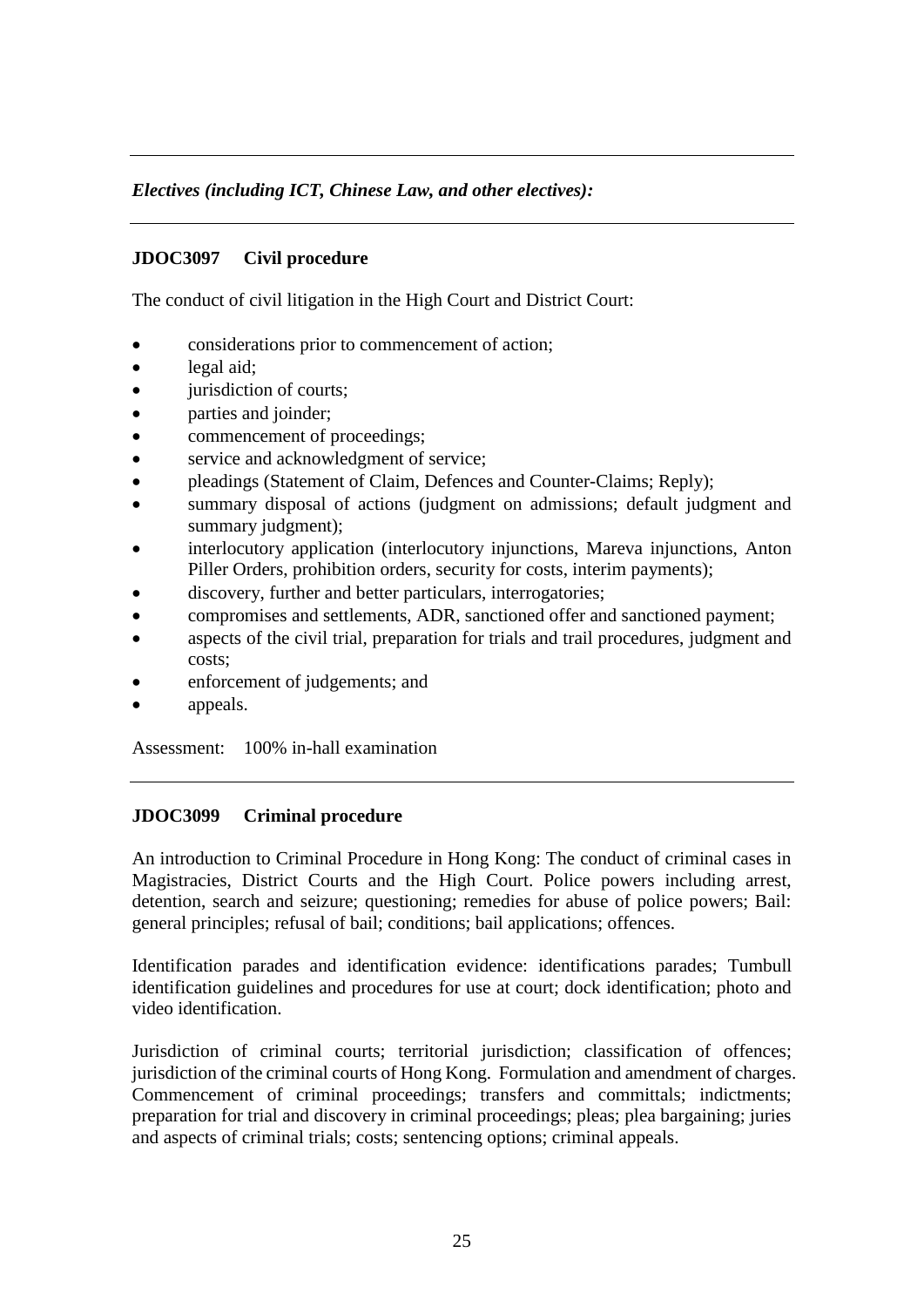---

*Electives (including ICT, Chinese Law, and other electives):*

---

**JDOC3097 Civil procedure**

The conduct of civil litigation in the High Court and District Court:

- considerations prior to commencement of action;
- legal aid;
- jurisdiction of courts;
- parties and joinder;
- commencement of proceedings;
- service and acknowledgment of service;
- pleadings (Statement of Claim, Defences and Counter-Claims; Reply);
- summary disposal of actions (judgment on admissions; default judgment and summary judgment);
- interlocutory application (interlocutory injunctions, Mareva injunctions, Anton Piller Orders, prohibition orders, security for costs, interim payments);
- discovery, further and better particulars, interrogatories;
- compromises and settlements, ADR, sanctioned offer and sanctioned payment;
- aspects of the civil trial, preparation for trials and trail procedures, judgment and costs;
- enforcement of judgements; and
- appeals.

Assessment: 100% in-hall examination

---

**JDOC3099 Criminal procedure**

An introduction to Criminal Procedure in Hong Kong: The conduct of criminal cases in Magistracies, District Courts and the High Court. Police powers including arrest, detention, search and seizure; questioning; remedies for abuse of police powers; Bail: general principles; refusal of bail; conditions; bail applications; offences.

Identification parades and identification evidence: identifications parades; Tumbull identification guidelines and procedures for use at court; dock identification; photo and video identification.

Jurisdiction of criminal courts; territorial jurisdiction; classification of offences; jurisdiction of the criminal courts of Hong Kong. Formulation and amendment of charges. Commencement of criminal proceedings; transfers and committals; indictments; preparation for trial and discovery in criminal proceedings; pleas; plea bargaining; juries and aspects of criminal trials; costs; sentencing options; criminal appeals.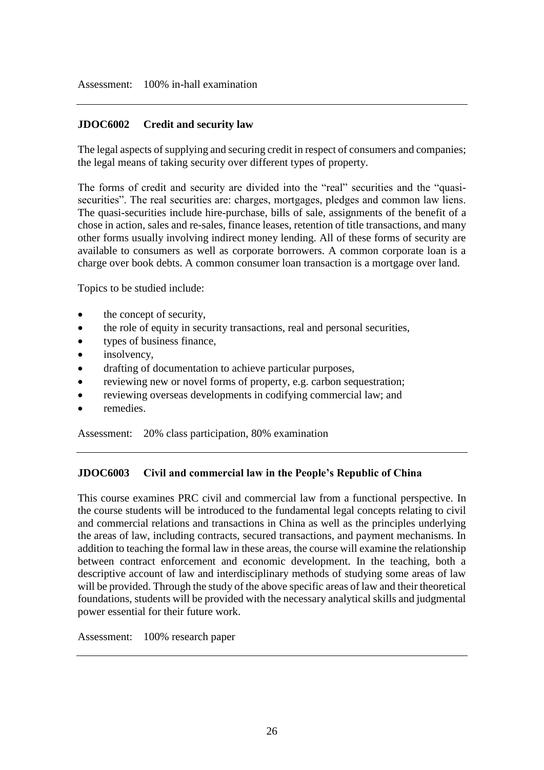Assessment: 100% in-hall examination

---

### JDOC6002 Credit and security law

The legal aspects of supplying and securing credit in respect of consumers and companies; the legal means of taking security over different types of property.

The forms of credit and security are divided into the "real" securities and the "quasi-securities". The real securities are: charges, mortgages, pledges and common law liens. The quasi-securities include hire-purchase, bills of sale, assignments of the benefit of a chose in action, sales and re-sales, finance leases, retention of title transactions, and many other forms usually involving indirect money lending. All of these forms of security are available to consumers as well as corporate borrowers. A common corporate loan is a charge over book debts. A common consumer loan transaction is a mortgage over land.

Topics to be studied include:

- the concept of security,
- the role of equity in security transactions, real and personal securities,
- types of business finance,
- insolvency,
- drafting of documentation to achieve particular purposes,
- reviewing new or novel forms of property, e.g. carbon sequestration;
- reviewing overseas developments in codifying commercial law; and
- remedies.

Assessment: 20% class participation, 80% examination

---

### JDOC6003 Civil and commercial law in the People's Republic of China

This course examines PRC civil and commercial law from a functional perspective. In the course students will be introduced to the fundamental legal concepts relating to civil and commercial relations and transactions in China as well as the principles underlying the areas of law, including contracts, secured transactions, and payment mechanisms. In addition to teaching the formal law in these areas, the course will examine the relationship between contract enforcement and economic development. In the teaching, both a descriptive account of law and interdisciplinary methods of studying some areas of law will be provided. Through the study of the above specific areas of law and their theoretical foundations, students will be provided with the necessary analytical skills and judgmental power essential for their future work.

Assessment: 100% research paper

---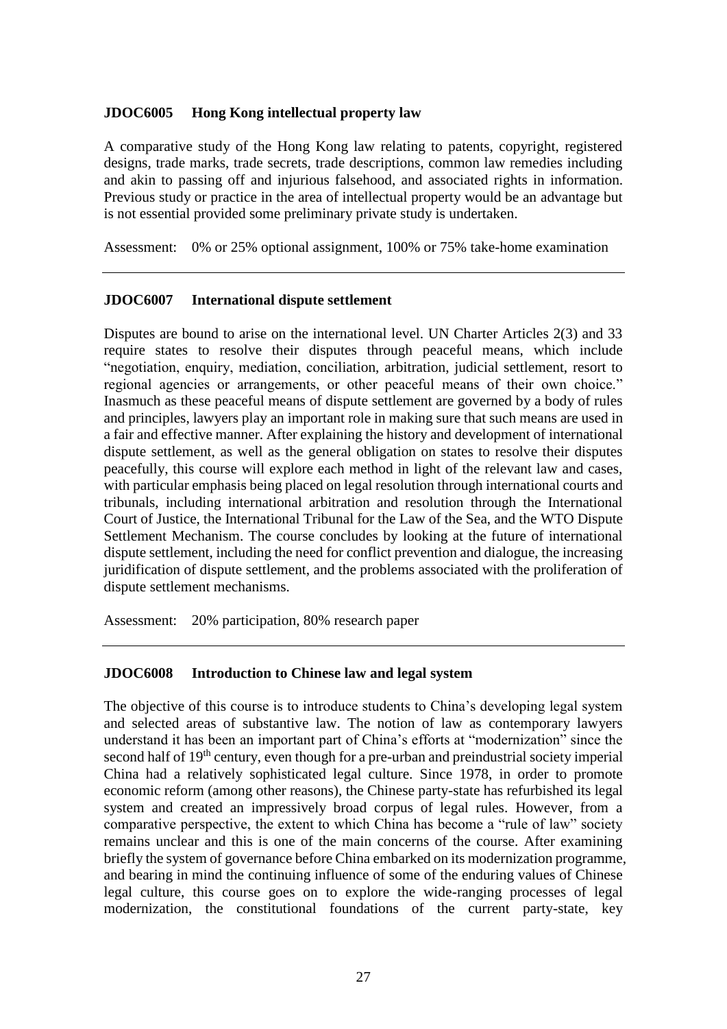### JDOC6005 Hong Kong intellectual property law

A comparative study of the Hong Kong law relating to patents, copyright, registered designs, trade marks, trade secrets, trade descriptions, common law remedies including and akin to passing off and injurious falsehood, and associated rights in information. Previous study or practice in the area of intellectual property would be an advantage but is not essential provided some preliminary private study is undertaken.

Assessment: 0% or 25% optional assignment, 100% or 75% take-home examination

---

### JDOC6007 International dispute settlement

Disputes are bound to arise on the international level. UN Charter Articles 2(3) and 33 require states to resolve their disputes through peaceful means, which include "negotiation, enquiry, mediation, conciliation, arbitration, judicial settlement, resort to regional agencies or arrangements, or other peaceful means of their own choice." Inasmuch as these peaceful means of dispute settlement are governed by a body of rules and principles, lawyers play an important role in making sure that such means are used in a fair and effective manner. After explaining the history and development of international dispute settlement, as well as the general obligation on states to resolve their disputes peacefully, this course will explore each method in light of the relevant law and cases, with particular emphasis being placed on legal resolution through international courts and tribunals, including international arbitration and resolution through the International Court of Justice, the International Tribunal for the Law of the Sea, and the WTO Dispute Settlement Mechanism. The course concludes by looking at the future of international dispute settlement, including the need for conflict prevention and dialogue, the increasing juridification of dispute settlement, and the problems associated with the proliferation of dispute settlement mechanisms.

Assessment: 20% participation, 80% research paper

---

### JDOC6008 Introduction to Chinese law and legal system

The objective of this course is to introduce students to China's developing legal system and selected areas of substantive law. The notion of law as contemporary lawyers understand it has been an important part of China's efforts at "modernization" since the second half of 19th century, even though for a pre-urban and preindustrial society imperial China had a relatively sophisticated legal culture. Since 1978, in order to promote economic reform (among other reasons), the Chinese party-state has refurbished its legal system and created an impressively broad corpus of legal rules. However, from a comparative perspective, the extent to which China has become a "rule of law" society remains unclear and this is one of the main concerns of the course. After examining briefly the system of governance before China embarked on its modernization programme, and bearing in mind the continuing influence of some of the enduring values of Chinese legal culture, this course goes on to explore the wide-ranging processes of legal modernization, the constitutional foundations of the current party-state, key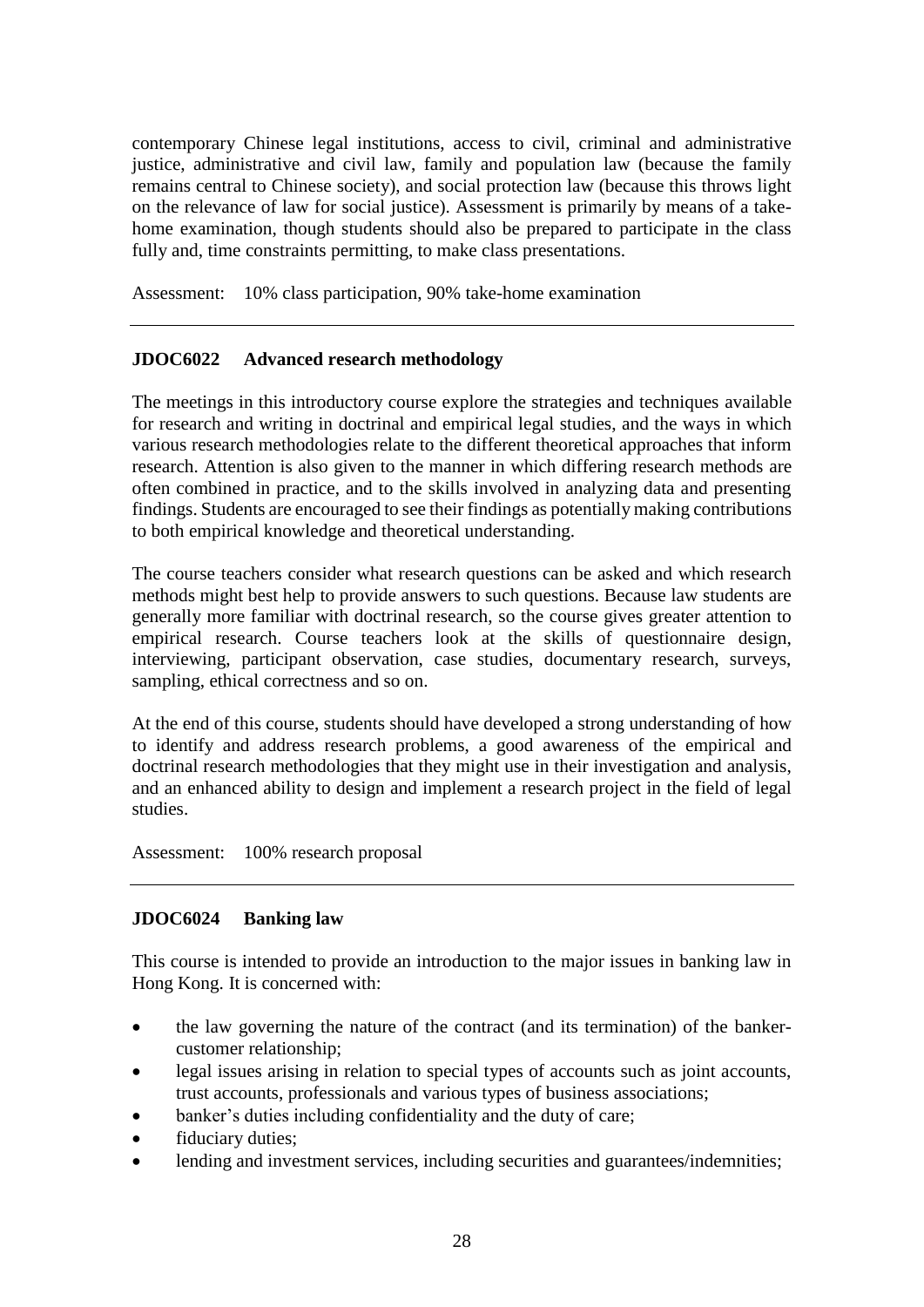contemporary Chinese legal institutions, access to civil, criminal and administrative justice, administrative and civil law, family and population law (because the family remains central to Chinese society), and social protection law (because this throws light on the relevance of law for social justice). Assessment is primarily by means of a take-home examination, though students should also be prepared to participate in the class fully and, time constraints permitting, to make class presentations.

Assessment: 10% class participation, 90% take-home examination

---

### JDOC6022 Advanced research methodology

The meetings in this introductory course explore the strategies and techniques available for research and writing in doctrinal and empirical legal studies, and the ways in which various research methodologies relate to the different theoretical approaches that inform research. Attention is also given to the manner in which differing research methods are often combined in practice, and to the skills involved in analyzing data and presenting findings. Students are encouraged to see their findings as potentially making contributions to both empirical knowledge and theoretical understanding.

The course teachers consider what research questions can be asked and which research methods might best help to provide answers to such questions. Because law students are generally more familiar with doctrinal research, so the course gives greater attention to empirical research. Course teachers look at the skills of questionnaire design, interviewing, participant observation, case studies, documentary research, surveys, sampling, ethical correctness and so on.

At the end of this course, students should have developed a strong understanding of how to identify and address research problems, a good awareness of the empirical and doctrinal research methodologies that they might use in their investigation and analysis, and an enhanced ability to design and implement a research project in the field of legal studies.

Assessment: 100% research proposal

---

### JDOC6024 Banking law

This course is intended to provide an introduction to the major issues in banking law in Hong Kong. It is concerned with:

- the law governing the nature of the contract (and its termination) of the banker-customer relationship;
- legal issues arising in relation to special types of accounts such as joint accounts, trust accounts, professionals and various types of business associations;
- banker's duties including confidentiality and the duty of care;
- fiduciary duties;
- lending and investment services, including securities and guarantees/indemnities;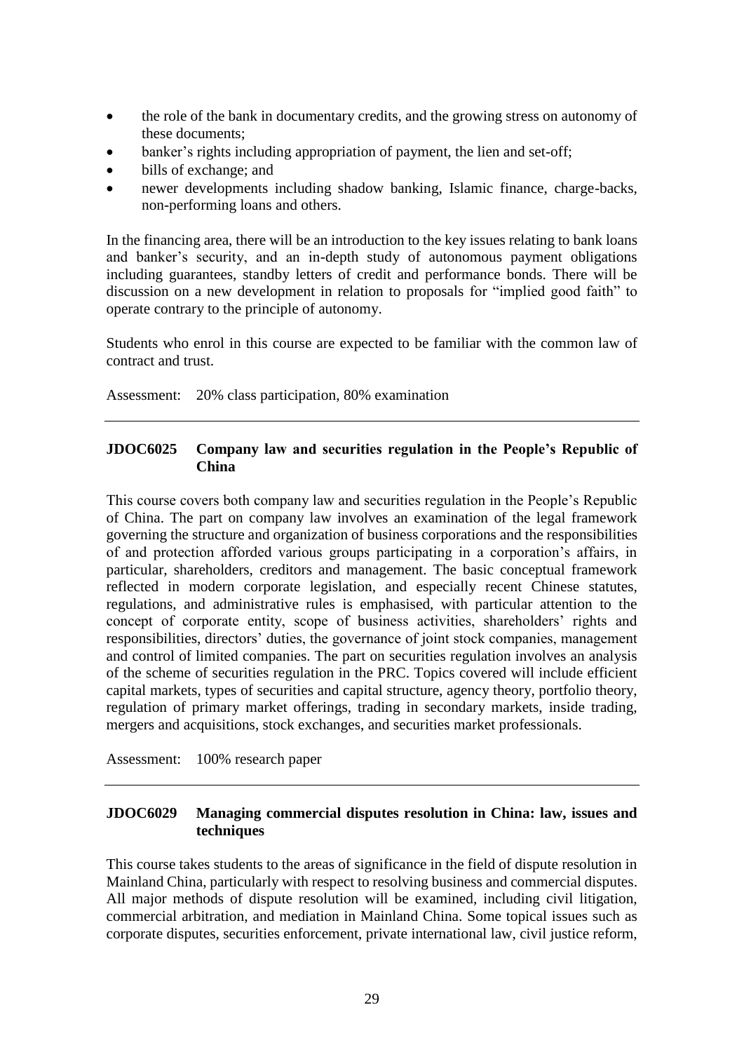- the role of the bank in documentary credits, and the growing stress on autonomy of these documents;
- banker's rights including appropriation of payment, the lien and set-off;
- bills of exchange; and
- newer developments including shadow banking, Islamic finance, charge-backs, non-performing loans and others.

In the financing area, there will be an introduction to the key issues relating to bank loans and banker's security, and an in-depth study of autonomous payment obligations including guarantees, standby letters of credit and performance bonds. There will be discussion on a new development in relation to proposals for "implied good faith" to operate contrary to the principle of autonomy.

Students who enrol in this course are expected to be familiar with the common law of contract and trust.

Assessment: 20% class participation, 80% examination

---

### JDOC6025 Company law and securities regulation in the People's Republic of China

This course covers both company law and securities regulation in the People's Republic of China. The part on company law involves an examination of the legal framework governing the structure and organization of business corporations and the responsibilities of and protection afforded various groups participating in a corporation's affairs, in particular, shareholders, creditors and management. The basic conceptual framework reflected in modern corporate legislation, and especially recent Chinese statutes, regulations, and administrative rules is emphasised, with particular attention to the concept of corporate entity, scope of business activities, shareholders' rights and responsibilities, directors' duties, the governance of joint stock companies, management and control of limited companies. The part on securities regulation involves an analysis of the scheme of securities regulation in the PRC. Topics covered will include efficient capital markets, types of securities and capital structure, agency theory, portfolio theory, regulation of primary market offerings, trading in secondary markets, inside trading, mergers and acquisitions, stock exchanges, and securities market professionals.

Assessment: 100% research paper

---

### JDOC6029 Managing commercial disputes resolution in China: law, issues and techniques

This course takes students to the areas of significance in the field of dispute resolution in Mainland China, particularly with respect to resolving business and commercial disputes. All major methods of dispute resolution will be examined, including civil litigation, commercial arbitration, and mediation in Mainland China. Some topical issues such as corporate disputes, securities enforcement, private international law, civil justice reform,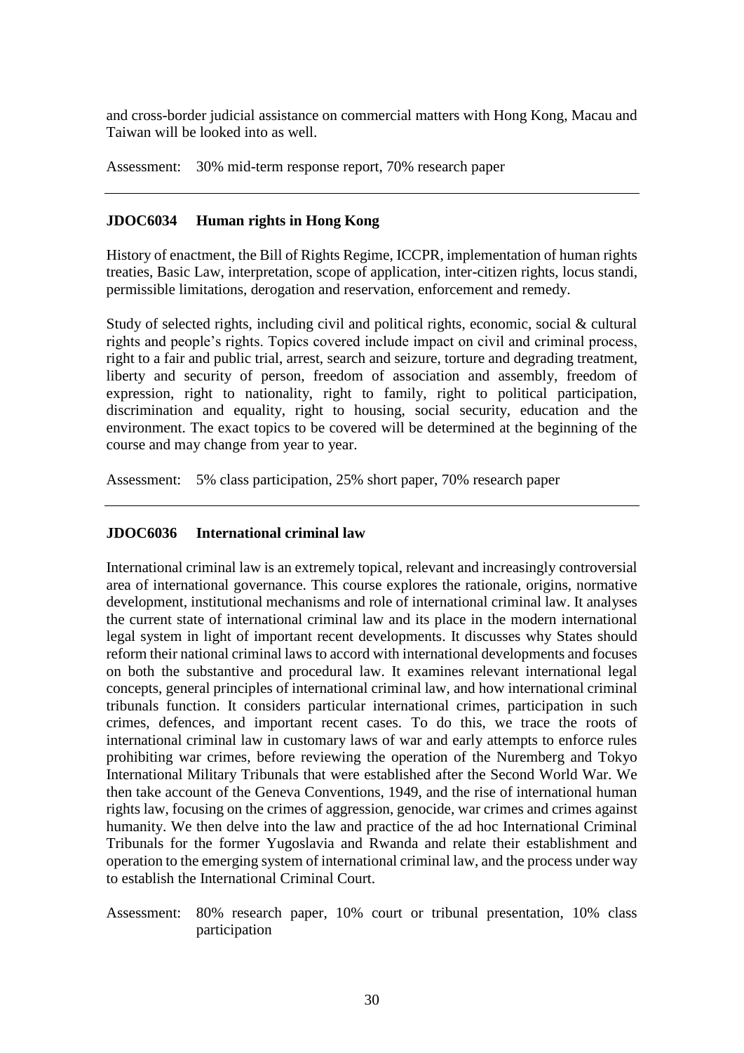and cross-border judicial assistance on commercial matters with Hong Kong, Macau and Taiwan will be looked into as well.

Assessment: 30% mid-term response report, 70% research paper

---

### JDOC6034 Human rights in Hong Kong

History of enactment, the Bill of Rights Regime, ICCPR, implementation of human rights treaties, Basic Law, interpretation, scope of application, inter-citizen rights, locus standi, permissible limitations, derogation and reservation, enforcement and remedy.

Study of selected rights, including civil and political rights, economic, social & cultural rights and people's rights. Topics covered include impact on civil and criminal process, right to a fair and public trial, arrest, search and seizure, torture and degrading treatment, liberty and security of person, freedom of association and assembly, freedom of expression, right to nationality, right to family, right to political participation, discrimination and equality, right to housing, social security, education and the environment. The exact topics to be covered will be determined at the beginning of the course and may change from year to year.

Assessment: 5% class participation, 25% short paper, 70% research paper

---

### JDOC6036 International criminal law

International criminal law is an extremely topical, relevant and increasingly controversial area of international governance. This course explores the rationale, origins, normative development, institutional mechanisms and role of international criminal law. It analyses the current state of international criminal law and its place in the modern international legal system in light of important recent developments. It discusses why States should reform their national criminal laws to accord with international developments and focuses on both the substantive and procedural law. It examines relevant international legal concepts, general principles of international criminal law, and how international criminal tribunals function. It considers particular international crimes, participation in such crimes, defences, and important recent cases. To do this, we trace the roots of international criminal law in customary laws of war and early attempts to enforce rules prohibiting war crimes, before reviewing the operation of the Nuremberg and Tokyo International Military Tribunals that were established after the Second World War. We then take account of the Geneva Conventions, 1949, and the rise of international human rights law, focusing on the crimes of aggression, genocide, war crimes and crimes against humanity. We then delve into the law and practice of the ad hoc International Criminal Tribunals for the former Yugoslavia and Rwanda and relate their establishment and operation to the emerging system of international criminal law, and the process under way to establish the International Criminal Court.

Assessment: 80% research paper, 10% court or tribunal presentation, 10% class participation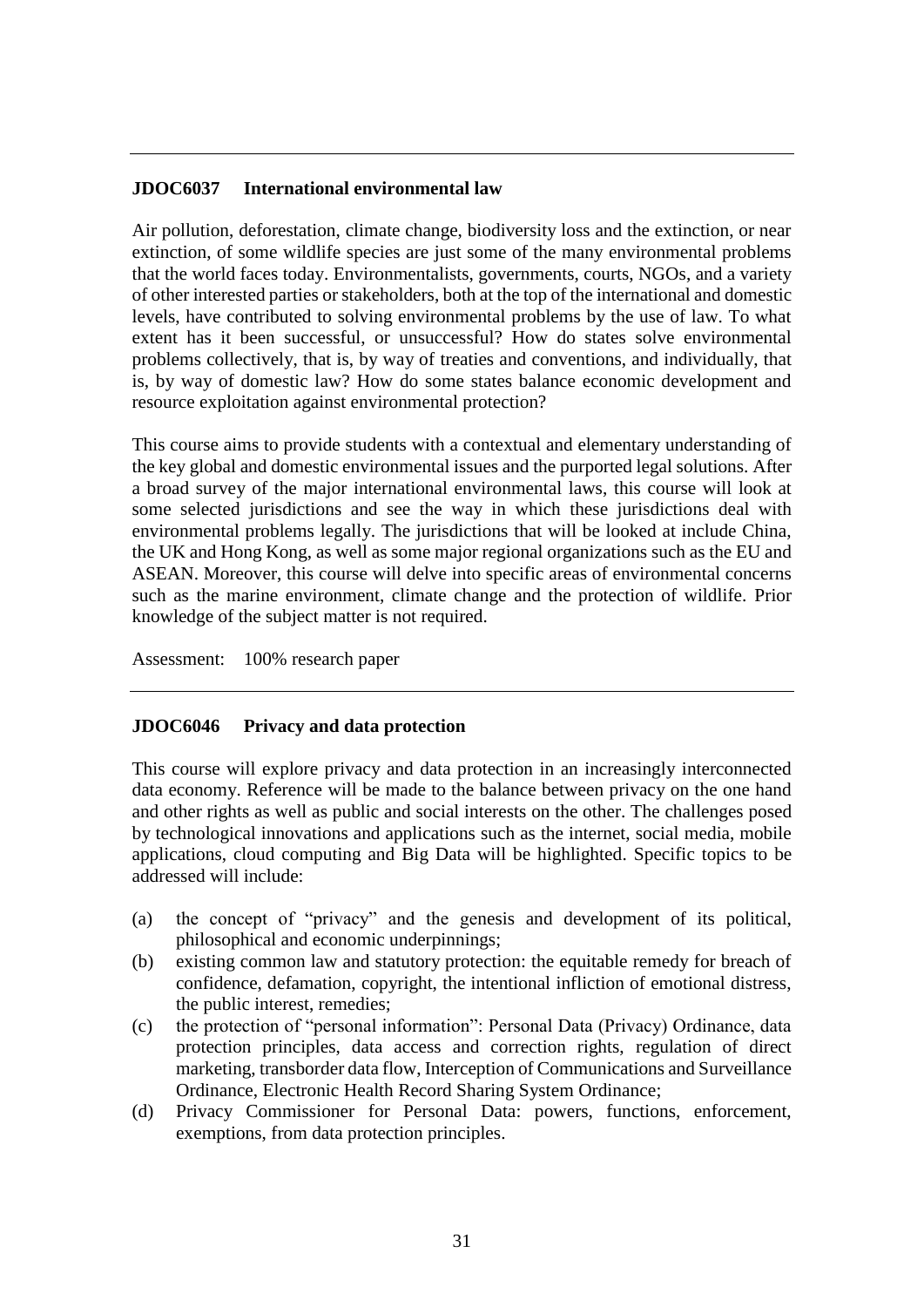### JDOC6037 International environmental law

Air pollution, deforestation, climate change, biodiversity loss and the extinction, or near extinction, of some wildlife species are just some of the many environmental problems that the world faces today. Environmentalists, governments, courts, NGOs, and a variety of other interested parties or stakeholders, both at the top of the international and domestic levels, have contributed to solving environmental problems by the use of law. To what extent has it been successful, or unsuccessful? How do states solve environmental problems collectively, that is, by way of treaties and conventions, and individually, that is, by way of domestic law? How do some states balance economic development and resource exploitation against environmental protection?

This course aims to provide students with a contextual and elementary understanding of the key global and domestic environmental issues and the purported legal solutions. After a broad survey of the major international environmental laws, this course will look at some selected jurisdictions and see the way in which these jurisdictions deal with environmental problems legally. The jurisdictions that will be looked at include China, the UK and Hong Kong, as well as some major regional organizations such as the EU and ASEAN. Moreover, this course will delve into specific areas of environmental concerns such as the marine environment, climate change and the protection of wildlife. Prior knowledge of the subject matter is not required.

Assessment: 100% research paper

---

### JDOC6046 Privacy and data protection

This course will explore privacy and data protection in an increasingly interconnected data economy. Reference will be made to the balance between privacy on the one hand and other rights as well as public and social interests on the other. The challenges posed by technological innovations and applications such as the internet, social media, mobile applications, cloud computing and Big Data will be highlighted. Specific topics to be addressed will include:

(a) the concept of "privacy" and the genesis and development of its political, philosophical and economic underpinnings;

(b) existing common law and statutory protection: the equitable remedy for breach of confidence, defamation, copyright, the intentional infliction of emotional distress, the public interest, remedies;

(c) the protection of "personal information": Personal Data (Privacy) Ordinance, data protection principles, data access and correction rights, regulation of direct marketing, transborder data flow, Interception of Communications and Surveillance Ordinance, Electronic Health Record Sharing System Ordinance;

(d) Privacy Commissioner for Personal Data: powers, functions, enforcement, exemptions, from data protection principles.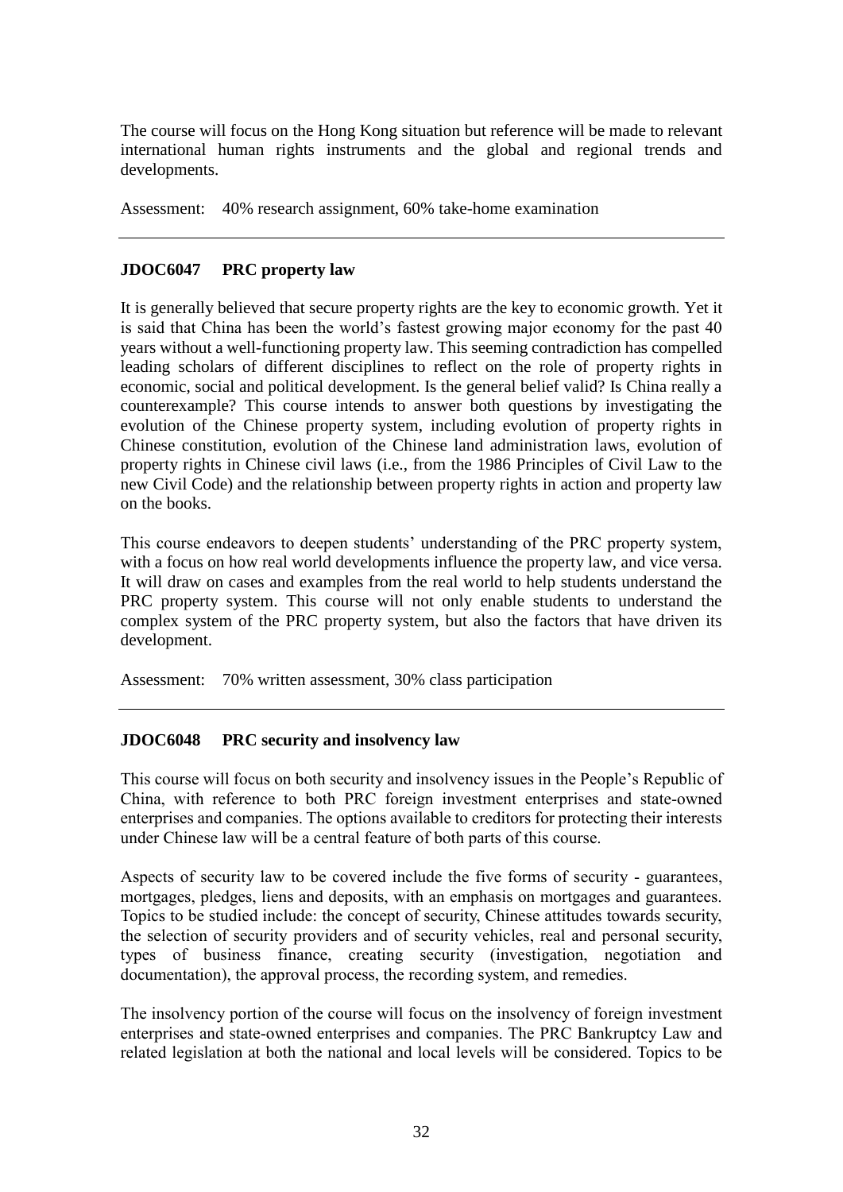The course will focus on the Hong Kong situation but reference will be made to relevant international human rights instruments and the global and regional trends and developments.

Assessment: 40% research assignment, 60% take-home examination

---

### JDOC6047 PRC property law

It is generally believed that secure property rights are the key to economic growth. Yet it is said that China has been the world's fastest growing major economy for the past 40 years without a well-functioning property law. This seeming contradiction has compelled leading scholars of different disciplines to reflect on the role of property rights in economic, social and political development. Is the general belief valid? Is China really a counterexample? This course intends to answer both questions by investigating the evolution of the Chinese property system, including evolution of property rights in Chinese constitution, evolution of the Chinese land administration laws, evolution of property rights in Chinese civil laws (i.e., from the 1986 Principles of Civil Law to the new Civil Code) and the relationship between property rights in action and property law on the books.

This course endeavors to deepen students' understanding of the PRC property system, with a focus on how real world developments influence the property law, and vice versa. It will draw on cases and examples from the real world to help students understand the PRC property system. This course will not only enable students to understand the complex system of the PRC property system, but also the factors that have driven its development.

Assessment: 70% written assessment, 30% class participation

---

### JDOC6048 PRC security and insolvency law

This course will focus on both security and insolvency issues in the People's Republic of China, with reference to both PRC foreign investment enterprises and state-owned enterprises and companies. The options available to creditors for protecting their interests under Chinese law will be a central feature of both parts of this course.

Aspects of security law to be covered include the five forms of security - guarantees, mortgages, pledges, liens and deposits, with an emphasis on mortgages and guarantees. Topics to be studied include: the concept of security, Chinese attitudes towards security, the selection of security providers and of security vehicles, real and personal security, types of business finance, creating security (investigation, negotiation and documentation), the approval process, the recording system, and remedies.

The insolvency portion of the course will focus on the insolvency of foreign investment enterprises and state-owned enterprises and companies. The PRC Bankruptcy Law and related legislation at both the national and local levels will be considered. Topics to be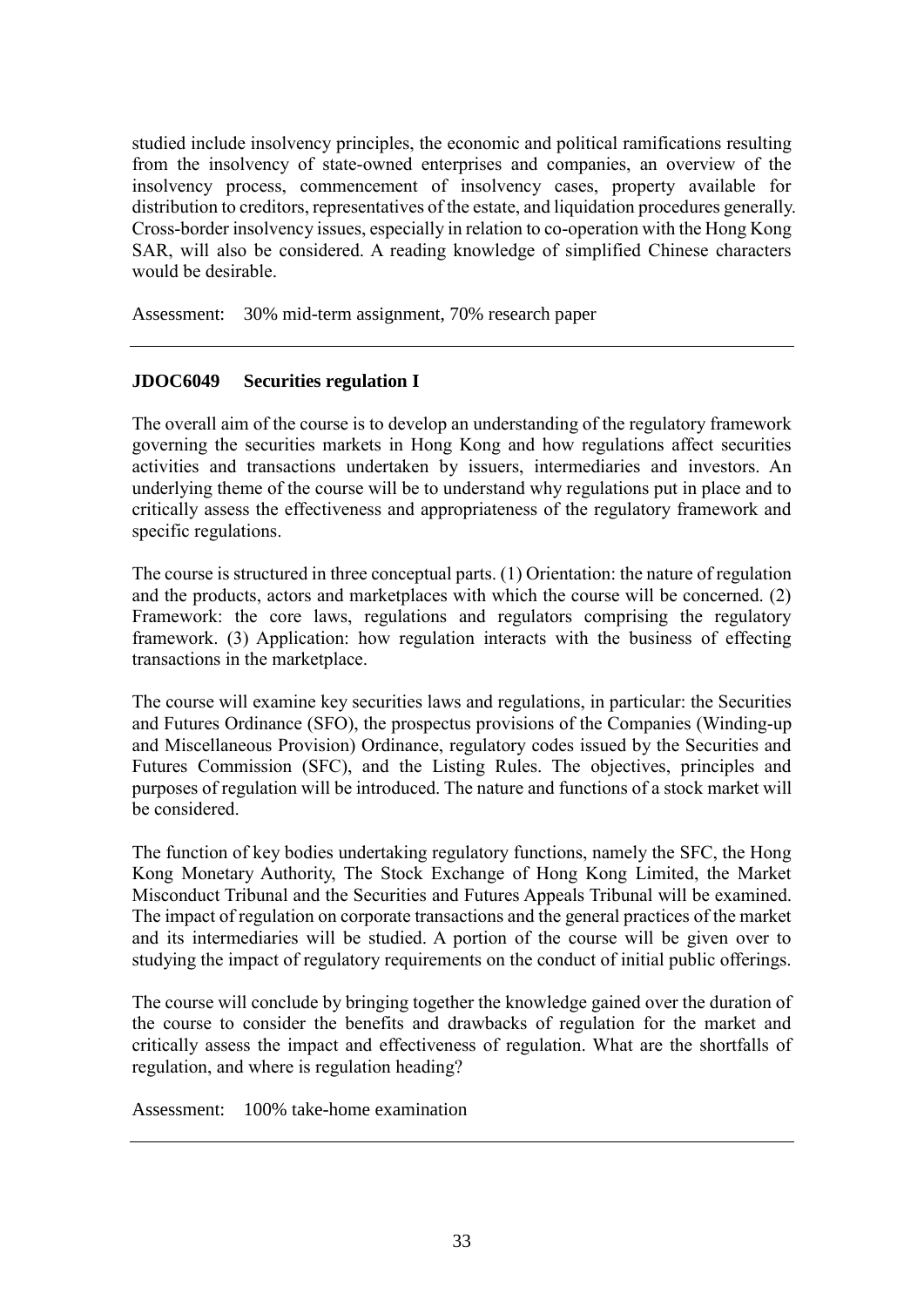studied include insolvency principles, the economic and political ramifications resulting from the insolvency of state-owned enterprises and companies, an overview of the insolvency process, commencement of insolvency cases, property available for distribution to creditors, representatives of the estate, and liquidation procedures generally. Cross-border insolvency issues, especially in relation to co-operation with the Hong Kong SAR, will also be considered. A reading knowledge of simplified Chinese characters would be desirable.

Assessment: 30% mid-term assignment, 70% research paper

---

**JDOC6049 Securities regulation I**

The overall aim of the course is to develop an understanding of the regulatory framework governing the securities markets in Hong Kong and how regulations affect securities activities and transactions undertaken by issuers, intermediaries and investors. An underlying theme of the course will be to understand why regulations put in place and to critically assess the effectiveness and appropriateness of the regulatory framework and specific regulations.

The course is structured in three conceptual parts. (1) Orientation: the nature of regulation and the products, actors and marketplaces with which the course will be concerned. (2) Framework: the core laws, regulations and regulators comprising the regulatory framework. (3) Application: how regulation interacts with the business of effecting transactions in the marketplace.

The course will examine key securities laws and regulations, in particular: the Securities and Futures Ordinance (SFO), the prospectus provisions of the Companies (Winding-up and Miscellaneous Provision) Ordinance, regulatory codes issued by the Securities and Futures Commission (SFC), and the Listing Rules. The objectives, principles and purposes of regulation will be introduced. The nature and functions of a stock market will be considered.

The function of key bodies undertaking regulatory functions, namely the SFC, the Hong Kong Monetary Authority, The Stock Exchange of Hong Kong Limited, the Market Misconduct Tribunal and the Securities and Futures Appeals Tribunal will be examined. The impact of regulation on corporate transactions and the general practices of the market and its intermediaries will be studied. A portion of the course will be given over to studying the impact of regulatory requirements on the conduct of initial public offerings.

The course will conclude by bringing together the knowledge gained over the duration of the course to consider the benefits and drawbacks of regulation for the market and critically assess the impact and effectiveness of regulation. What are the shortfalls of regulation, and where is regulation heading?

Assessment: 100% take-home examination

---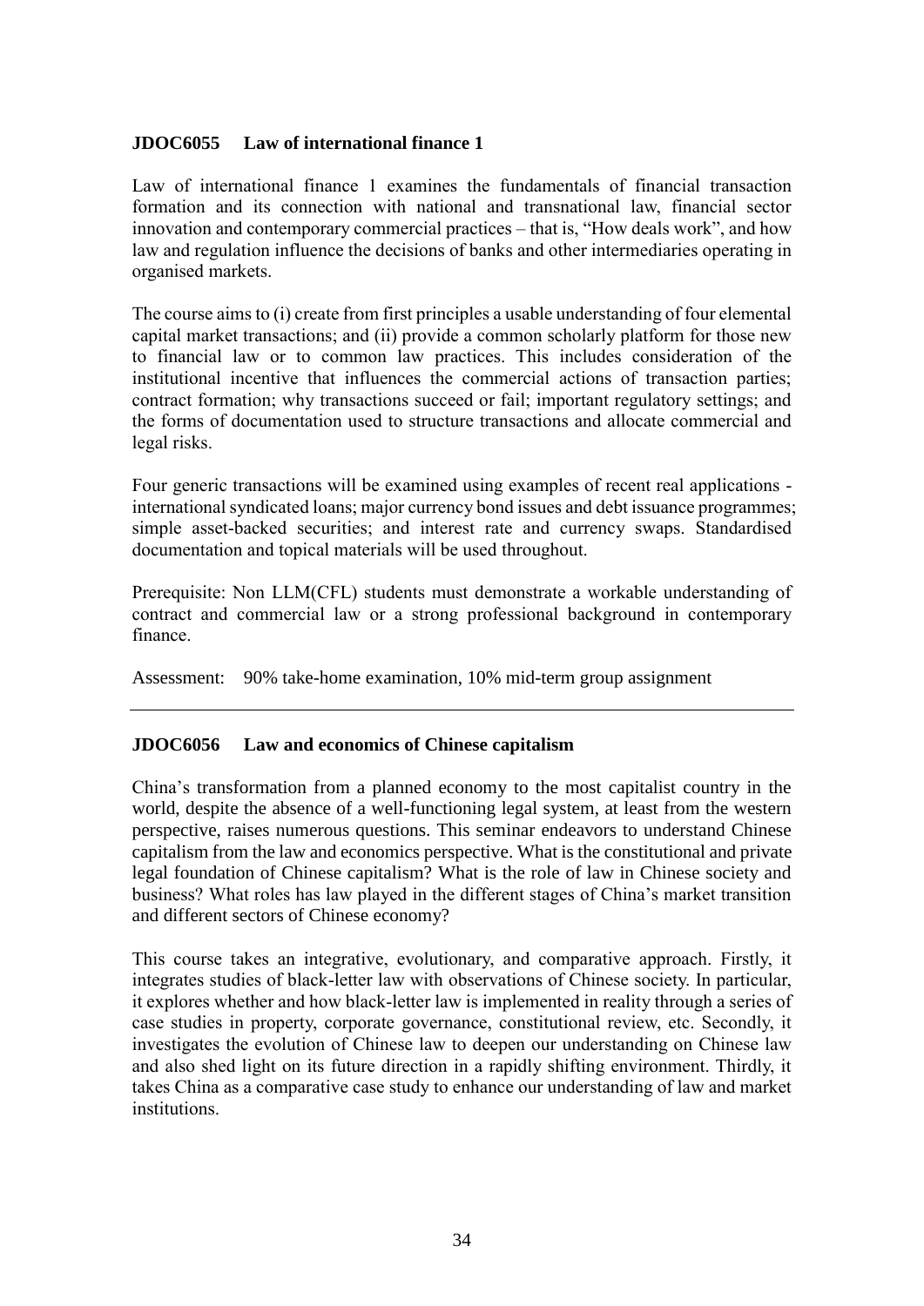### JDOC6055 Law of international finance 1

Law of international finance 1 examines the fundamentals of financial transaction formation and its connection with national and transnational law, financial sector innovation and contemporary commercial practices – that is, "How deals work", and how law and regulation influence the decisions of banks and other intermediaries operating in organised markets.

The course aims to (i) create from first principles a usable understanding of four elemental capital market transactions; and (ii) provide a common scholarly platform for those new to financial law or to common law practices. This includes consideration of the institutional incentive that influences the commercial actions of transaction parties; contract formation; why transactions succeed or fail; important regulatory settings; and the forms of documentation used to structure transactions and allocate commercial and legal risks.

Four generic transactions will be examined using examples of recent real applications - international syndicated loans; major currency bond issues and debt issuance programmes; simple asset-backed securities; and interest rate and currency swaps. Standardised documentation and topical materials will be used throughout.

Prerequisite: Non LLM(CFL) students must demonstrate a workable understanding of contract and commercial law or a strong professional background in contemporary finance.

Assessment: 90% take-home examination, 10% mid-term group assignment

---

### JDOC6056 Law and economics of Chinese capitalism

China's transformation from a planned economy to the most capitalist country in the world, despite the absence of a well-functioning legal system, at least from the western perspective, raises numerous questions. This seminar endeavors to understand Chinese capitalism from the law and economics perspective. What is the constitutional and private legal foundation of Chinese capitalism? What is the role of law in Chinese society and business? What roles has law played in the different stages of China's market transition and different sectors of Chinese economy?

This course takes an integrative, evolutionary, and comparative approach. Firstly, it integrates studies of black-letter law with observations of Chinese society. In particular, it explores whether and how black-letter law is implemented in reality through a series of case studies in property, corporate governance, constitutional review, etc. Secondly, it investigates the evolution of Chinese law to deepen our understanding on Chinese law and also shed light on its future direction in a rapidly shifting environment. Thirdly, it takes China as a comparative case study to enhance our understanding of law and market institutions.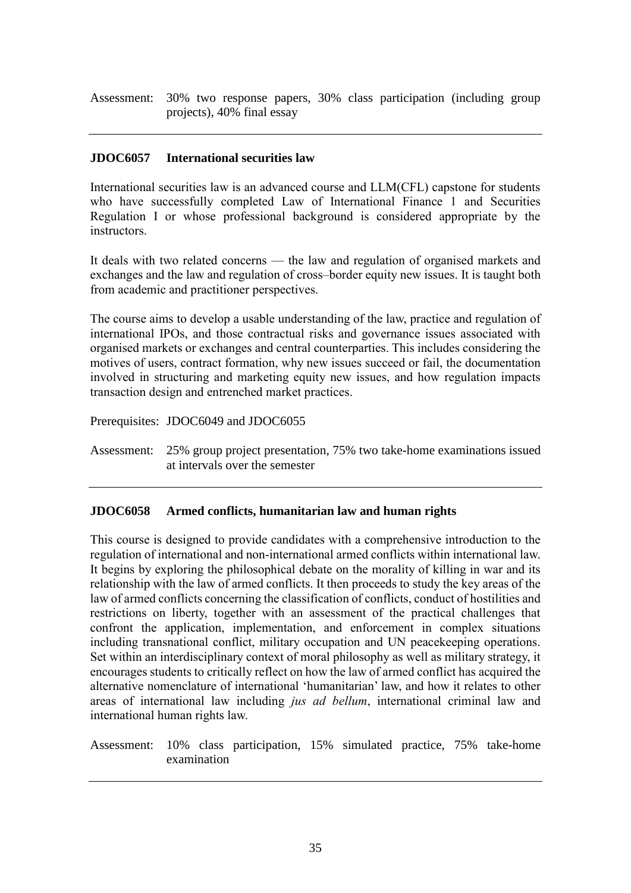Assessment: 30% two response papers, 30% class participation (including group projects), 40% final essay

---

### JDOC6057 International securities law

International securities law is an advanced course and LLM(CFL) capstone for students who have successfully completed Law of International Finance 1 and Securities Regulation I or whose professional background is considered appropriate by the instructors.

It deals with two related concerns — the law and regulation of organised markets and exchanges and the law and regulation of cross–border equity new issues. It is taught both from academic and practitioner perspectives.

The course aims to develop a usable understanding of the law, practice and regulation of international IPOs, and those contractual risks and governance issues associated with organised markets or exchanges and central counterparties. This includes considering the motives of users, contract formation, why new issues succeed or fail, the documentation involved in structuring and marketing equity new issues, and how regulation impacts transaction design and entrenched market practices.

Prerequisites: JDOC6049 and JDOC6055

Assessment: 25% group project presentation, 75% two take-home examinations issued at intervals over the semester

---

### JDOC6058 Armed conflicts, humanitarian law and human rights

This course is designed to provide candidates with a comprehensive introduction to the regulation of international and non-international armed conflicts within international law. It begins by exploring the philosophical debate on the morality of killing in war and its relationship with the law of armed conflicts. It then proceeds to study the key areas of the law of armed conflicts concerning the classification of conflicts, conduct of hostilities and restrictions on liberty, together with an assessment of the practical challenges that confront the application, implementation, and enforcement in complex situations including transnational conflict, military occupation and UN peacekeeping operations. Set within an interdisciplinary context of moral philosophy as well as military strategy, it encourages students to critically reflect on how the law of armed conflict has acquired the alternative nomenclature of international 'humanitarian' law, and how it relates to other areas of international law including *jus ad bellum*, international criminal law and international human rights law.

Assessment: 10% class participation, 15% simulated practice, 75% take-home examination

---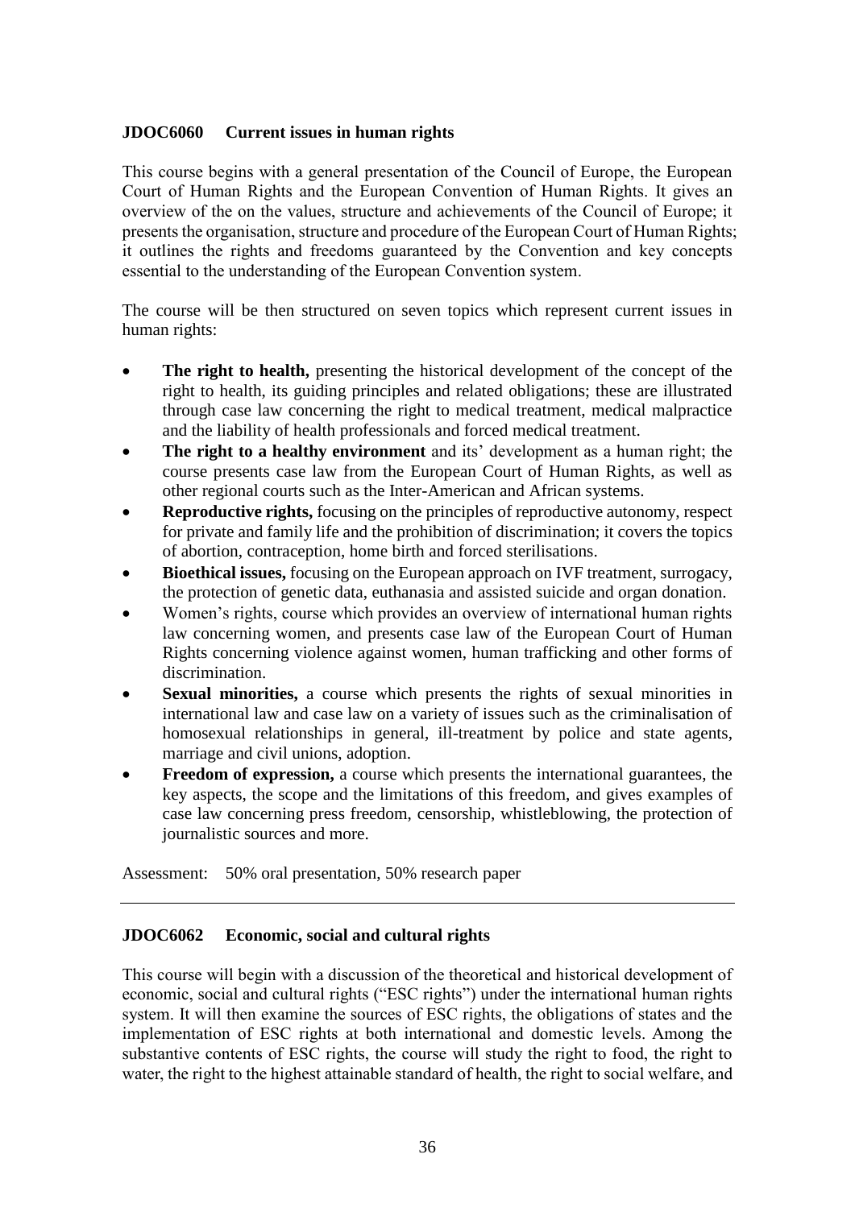### JDOC6060 Current issues in human rights

This course begins with a general presentation of the Council of Europe, the European Court of Human Rights and the European Convention of Human Rights. It gives an overview of the on the values, structure and achievements of the Council of Europe; it presents the organisation, structure and procedure of the European Court of Human Rights; it outlines the rights and freedoms guaranteed by the Convention and key concepts essential to the understanding of the European Convention system.

The course will be then structured on seven topics which represent current issues in human rights:

- **The right to health,** presenting the historical development of the concept of the right to health, its guiding principles and related obligations; these are illustrated through case law concerning the right to medical treatment, medical malpractice and the liability of health professionals and forced medical treatment.
- **The right to a healthy environment** and its' development as a human right; the course presents case law from the European Court of Human Rights, as well as other regional courts such as the Inter-American and African systems.
- **Reproductive rights,** focusing on the principles of reproductive autonomy, respect for private and family life and the prohibition of discrimination; it covers the topics of abortion, contraception, home birth and forced sterilisations.
- **Bioethical issues,** focusing on the European approach on IVF treatment, surrogacy, the protection of genetic data, euthanasia and assisted suicide and organ donation.
- Women's rights, course which provides an overview of international human rights law concerning women, and presents case law of the European Court of Human Rights concerning violence against women, human trafficking and other forms of discrimination.
- **Sexual minorities,** a course which presents the rights of sexual minorities in international law and case law on a variety of issues such as the criminalisation of homosexual relationships in general, ill-treatment by police and state agents, marriage and civil unions, adoption.
- **Freedom of expression,** a course which presents the international guarantees, the key aspects, the scope and the limitations of this freedom, and gives examples of case law concerning press freedom, censorship, whistleblowing, the protection of journalistic sources and more.

Assessment: 50% oral presentation, 50% research paper

---

### JDOC6062 Economic, social and cultural rights

This course will begin with a discussion of the theoretical and historical development of economic, social and cultural rights ("ESC rights") under the international human rights system. It will then examine the sources of ESC rights, the obligations of states and the implementation of ESC rights at both international and domestic levels. Among the substantive contents of ESC rights, the course will study the right to food, the right to water, the right to the highest attainable standard of health, the right to social welfare, and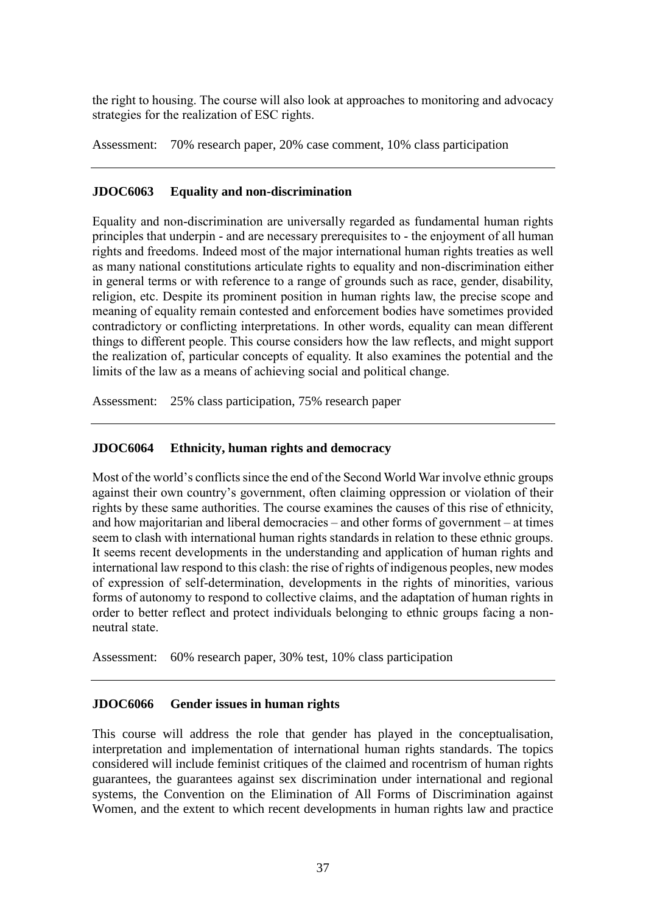the right to housing. The course will also look at approaches to monitoring and advocacy strategies for the realization of ESC rights.

Assessment: 70% research paper, 20% case comment, 10% class participation

---

### JDOC6063 Equality and non-discrimination

Equality and non-discrimination are universally regarded as fundamental human rights principles that underpin - and are necessary prerequisites to - the enjoyment of all human rights and freedoms. Indeed most of the major international human rights treaties as well as many national constitutions articulate rights to equality and non-discrimination either in general terms or with reference to a range of grounds such as race, gender, disability, religion, etc. Despite its prominent position in human rights law, the precise scope and meaning of equality remain contested and enforcement bodies have sometimes provided contradictory or conflicting interpretations. In other words, equality can mean different things to different people. This course considers how the law reflects, and might support the realization of, particular concepts of equality. It also examines the potential and the limits of the law as a means of achieving social and political change.

Assessment: 25% class participation, 75% research paper

---

### JDOC6064 Ethnicity, human rights and democracy

Most of the world's conflicts since the end of the Second World War involve ethnic groups against their own country's government, often claiming oppression or violation of their rights by these same authorities. The course examines the causes of this rise of ethnicity, and how majoritarian and liberal democracies – and other forms of government – at times seem to clash with international human rights standards in relation to these ethnic groups. It seems recent developments in the understanding and application of human rights and international law respond to this clash: the rise of rights of indigenous peoples, new modes of expression of self-determination, developments in the rights of minorities, various forms of autonomy to respond to collective claims, and the adaptation of human rights in order to better reflect and protect individuals belonging to ethnic groups facing a non-neutral state.

Assessment: 60% research paper, 30% test, 10% class participation

---

### JDOC6066 Gender issues in human rights

This course will address the role that gender has played in the conceptualisation, interpretation and implementation of international human rights standards. The topics considered will include feminist critiques of the claimed androcentrism of human rights guarantees, the guarantees against sex discrimination under international and regional systems, the Convention on the Elimination of All Forms of Discrimination against Women, and the extent to which recent developments in human rights law and practice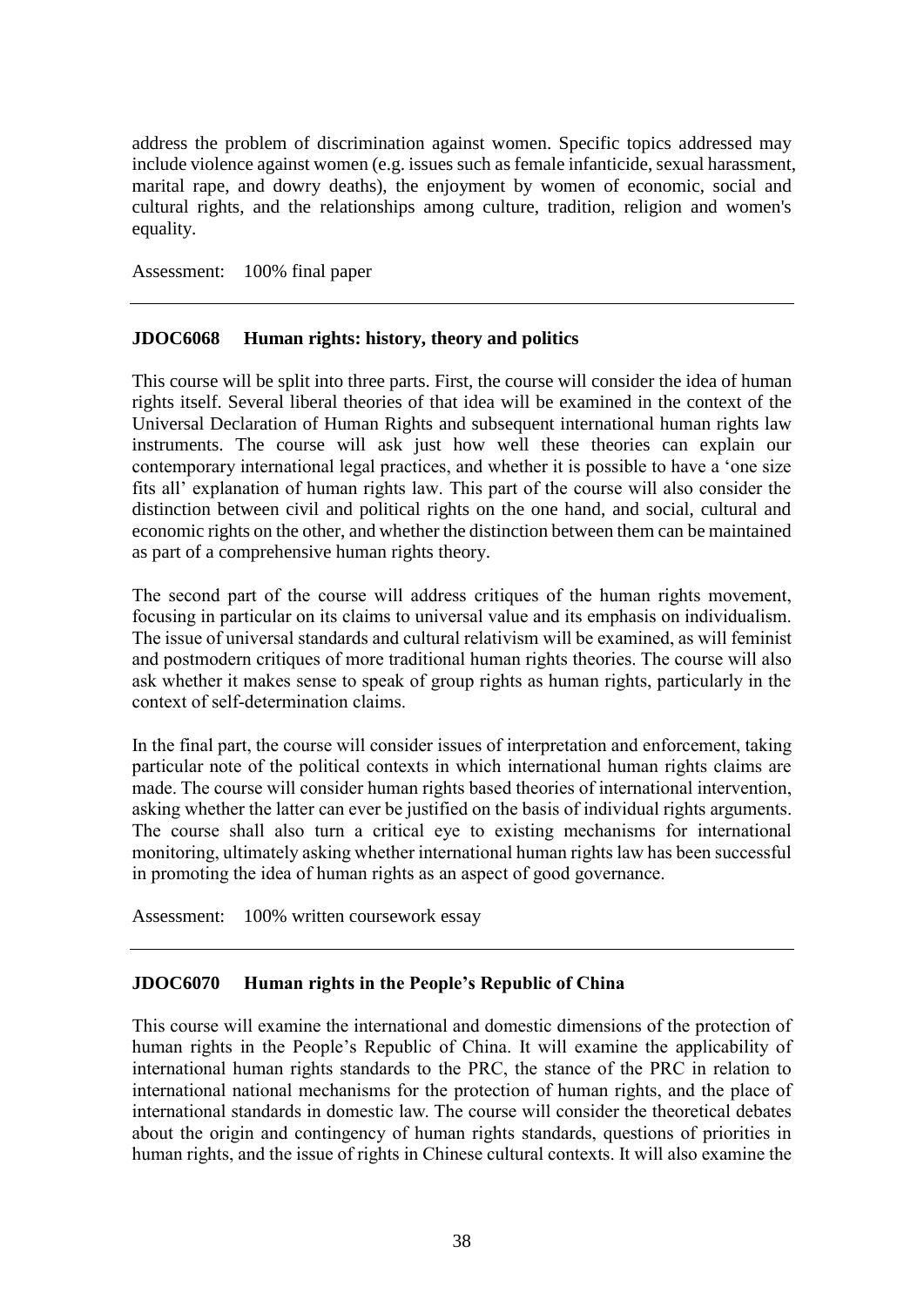address the problem of discrimination against women. Specific topics addressed may include violence against women (e.g. issues such as female infanticide, sexual harassment, marital rape, and dowry deaths), the enjoyment by women of economic, social and cultural rights, and the relationships among culture, tradition, religion and women's equality.

Assessment: 100% final paper

---

### JDOC6068 Human rights: history, theory and politics

This course will be split into three parts. First, the course will consider the idea of human rights itself. Several liberal theories of that idea will be examined in the context of the Universal Declaration of Human Rights and subsequent international human rights law instruments. The course will ask just how well these theories can explain our contemporary international legal practices, and whether it is possible to have a 'one size fits all' explanation of human rights law. This part of the course will also consider the distinction between civil and political rights on the one hand, and social, cultural and economic rights on the other, and whether the distinction between them can be maintained as part of a comprehensive human rights theory.

The second part of the course will address critiques of the human rights movement, focusing in particular on its claims to universal value and its emphasis on individualism. The issue of universal standards and cultural relativism will be examined, as will feminist and postmodern critiques of more traditional human rights theories. The course will also ask whether it makes sense to speak of group rights as human rights, particularly in the context of self-determination claims.

In the final part, the course will consider issues of interpretation and enforcement, taking particular note of the political contexts in which international human rights claims are made. The course will consider human rights based theories of international intervention, asking whether the latter can ever be justified on the basis of individual rights arguments. The course shall also turn a critical eye to existing mechanisms for international monitoring, ultimately asking whether international human rights law has been successful in promoting the idea of human rights as an aspect of good governance.

Assessment: 100% written coursework essay

---

### JDOC6070 Human rights in the People's Republic of China

This course will examine the international and domestic dimensions of the protection of human rights in the People's Republic of China. It will examine the applicability of international human rights standards to the PRC, the stance of the PRC in relation to international national mechanisms for the protection of human rights, and the place of international standards in domestic law. The course will consider the theoretical debates about the origin and contingency of human rights standards, questions of priorities in human rights, and the issue of rights in Chinese cultural contexts. It will also examine the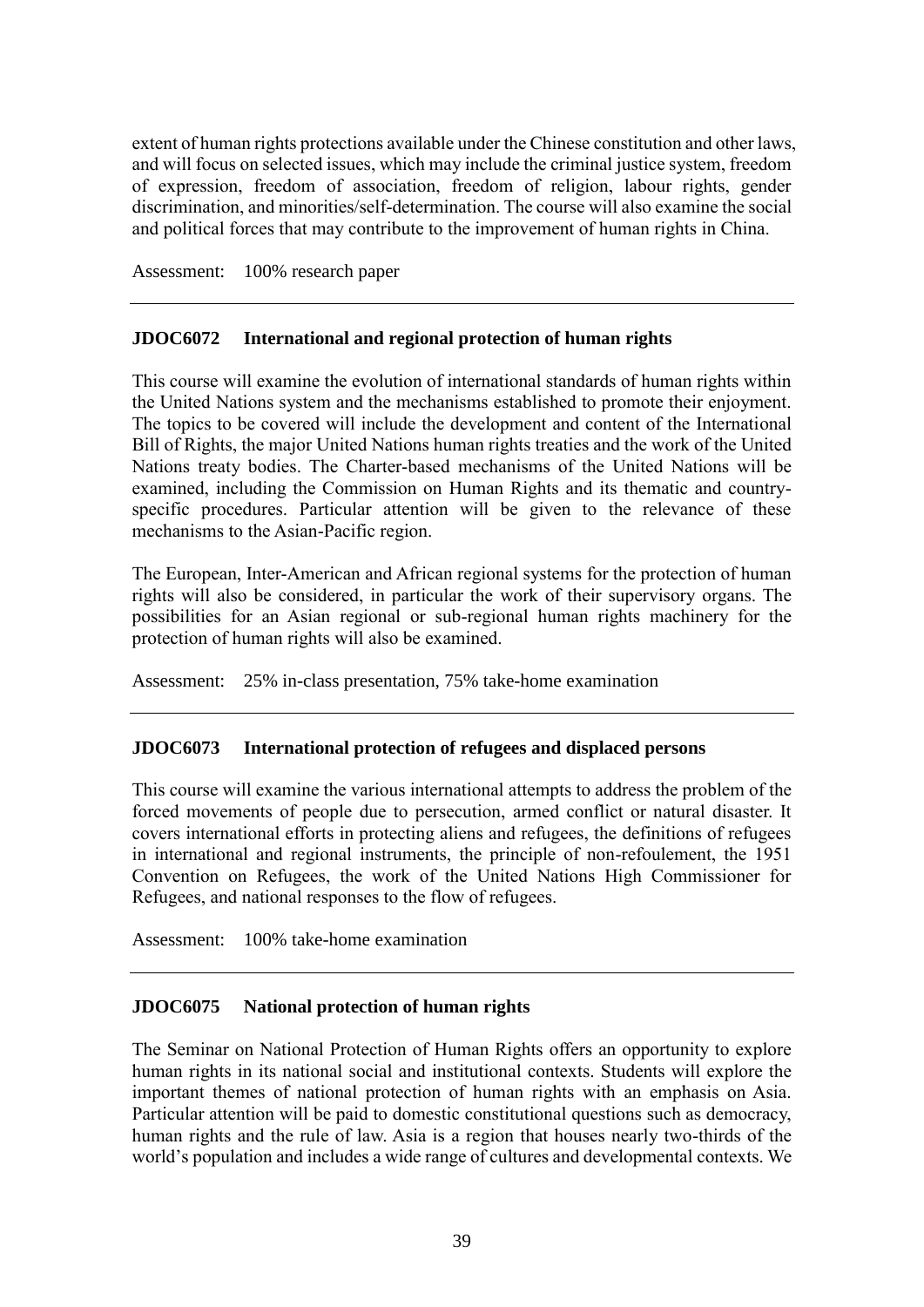extent of human rights protections available under the Chinese constitution and other laws, and will focus on selected issues, which may include the criminal justice system, freedom of expression, freedom of association, freedom of religion, labour rights, gender discrimination, and minorities/self-determination. The course will also examine the social and political forces that may contribute to the improvement of human rights in China.

Assessment: 100% research paper

---

### JDOC6072 International and regional protection of human rights

This course will examine the evolution of international standards of human rights within the United Nations system and the mechanisms established to promote their enjoyment. The topics to be covered will include the development and content of the International Bill of Rights, the major United Nations human rights treaties and the work of the United Nations treaty bodies. The Charter-based mechanisms of the United Nations will be examined, including the Commission on Human Rights and its thematic and country-specific procedures. Particular attention will be given to the relevance of these mechanisms to the Asian-Pacific region.

The European, Inter-American and African regional systems for the protection of human rights will also be considered, in particular the work of their supervisory organs. The possibilities for an Asian regional or sub-regional human rights machinery for the protection of human rights will also be examined.

Assessment: 25% in-class presentation, 75% take-home examination

---

### JDOC6073 International protection of refugees and displaced persons

This course will examine the various international attempts to address the problem of the forced movements of people due to persecution, armed conflict or natural disaster. It covers international efforts in protecting aliens and refugees, the definitions of refugees in international and regional instruments, the principle of non-refoulement, the 1951 Convention on Refugees, the work of the United Nations High Commissioner for Refugees, and national responses to the flow of refugees.

Assessment: 100% take-home examination

---

### JDOC6075 National protection of human rights

The Seminar on National Protection of Human Rights offers an opportunity to explore human rights in its national social and institutional contexts. Students will explore the important themes of national protection of human rights with an emphasis on Asia. Particular attention will be paid to domestic constitutional questions such as democracy, human rights and the rule of law. Asia is a region that houses nearly two-thirds of the world's population and includes a wide range of cultures and developmental contexts. We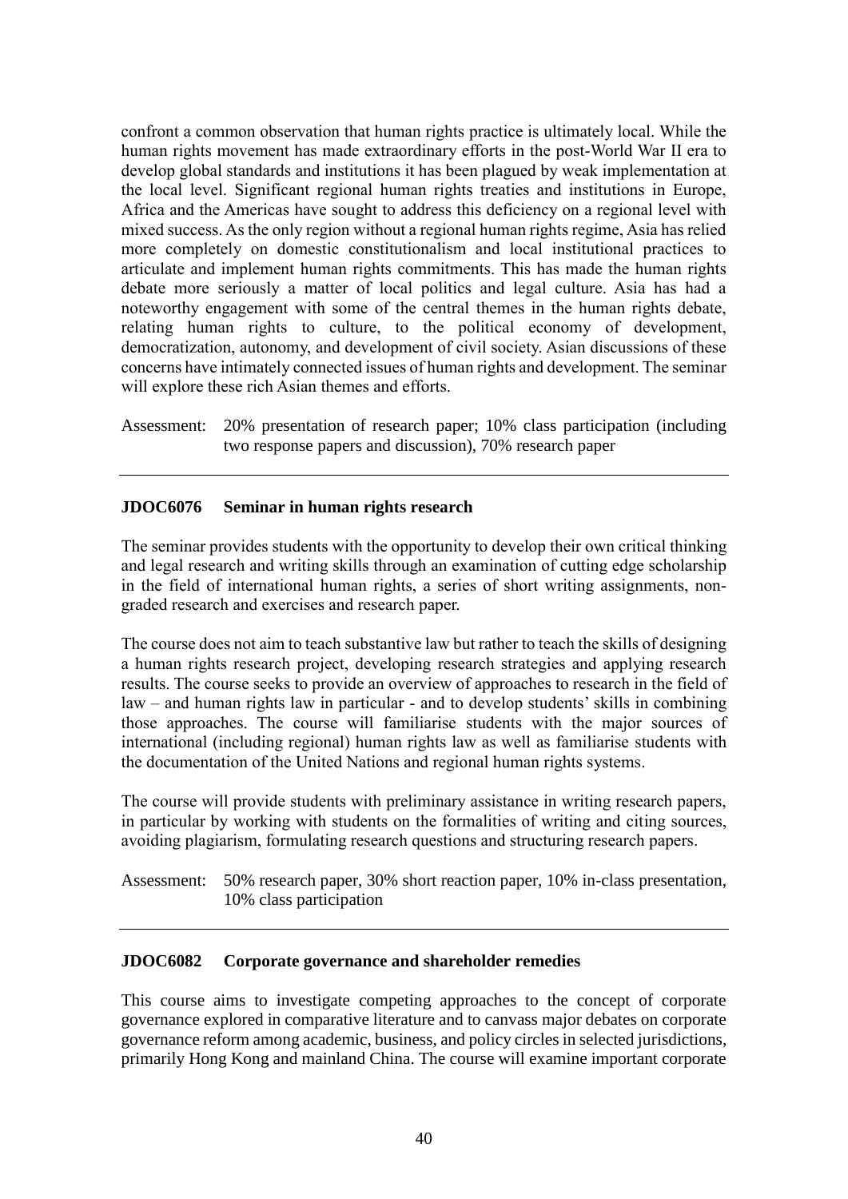confront a common observation that human rights practice is ultimately local. While the human rights movement has made extraordinary efforts in the post-World War II era to develop global standards and institutions it has been plagued by weak implementation at the local level. Significant regional human rights treaties and institutions in Europe, Africa and the Americas have sought to address this deficiency on a regional level with mixed success. As the only region without a regional human rights regime, Asia has relied more completely on domestic constitutionalism and local institutional practices to articulate and implement human rights commitments. This has made the human rights debate more seriously a matter of local politics and legal culture. Asia has had a noteworthy engagement with some of the central themes in the human rights debate, relating human rights to culture, to the political economy of development, democratization, autonomy, and development of civil society. Asian discussions of these concerns have intimately connected issues of human rights and development. The seminar will explore these rich Asian themes and efforts.

Assessment: 20% presentation of research paper; 10% class participation (including two response papers and discussion), 70% research paper

---

### JDOC6076 Seminar in human rights research

The seminar provides students with the opportunity to develop their own critical thinking and legal research and writing skills through an examination of cutting edge scholarship in the field of international human rights, a series of short writing assignments, non-graded research and exercises and research paper.

The course does not aim to teach substantive law but rather to teach the skills of designing a human rights research project, developing research strategies and applying research results. The course seeks to provide an overview of approaches to research in the field of law – and human rights law in particular - and to develop students' skills in combining those approaches. The course will familiarise students with the major sources of international (including regional) human rights law as well as familiarise students with the documentation of the United Nations and regional human rights systems.

The course will provide students with preliminary assistance in writing research papers, in particular by working with students on the formalities of writing and citing sources, avoiding plagiarism, formulating research questions and structuring research papers.

Assessment: 50% research paper, 30% short reaction paper, 10% in-class presentation, 10% class participation

---

### JDOC6082 Corporate governance and shareholder remedies

This course aims to investigate competing approaches to the concept of corporate governance explored in comparative literature and to canvass major debates on corporate governance reform among academic, business, and policy circles in selected jurisdictions, primarily Hong Kong and mainland China. The course will examine important corporate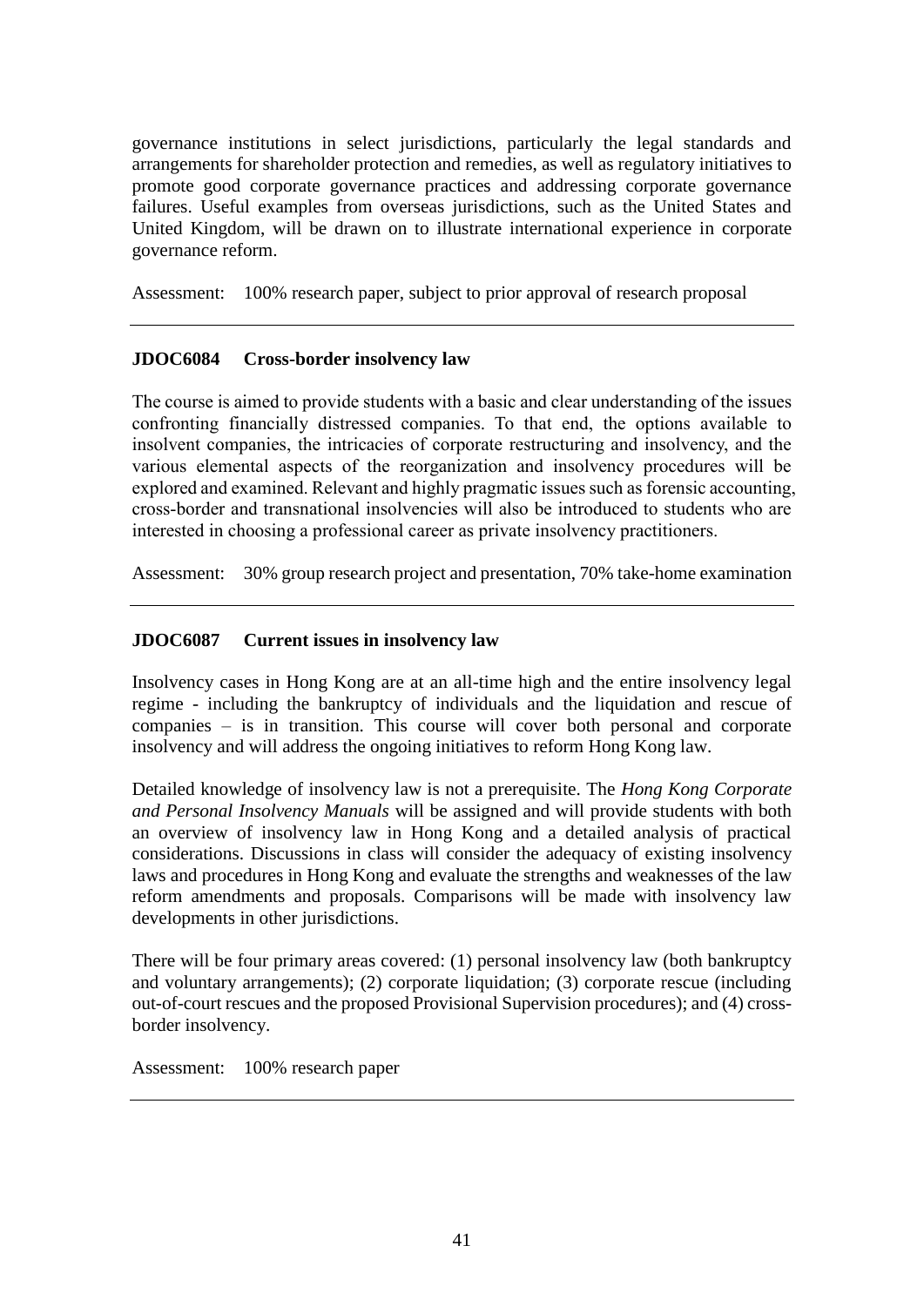governance institutions in select jurisdictions, particularly the legal standards and arrangements for shareholder protection and remedies, as well as regulatory initiatives to promote good corporate governance practices and addressing corporate governance failures. Useful examples from overseas jurisdictions, such as the United States and United Kingdom, will be drawn on to illustrate international experience in corporate governance reform.

Assessment: 100% research paper, subject to prior approval of research proposal

---

**JDOC6084 Cross-border insolvency law**

The course is aimed to provide students with a basic and clear understanding of the issues confronting financially distressed companies. To that end, the options available to insolvent companies, the intricacies of corporate restructuring and insolvency, and the various elemental aspects of the reorganization and insolvency procedures will be explored and examined. Relevant and highly pragmatic issues such as forensic accounting, cross-border and transnational insolvencies will also be introduced to students who are interested in choosing a professional career as private insolvency practitioners.

Assessment: 30% group research project and presentation, 70% take-home examination

---

**JDOC6087 Current issues in insolvency law**

Insolvency cases in Hong Kong are at an all-time high and the entire insolvency legal regime - including the bankruptcy of individuals and the liquidation and rescue of companies – is in transition. This course will cover both personal and corporate insolvency and will address the ongoing initiatives to reform Hong Kong law.

Detailed knowledge of insolvency law is not a prerequisite. The *Hong Kong Corporate and Personal Insolvency Manuals* will be assigned and will provide students with both an overview of insolvency law in Hong Kong and a detailed analysis of practical considerations. Discussions in class will consider the adequacy of existing insolvency laws and procedures in Hong Kong and evaluate the strengths and weaknesses of the law reform amendments and proposals. Comparisons will be made with insolvency law developments in other jurisdictions.

There will be four primary areas covered: (1) personal insolvency law (both bankruptcy and voluntary arrangements); (2) corporate liquidation; (3) corporate rescue (including out-of-court rescues and the proposed Provisional Supervision procedures); and (4) cross-border insolvency.

Assessment: 100% research paper

---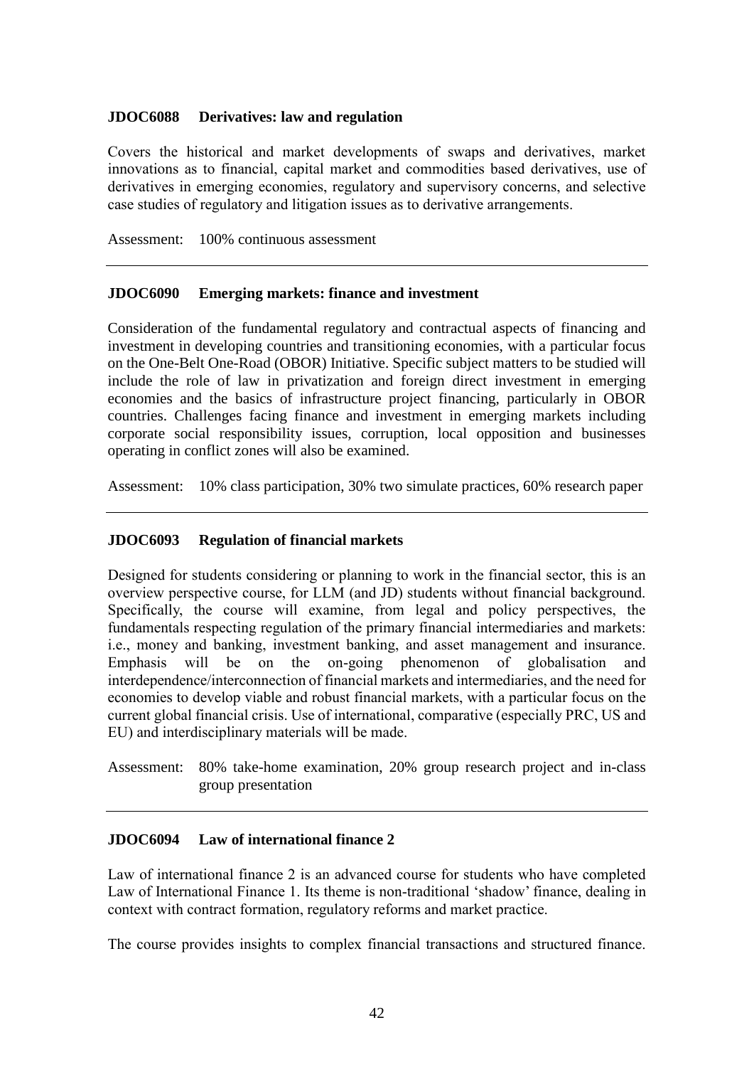**JDOC6088 Derivatives: law and regulation**

Covers the historical and market developments of swaps and derivatives, market innovations as to financial, capital market and commodities based derivatives, use of derivatives in emerging economies, regulatory and supervisory concerns, and selective case studies of regulatory and litigation issues as to derivative arrangements.

Assessment: 100% continuous assessment

---

**JDOC6090 Emerging markets: finance and investment**

Consideration of the fundamental regulatory and contractual aspects of financing and investment in developing countries and transitioning economies, with a particular focus on the One-Belt One-Road (OBOR) Initiative. Specific subject matters to be studied will include the role of law in privatization and foreign direct investment in emerging economies and the basics of infrastructure project financing, particularly in OBOR countries. Challenges facing finance and investment in emerging markets including corporate social responsibility issues, corruption, local opposition and businesses operating in conflict zones will also be examined.

Assessment: 10% class participation, 30% two simulate practices, 60% research paper

---

**JDOC6093 Regulation of financial markets**

Designed for students considering or planning to work in the financial sector, this is an overview perspective course, for LLM (and JD) students without financial background. Specifically, the course will examine, from legal and policy perspectives, the fundamentals respecting regulation of the primary financial intermediaries and markets: i.e., money and banking, investment banking, and asset management and insurance. Emphasis will be on the on-going phenomenon of globalisation and interdependence/interconnection of financial markets and intermediaries, and the need for economies to develop viable and robust financial markets, with a particular focus on the current global financial crisis. Use of international, comparative (especially PRC, US and EU) and interdisciplinary materials will be made.

Assessment: 80% take-home examination, 20% group research project and in-class group presentation

---

**JDOC6094 Law of international finance 2**

Law of international finance 2 is an advanced course for students who have completed Law of International Finance 1. Its theme is non-traditional 'shadow' finance, dealing in context with contract formation, regulatory reforms and market practice.

The course provides insights to complex financial transactions and structured finance.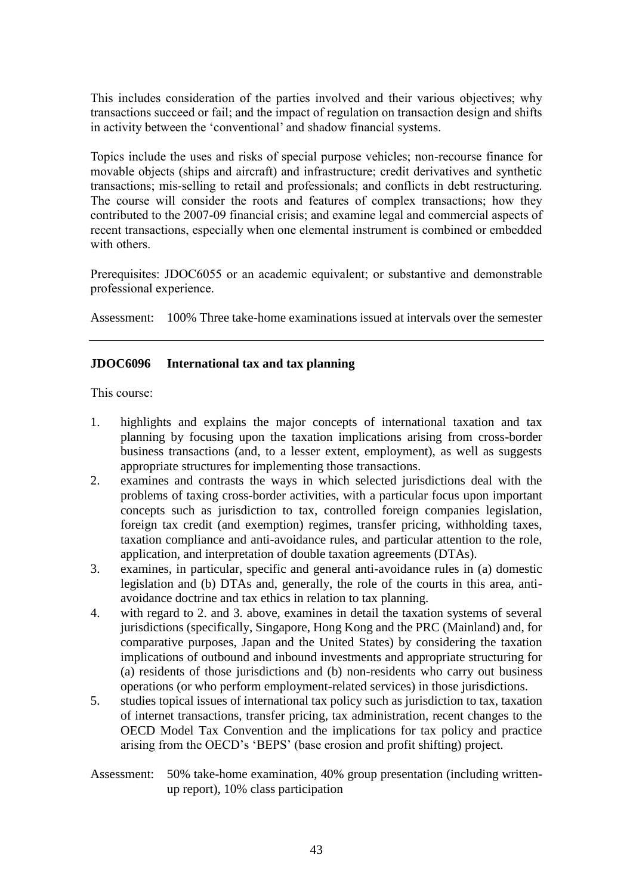This includes consideration of the parties involved and their various objectives; why transactions succeed or fail; and the impact of regulation on transaction design and shifts in activity between the 'conventional' and shadow financial systems.

Topics include the uses and risks of special purpose vehicles; non-recourse finance for movable objects (ships and aircraft) and infrastructure; credit derivatives and synthetic transactions; mis-selling to retail and professionals; and conflicts in debt restructuring. The course will consider the roots and features of complex transactions; how they contributed to the 2007-09 financial crisis; and examine legal and commercial aspects of recent transactions, especially when one elemental instrument is combined or embedded with others.

Prerequisites: JDOC6055 or an academic equivalent; or substantive and demonstrable professional experience.

Assessment: 100% Three take-home examinations issued at intervals over the semester

---

### JDOC6096 International tax and tax planning

This course:

1. highlights and explains the major concepts of international taxation and tax planning by focusing upon the taxation implications arising from cross-border business transactions (and, to a lesser extent, employment), as well as suggests appropriate structures for implementing those transactions.
2. examines and contrasts the ways in which selected jurisdictions deal with the problems of taxing cross-border activities, with a particular focus upon important concepts such as jurisdiction to tax, controlled foreign companies legislation, foreign tax credit (and exemption) regimes, transfer pricing, withholding taxes, taxation compliance and anti-avoidance rules, and particular attention to the role, application, and interpretation of double taxation agreements (DTAs).
3. examines, in particular, specific and general anti-avoidance rules in (a) domestic legislation and (b) DTAs and, generally, the role of the courts in this area, anti-avoidance doctrine and tax ethics in relation to tax planning.
4. with regard to 2. and 3. above, examines in detail the taxation systems of several jurisdictions (specifically, Singapore, Hong Kong and the PRC (Mainland) and, for comparative purposes, Japan and the United States) by considering the taxation implications of outbound and inbound investments and appropriate structuring for (a) residents of those jurisdictions and (b) non-residents who carry out business operations (or who perform employment-related services) in those jurisdictions.
5. studies topical issues of international tax policy such as jurisdiction to tax, taxation of internet transactions, transfer pricing, tax administration, recent changes to the OECD Model Tax Convention and the implications for tax policy and practice arising from the OECD's 'BEPS' (base erosion and profit shifting) project.

Assessment: 50% take-home examination, 40% group presentation (including written-up report), 10% class participation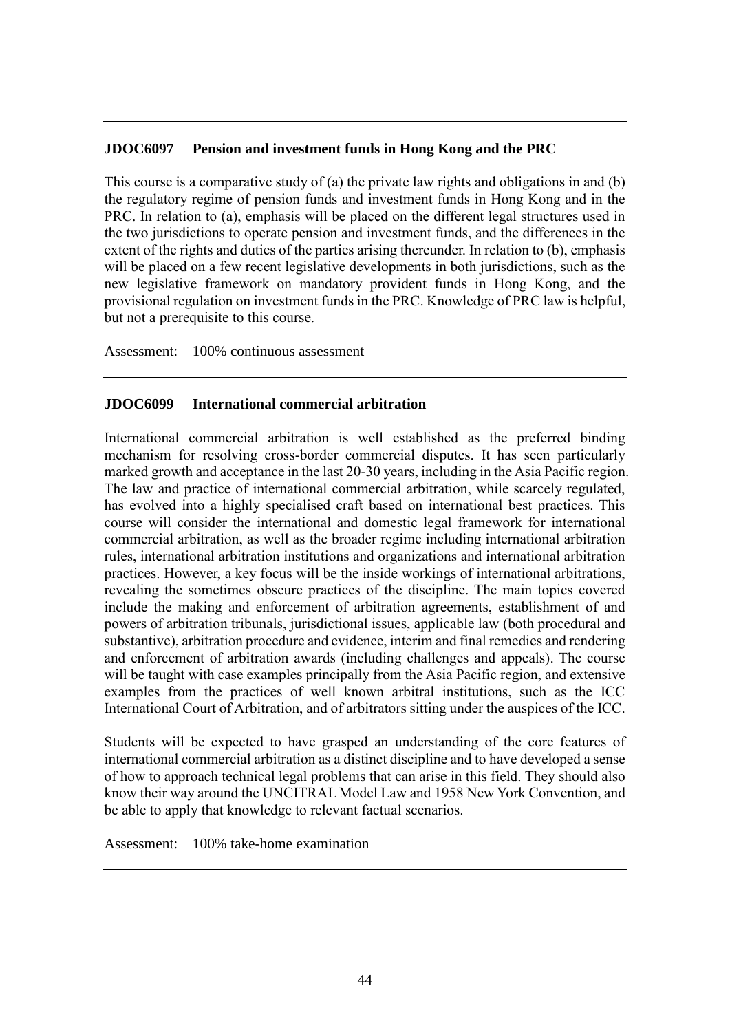---

### JDOC6097 Pension and investment funds in Hong Kong and the PRC

This course is a comparative study of (a) the private law rights and obligations in and (b) the regulatory regime of pension funds and investment funds in Hong Kong and in the PRC. In relation to (a), emphasis will be placed on the different legal structures used in the two jurisdictions to operate pension and investment funds, and the differences in the extent of the rights and duties of the parties arising thereunder. In relation to (b), emphasis will be placed on a few recent legislative developments in both jurisdictions, such as the new legislative framework on mandatory provident funds in Hong Kong, and the provisional regulation on investment funds in the PRC. Knowledge of PRC law is helpful, but not a prerequisite to this course.

Assessment: 100% continuous assessment

---

### JDOC6099 International commercial arbitration

International commercial arbitration is well established as the preferred binding mechanism for resolving cross-border commercial disputes. It has seen particularly marked growth and acceptance in the last 20-30 years, including in the Asia Pacific region. The law and practice of international commercial arbitration, while scarcely regulated, has evolved into a highly specialised craft based on international best practices. This course will consider the international and domestic legal framework for international commercial arbitration, as well as the broader regime including international arbitration rules, international arbitration institutions and organizations and international arbitration practices. However, a key focus will be the inside workings of international arbitrations, revealing the sometimes obscure practices of the discipline. The main topics covered include the making and enforcement of arbitration agreements, establishment of and powers of arbitration tribunals, jurisdictional issues, applicable law (both procedural and substantive), arbitration procedure and evidence, interim and final remedies and rendering and enforcement of arbitration awards (including challenges and appeals). The course will be taught with case examples principally from the Asia Pacific region, and extensive examples from the practices of well known arbitral institutions, such as the ICC International Court of Arbitration, and of arbitrators sitting under the auspices of the ICC.

Students will be expected to have grasped an understanding of the core features of international commercial arbitration as a distinct discipline and to have developed a sense of how to approach technical legal problems that can arise in this field. They should also know their way around the UNCITRAL Model Law and 1958 New York Convention, and be able to apply that knowledge to relevant factual scenarios.

Assessment: 100% take-home examination

---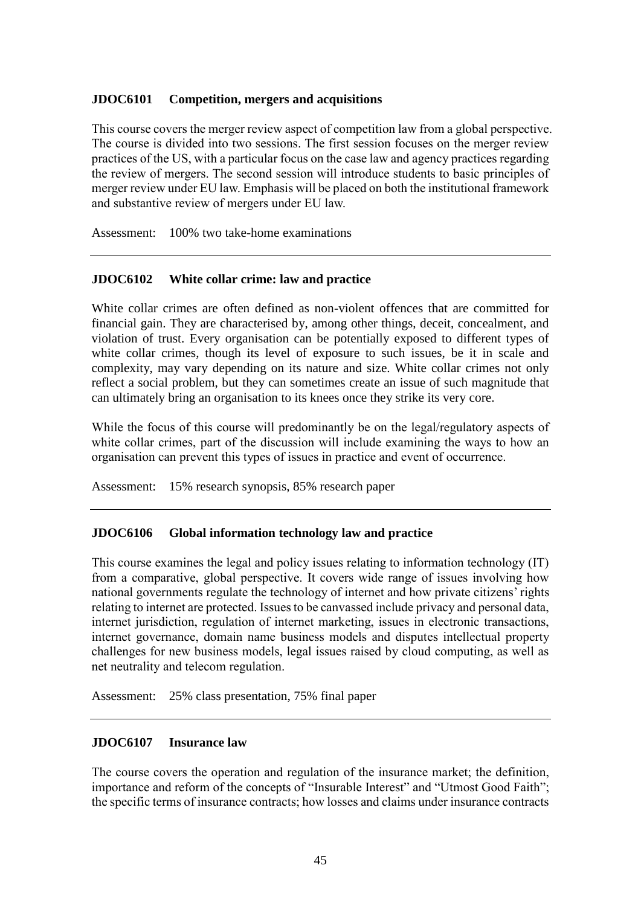### JDOC6101 Competition, mergers and acquisitions

This course covers the merger review aspect of competition law from a global perspective. The course is divided into two sessions. The first session focuses on the merger review practices of the US, with a particular focus on the case law and agency practices regarding the review of mergers. The second session will introduce students to basic principles of merger review under EU law. Emphasis will be placed on both the institutional framework and substantive review of mergers under EU law.

Assessment: 100% two take-home examinations

---

### JDOC6102 White collar crime: law and practice

White collar crimes are often defined as non-violent offences that are committed for financial gain. They are characterised by, among other things, deceit, concealment, and violation of trust. Every organisation can be potentially exposed to different types of white collar crimes, though its level of exposure to such issues, be it in scale and complexity, may vary depending on its nature and size. White collar crimes not only reflect a social problem, but they can sometimes create an issue of such magnitude that can ultimately bring an organisation to its knees once they strike its very core.

While the focus of this course will predominantly be on the legal/regulatory aspects of white collar crimes, part of the discussion will include examining the ways to how an organisation can prevent this types of issues in practice and event of occurrence.

Assessment: 15% research synopsis, 85% research paper

---

### JDOC6106 Global information technology law and practice

This course examines the legal and policy issues relating to information technology (IT) from a comparative, global perspective. It covers wide range of issues involving how national governments regulate the technology of internet and how private citizens' rights relating to internet are protected. Issues to be canvassed include privacy and personal data, internet jurisdiction, regulation of internet marketing, issues in electronic transactions, internet governance, domain name business models and disputes intellectual property challenges for new business models, legal issues raised by cloud computing, as well as net neutrality and telecom regulation.

Assessment: 25% class presentation, 75% final paper

---

### JDOC6107 Insurance law

The course covers the operation and regulation of the insurance market; the definition, importance and reform of the concepts of "Insurable Interest" and "Utmost Good Faith"; the specific terms of insurance contracts; how losses and claims under insurance contracts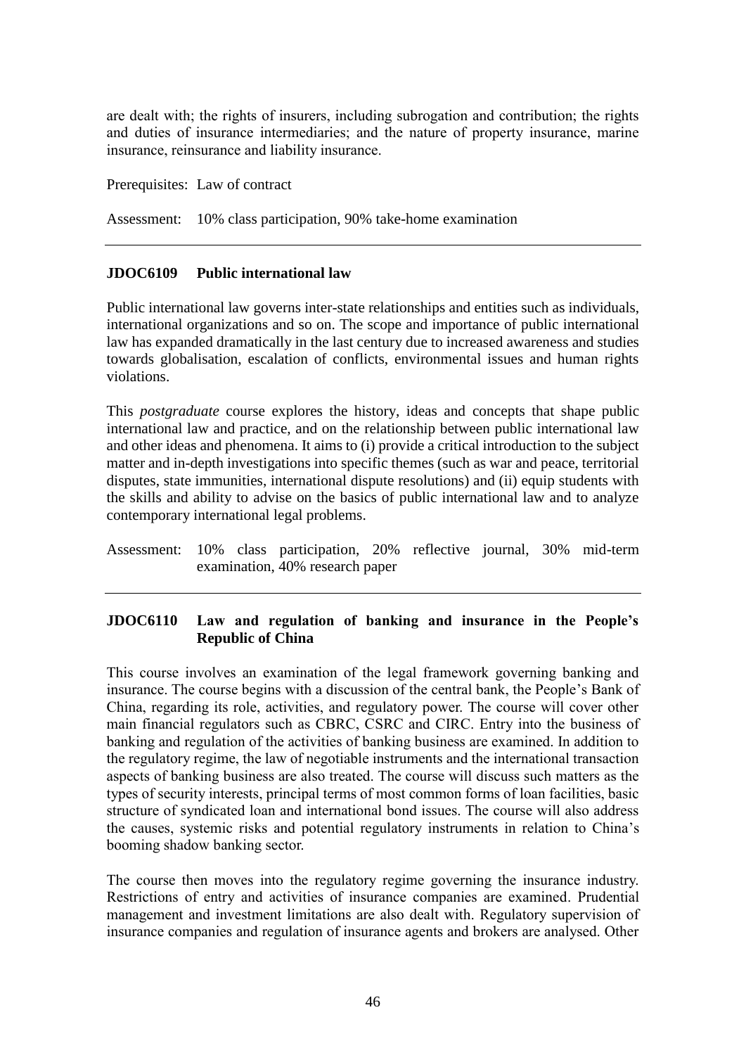are dealt with; the rights of insurers, including subrogation and contribution; the rights and duties of insurance intermediaries; and the nature of property insurance, marine insurance, reinsurance and liability insurance.

Prerequisites: Law of contract

Assessment: 10% class participation, 90% take-home examination

---

### JDOC6109 Public international law

Public international law governs inter-state relationships and entities such as individuals, international organizations and so on. The scope and importance of public international law has expanded dramatically in the last century due to increased awareness and studies towards globalisation, escalation of conflicts, environmental issues and human rights violations.

This *postgraduate* course explores the history, ideas and concepts that shape public international law and practice, and on the relationship between public international law and other ideas and phenomena. It aims to (i) provide a critical introduction to the subject matter and in-depth investigations into specific themes (such as war and peace, territorial disputes, state immunities, international dispute resolutions) and (ii) equip students with the skills and ability to advise on the basics of public international law and to analyze contemporary international legal problems.

Assessment: 10% class participation, 20% reflective journal, 30% mid-term examination, 40% research paper

---

### JDOC6110 Law and regulation of banking and insurance in the People's Republic of China

This course involves an examination of the legal framework governing banking and insurance. The course begins with a discussion of the central bank, the People's Bank of China, regarding its role, activities, and regulatory power. The course will cover other main financial regulators such as CBRC, CSRC and CIRC. Entry into the business of banking and regulation of the activities of banking business are examined. In addition to the regulatory regime, the law of negotiable instruments and the international transaction aspects of banking business are also treated. The course will discuss such matters as the types of security interests, principal terms of most common forms of loan facilities, basic structure of syndicated loan and international bond issues. The course will also address the causes, systemic risks and potential regulatory instruments in relation to China's booming shadow banking sector.

The course then moves into the regulatory regime governing the insurance industry. Restrictions of entry and activities of insurance companies are examined. Prudential management and investment limitations are also dealt with. Regulatory supervision of insurance companies and regulation of insurance agents and brokers are analysed. Other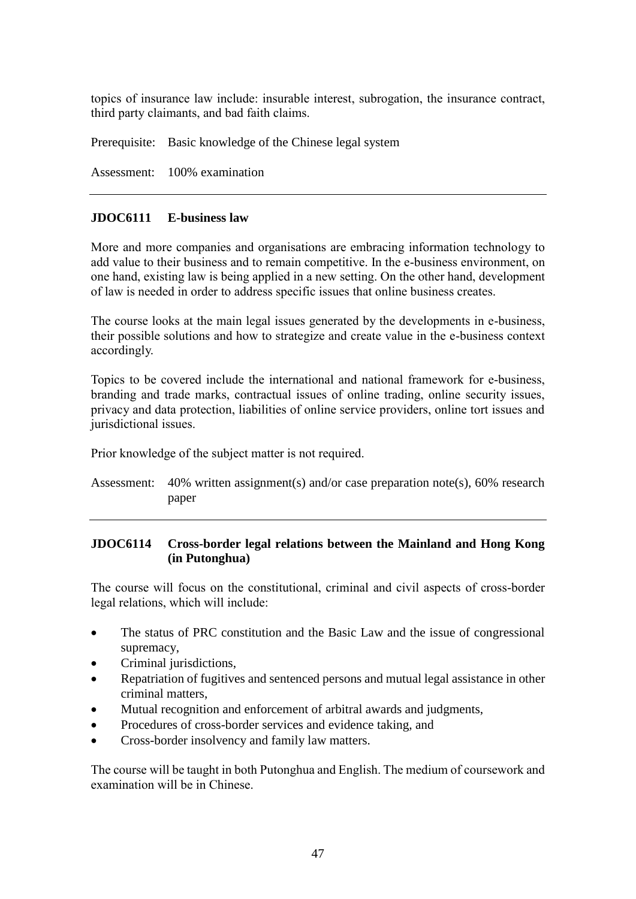topics of insurance law include: insurable interest, subrogation, the insurance contract, third party claimants, and bad faith claims.

Prerequisite: Basic knowledge of the Chinese legal system

Assessment: 100% examination

---

### JDOC6111 E-business law

More and more companies and organisations are embracing information technology to add value to their business and to remain competitive. In the e-business environment, on one hand, existing law is being applied in a new setting. On the other hand, development of law is needed in order to address specific issues that online business creates.

The course looks at the main legal issues generated by the developments in e-business, their possible solutions and how to strategize and create value in the e-business context accordingly.

Topics to be covered include the international and national framework for e-business, branding and trade marks, contractual issues of online trading, online security issues, privacy and data protection, liabilities of online service providers, online tort issues and jurisdictional issues.

Prior knowledge of the subject matter is not required.

Assessment: 40% written assignment(s) and/or case preparation note(s), 60% research paper

---

### JDOC6114 Cross-border legal relations between the Mainland and Hong Kong (in Putonghua)

The course will focus on the constitutional, criminal and civil aspects of cross-border legal relations, which will include:

- The status of PRC constitution and the Basic Law and the issue of congressional supremacy,
- Criminal jurisdictions,
- Repatriation of fugitives and sentenced persons and mutual legal assistance in other criminal matters,
- Mutual recognition and enforcement of arbitral awards and judgments,
- Procedures of cross-border services and evidence taking, and
- Cross-border insolvency and family law matters.

The course will be taught in both Putonghua and English. The medium of coursework and examination will be in Chinese.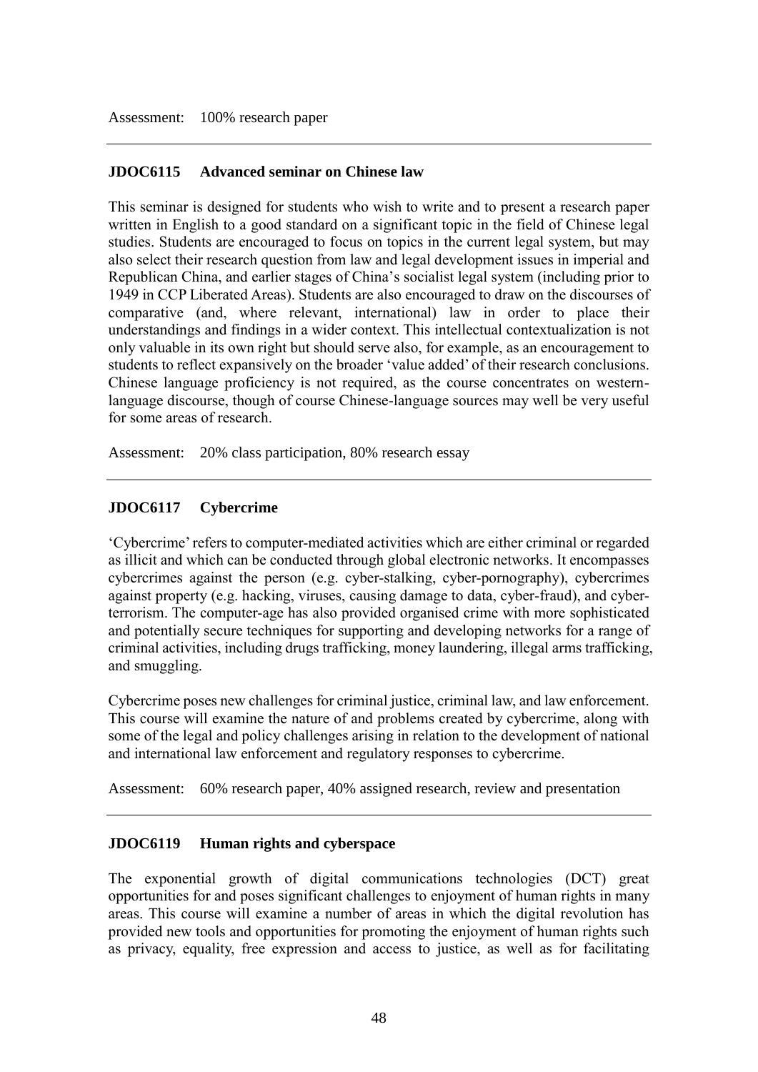Assessment: 100% research paper

---

### JDOC6115 Advanced seminar on Chinese law

This seminar is designed for students who wish to write and to present a research paper written in English to a good standard on a significant topic in the field of Chinese legal studies. Students are encouraged to focus on topics in the current legal system, but may also select their research question from law and legal development issues in imperial and Republican China, and earlier stages of China's socialist legal system (including prior to 1949 in CCP Liberated Areas). Students are also encouraged to draw on the discourses of comparative (and, where relevant, international) law in order to place their understandings and findings in a wider context. This intellectual contextualization is not only valuable in its own right but should serve also, for example, as an encouragement to students to reflect expansively on the broader 'value added' of their research conclusions. Chinese language proficiency is not required, as the course concentrates on western-language discourse, though of course Chinese-language sources may well be very useful for some areas of research.

Assessment: 20% class participation, 80% research essay

---

### JDOC6117 Cybercrime

'Cybercrime' refers to computer-mediated activities which are either criminal or regarded as illicit and which can be conducted through global electronic networks. It encompasses cybercrimes against the person (e.g. cyber-stalking, cyber-pornography), cybercrimes against property (e.g. hacking, viruses, causing damage to data, cyber-fraud), and cyber-terrorism. The computer-age has also provided organised crime with more sophisticated and potentially secure techniques for supporting and developing networks for a range of criminal activities, including drugs trafficking, money laundering, illegal arms trafficking, and smuggling.

Cybercrime poses new challenges for criminal justice, criminal law, and law enforcement. This course will examine the nature of and problems created by cybercrime, along with some of the legal and policy challenges arising in relation to the development of national and international law enforcement and regulatory responses to cybercrime.

Assessment: 60% research paper, 40% assigned research, review and presentation

---

### JDOC6119 Human rights and cyberspace

The exponential growth of digital communications technologies (DCT) great opportunities for and poses significant challenges to enjoyment of human rights in many areas. This course will examine a number of areas in which the digital revolution has provided new tools and opportunities for promoting the enjoyment of human rights such as privacy, equality, free expression and access to justice, as well as for facilitating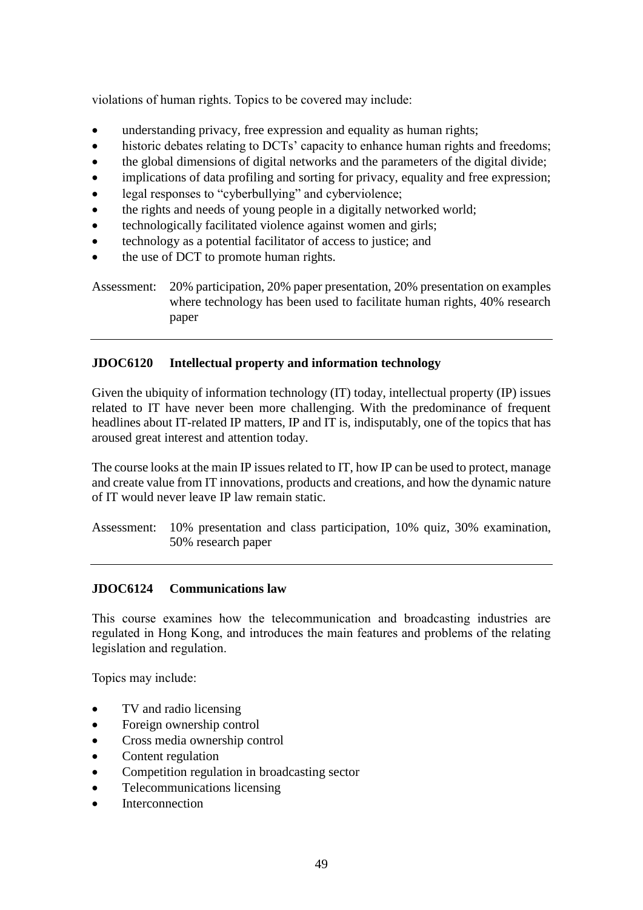violations of human rights. Topics to be covered may include:

- understanding privacy, free expression and equality as human rights;
- historic debates relating to DCTs' capacity to enhance human rights and freedoms;
- the global dimensions of digital networks and the parameters of the digital divide;
- implications of data profiling and sorting for privacy, equality and free expression;
- legal responses to "cyberbullying" and cyberviolence;
- the rights and needs of young people in a digitally networked world;
- technologically facilitated violence against women and girls;
- technology as a potential facilitator of access to justice; and
- the use of DCT to promote human rights.

Assessment: 20% participation, 20% paper presentation, 20% presentation on examples where technology has been used to facilitate human rights, 40% research paper

---

### JDOC6120 Intellectual property and information technology

Given the ubiquity of information technology (IT) today, intellectual property (IP) issues related to IT have never been more challenging. With the predominance of frequent headlines about IT-related IP matters, IP and IT is, indisputably, one of the topics that has aroused great interest and attention today.

The course looks at the main IP issues related to IT, how IP can be used to protect, manage and create value from IT innovations, products and creations, and how the dynamic nature of IT would never leave IP law remain static.

Assessment: 10% presentation and class participation, 10% quiz, 30% examination, 50% research paper

---

### JDOC6124 Communications law

This course examines how the telecommunication and broadcasting industries are regulated in Hong Kong, and introduces the main features and problems of the relating legislation and regulation.

Topics may include:

- TV and radio licensing
- Foreign ownership control
- Cross media ownership control
- Content regulation
- Competition regulation in broadcasting sector
- Telecommunications licensing
- Interconnection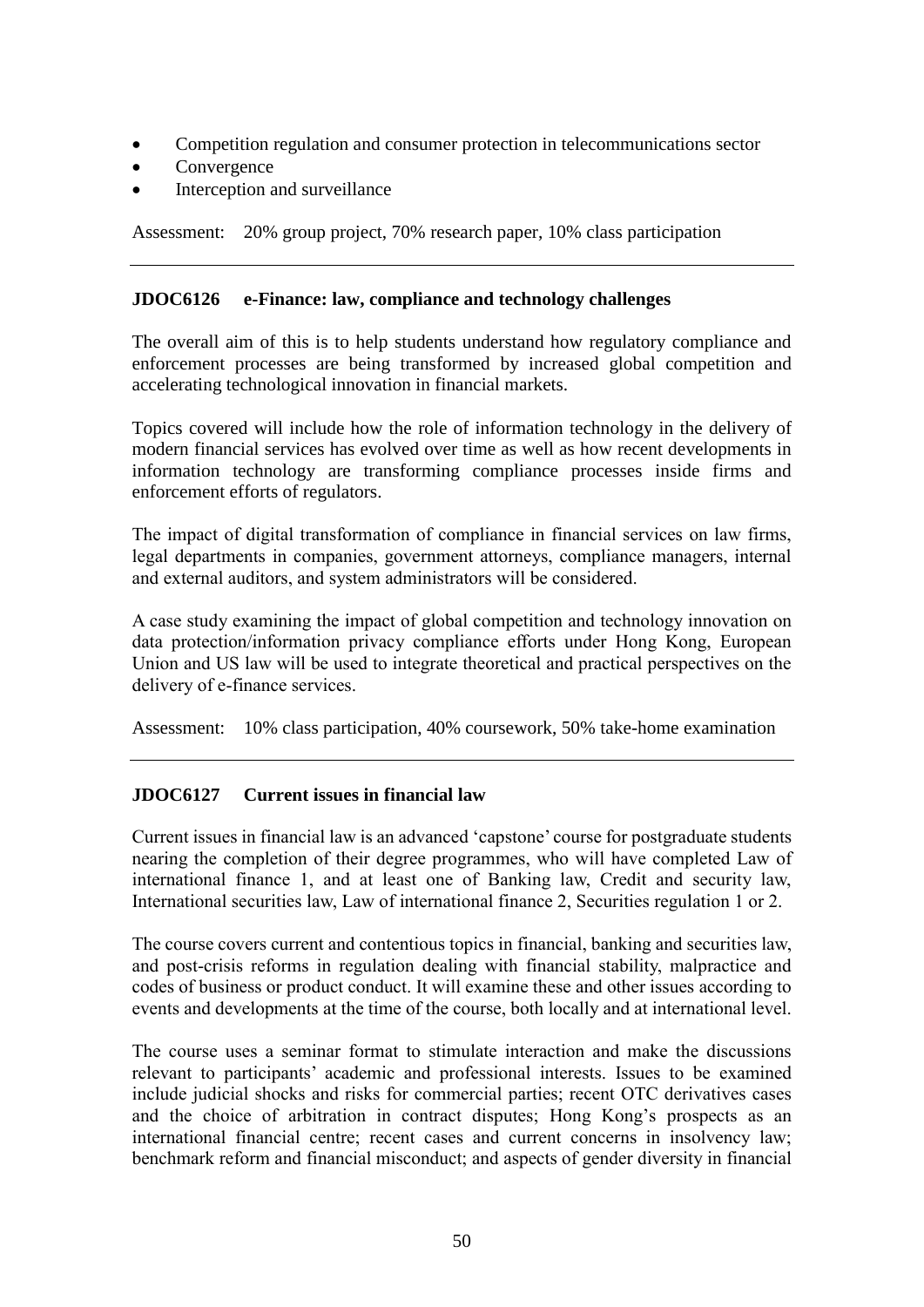- Competition regulation and consumer protection in telecommunications sector
- Convergence
- Interception and surveillance

Assessment: 20% group project, 70% research paper, 10% class participation

---

### JDOC6126 e-Finance: law, compliance and technology challenges

The overall aim of this is to help students understand how regulatory compliance and enforcement processes are being transformed by increased global competition and accelerating technological innovation in financial markets.

Topics covered will include how the role of information technology in the delivery of modern financial services has evolved over time as well as how recent developments in information technology are transforming compliance processes inside firms and enforcement efforts of regulators.

The impact of digital transformation of compliance in financial services on law firms, legal departments in companies, government attorneys, compliance managers, internal and external auditors, and system administrators will be considered.

A case study examining the impact of global competition and technology innovation on data protection/information privacy compliance efforts under Hong Kong, European Union and US law will be used to integrate theoretical and practical perspectives on the delivery of e-finance services.

Assessment: 10% class participation, 40% coursework, 50% take-home examination

---

### JDOC6127 Current issues in financial law

Current issues in financial law is an advanced 'capstone' course for postgraduate students nearing the completion of their degree programmes, who will have completed Law of international finance 1, and at least one of Banking law, Credit and security law, International securities law, Law of international finance 2, Securities regulation 1 or 2.

The course covers current and contentious topics in financial, banking and securities law, and post-crisis reforms in regulation dealing with financial stability, malpractice and codes of business or product conduct. It will examine these and other issues according to events and developments at the time of the course, both locally and at international level.

The course uses a seminar format to stimulate interaction and make the discussions relevant to participants' academic and professional interests. Issues to be examined include judicial shocks and risks for commercial parties; recent OTC derivatives cases and the choice of arbitration in contract disputes; Hong Kong's prospects as an international financial centre; recent cases and current concerns in insolvency law; benchmark reform and financial misconduct; and aspects of gender diversity in financial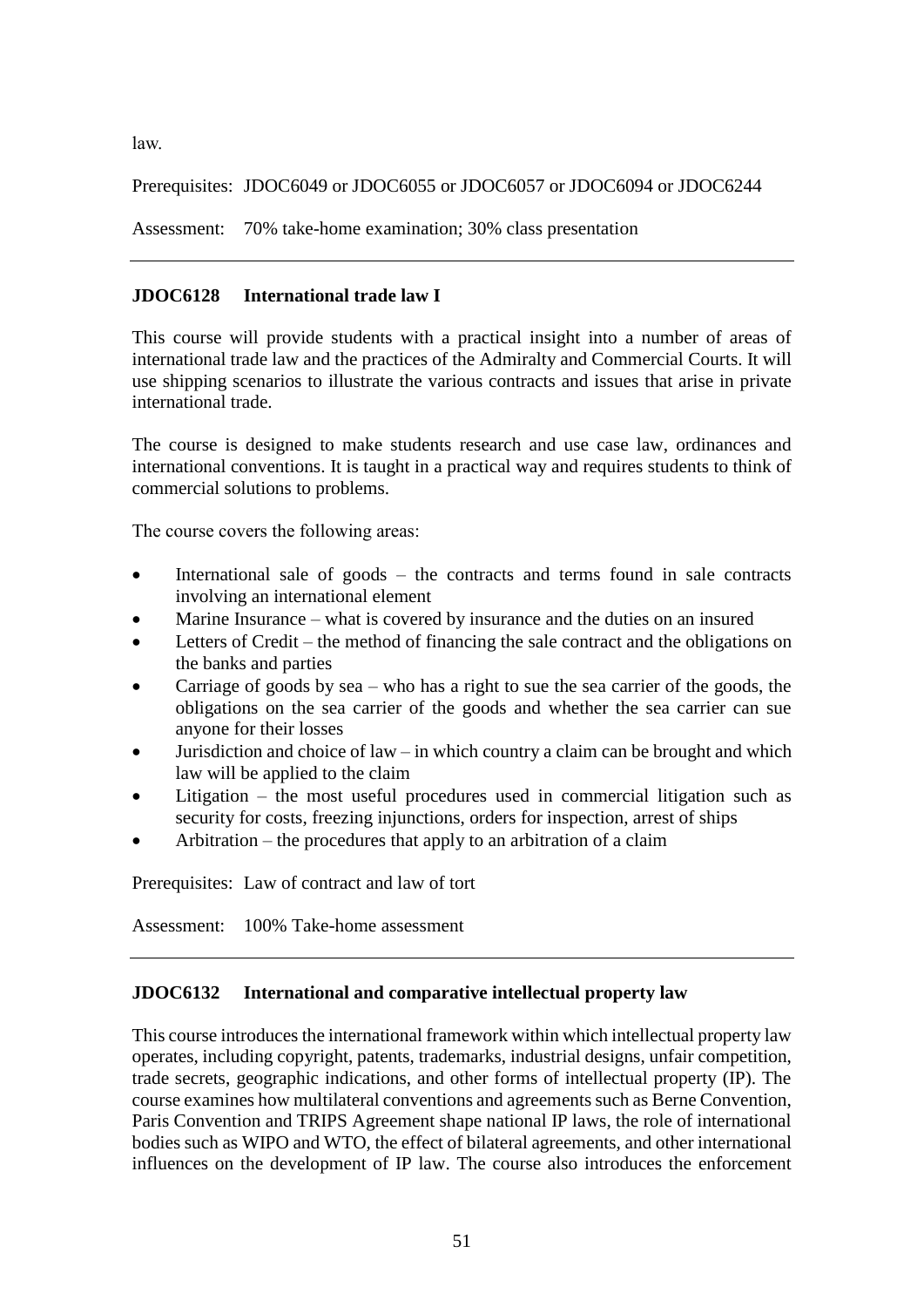law.

Prerequisites: JDOC6049 or JDOC6055 or JDOC6057 or JDOC6094 or JDOC6244

Assessment: 70% take-home examination; 30% class presentation

---

### JDOC6128 International trade law I

This course will provide students with a practical insight into a number of areas of international trade law and the practices of the Admiralty and Commercial Courts. It will use shipping scenarios to illustrate the various contracts and issues that arise in private international trade.

The course is designed to make students research and use case law, ordinances and international conventions. It is taught in a practical way and requires students to think of commercial solutions to problems.

The course covers the following areas:

- International sale of goods – the contracts and terms found in sale contracts involving an international element
- Marine Insurance – what is covered by insurance and the duties on an insured
- Letters of Credit – the method of financing the sale contract and the obligations on the banks and parties
- Carriage of goods by sea – who has a right to sue the sea carrier of the goods, the obligations on the sea carrier of the goods and whether the sea carrier can sue anyone for their losses
- Jurisdiction and choice of law – in which country a claim can be brought and which law will be applied to the claim
- Litigation – the most useful procedures used in commercial litigation such as security for costs, freezing injunctions, orders for inspection, arrest of ships
- Arbitration – the procedures that apply to an arbitration of a claim

Prerequisites: Law of contract and law of tort

Assessment: 100% Take-home assessment

---

### JDOC6132 International and comparative intellectual property law

This course introduces the international framework within which intellectual property law operates, including copyright, patents, trademarks, industrial designs, unfair competition, trade secrets, geographic indications, and other forms of intellectual property (IP). The course examines how multilateral conventions and agreements such as Berne Convention, Paris Convention and TRIPS Agreement shape national IP laws, the role of international bodies such as WIPO and WTO, the effect of bilateral agreements, and other international influences on the development of IP law. The course also introduces the enforcement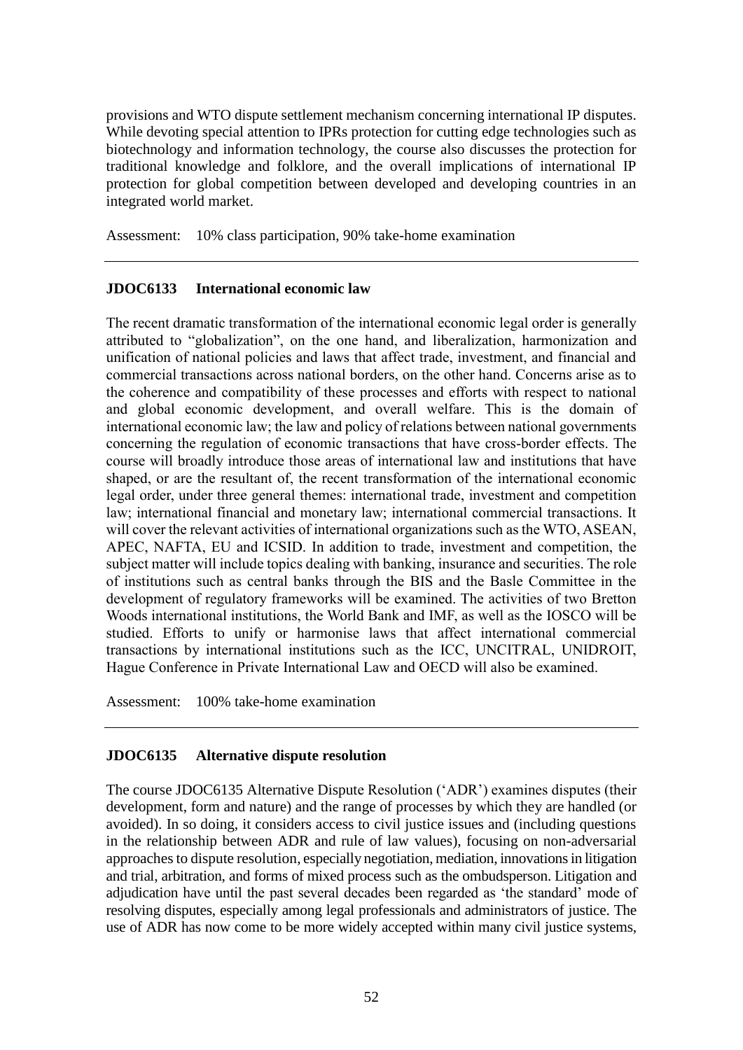provisions and WTO dispute settlement mechanism concerning international IP disputes. While devoting special attention to IPRs protection for cutting edge technologies such as biotechnology and information technology, the course also discusses the protection for traditional knowledge and folklore, and the overall implications of international IP protection for global competition between developed and developing countries in an integrated world market.

Assessment: 10% class participation, 90% take-home examination

---

### JDOC6133 International economic law

The recent dramatic transformation of the international economic legal order is generally attributed to "globalization", on the one hand, and liberalization, harmonization and unification of national policies and laws that affect trade, investment, and financial and commercial transactions across national borders, on the other hand. Concerns arise as to the coherence and compatibility of these processes and efforts with respect to national and global economic development, and overall welfare. This is the domain of international economic law; the law and policy of relations between national governments concerning the regulation of economic transactions that have cross-border effects. The course will broadly introduce those areas of international law and institutions that have shaped, or are the resultant of, the recent transformation of the international economic legal order, under three general themes: international trade, investment and competition law; international financial and monetary law; international commercial transactions. It will cover the relevant activities of international organizations such as the WTO, ASEAN, APEC, NAFTA, EU and ICSID. In addition to trade, investment and competition, the subject matter will include topics dealing with banking, insurance and securities. The role of institutions such as central banks through the BIS and the Basle Committee in the development of regulatory frameworks will be examined. The activities of two Bretton Woods international institutions, the World Bank and IMF, as well as the IOSCO will be studied. Efforts to unify or harmonise laws that affect international commercial transactions by international institutions such as the ICC, UNCITRAL, UNIDROIT, Hague Conference in Private International Law and OECD will also be examined.

Assessment: 100% take-home examination

---

### JDOC6135 Alternative dispute resolution

The course JDOC6135 Alternative Dispute Resolution ('ADR') examines disputes (their development, form and nature) and the range of processes by which they are handled (or avoided). In so doing, it considers access to civil justice issues and (including questions in the relationship between ADR and rule of law values), focusing on non-adversarial approaches to dispute resolution, especially negotiation, mediation, innovations in litigation and trial, arbitration, and forms of mixed process such as the ombudsperson. Litigation and adjudication have until the past several decades been regarded as 'the standard' mode of resolving disputes, especially among legal professionals and administrators of justice. The use of ADR has now come to be more widely accepted within many civil justice systems,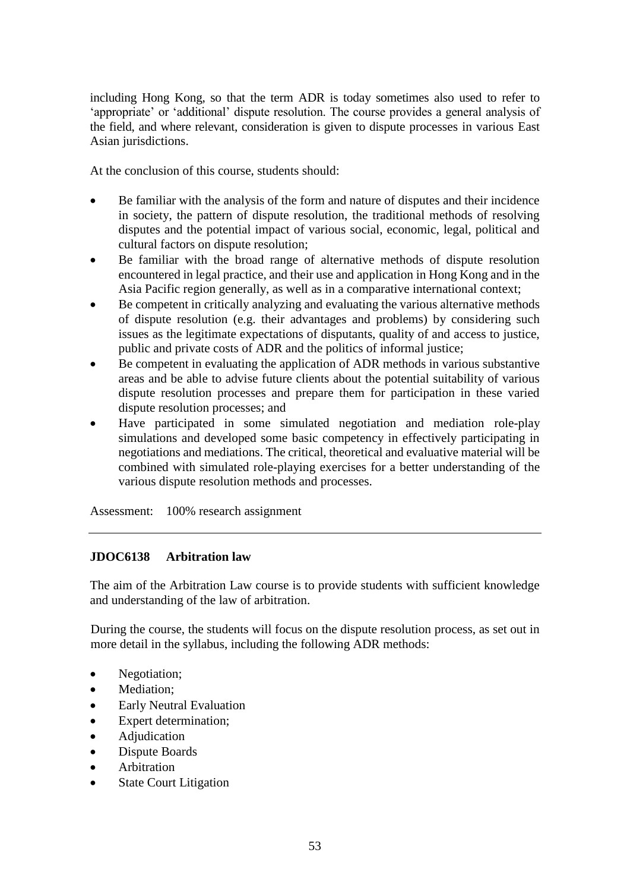including Hong Kong, so that the term ADR is today sometimes also used to refer to 'appropriate' or 'additional' dispute resolution. The course provides a general analysis of the field, and where relevant, consideration is given to dispute processes in various East Asian jurisdictions.

At the conclusion of this course, students should:

- Be familiar with the analysis of the form and nature of disputes and their incidence in society, the pattern of dispute resolution, the traditional methods of resolving disputes and the potential impact of various social, economic, legal, political and cultural factors on dispute resolution;
- Be familiar with the broad range of alternative methods of dispute resolution encountered in legal practice, and their use and application in Hong Kong and in the Asia Pacific region generally, as well as in a comparative international context;
- Be competent in critically analyzing and evaluating the various alternative methods of dispute resolution (e.g. their advantages and problems) by considering such issues as the legitimate expectations of disputants, quality of and access to justice, public and private costs of ADR and the politics of informal justice;
- Be competent in evaluating the application of ADR methods in various substantive areas and be able to advise future clients about the potential suitability of various dispute resolution processes and prepare them for participation in these varied dispute resolution processes; and
- Have participated in some simulated negotiation and mediation role-play simulations and developed some basic competency in effectively participating in negotiations and mediations. The critical, theoretical and evaluative material will be combined with simulated role-playing exercises for a better understanding of the various dispute resolution methods and processes.

Assessment: 100% research assignment

---

**JDOC6138 Arbitration law**

The aim of the Arbitration Law course is to provide students with sufficient knowledge and understanding of the law of arbitration.

During the course, the students will focus on the dispute resolution process, as set out in more detail in the syllabus, including the following ADR methods:

- Negotiation;
- Mediation;
- Early Neutral Evaluation
- Expert determination;
- Adjudication
- Dispute Boards
- Arbitration
- State Court Litigation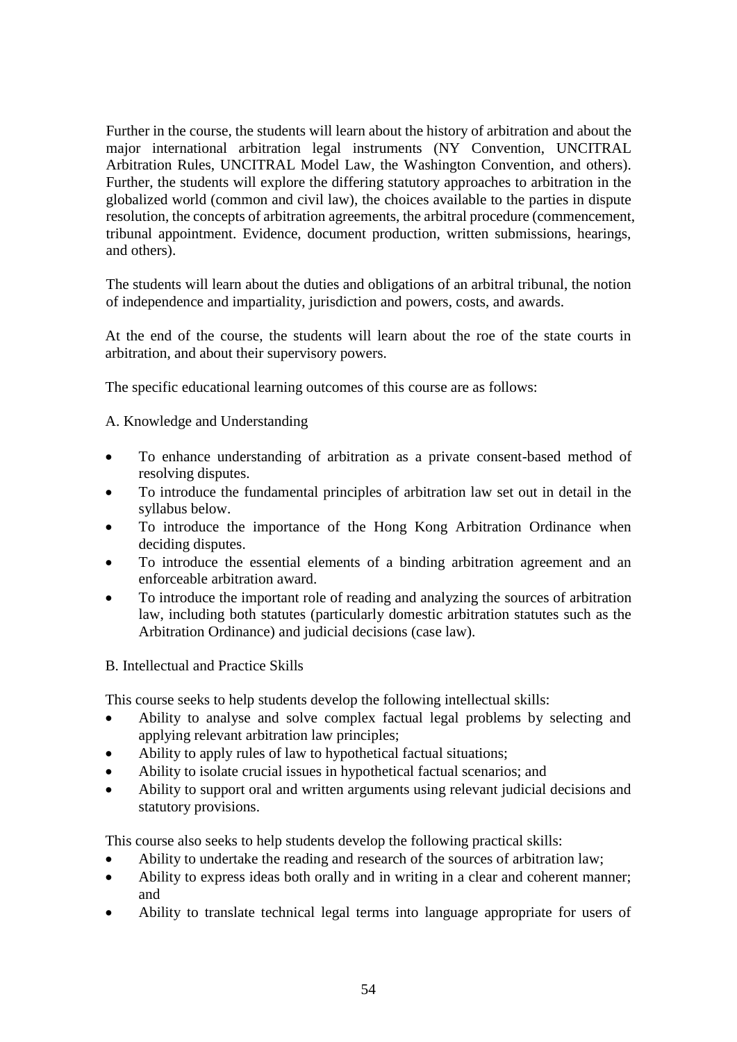Further in the course, the students will learn about the history of arbitration and about the major international arbitration legal instruments (NY Convention, UNCITRAL Arbitration Rules, UNCITRAL Model Law, the Washington Convention, and others). Further, the students will explore the differing statutory approaches to arbitration in the globalized world (common and civil law), the choices available to the parties in dispute resolution, the concepts of arbitration agreements, the arbitral procedure (commencement, tribunal appointment. Evidence, document production, written submissions, hearings, and others).

The students will learn about the duties and obligations of an arbitral tribunal, the notion of independence and impartiality, jurisdiction and powers, costs, and awards.

At the end of the course, the students will learn about the roe of the state courts in arbitration, and about their supervisory powers.

The specific educational learning outcomes of this course are as follows:

A. Knowledge and Understanding

- To enhance understanding of arbitration as a private consent-based method of resolving disputes.
- To introduce the fundamental principles of arbitration law set out in detail in the syllabus below.
- To introduce the importance of the Hong Kong Arbitration Ordinance when deciding disputes.
- To introduce the essential elements of a binding arbitration agreement and an enforceable arbitration award.
- To introduce the important role of reading and analyzing the sources of arbitration law, including both statutes (particularly domestic arbitration statutes such as the Arbitration Ordinance) and judicial decisions (case law).

B. Intellectual and Practice Skills

This course seeks to help students develop the following intellectual skills:

- Ability to analyse and solve complex factual legal problems by selecting and applying relevant arbitration law principles;
- Ability to apply rules of law to hypothetical factual situations;
- Ability to isolate crucial issues in hypothetical factual scenarios; and
- Ability to support oral and written arguments using relevant judicial decisions and statutory provisions.

This course also seeks to help students develop the following practical skills:

- Ability to undertake the reading and research of the sources of arbitration law;
- Ability to express ideas both orally and in writing in a clear and coherent manner; and
- Ability to translate technical legal terms into language appropriate for users of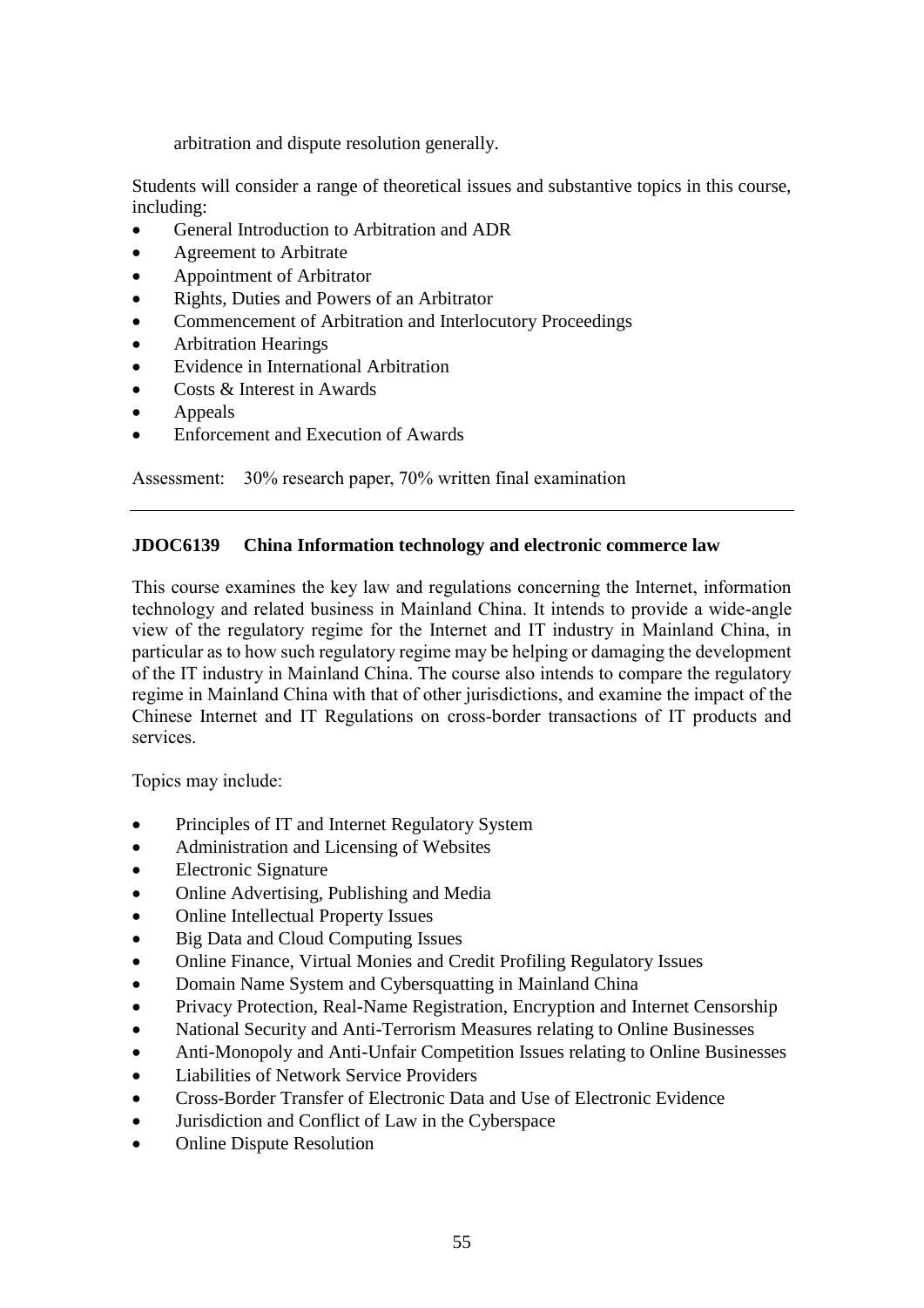arbitration and dispute resolution generally.

Students will consider a range of theoretical issues and substantive topics in this course, including:

- General Introduction to Arbitration and ADR
- Agreement to Arbitrate
- Appointment of Arbitrator
- Rights, Duties and Powers of an Arbitrator
- Commencement of Arbitration and Interlocutory Proceedings
- Arbitration Hearings
- Evidence in International Arbitration
- Costs & Interest in Awards
- Appeals
- Enforcement and Execution of Awards

Assessment: 30% research paper, 70% written final examination

---

**JDOC6139 China Information technology and electronic commerce law**

This course examines the key law and regulations concerning the Internet, information technology and related business in Mainland China. It intends to provide a wide-angle view of the regulatory regime for the Internet and IT industry in Mainland China, in particular as to how such regulatory regime may be helping or damaging the development of the IT industry in Mainland China. The course also intends to compare the regulatory regime in Mainland China with that of other jurisdictions, and examine the impact of the Chinese Internet and IT Regulations on cross-border transactions of IT products and services.

Topics may include:

- Principles of IT and Internet Regulatory System
- Administration and Licensing of Websites
- Electronic Signature
- Online Advertising, Publishing and Media
- Online Intellectual Property Issues
- Big Data and Cloud Computing Issues
- Online Finance, Virtual Monies and Credit Profiling Regulatory Issues
- Domain Name System and Cybersquatting in Mainland China
- Privacy Protection, Real-Name Registration, Encryption and Internet Censorship
- National Security and Anti-Terrorism Measures relating to Online Businesses
- Anti-Monopoly and Anti-Unfair Competition Issues relating to Online Businesses
- Liabilities of Network Service Providers
- Cross-Border Transfer of Electronic Data and Use of Electronic Evidence
- Jurisdiction and Conflict of Law in the Cyberspace
- Online Dispute Resolution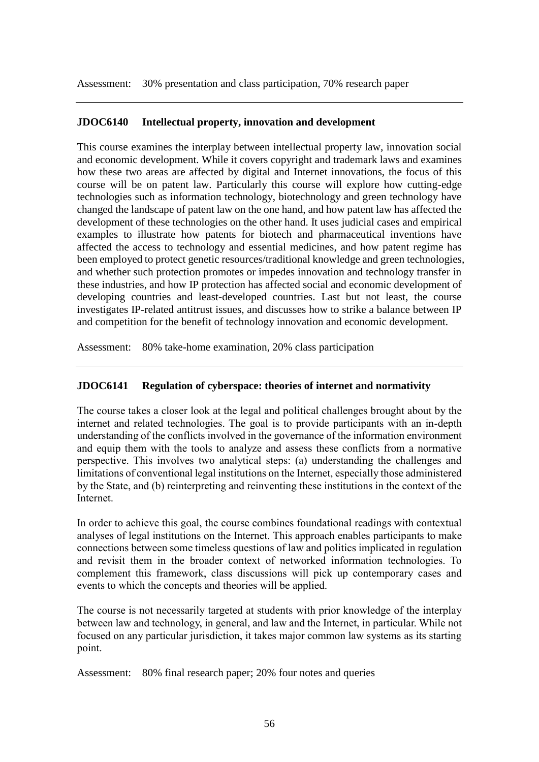Assessment: 30% presentation and class participation, 70% research paper

---

### JDOC6140 Intellectual property, innovation and development

This course examines the interplay between intellectual property law, innovation social and economic development. While it covers copyright and trademark laws and examines how these two areas are affected by digital and Internet innovations, the focus of this course will be on patent law. Particularly this course will explore how cutting-edge technologies such as information technology, biotechnology and green technology have changed the landscape of patent law on the one hand, and how patent law has affected the development of these technologies on the other hand. It uses judicial cases and empirical examples to illustrate how patents for biotech and pharmaceutical inventions have affected the access to technology and essential medicines, and how patent regime has been employed to protect genetic resources/traditional knowledge and green technologies, and whether such protection promotes or impedes innovation and technology transfer in these industries, and how IP protection has affected social and economic development of developing countries and least-developed countries. Last but not least, the course investigates IP-related antitrust issues, and discusses how to strike a balance between IP and competition for the benefit of technology innovation and economic development.

Assessment: 80% take-home examination, 20% class participation

---

### JDOC6141 Regulation of cyberspace: theories of internet and normativity

The course takes a closer look at the legal and political challenges brought about by the internet and related technologies. The goal is to provide participants with an in-depth understanding of the conflicts involved in the governance of the information environment and equip them with the tools to analyze and assess these conflicts from a normative perspective. This involves two analytical steps: (a) understanding the challenges and limitations of conventional legal institutions on the Internet, especially those administered by the State, and (b) reinterpreting and reinventing these institutions in the context of the Internet.

In order to achieve this goal, the course combines foundational readings with contextual analyses of legal institutions on the Internet. This approach enables participants to make connections between some timeless questions of law and politics implicated in regulation and revisit them in the broader context of networked information technologies. To complement this framework, class discussions will pick up contemporary cases and events to which the concepts and theories will be applied.

The course is not necessarily targeted at students with prior knowledge of the interplay between law and technology, in general, and law and the Internet, in particular. While not focused on any particular jurisdiction, it takes major common law systems as its starting point.

Assessment: 80% final research paper; 20% four notes and queries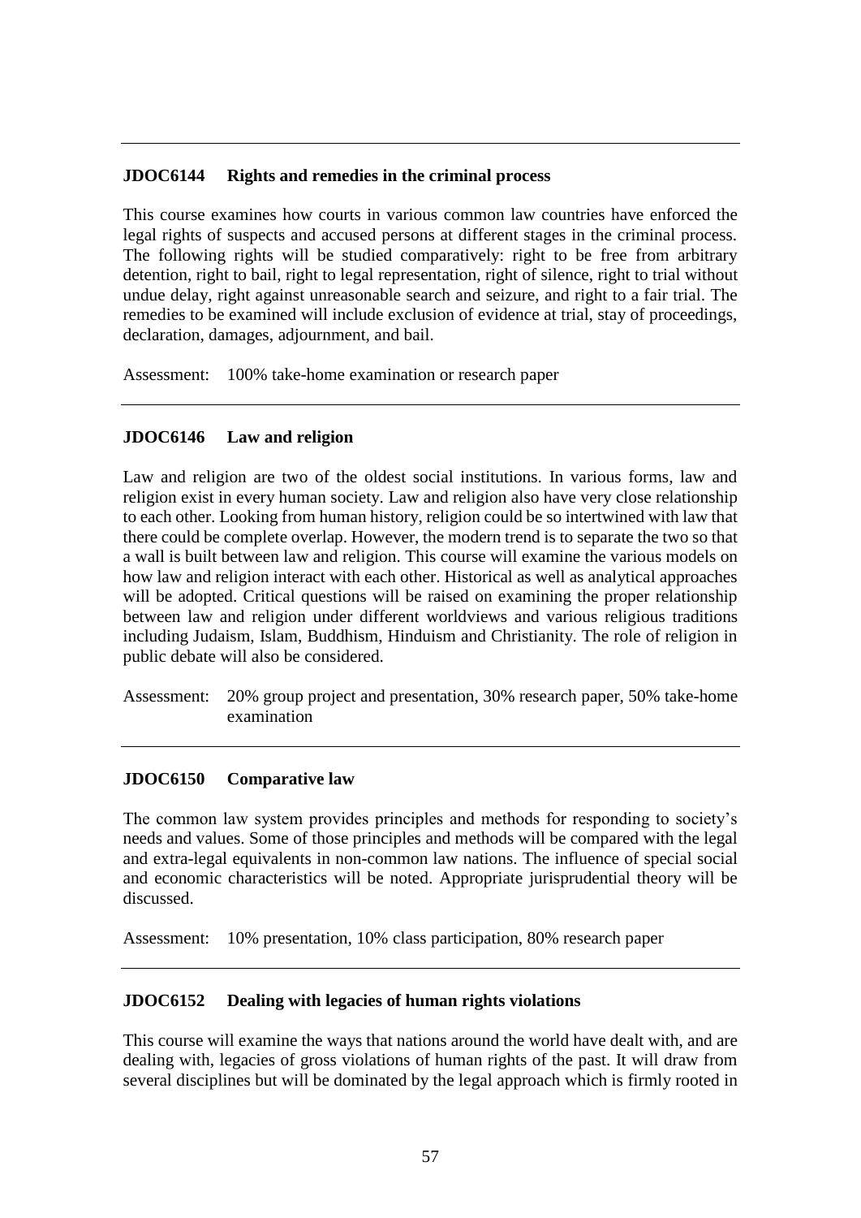---

### JDOC6144 Rights and remedies in the criminal process

This course examines how courts in various common law countries have enforced the legal rights of suspects and accused persons at different stages in the criminal process. The following rights will be studied comparatively: right to be free from arbitrary detention, right to bail, right to legal representation, right of silence, right to trial without undue delay, right against unreasonable search and seizure, and right to a fair trial. The remedies to be examined will include exclusion of evidence at trial, stay of proceedings, declaration, damages, adjournment, and bail.

Assessment: 100% take-home examination or research paper

---

### JDOC6146 Law and religion

Law and religion are two of the oldest social institutions. In various forms, law and religion exist in every human society. Law and religion also have very close relationship to each other. Looking from human history, religion could be so intertwined with law that there could be complete overlap. However, the modern trend is to separate the two so that a wall is built between law and religion. This course will examine the various models on how law and religion interact with each other. Historical as well as analytical approaches will be adopted. Critical questions will be raised on examining the proper relationship between law and religion under different worldviews and various religious traditions including Judaism, Islam, Buddhism, Hinduism and Christianity. The role of religion in public debate will also be considered.

Assessment: 20% group project and presentation, 30% research paper, 50% take-home examination

---

### JDOC6150 Comparative law

The common law system provides principles and methods for responding to society's needs and values. Some of those principles and methods will be compared with the legal and extra-legal equivalents in non-common law nations. The influence of special social and economic characteristics will be noted. Appropriate jurisprudential theory will be discussed.

Assessment: 10% presentation, 10% class participation, 80% research paper

---

### JDOC6152 Dealing with legacies of human rights violations

This course will examine the ways that nations around the world have dealt with, and are dealing with, legacies of gross violations of human rights of the past. It will draw from several disciplines but will be dominated by the legal approach which is firmly rooted in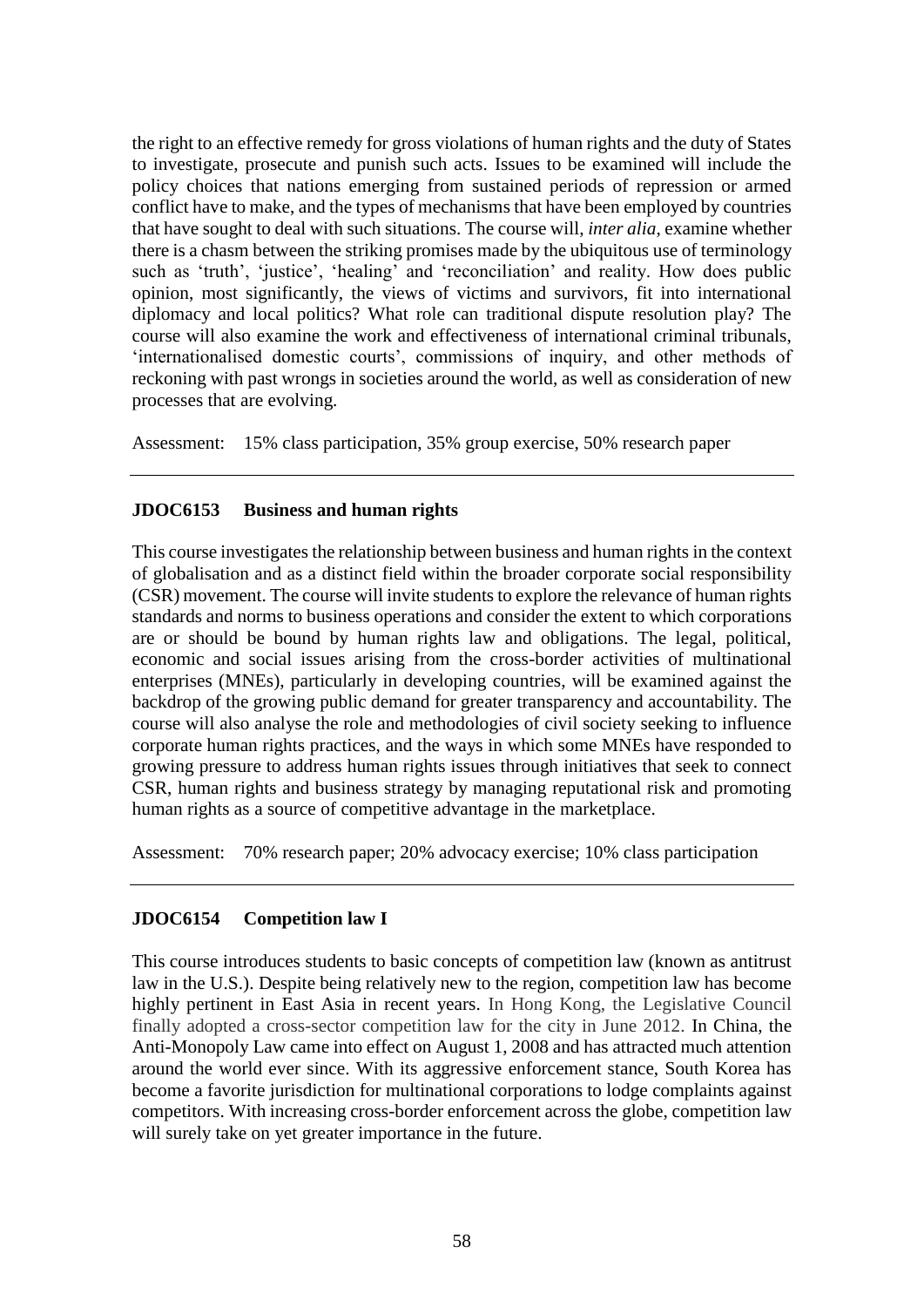the right to an effective remedy for gross violations of human rights and the duty of States to investigate, prosecute and punish such acts. Issues to be examined will include the policy choices that nations emerging from sustained periods of repression or armed conflict have to make, and the types of mechanisms that have been employed by countries that have sought to deal with such situations. The course will, *inter alia*, examine whether there is a chasm between the striking promises made by the ubiquitous use of terminology such as 'truth', 'justice', 'healing' and 'reconciliation' and reality. How does public opinion, most significantly, the views of victims and survivors, fit into international diplomacy and local politics? What role can traditional dispute resolution play? The course will also examine the work and effectiveness of international criminal tribunals, 'internationalised domestic courts', commissions of inquiry, and other methods of reckoning with past wrongs in societies around the world, as well as consideration of new processes that are evolving.

Assessment: 15% class participation, 35% group exercise, 50% research paper

---

### JDOC6153 Business and human rights

This course investigates the relationship between business and human rights in the context of globalisation and as a distinct field within the broader corporate social responsibility (CSR) movement. The course will invite students to explore the relevance of human rights standards and norms to business operations and consider the extent to which corporations are or should be bound by human rights law and obligations. The legal, political, economic and social issues arising from the cross-border activities of multinational enterprises (MNEs), particularly in developing countries, will be examined against the backdrop of the growing public demand for greater transparency and accountability. The course will also analyse the role and methodologies of civil society seeking to influence corporate human rights practices, and the ways in which some MNEs have responded to growing pressure to address human rights issues through initiatives that seek to connect CSR, human rights and business strategy by managing reputational risk and promoting human rights as a source of competitive advantage in the marketplace.

Assessment: 70% research paper; 20% advocacy exercise; 10% class participation

---

### JDOC6154 Competition law I

This course introduces students to basic concepts of competition law (known as antitrust law in the U.S.). Despite being relatively new to the region, competition law has become highly pertinent in East Asia in recent years. In Hong Kong, the Legislative Council finally adopted a cross-sector competition law for the city in June 2012. In China, the Anti-Monopoly Law came into effect on August 1, 2008 and has attracted much attention around the world ever since. With its aggressive enforcement stance, South Korea has become a favorite jurisdiction for multinational corporations to lodge complaints against competitors. With increasing cross-border enforcement across the globe, competition law will surely take on yet greater importance in the future.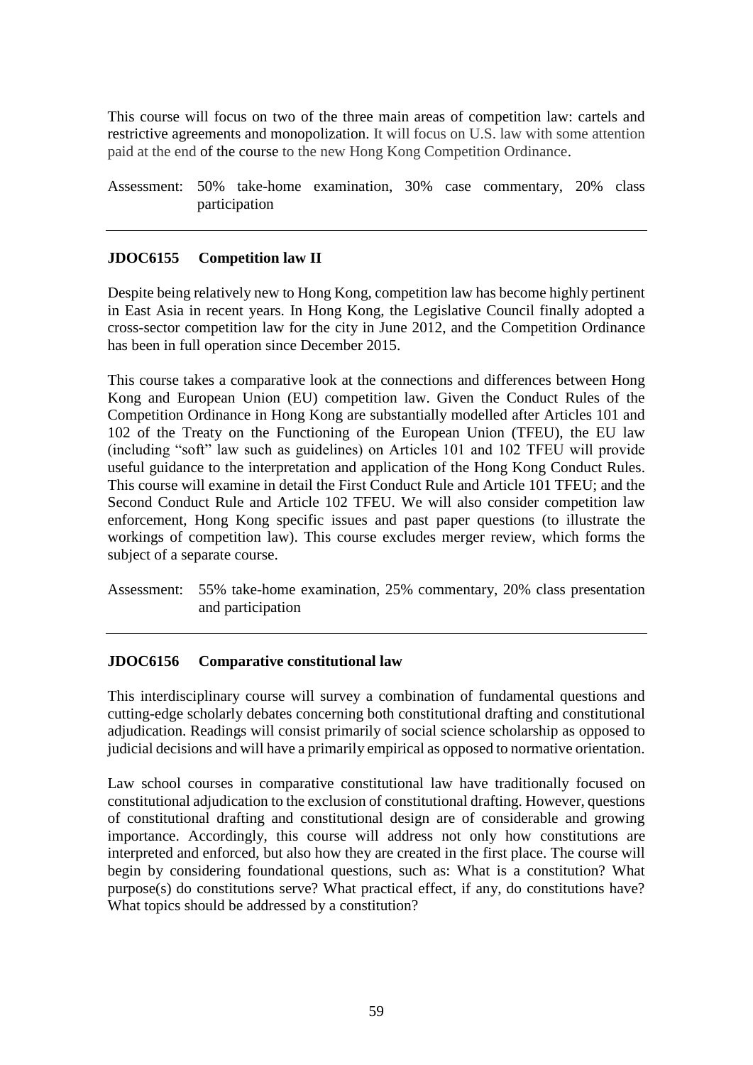This course will focus on two of the three main areas of competition law: cartels and restrictive agreements and monopolization. It will focus on U.S. law with some attention paid at the end of the course to the new Hong Kong Competition Ordinance.

Assessment: 50% take-home examination, 30% case commentary, 20% class participation

---

### JDOC6155 Competition law II

Despite being relatively new to Hong Kong, competition law has become highly pertinent in East Asia in recent years. In Hong Kong, the Legislative Council finally adopted a cross-sector competition law for the city in June 2012, and the Competition Ordinance has been in full operation since December 2015.

This course takes a comparative look at the connections and differences between Hong Kong and European Union (EU) competition law. Given the Conduct Rules of the Competition Ordinance in Hong Kong are substantially modelled after Articles 101 and 102 of the Treaty on the Functioning of the European Union (TFEU), the EU law (including "soft" law such as guidelines) on Articles 101 and 102 TFEU will provide useful guidance to the interpretation and application of the Hong Kong Conduct Rules. This course will examine in detail the First Conduct Rule and Article 101 TFEU; and the Second Conduct Rule and Article 102 TFEU. We will also consider competition law enforcement, Hong Kong specific issues and past paper questions (to illustrate the workings of competition law). This course excludes merger review, which forms the subject of a separate course.

Assessment: 55% take-home examination, 25% commentary, 20% class presentation and participation

---

### JDOC6156 Comparative constitutional law

This interdisciplinary course will survey a combination of fundamental questions and cutting-edge scholarly debates concerning both constitutional drafting and constitutional adjudication. Readings will consist primarily of social science scholarship as opposed to judicial decisions and will have a primarily empirical as opposed to normative orientation.

Law school courses in comparative constitutional law have traditionally focused on constitutional adjudication to the exclusion of constitutional drafting. However, questions of constitutional drafting and constitutional design are of considerable and growing importance. Accordingly, this course will address not only how constitutions are interpreted and enforced, but also how they are created in the first place. The course will begin by considering foundational questions, such as: What is a constitution? What purpose(s) do constitutions serve? What practical effect, if any, do constitutions have? What topics should be addressed by a constitution?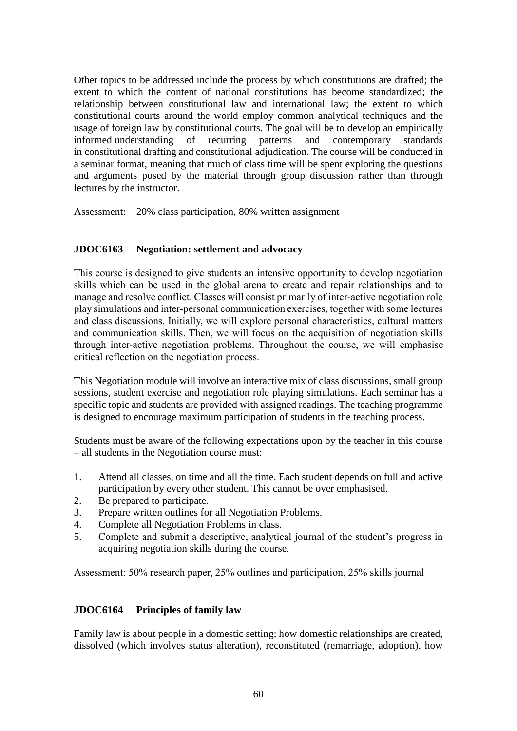Other topics to be addressed include the process by which constitutions are drafted; the extent to which the content of national constitutions has become standardized; the relationship between constitutional law and international law; the extent to which constitutional courts around the world employ common analytical techniques and the usage of foreign law by constitutional courts. The goal will be to develop an empirically informed understanding of recurring patterns and contemporary standards in constitutional drafting and constitutional adjudication. The course will be conducted in a seminar format, meaning that much of class time will be spent exploring the questions and arguments posed by the material through group discussion rather than through lectures by the instructor.

Assessment: 20% class participation, 80% written assignment

---

### JDOC6163 Negotiation: settlement and advocacy

This course is designed to give students an intensive opportunity to develop negotiation skills which can be used in the global arena to create and repair relationships and to manage and resolve conflict. Classes will consist primarily of inter-active negotiation role play simulations and inter-personal communication exercises, together with some lectures and class discussions. Initially, we will explore personal characteristics, cultural matters and communication skills. Then, we will focus on the acquisition of negotiation skills through inter-active negotiation problems. Throughout the course, we will emphasise critical reflection on the negotiation process.

This Negotiation module will involve an interactive mix of class discussions, small group sessions, student exercise and negotiation role playing simulations. Each seminar has a specific topic and students are provided with assigned readings. The teaching programme is designed to encourage maximum participation of students in the teaching process.

Students must be aware of the following expectations upon by the teacher in this course – all students in the Negotiation course must:

1. Attend all classes, on time and all the time. Each student depends on full and active participation by every other student. This cannot be over emphasised.
2. Be prepared to participate.
3. Prepare written outlines for all Negotiation Problems.
4. Complete all Negotiation Problems in class.
5. Complete and submit a descriptive, analytical journal of the student's progress in acquiring negotiation skills during the course.

Assessment: 50% research paper, 25% outlines and participation, 25% skills journal

---

### JDOC6164 Principles of family law

Family law is about people in a domestic setting; how domestic relationships are created, dissolved (which involves status alteration), reconstituted (remarriage, adoption), how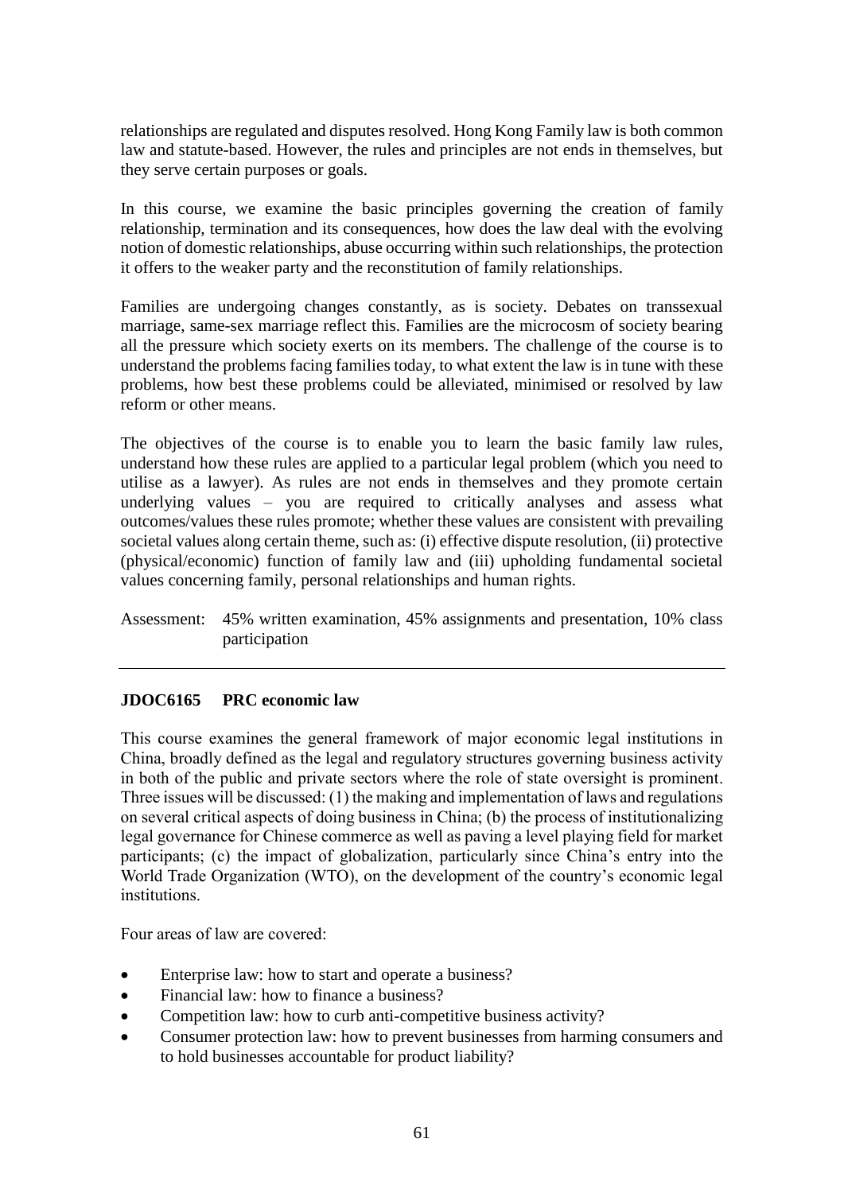relationships are regulated and disputes resolved. Hong Kong Family law is both common law and statute-based. However, the rules and principles are not ends in themselves, but they serve certain purposes or goals.

In this course, we examine the basic principles governing the creation of family relationship, termination and its consequences, how does the law deal with the evolving notion of domestic relationships, abuse occurring within such relationships, the protection it offers to the weaker party and the reconstitution of family relationships.

Families are undergoing changes constantly, as is society. Debates on transsexual marriage, same-sex marriage reflect this. Families are the microcosm of society bearing all the pressure which society exerts on its members. The challenge of the course is to understand the problems facing families today, to what extent the law is in tune with these problems, how best these problems could be alleviated, minimised or resolved by law reform or other means.

The objectives of the course is to enable you to learn the basic family law rules, understand how these rules are applied to a particular legal problem (which you need to utilise as a lawyer). As rules are not ends in themselves and they promote certain underlying values – you are required to critically analyses and assess what outcomes/values these rules promote; whether these values are consistent with prevailing societal values along certain theme, such as: (i) effective dispute resolution, (ii) protective (physical/economic) function of family law and (iii) upholding fundamental societal values concerning family, personal relationships and human rights.

Assessment: 45% written examination, 45% assignments and presentation, 10% class participation

---

**JDOC6165 PRC economic law**

This course examines the general framework of major economic legal institutions in China, broadly defined as the legal and regulatory structures governing business activity in both of the public and private sectors where the role of state oversight is prominent. Three issues will be discussed: (1) the making and implementation of laws and regulations on several critical aspects of doing business in China; (b) the process of institutionalizing legal governance for Chinese commerce as well as paving a level playing field for market participants; (c) the impact of globalization, particularly since China's entry into the World Trade Organization (WTO), on the development of the country's economic legal institutions.

Four areas of law are covered:

- Enterprise law: how to start and operate a business?
- Financial law: how to finance a business?
- Competition law: how to curb anti-competitive business activity?
- Consumer protection law: how to prevent businesses from harming consumers and to hold businesses accountable for product liability?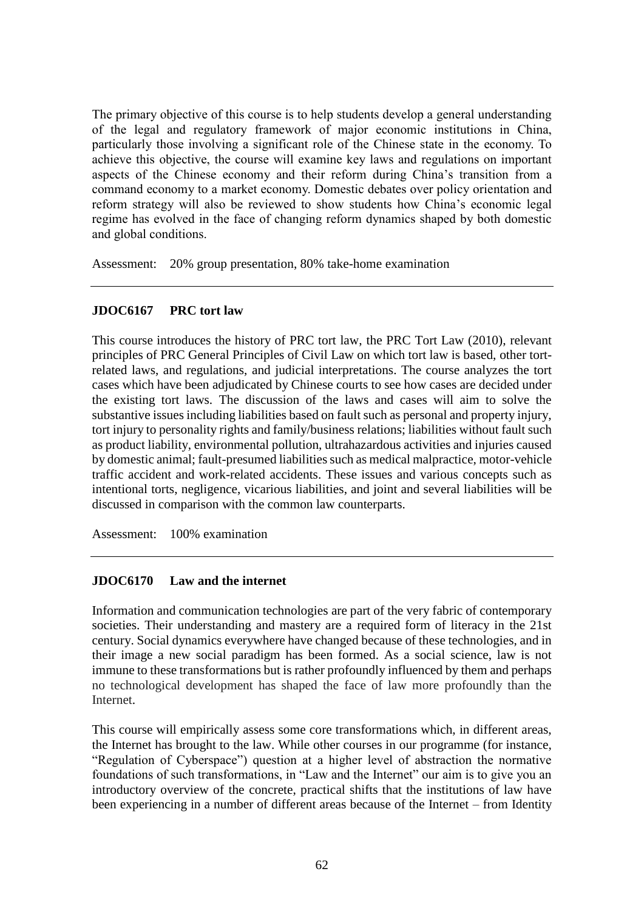The primary objective of this course is to help students develop a general understanding of the legal and regulatory framework of major economic institutions in China, particularly those involving a significant role of the Chinese state in the economy. To achieve this objective, the course will examine key laws and regulations on important aspects of the Chinese economy and their reform during China's transition from a command economy to a market economy. Domestic debates over policy orientation and reform strategy will also be reviewed to show students how China's economic legal regime has evolved in the face of changing reform dynamics shaped by both domestic and global conditions.

Assessment: 20% group presentation, 80% take-home examination

---

### JDOC6167 PRC tort law

This course introduces the history of PRC tort law, the PRC Tort Law (2010), relevant principles of PRC General Principles of Civil Law on which tort law is based, other tort-related laws, and regulations, and judicial interpretations. The course analyzes the tort cases which have been adjudicated by Chinese courts to see how cases are decided under the existing tort laws. The discussion of the laws and cases will aim to solve the substantive issues including liabilities based on fault such as personal and property injury, tort injury to personality rights and family/business relations; liabilities without fault such as product liability, environmental pollution, ultrahazardous activities and injuries caused by domestic animal; fault-presumed liabilities such as medical malpractice, motor-vehicle traffic accident and work-related accidents. These issues and various concepts such as intentional torts, negligence, vicarious liabilities, and joint and several liabilities will be discussed in comparison with the common law counterparts.

Assessment: 100% examination

---

### JDOC6170 Law and the internet

Information and communication technologies are part of the very fabric of contemporary societies. Their understanding and mastery are a required form of literacy in the 21st century. Social dynamics everywhere have changed because of these technologies, and in their image a new social paradigm has been formed. As a social science, law is not immune to these transformations but is rather profoundly influenced by them and perhaps no technological development has shaped the face of law more profoundly than the Internet.

This course will empirically assess some core transformations which, in different areas, the Internet has brought to the law. While other courses in our programme (for instance, "Regulation of Cyberspace") question at a higher level of abstraction the normative foundations of such transformations, in "Law and the Internet" our aim is to give you an introductory overview of the concrete, practical shifts that the institutions of law have been experiencing in a number of different areas because of the Internet – from Identity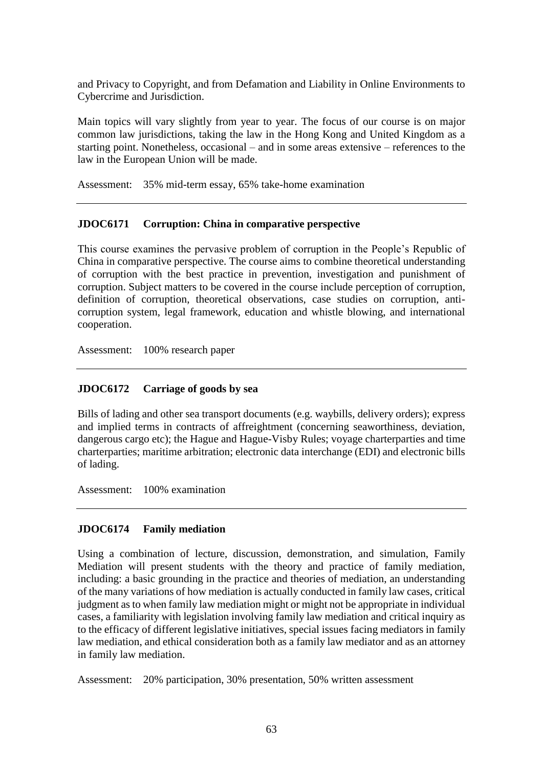and Privacy to Copyright, and from Defamation and Liability in Online Environments to Cybercrime and Jurisdiction.

Main topics will vary slightly from year to year. The focus of our course is on major common law jurisdictions, taking the law in the Hong Kong and United Kingdom as a starting point. Nonetheless, occasional – and in some areas extensive – references to the law in the European Union will be made.

Assessment: 35% mid-term essay, 65% take-home examination

---

### JDOC6171 Corruption: China in comparative perspective

This course examines the pervasive problem of corruption in the People's Republic of China in comparative perspective. The course aims to combine theoretical understanding of corruption with the best practice in prevention, investigation and punishment of corruption. Subject matters to be covered in the course include perception of corruption, definition of corruption, theoretical observations, case studies on corruption, anti-corruption system, legal framework, education and whistle blowing, and international cooperation.

Assessment: 100% research paper

---

### JDOC6172 Carriage of goods by sea

Bills of lading and other sea transport documents (e.g. waybills, delivery orders); express and implied terms in contracts of affreightment (concerning seaworthiness, deviation, dangerous cargo etc); the Hague and Hague-Visby Rules; voyage charterparties and time charterparties; maritime arbitration; electronic data interchange (EDI) and electronic bills of lading.

Assessment: 100% examination

---

### JDOC6174 Family mediation

Using a combination of lecture, discussion, demonstration, and simulation, Family Mediation will present students with the theory and practice of family mediation, including: a basic grounding in the practice and theories of mediation, an understanding of the many variations of how mediation is actually conducted in family law cases, critical judgment as to when family law mediation might or might not be appropriate in individual cases, a familiarity with legislation involving family law mediation and critical inquiry as to the efficacy of different legislative initiatives, special issues facing mediators in family law mediation, and ethical consideration both as a family law mediator and as an attorney in family law mediation.

Assessment: 20% participation, 30% presentation, 50% written assessment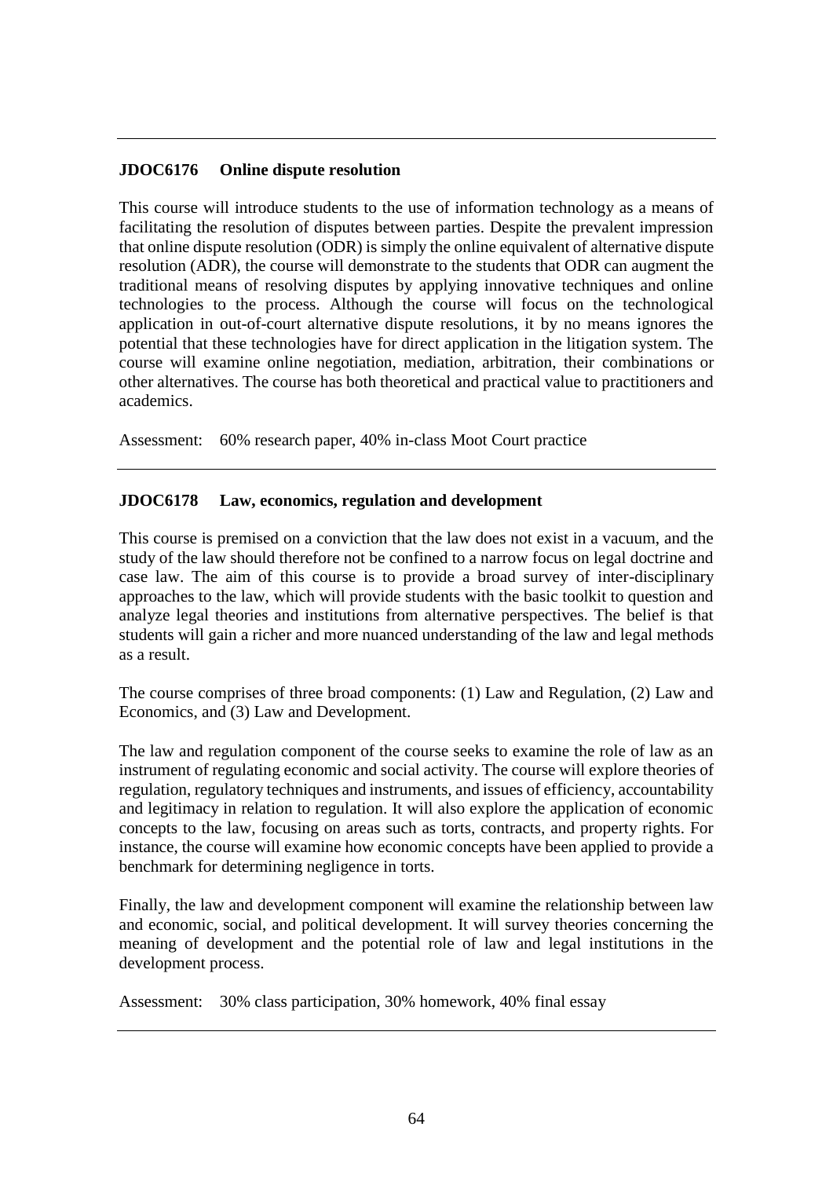### JDOC6176 Online dispute resolution

This course will introduce students to the use of information technology as a means of facilitating the resolution of disputes between parties. Despite the prevalent impression that online dispute resolution (ODR) is simply the online equivalent of alternative dispute resolution (ADR), the course will demonstrate to the students that ODR can augment the traditional means of resolving disputes by applying innovative techniques and online technologies to the process. Although the course will focus on the technological application in out-of-court alternative dispute resolutions, it by no means ignores the potential that these technologies have for direct application in the litigation system. The course will examine online negotiation, mediation, arbitration, their combinations or other alternatives. The course has both theoretical and practical value to practitioners and academics.

Assessment: 60% research paper, 40% in-class Moot Court practice

---

### JDOC6178 Law, economics, regulation and development

This course is premised on a conviction that the law does not exist in a vacuum, and the study of the law should therefore not be confined to a narrow focus on legal doctrine and case law. The aim of this course is to provide a broad survey of inter-disciplinary approaches to the law, which will provide students with the basic toolkit to question and analyze legal theories and institutions from alternative perspectives. The belief is that students will gain a richer and more nuanced understanding of the law and legal methods as a result.

The course comprises of three broad components: (1) Law and Regulation, (2) Law and Economics, and (3) Law and Development.

The law and regulation component of the course seeks to examine the role of law as an instrument of regulating economic and social activity. The course will explore theories of regulation, regulatory techniques and instruments, and issues of efficiency, accountability and legitimacy in relation to regulation. It will also explore the application of economic concepts to the law, focusing on areas such as torts, contracts, and property rights. For instance, the course will examine how economic concepts have been applied to provide a benchmark for determining negligence in torts.

Finally, the law and development component will examine the relationship between law and economic, social, and political development. It will survey theories concerning the meaning of development and the potential role of law and legal institutions in the development process.

Assessment: 30% class participation, 30% homework, 40% final essay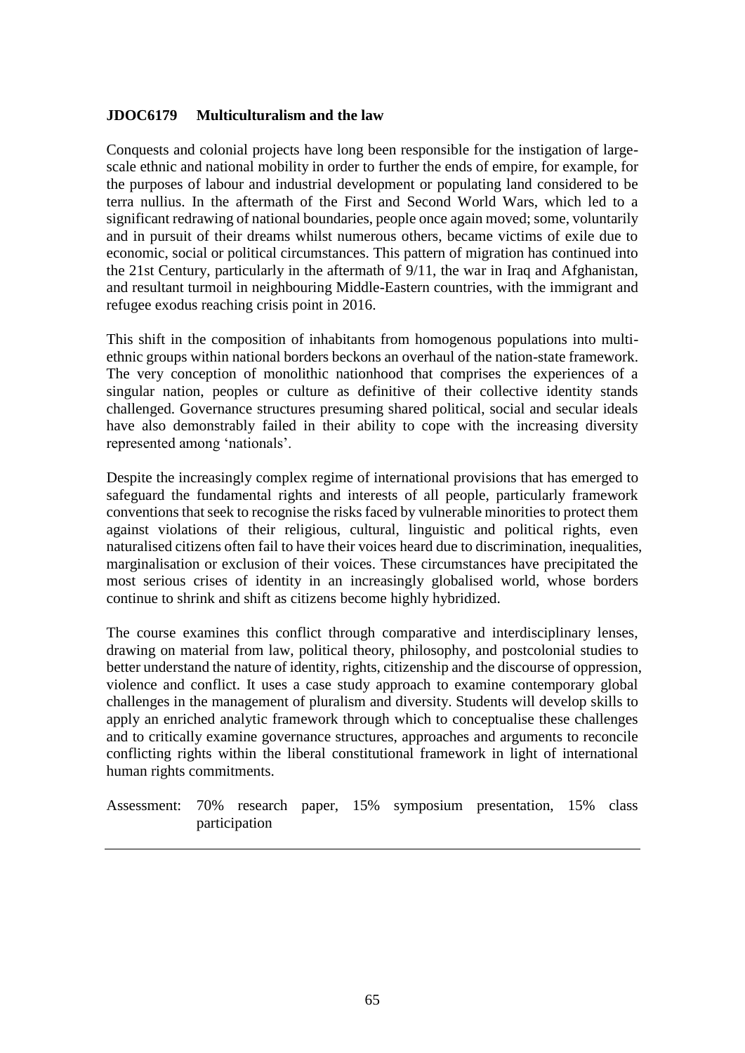**JDOC6179 Multiculturalism and the law**

Conquests and colonial projects have long been responsible for the instigation of large-scale ethnic and national mobility in order to further the ends of empire, for example, for the purposes of labour and industrial development or populating land considered to be terra nullius. In the aftermath of the First and Second World Wars, which led to a significant redrawing of national boundaries, people once again moved; some, voluntarily and in pursuit of their dreams whilst numerous others, became victims of exile due to economic, social or political circumstances. This pattern of migration has continued into the 21st Century, particularly in the aftermath of 9/11, the war in Iraq and Afghanistan, and resultant turmoil in neighbouring Middle-Eastern countries, with the immigrant and refugee exodus reaching crisis point in 2016.

This shift in the composition of inhabitants from homogenous populations into multi-ethnic groups within national borders beckons an overhaul of the nation-state framework. The very conception of monolithic nationhood that comprises the experiences of a singular nation, peoples or culture as definitive of their collective identity stands challenged. Governance structures presuming shared political, social and secular ideals have also demonstrably failed in their ability to cope with the increasing diversity represented among 'nationals'.

Despite the increasingly complex regime of international provisions that has emerged to safeguard the fundamental rights and interests of all people, particularly framework conventions that seek to recognise the risks faced by vulnerable minorities to protect them against violations of their religious, cultural, linguistic and political rights, even naturalised citizens often fail to have their voices heard due to discrimination, inequalities, marginalisation or exclusion of their voices. These circumstances have precipitated the most serious crises of identity in an increasingly globalised world, whose borders continue to shrink and shift as citizens become highly hybridized.

The course examines this conflict through comparative and interdisciplinary lenses, drawing on material from law, political theory, philosophy, and postcolonial studies to better understand the nature of identity, rights, citizenship and the discourse of oppression, violence and conflict. It uses a case study approach to examine contemporary global challenges in the management of pluralism and diversity. Students will develop skills to apply an enriched analytic framework through which to conceptualise these challenges and to critically examine governance structures, approaches and arguments to reconcile conflicting rights within the liberal constitutional framework in light of international human rights commitments.

Assessment: 70% research paper, 15% symposium presentation, 15% class participation

---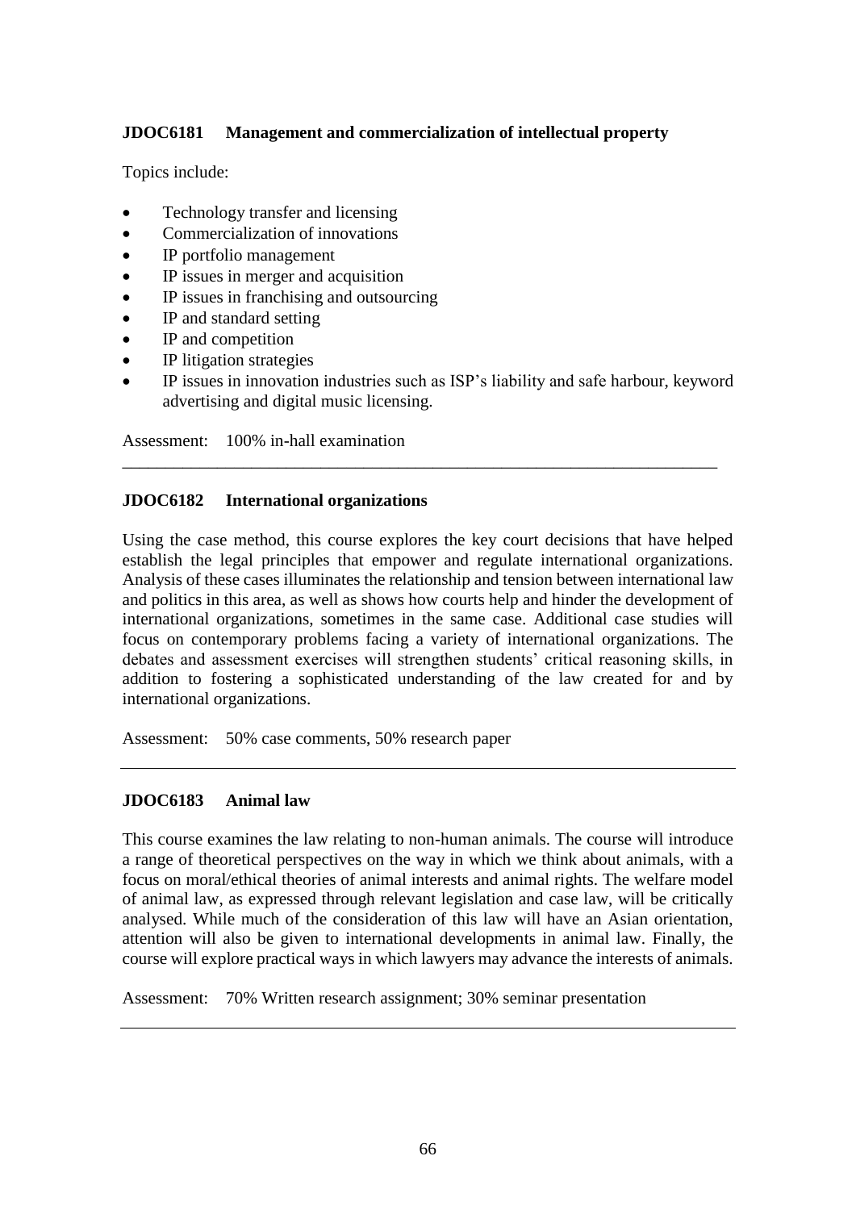### JDOC6181 Management and commercialization of intellectual property

Topics include:

- Technology transfer and licensing
- Commercialization of innovations
- IP portfolio management
- IP issues in merger and acquisition
- IP issues in franchising and outsourcing
- IP and standard setting
- IP and competition
- IP litigation strategies
- IP issues in innovation industries such as ISP's liability and safe harbour, keyword advertising and digital music licensing.

Assessment: 100% in-hall examination

---

### JDOC6182 International organizations

Using the case method, this course explores the key court decisions that have helped establish the legal principles that empower and regulate international organizations. Analysis of these cases illuminates the relationship and tension between international law and politics in this area, as well as shows how courts help and hinder the development of international organizations, sometimes in the same case. Additional case studies will focus on contemporary problems facing a variety of international organizations. The debates and assessment exercises will strengthen students' critical reasoning skills, in addition to fostering a sophisticated understanding of the law created for and by international organizations.

Assessment: 50% case comments, 50% research paper

---

### JDOC6183 Animal law

This course examines the law relating to non-human animals. The course will introduce a range of theoretical perspectives on the way in which we think about animals, with a focus on moral/ethical theories of animal interests and animal rights. The welfare model of animal law, as expressed through relevant legislation and case law, will be critically analysed. While much of the consideration of this law will have an Asian orientation, attention will also be given to international developments in animal law. Finally, the course will explore practical ways in which lawyers may advance the interests of animals.

Assessment: 70% Written research assignment; 30% seminar presentation

---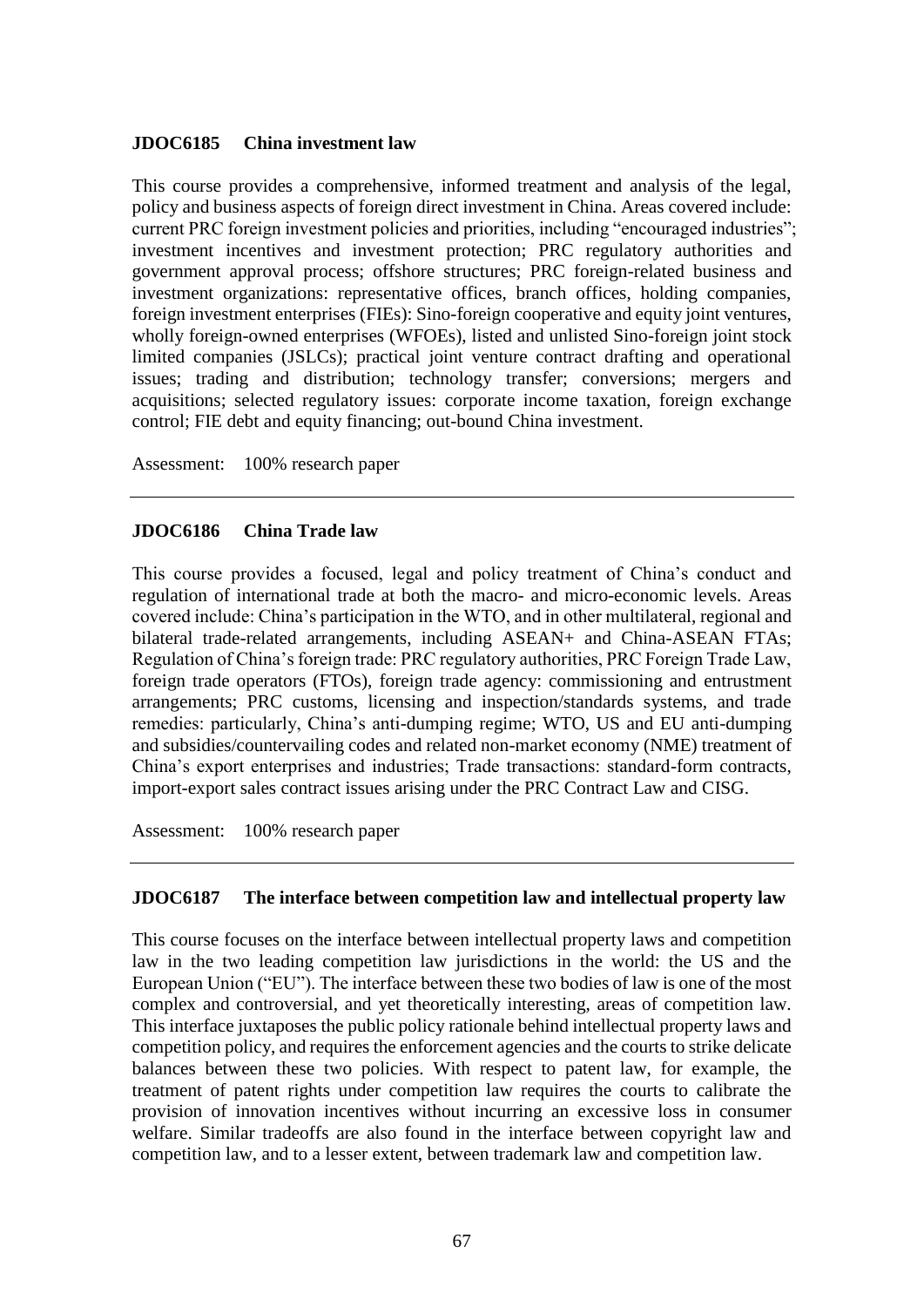### JDOC6185 China investment law

This course provides a comprehensive, informed treatment and analysis of the legal, policy and business aspects of foreign direct investment in China. Areas covered include: current PRC foreign investment policies and priorities, including "encouraged industries"; investment incentives and investment protection; PRC regulatory authorities and government approval process; offshore structures; PRC foreign-related business and investment organizations: representative offices, branch offices, holding companies, foreign investment enterprises (FIEs): Sino-foreign cooperative and equity joint ventures, wholly foreign-owned enterprises (WFOEs), listed and unlisted Sino-foreign joint stock limited companies (JSLCs); practical joint venture contract drafting and operational issues; trading and distribution; technology transfer; conversions; mergers and acquisitions; selected regulatory issues: corporate income taxation, foreign exchange control; FIE debt and equity financing; out-bound China investment.

Assessment: 100% research paper

---

### JDOC6186 China Trade law

This course provides a focused, legal and policy treatment of China's conduct and regulation of international trade at both the macro- and micro-economic levels. Areas covered include: China's participation in the WTO, and in other multilateral, regional and bilateral trade-related arrangements, including ASEAN+ and China-ASEAN FTAs; Regulation of China's foreign trade: PRC regulatory authorities, PRC Foreign Trade Law, foreign trade operators (FTOs), foreign trade agency: commissioning and entrustment arrangements; PRC customs, licensing and inspection/standards systems, and trade remedies: particularly, China's anti-dumping regime; WTO, US and EU anti-dumping and subsidies/countervailing codes and related non-market economy (NME) treatment of China's export enterprises and industries; Trade transactions: standard-form contracts, import-export sales contract issues arising under the PRC Contract Law and CISG.

Assessment: 100% research paper

---

### JDOC6187 The interface between competition law and intellectual property law

This course focuses on the interface between intellectual property laws and competition law in the two leading competition law jurisdictions in the world: the US and the European Union ("EU"). The interface between these two bodies of law is one of the most complex and controversial, and yet theoretically interesting, areas of competition law. This interface juxtaposes the public policy rationale behind intellectual property laws and competition policy, and requires the enforcement agencies and the courts to strike delicate balances between these two policies. With respect to patent law, for example, the treatment of patent rights under competition law requires the courts to calibrate the provision of innovation incentives without incurring an excessive loss in consumer welfare. Similar tradeoffs are also found in the interface between copyright law and competition law, and to a lesser extent, between trademark law and competition law.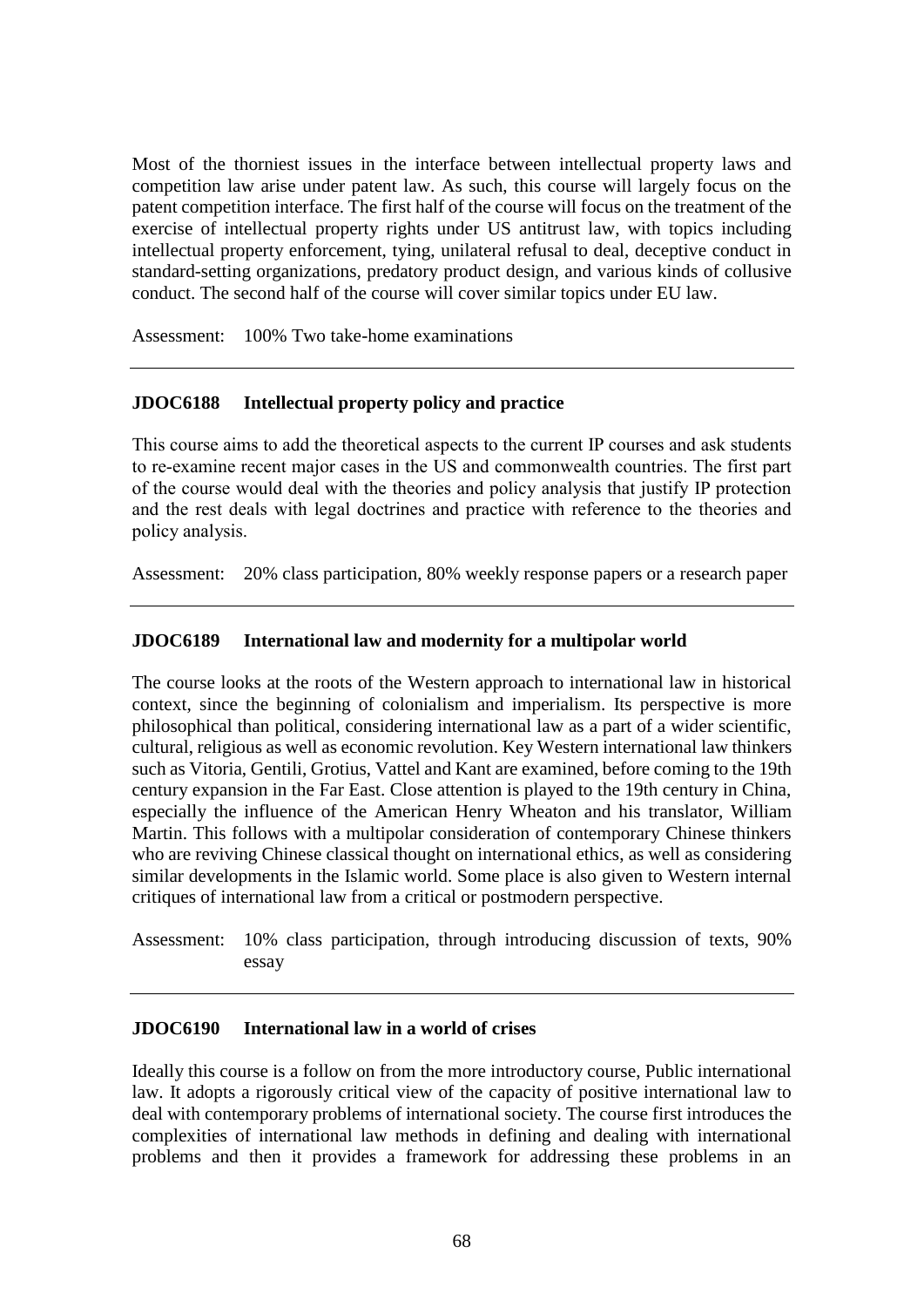Most of the thorniest issues in the interface between intellectual property laws and competition law arise under patent law. As such, this course will largely focus on the patent competition interface. The first half of the course will focus on the treatment of the exercise of intellectual property rights under US antitrust law, with topics including intellectual property enforcement, tying, unilateral refusal to deal, deceptive conduct in standard-setting organizations, predatory product design, and various kinds of collusive conduct. The second half of the course will cover similar topics under EU law.

Assessment: 100% Two take-home examinations

---

### JDOC6188 Intellectual property policy and practice

This course aims to add the theoretical aspects to the current IP courses and ask students to re-examine recent major cases in the US and commonwealth countries. The first part of the course would deal with the theories and policy analysis that justify IP protection and the rest deals with legal doctrines and practice with reference to the theories and policy analysis.

Assessment: 20% class participation, 80% weekly response papers or a research paper

---

### JDOC6189 International law and modernity for a multipolar world

The course looks at the roots of the Western approach to international law in historical context, since the beginning of colonialism and imperialism. Its perspective is more philosophical than political, considering international law as a part of a wider scientific, cultural, religious as well as economic revolution. Key Western international law thinkers such as Vitoria, Gentili, Grotius, Vattel and Kant are examined, before coming to the 19th century expansion in the Far East. Close attention is played to the 19th century in China, especially the influence of the American Henry Wheaton and his translator, William Martin. This follows with a multipolar consideration of contemporary Chinese thinkers who are reviving Chinese classical thought on international ethics, as well as considering similar developments in the Islamic world. Some place is also given to Western internal critiques of international law from a critical or postmodern perspective.

Assessment: 10% class participation, through introducing discussion of texts, 90% essay

---

### JDOC6190 International law in a world of crises

Ideally this course is a follow on from the more introductory course, Public international law. It adopts a rigorously critical view of the capacity of positive international law to deal with contemporary problems of international society. The course first introduces the complexities of international law methods in defining and dealing with international problems and then it provides a framework for addressing these problems in an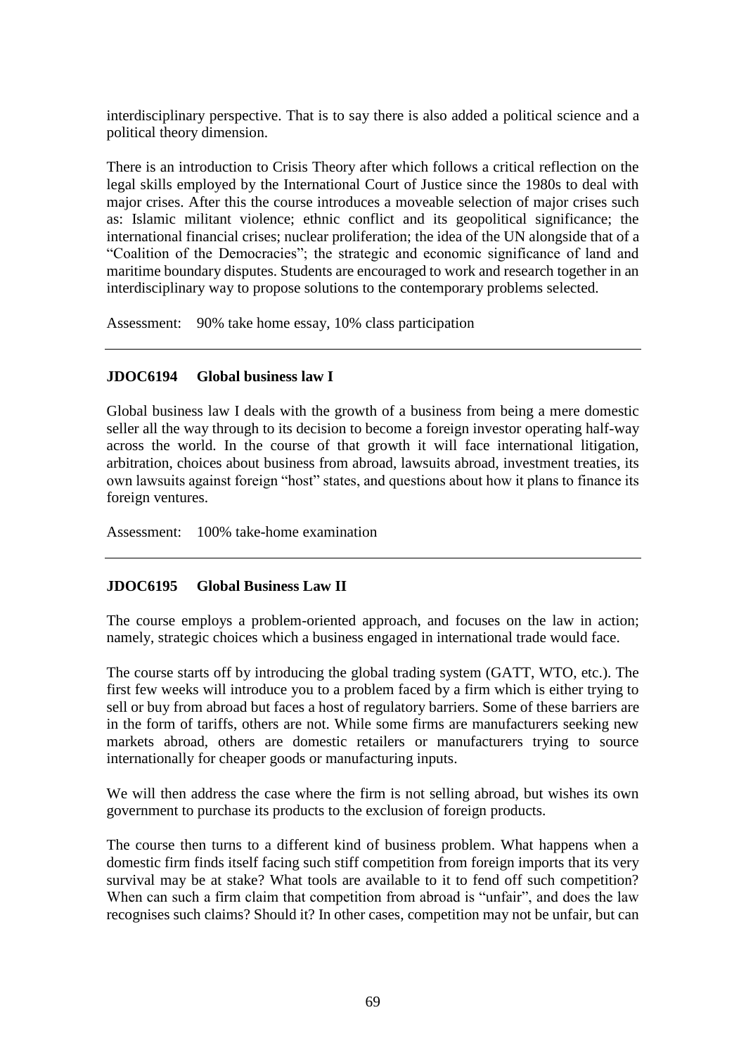interdisciplinary perspective. That is to say there is also added a political science and a political theory dimension.

There is an introduction to Crisis Theory after which follows a critical reflection on the legal skills employed by the International Court of Justice since the 1980s to deal with major crises. After this the course introduces a moveable selection of major crises such as: Islamic militant violence; ethnic conflict and its geopolitical significance; the international financial crises; nuclear proliferation; the idea of the UN alongside that of a "Coalition of the Democracies"; the strategic and economic significance of land and maritime boundary disputes. Students are encouraged to work and research together in an interdisciplinary way to propose solutions to the contemporary problems selected.

Assessment: 90% take home essay, 10% class participation

---

### JDOC6194 Global business law I

Global business law I deals with the growth of a business from being a mere domestic seller all the way through to its decision to become a foreign investor operating half-way across the world. In the course of that growth it will face international litigation, arbitration, choices about business from abroad, lawsuits abroad, investment treaties, its own lawsuits against foreign "host" states, and questions about how it plans to finance its foreign ventures.

Assessment: 100% take-home examination

---

### JDOC6195 Global Business Law II

The course employs a problem-oriented approach, and focuses on the law in action; namely, strategic choices which a business engaged in international trade would face.

The course starts off by introducing the global trading system (GATT, WTO, etc.). The first few weeks will introduce you to a problem faced by a firm which is either trying to sell or buy from abroad but faces a host of regulatory barriers. Some of these barriers are in the form of tariffs, others are not. While some firms are manufacturers seeking new markets abroad, others are domestic retailers or manufacturers trying to source internationally for cheaper goods or manufacturing inputs.

We will then address the case where the firm is not selling abroad, but wishes its own government to purchase its products to the exclusion of foreign products.

The course then turns to a different kind of business problem. What happens when a domestic firm finds itself facing such stiff competition from foreign imports that its very survival may be at stake? What tools are available to it to fend off such competition? When can such a firm claim that competition from abroad is "unfair", and does the law recognises such claims? Should it? In other cases, competition may not be unfair, but can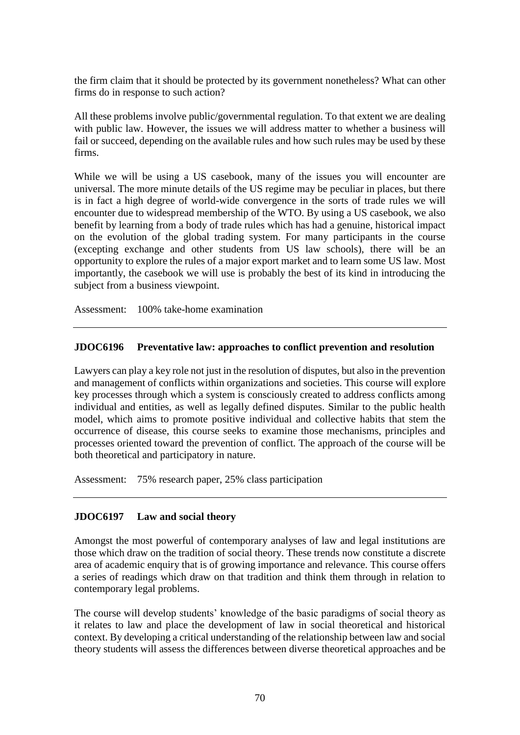the firm claim that it should be protected by its government nonetheless? What can other firms do in response to such action?

All these problems involve public/governmental regulation. To that extent we are dealing with public law. However, the issues we will address matter to whether a business will fail or succeed, depending on the available rules and how such rules may be used by these firms.

While we will be using a US casebook, many of the issues you will encounter are universal. The more minute details of the US regime may be peculiar in places, but there is in fact a high degree of world-wide convergence in the sorts of trade rules we will encounter due to widespread membership of the WTO. By using a US casebook, we also benefit by learning from a body of trade rules which has had a genuine, historical impact on the evolution of the global trading system. For many participants in the course (excepting exchange and other students from US law schools), there will be an opportunity to explore the rules of a major export market and to learn some US law. Most importantly, the casebook we will use is probably the best of its kind in introducing the subject from a business viewpoint.

Assessment: 100% take-home examination

---

### JDOC6196 Preventative law: approaches to conflict prevention and resolution

Lawyers can play a key role not just in the resolution of disputes, but also in the prevention and management of conflicts within organizations and societies. This course will explore key processes through which a system is consciously created to address conflicts among individual and entities, as well as legally defined disputes. Similar to the public health model, which aims to promote positive individual and collective habits that stem the occurrence of disease, this course seeks to examine those mechanisms, principles and processes oriented toward the prevention of conflict. The approach of the course will be both theoretical and participatory in nature.

Assessment: 75% research paper, 25% class participation

---

### JDOC6197 Law and social theory

Amongst the most powerful of contemporary analyses of law and legal institutions are those which draw on the tradition of social theory. These trends now constitute a discrete area of academic enquiry that is of growing importance and relevance. This course offers a series of readings which draw on that tradition and think them through in relation to contemporary legal problems.

The course will develop students' knowledge of the basic paradigms of social theory as it relates to law and place the development of law in social theoretical and historical context. By developing a critical understanding of the relationship between law and social theory students will assess the differences between diverse theoretical approaches and be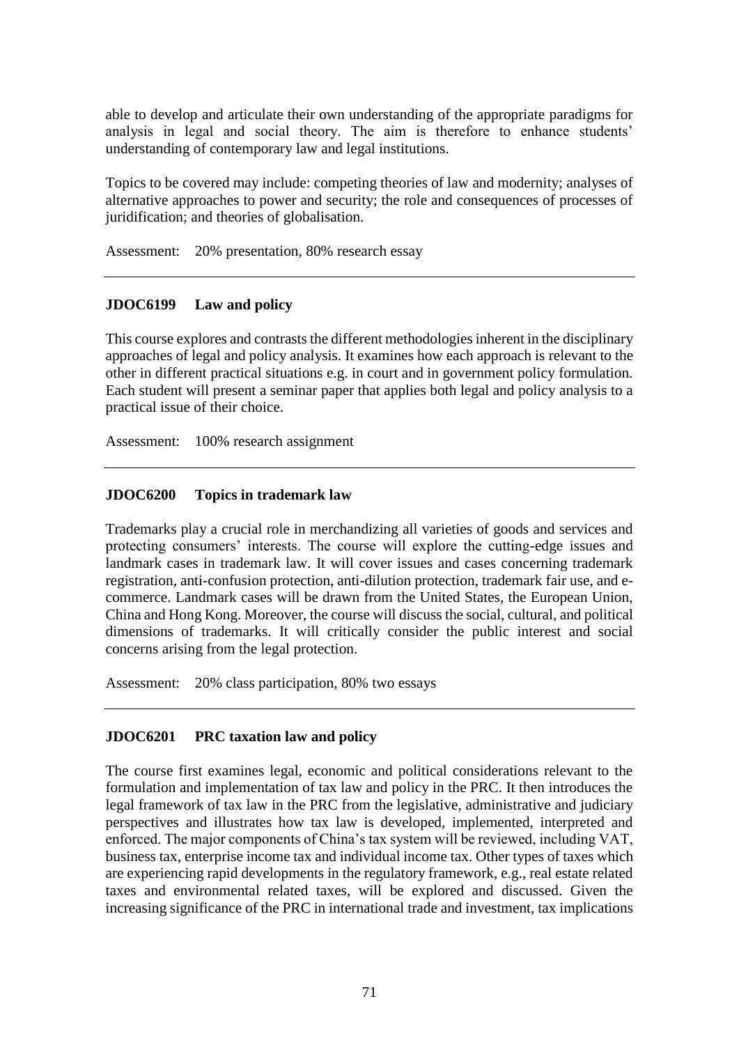able to develop and articulate their own understanding of the appropriate paradigms for analysis in legal and social theory. The aim is therefore to enhance students' understanding of contemporary law and legal institutions.

Topics to be covered may include: competing theories of law and modernity; analyses of alternative approaches to power and security; the role and consequences of processes of juridification; and theories of globalisation.

Assessment: 20% presentation, 80% research essay

---

### JDOC6199 Law and policy

This course explores and contrasts the different methodologies inherent in the disciplinary approaches of legal and policy analysis. It examines how each approach is relevant to the other in different practical situations e.g. in court and in government policy formulation. Each student will present a seminar paper that applies both legal and policy analysis to a practical issue of their choice.

Assessment: 100% research assignment

---

### JDOC6200 Topics in trademark law

Trademarks play a crucial role in merchandizing all varieties of goods and services and protecting consumers' interests. The course will explore the cutting-edge issues and landmark cases in trademark law. It will cover issues and cases concerning trademark registration, anti-confusion protection, anti-dilution protection, trademark fair use, and e-commerce. Landmark cases will be drawn from the United States, the European Union, China and Hong Kong. Moreover, the course will discuss the social, cultural, and political dimensions of trademarks. It will critically consider the public interest and social concerns arising from the legal protection.

Assessment: 20% class participation, 80% two essays

---

### JDOC6201 PRC taxation law and policy

The course first examines legal, economic and political considerations relevant to the formulation and implementation of tax law and policy in the PRC. It then introduces the legal framework of tax law in the PRC from the legislative, administrative and judiciary perspectives and illustrates how tax law is developed, implemented, interpreted and enforced. The major components of China's tax system will be reviewed, including VAT, business tax, enterprise income tax and individual income tax. Other types of taxes which are experiencing rapid developments in the regulatory framework, e.g., real estate related taxes and environmental related taxes, will be explored and discussed. Given the increasing significance of the PRC in international trade and investment, tax implications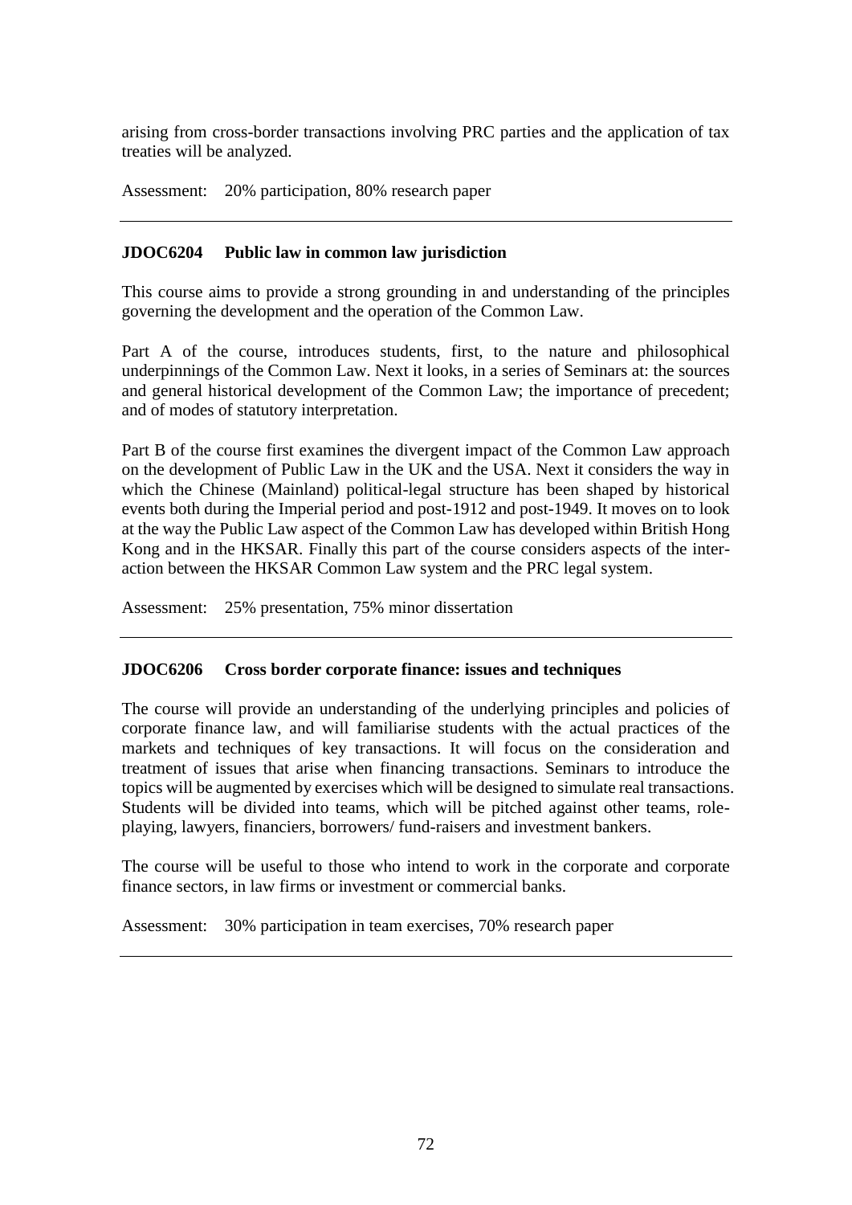arising from cross-border transactions involving PRC parties and the application of tax treaties will be analyzed.

Assessment: 20% participation, 80% research paper

---

### JDOC6204 Public law in common law jurisdiction

This course aims to provide a strong grounding in and understanding of the principles governing the development and the operation of the Common Law.

Part A of the course, introduces students, first, to the nature and philosophical underpinnings of the Common Law. Next it looks, in a series of Seminars at: the sources and general historical development of the Common Law; the importance of precedent; and of modes of statutory interpretation.

Part B of the course first examines the divergent impact of the Common Law approach on the development of Public Law in the UK and the USA. Next it considers the way in which the Chinese (Mainland) political-legal structure has been shaped by historical events both during the Imperial period and post-1912 and post-1949. It moves on to look at the way the Public Law aspect of the Common Law has developed within British Hong Kong and in the HKSAR. Finally this part of the course considers aspects of the inter-action between the HKSAR Common Law system and the PRC legal system.

Assessment: 25% presentation, 75% minor dissertation

---

### JDOC6206 Cross border corporate finance: issues and techniques

The course will provide an understanding of the underlying principles and policies of corporate finance law, and will familiarise students with the actual practices of the markets and techniques of key transactions. It will focus on the consideration and treatment of issues that arise when financing transactions. Seminars to introduce the topics will be augmented by exercises which will be designed to simulate real transactions. Students will be divided into teams, which will be pitched against other teams, role-playing, lawyers, financiers, borrowers/ fund-raisers and investment bankers.

The course will be useful to those who intend to work in the corporate and corporate finance sectors, in law firms or investment or commercial banks.

Assessment: 30% participation in team exercises, 70% research paper

---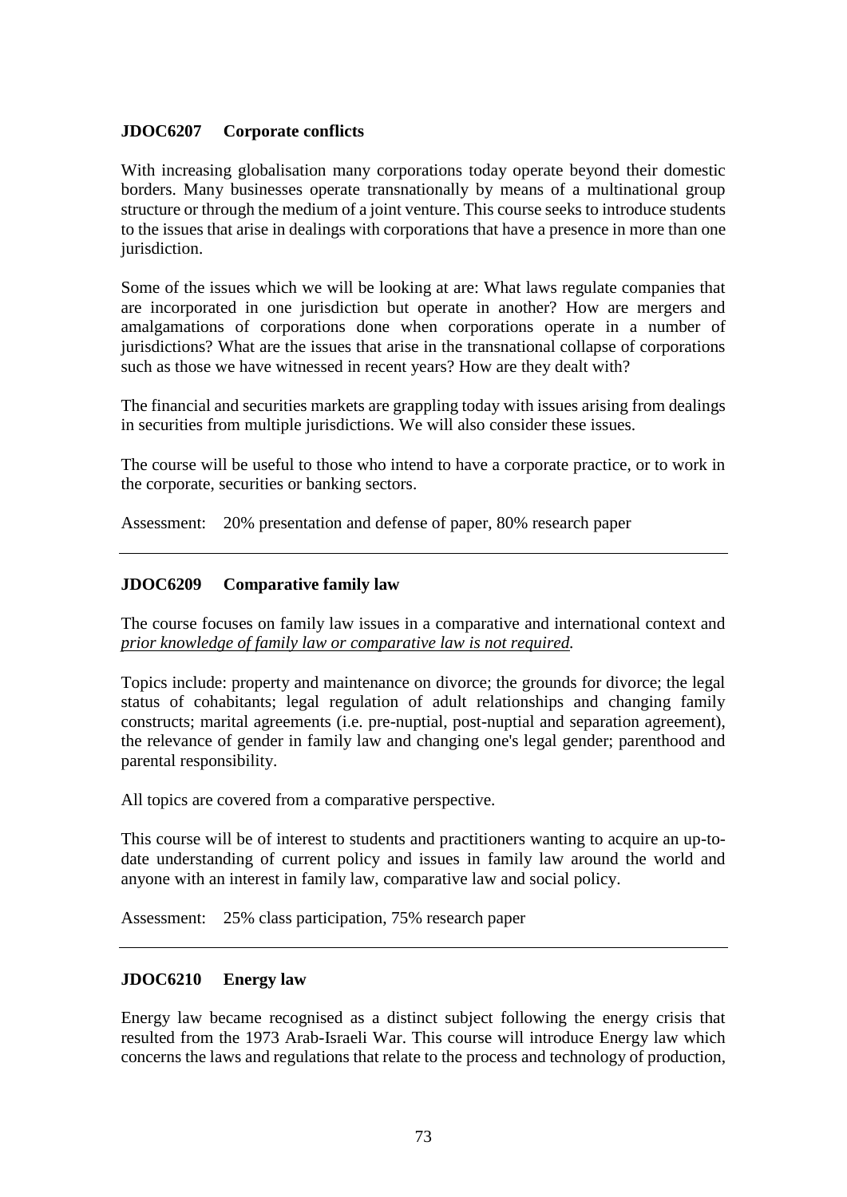### JDOC6207 Corporate conflicts

With increasing globalisation many corporations today operate beyond their domestic borders. Many businesses operate transnationally by means of a multinational group structure or through the medium of a joint venture. This course seeks to introduce students to the issues that arise in dealings with corporations that have a presence in more than one jurisdiction.

Some of the issues which we will be looking at are: What laws regulate companies that are incorporated in one jurisdiction but operate in another? How are mergers and amalgamations of corporations done when corporations operate in a number of jurisdictions? What are the issues that arise in the transnational collapse of corporations such as those we have witnessed in recent years? How are they dealt with?

The financial and securities markets are grappling today with issues arising from dealings in securities from multiple jurisdictions. We will also consider these issues.

The course will be useful to those who intend to have a corporate practice, or to work in the corporate, securities or banking sectors.

Assessment: 20% presentation and defense of paper, 80% research paper

---

### JDOC6209 Comparative family law

The course focuses on family law issues in a comparative and international context and <u>*prior knowledge of family law or comparative law is not required*</u>.

Topics include: property and maintenance on divorce; the grounds for divorce; the legal status of cohabitants; legal regulation of adult relationships and changing family constructs; marital agreements (i.e. pre-nuptial, post-nuptial and separation agreement), the relevance of gender in family law and changing one's legal gender; parenthood and parental responsibility.

All topics are covered from a comparative perspective.

This course will be of interest to students and practitioners wanting to acquire an up-to-date understanding of current policy and issues in family law around the world and anyone with an interest in family law, comparative law and social policy.

Assessment: 25% class participation, 75% research paper

---

### JDOC6210 Energy law

Energy law became recognised as a distinct subject following the energy crisis that resulted from the 1973 Arab-Israeli War. This course will introduce Energy law which concerns the laws and regulations that relate to the process and technology of production,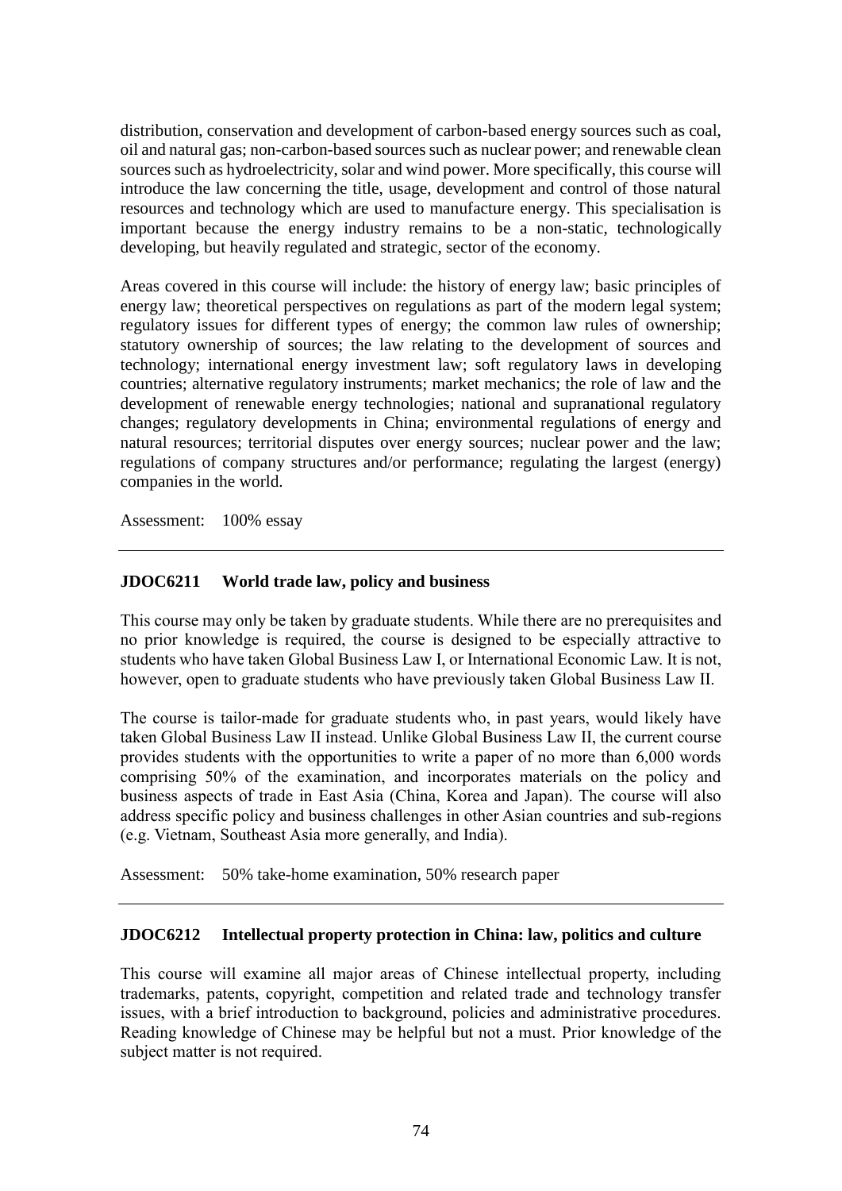distribution, conservation and development of carbon-based energy sources such as coal, oil and natural gas; non-carbon-based sources such as nuclear power; and renewable clean sources such as hydroelectricity, solar and wind power. More specifically, this course will introduce the law concerning the title, usage, development and control of those natural resources and technology which are used to manufacture energy. This specialisation is important because the energy industry remains to be a non-static, technologically developing, but heavily regulated and strategic, sector of the economy.

Areas covered in this course will include: the history of energy law; basic principles of energy law; theoretical perspectives on regulations as part of the modern legal system; regulatory issues for different types of energy; the common law rules of ownership; statutory ownership of sources; the law relating to the development of sources and technology; international energy investment law; soft regulatory laws in developing countries; alternative regulatory instruments; market mechanics; the role of law and the development of renewable energy technologies; national and supranational regulatory changes; regulatory developments in China; environmental regulations of energy and natural resources; territorial disputes over energy sources; nuclear power and the law; regulations of company structures and/or performance; regulating the largest (energy) companies in the world.

Assessment: 100% essay

---

### JDOC6211 World trade law, policy and business

This course may only be taken by graduate students. While there are no prerequisites and no prior knowledge is required, the course is designed to be especially attractive to students who have taken Global Business Law I, or International Economic Law. It is not, however, open to graduate students who have previously taken Global Business Law II.

The course is tailor-made for graduate students who, in past years, would likely have taken Global Business Law II instead. Unlike Global Business Law II, the current course provides students with the opportunities to write a paper of no more than 6,000 words comprising 50% of the examination, and incorporates materials on the policy and business aspects of trade in East Asia (China, Korea and Japan). The course will also address specific policy and business challenges in other Asian countries and sub-regions (e.g. Vietnam, Southeast Asia more generally, and India).

Assessment: 50% take-home examination, 50% research paper

---

### JDOC6212 Intellectual property protection in China: law, politics and culture

This course will examine all major areas of Chinese intellectual property, including trademarks, patents, copyright, competition and related trade and technology transfer issues, with a brief introduction to background, policies and administrative procedures. Reading knowledge of Chinese may be helpful but not a must. Prior knowledge of the subject matter is not required.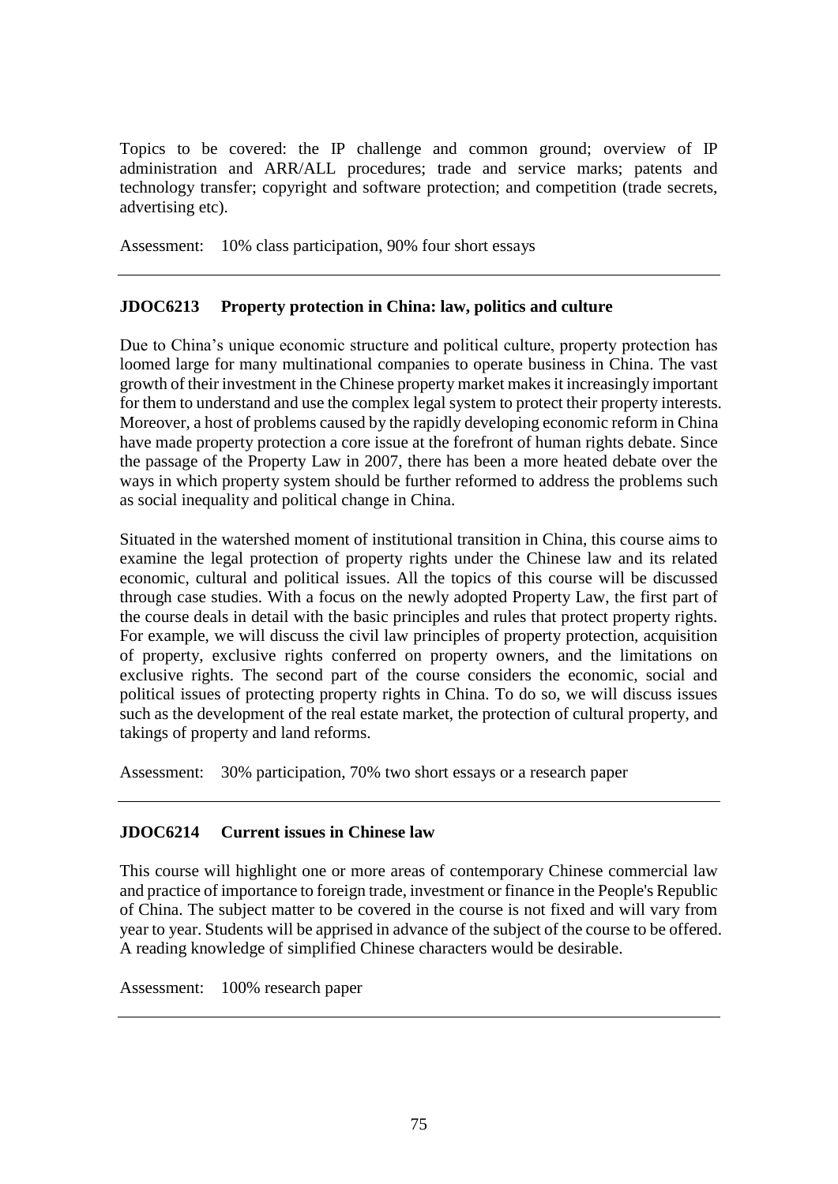Topics to be covered: the IP challenge and common ground; overview of IP administration and ARR/ALL procedures; trade and service marks; patents and technology transfer; copyright and software protection; and competition (trade secrets, advertising etc).

Assessment: 10% class participation, 90% four short essays

---

### JDOC6213 Property protection in China: law, politics and culture

Due to China's unique economic structure and political culture, property protection has loomed large for many multinational companies to operate business in China. The vast growth of their investment in the Chinese property market makes it increasingly important for them to understand and use the complex legal system to protect their property interests. Moreover, a host of problems caused by the rapidly developing economic reform in China have made property protection a core issue at the forefront of human rights debate. Since the passage of the Property Law in 2007, there has been a more heated debate over the ways in which property system should be further reformed to address the problems such as social inequality and political change in China.

Situated in the watershed moment of institutional transition in China, this course aims to examine the legal protection of property rights under the Chinese law and its related economic, cultural and political issues. All the topics of this course will be discussed through case studies. With a focus on the newly adopted Property Law, the first part of the course deals in detail with the basic principles and rules that protect property rights. For example, we will discuss the civil law principles of property protection, acquisition of property, exclusive rights conferred on property owners, and the limitations on exclusive rights. The second part of the course considers the economic, social and political issues of protecting property rights in China. To do so, we will discuss issues such as the development of the real estate market, the protection of cultural property, and takings of property and land reforms.

Assessment: 30% participation, 70% two short essays or a research paper

---

### JDOC6214 Current issues in Chinese law

This course will highlight one or more areas of contemporary Chinese commercial law and practice of importance to foreign trade, investment or finance in the People's Republic of China. The subject matter to be covered in the course is not fixed and will vary from year to year. Students will be apprised in advance of the subject of the course to be offered. A reading knowledge of simplified Chinese characters would be desirable.

Assessment: 100% research paper

---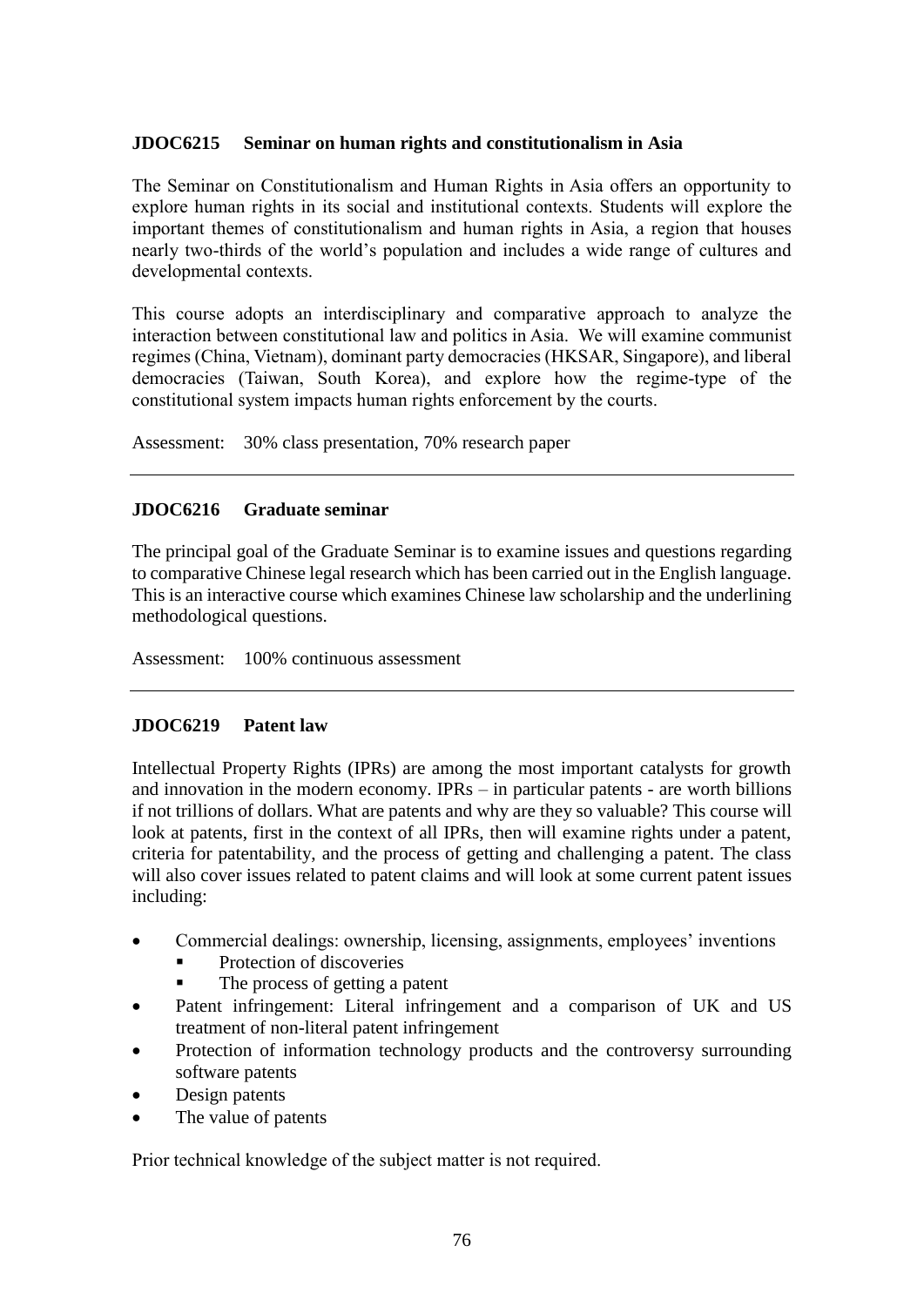### JDOC6215 Seminar on human rights and constitutionalism in Asia

The Seminar on Constitutionalism and Human Rights in Asia offers an opportunity to explore human rights in its social and institutional contexts. Students will explore the important themes of constitutionalism and human rights in Asia, a region that houses nearly two-thirds of the world's population and includes a wide range of cultures and developmental contexts.

This course adopts an interdisciplinary and comparative approach to analyze the interaction between constitutional law and politics in Asia. We will examine communist regimes (China, Vietnam), dominant party democracies (HKSAR, Singapore), and liberal democracies (Taiwan, South Korea), and explore how the regime-type of the constitutional system impacts human rights enforcement by the courts.

Assessment: 30% class presentation, 70% research paper

---

### JDOC6216 Graduate seminar

The principal goal of the Graduate Seminar is to examine issues and questions regarding to comparative Chinese legal research which has been carried out in the English language. This is an interactive course which examines Chinese law scholarship and the underlining methodological questions.

Assessment: 100% continuous assessment

---

### JDOC6219 Patent law

Intellectual Property Rights (IPRs) are among the most important catalysts for growth and innovation in the modern economy. IPRs – in particular patents - are worth billions if not trillions of dollars. What are patents and why are they so valuable? This course will look at patents, first in the context of all IPRs, then will examine rights under a patent, criteria for patentability, and the process of getting and challenging a patent. The class will also cover issues related to patent claims and will look at some current patent issues including:

- Commercial dealings: ownership, licensing, assignments, employees' inventions
  - Protection of discoveries
  - The process of getting a patent
- Patent infringement: Literal infringement and a comparison of UK and US treatment of non-literal patent infringement
- Protection of information technology products and the controversy surrounding software patents
- Design patents
- The value of patents

Prior technical knowledge of the subject matter is not required.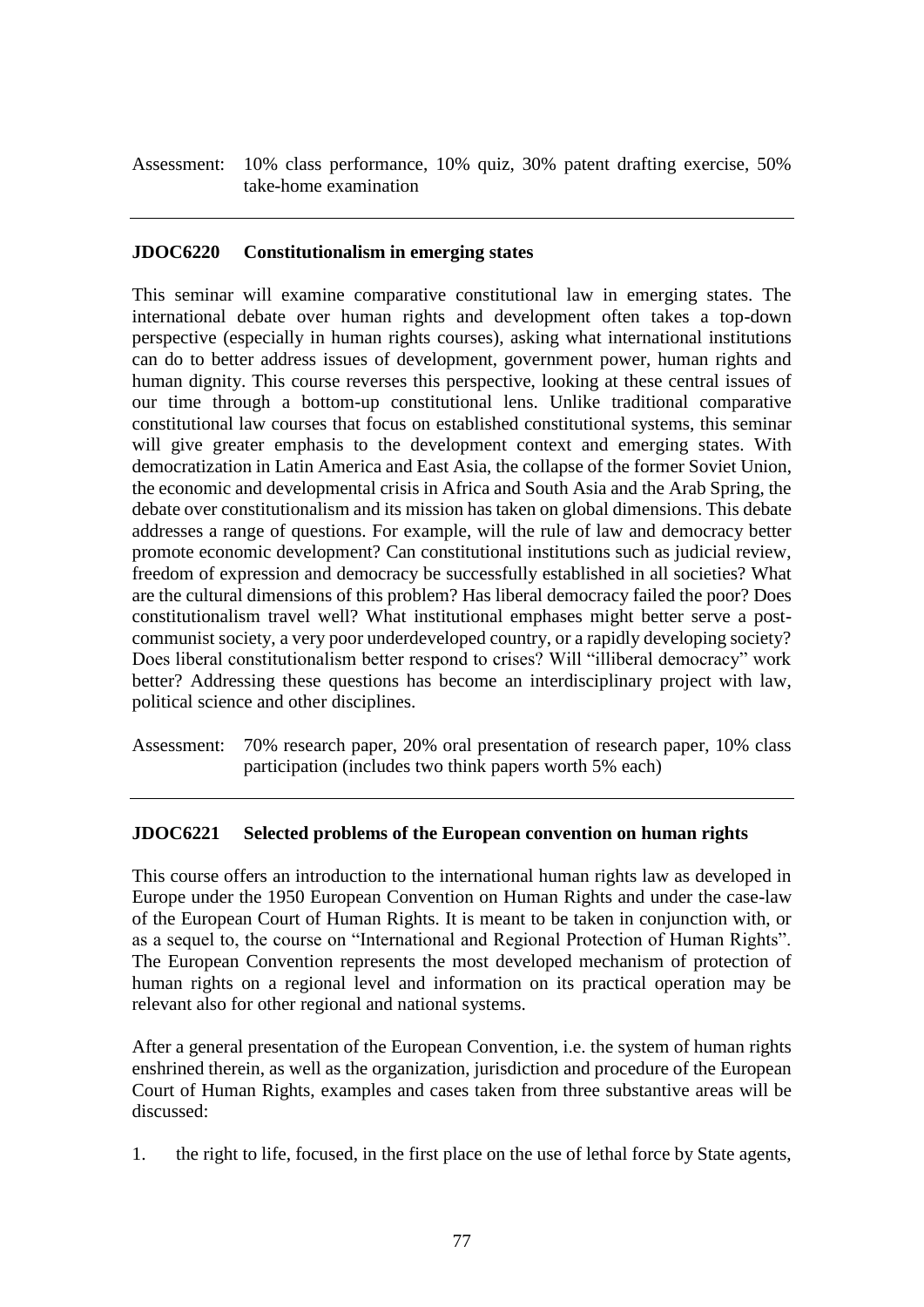Assessment: 10% class performance, 10% quiz, 30% patent drafting exercise, 50% take-home examination

---

### JDOC6220 Constitutionalism in emerging states

This seminar will examine comparative constitutional law in emerging states. The international debate over human rights and development often takes a top-down perspective (especially in human rights courses), asking what international institutions can do to better address issues of development, government power, human rights and human dignity. This course reverses this perspective, looking at these central issues of our time through a bottom-up constitutional lens. Unlike traditional comparative constitutional law courses that focus on established constitutional systems, this seminar will give greater emphasis to the development context and emerging states. With democratization in Latin America and East Asia, the collapse of the former Soviet Union, the economic and developmental crisis in Africa and South Asia and the Arab Spring, the debate over constitutionalism and its mission has taken on global dimensions. This debate addresses a range of questions. For example, will the rule of law and democracy better promote economic development? Can constitutional institutions such as judicial review, freedom of expression and democracy be successfully established in all societies? What are the cultural dimensions of this problem? Has liberal democracy failed the poor? Does constitutionalism travel well? What institutional emphases might better serve a post-communist society, a very poor underdeveloped country, or a rapidly developing society? Does liberal constitutionalism better respond to crises? Will "illiberal democracy" work better? Addressing these questions has become an interdisciplinary project with law, political science and other disciplines.

Assessment: 70% research paper, 20% oral presentation of research paper, 10% class participation (includes two think papers worth 5% each)

---

### JDOC6221 Selected problems of the European convention on human rights

This course offers an introduction to the international human rights law as developed in Europe under the 1950 European Convention on Human Rights and under the case-law of the European Court of Human Rights. It is meant to be taken in conjunction with, or as a sequel to, the course on "International and Regional Protection of Human Rights". The European Convention represents the most developed mechanism of protection of human rights on a regional level and information on its practical operation may be relevant also for other regional and national systems.

After a general presentation of the European Convention, i.e. the system of human rights enshrined therein, as well as the organization, jurisdiction and procedure of the European Court of Human Rights, examples and cases taken from three substantive areas will be discussed:

1. the right to life, focused, in the first place on the use of lethal force by State agents,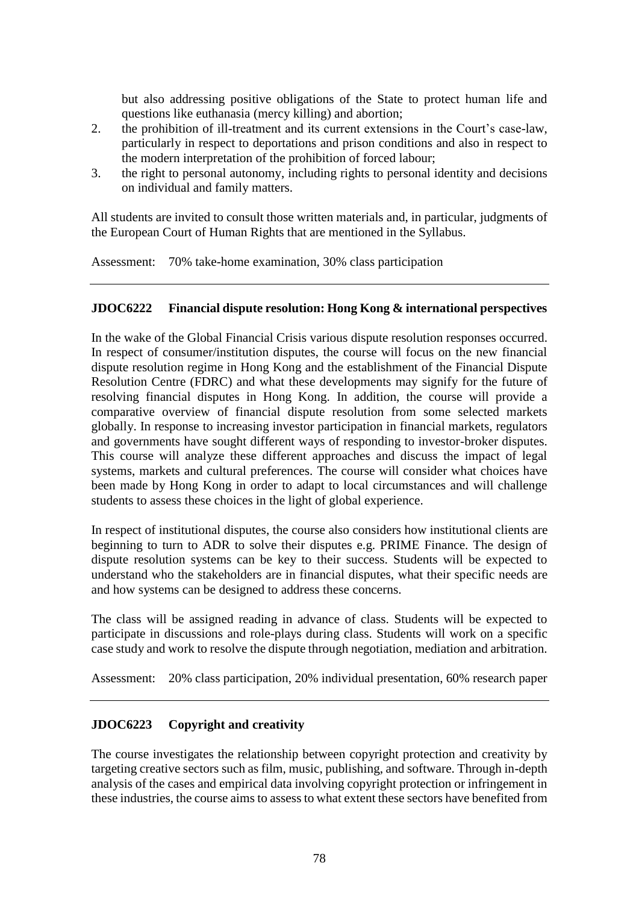but also addressing positive obligations of the State to protect human life and questions like euthanasia (mercy killing) and abortion;

2. the prohibition of ill-treatment and its current extensions in the Court's case-law, particularly in respect to deportations and prison conditions and also in respect to the modern interpretation of the prohibition of forced labour;
3. the right to personal autonomy, including rights to personal identity and decisions on individual and family matters.

All students are invited to consult those written materials and, in particular, judgments of the European Court of Human Rights that are mentioned in the Syllabus.

Assessment: 70% take-home examination, 30% class participation

---

### JDOC6222 Financial dispute resolution: Hong Kong & international perspectives

In the wake of the Global Financial Crisis various dispute resolution responses occurred. In respect of consumer/institution disputes, the course will focus on the new financial dispute resolution regime in Hong Kong and the establishment of the Financial Dispute Resolution Centre (FDRC) and what these developments may signify for the future of resolving financial disputes in Hong Kong. In addition, the course will provide a comparative overview of financial dispute resolution from some selected markets globally. In response to increasing investor participation in financial markets, regulators and governments have sought different ways of responding to investor-broker disputes. This course will analyze these different approaches and discuss the impact of legal systems, markets and cultural preferences. The course will consider what choices have been made by Hong Kong in order to adapt to local circumstances and will challenge students to assess these choices in the light of global experience.

In respect of institutional disputes, the course also considers how institutional clients are beginning to turn to ADR to solve their disputes e.g. PRIME Finance. The design of dispute resolution systems can be key to their success. Students will be expected to understand who the stakeholders are in financial disputes, what their specific needs are and how systems can be designed to address these concerns.

The class will be assigned reading in advance of class. Students will be expected to participate in discussions and role-plays during class. Students will work on a specific case study and work to resolve the dispute through negotiation, mediation and arbitration.

Assessment: 20% class participation, 20% individual presentation, 60% research paper

---

### JDOC6223 Copyright and creativity

The course investigates the relationship between copyright protection and creativity by targeting creative sectors such as film, music, publishing, and software. Through in-depth analysis of the cases and empirical data involving copyright protection or infringement in these industries, the course aims to assess to what extent these sectors have benefited from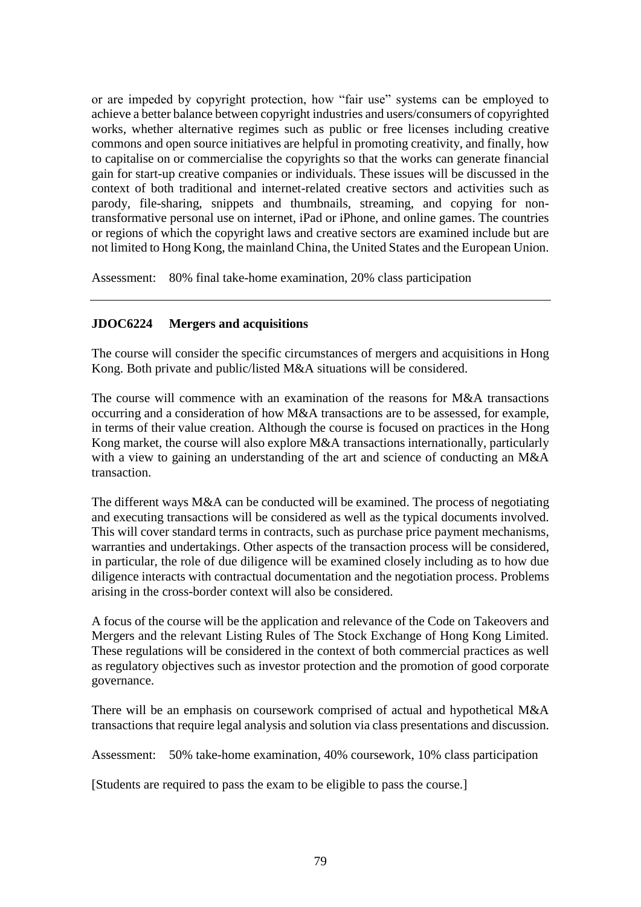or are impeded by copyright protection, how "fair use" systems can be employed to achieve a better balance between copyright industries and users/consumers of copyrighted works, whether alternative regimes such as public or free licenses including creative commons and open source initiatives are helpful in promoting creativity, and finally, how to capitalise on or commercialise the copyrights so that the works can generate financial gain for start-up creative companies or individuals. These issues will be discussed in the context of both traditional and internet-related creative sectors and activities such as parody, file-sharing, snippets and thumbnails, streaming, and copying for non-transformative personal use on internet, iPad or iPhone, and online games. The countries or regions of which the copyright laws and creative sectors are examined include but are not limited to Hong Kong, the mainland China, the United States and the European Union.

Assessment: 80% final take-home examination, 20% class participation

---

**JDOC6224 Mergers and acquisitions**

The course will consider the specific circumstances of mergers and acquisitions in Hong Kong. Both private and public/listed M&A situations will be considered.

The course will commence with an examination of the reasons for M&A transactions occurring and a consideration of how M&A transactions are to be assessed, for example, in terms of their value creation. Although the course is focused on practices in the Hong Kong market, the course will also explore M&A transactions internationally, particularly with a view to gaining an understanding of the art and science of conducting an M&A transaction.

The different ways M&A can be conducted will be examined. The process of negotiating and executing transactions will be considered as well as the typical documents involved. This will cover standard terms in contracts, such as purchase price payment mechanisms, warranties and undertakings. Other aspects of the transaction process will be considered, in particular, the role of due diligence will be examined closely including as to how due diligence interacts with contractual documentation and the negotiation process. Problems arising in the cross-border context will also be considered.

A focus of the course will be the application and relevance of the Code on Takeovers and Mergers and the relevant Listing Rules of The Stock Exchange of Hong Kong Limited. These regulations will be considered in the context of both commercial practices as well as regulatory objectives such as investor protection and the promotion of good corporate governance.

There will be an emphasis on coursework comprised of actual and hypothetical M&A transactions that require legal analysis and solution via class presentations and discussion.

Assessment: 50% take-home examination, 40% coursework, 10% class participation

[Students are required to pass the exam to be eligible to pass the course.]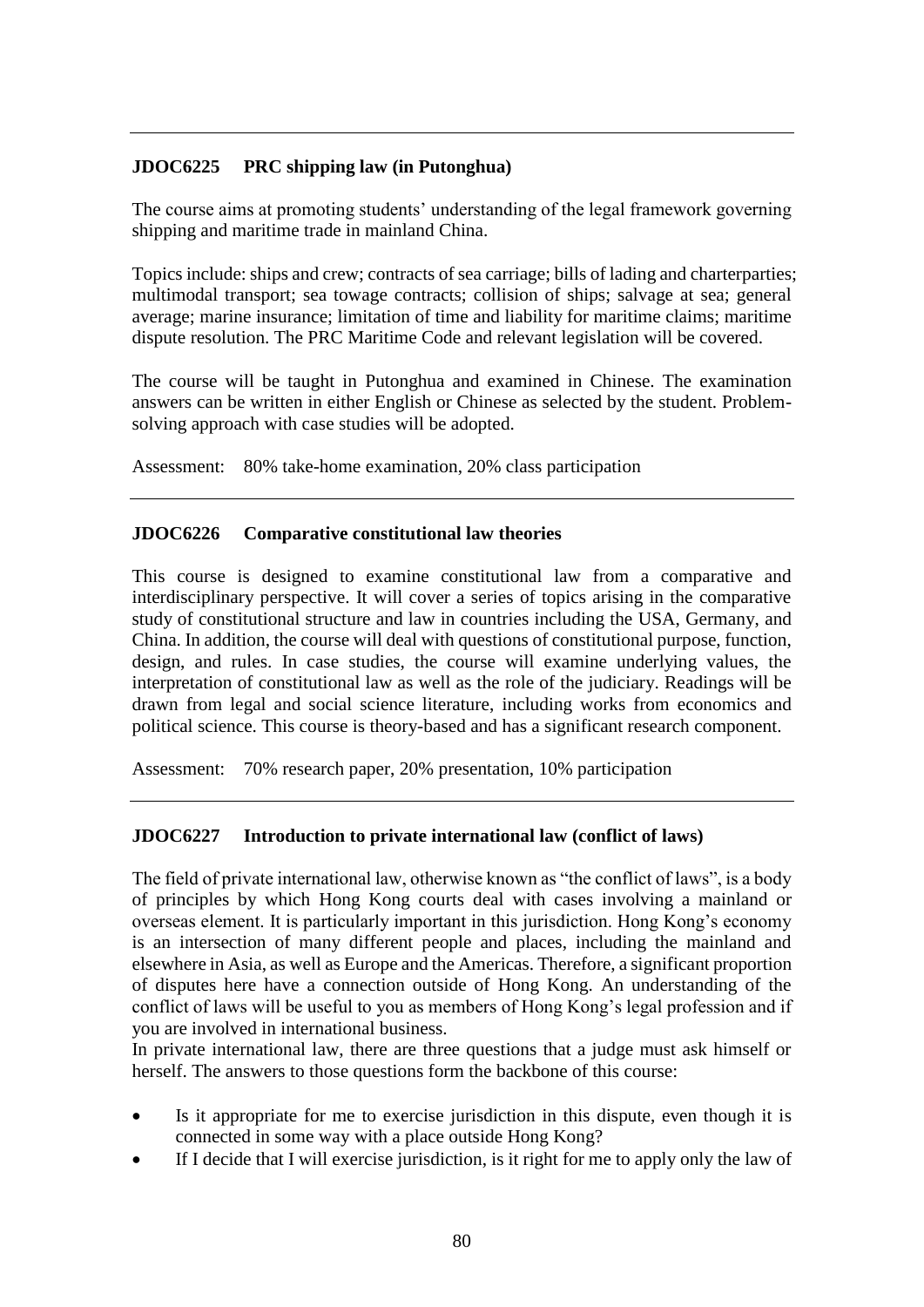---

**JDOC6225 PRC shipping law (in Putonghua)**

The course aims at promoting students' understanding of the legal framework governing shipping and maritime trade in mainland China.

Topics include: ships and crew; contracts of sea carriage; bills of lading and charterparties; multimodal transport; sea towage contracts; collision of ships; salvage at sea; general average; marine insurance; limitation of time and liability for maritime claims; maritime dispute resolution. The PRC Maritime Code and relevant legislation will be covered.

The course will be taught in Putonghua and examined in Chinese. The examination answers can be written in either English or Chinese as selected by the student. Problem-solving approach with case studies will be adopted.

Assessment: 80% take-home examination, 20% class participation

---

**JDOC6226 Comparative constitutional law theories**

This course is designed to examine constitutional law from a comparative and interdisciplinary perspective. It will cover a series of topics arising in the comparative study of constitutional structure and law in countries including the USA, Germany, and China. In addition, the course will deal with questions of constitutional purpose, function, design, and rules. In case studies, the course will examine underlying values, the interpretation of constitutional law as well as the role of the judiciary. Readings will be drawn from legal and social science literature, including works from economics and political science. This course is theory-based and has a significant research component.

Assessment: 70% research paper, 20% presentation, 10% participation

---

**JDOC6227 Introduction to private international law (conflict of laws)**

The field of private international law, otherwise known as "the conflict of laws", is a body of principles by which Hong Kong courts deal with cases involving a mainland or overseas element. It is particularly important in this jurisdiction. Hong Kong's economy is an intersection of many different people and places, including the mainland and elsewhere in Asia, as well as Europe and the Americas. Therefore, a significant proportion of disputes here have a connection outside of Hong Kong. An understanding of the conflict of laws will be useful to you as members of Hong Kong's legal profession and if you are involved in international business.

In private international law, there are three questions that a judge must ask himself or herself. The answers to those questions form the backbone of this course:

- Is it appropriate for me to exercise jurisdiction in this dispute, even though it is connected in some way with a place outside Hong Kong?
- If I decide that I will exercise jurisdiction, is it right for me to apply only the law of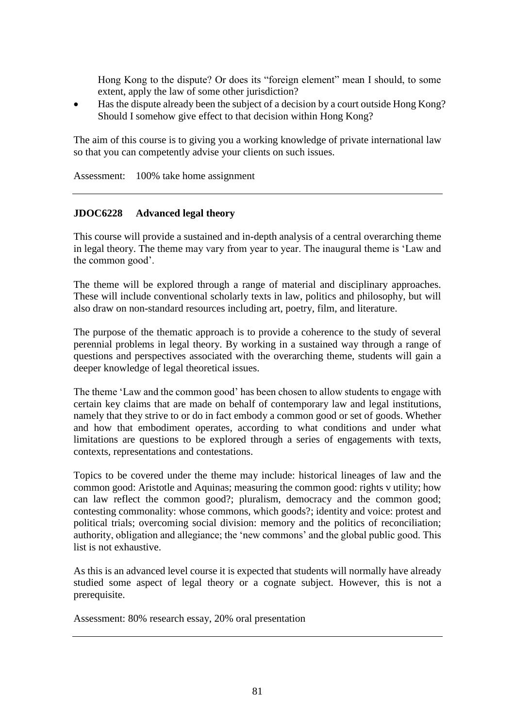Hong Kong to the dispute? Or does its "foreign element" mean I should, to some extent, apply the law of some other jurisdiction?

- Has the dispute already been the subject of a decision by a court outside Hong Kong? Should I somehow give effect to that decision within Hong Kong?

The aim of this course is to giving you a working knowledge of private international law so that you can competently advise your clients on such issues.

Assessment: 100% take home assignment

---

### JDOC6228 Advanced legal theory

This course will provide a sustained and in-depth analysis of a central overarching theme in legal theory. The theme may vary from year to year. The inaugural theme is 'Law and the common good'.

The theme will be explored through a range of material and disciplinary approaches. These will include conventional scholarly texts in law, politics and philosophy, but will also draw on non-standard resources including art, poetry, film, and literature.

The purpose of the thematic approach is to provide a coherence to the study of several perennial problems in legal theory. By working in a sustained way through a range of questions and perspectives associated with the overarching theme, students will gain a deeper knowledge of legal theoretical issues.

The theme 'Law and the common good' has been chosen to allow students to engage with certain key claims that are made on behalf of contemporary law and legal institutions, namely that they strive to or do in fact embody a common good or set of goods. Whether and how that embodiment operates, according to what conditions and under what limitations are questions to be explored through a series of engagements with texts, contexts, representations and contestations.

Topics to be covered under the theme may include: historical lineages of law and the common good: Aristotle and Aquinas; measuring the common good: rights v utility; how can law reflect the common good?; pluralism, democracy and the common good; contesting commonality: whose commons, which goods?; identity and voice: protest and political trials; overcoming social division: memory and the politics of reconciliation; authority, obligation and allegiance; the 'new commons' and the global public good. This list is not exhaustive.

As this is an advanced level course it is expected that students will normally have already studied some aspect of legal theory or a cognate subject. However, this is not a prerequisite.

Assessment: 80% research essay, 20% oral presentation

---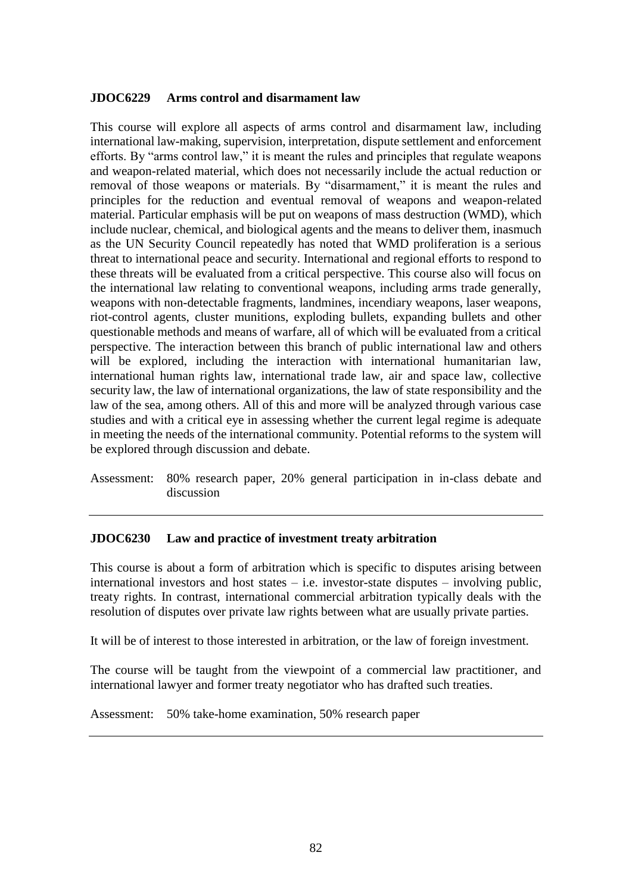### JDOC6229 Arms control and disarmament law

This course will explore all aspects of arms control and disarmament law, including international law-making, supervision, interpretation, dispute settlement and enforcement efforts. By "arms control law," it is meant the rules and principles that regulate weapons and weapon-related material, which does not necessarily include the actual reduction or removal of those weapons or materials. By "disarmament," it is meant the rules and principles for the reduction and eventual removal of weapons and weapon-related material. Particular emphasis will be put on weapons of mass destruction (WMD), which include nuclear, chemical, and biological agents and the means to deliver them, inasmuch as the UN Security Council repeatedly has noted that WMD proliferation is a serious threat to international peace and security. International and regional efforts to respond to these threats will be evaluated from a critical perspective. This course also will focus on the international law relating to conventional weapons, including arms trade generally, weapons with non-detectable fragments, landmines, incendiary weapons, laser weapons, riot-control agents, cluster munitions, exploding bullets, expanding bullets and other questionable methods and means of warfare, all of which will be evaluated from a critical perspective. The interaction between this branch of public international law and others will be explored, including the interaction with international humanitarian law, international human rights law, international trade law, air and space law, collective security law, the law of international organizations, the law of state responsibility and the law of the sea, among others. All of this and more will be analyzed through various case studies and with a critical eye in assessing whether the current legal regime is adequate in meeting the needs of the international community. Potential reforms to the system will be explored through discussion and debate.

Assessment: 80% research paper, 20% general participation in in-class debate and discussion

---

### JDOC6230 Law and practice of investment treaty arbitration

This course is about a form of arbitration which is specific to disputes arising between international investors and host states – i.e. investor-state disputes – involving public, treaty rights. In contrast, international commercial arbitration typically deals with the resolution of disputes over private law rights between what are usually private parties.

It will be of interest to those interested in arbitration, or the law of foreign investment.

The course will be taught from the viewpoint of a commercial law practitioner, and international lawyer and former treaty negotiator who has drafted such treaties.

Assessment: 50% take-home examination, 50% research paper

---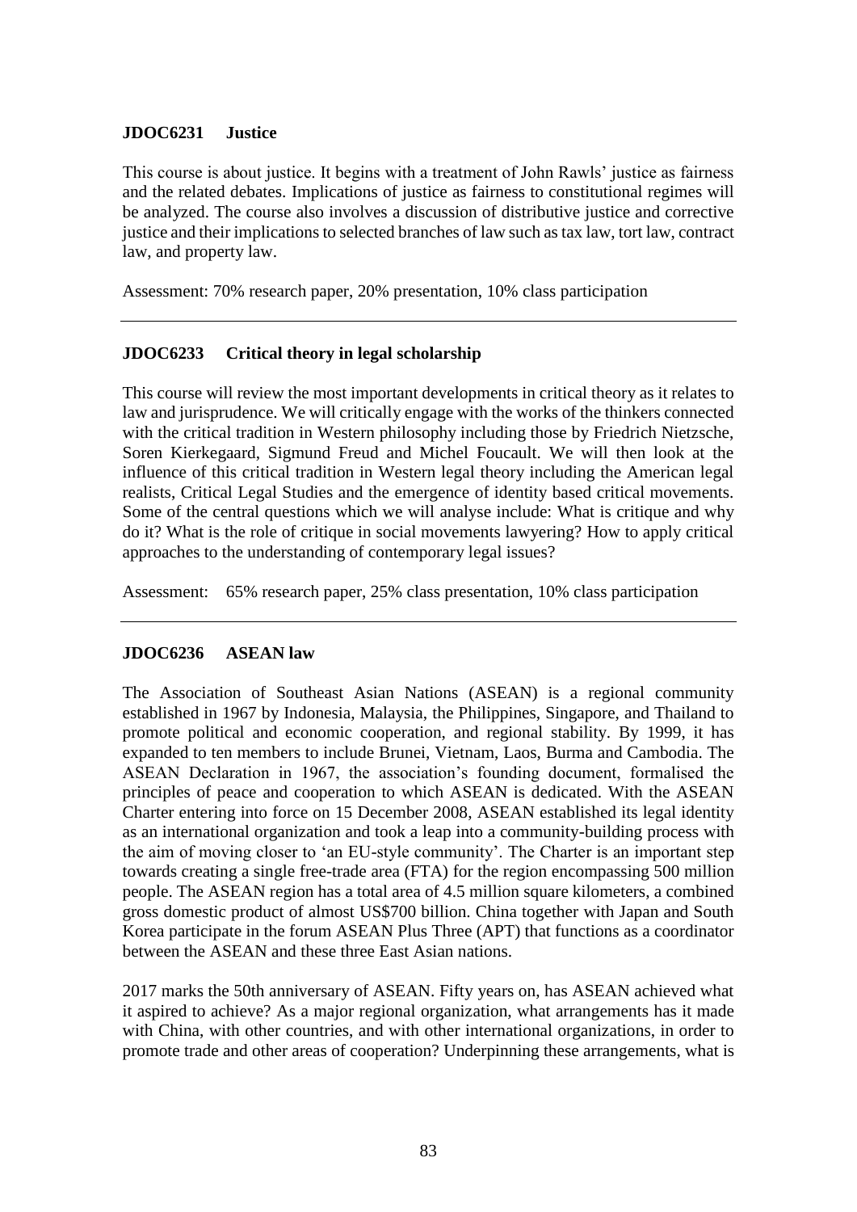### JDOC6231 Justice

This course is about justice. It begins with a treatment of John Rawls' justice as fairness and the related debates. Implications of justice as fairness to constitutional regimes will be analyzed. The course also involves a discussion of distributive justice and corrective justice and their implications to selected branches of law such as tax law, tort law, contract law, and property law.

Assessment: 70% research paper, 20% presentation, 10% class participation

---

### JDOC6233 Critical theory in legal scholarship

This course will review the most important developments in critical theory as it relates to law and jurisprudence. We will critically engage with the works of the thinkers connected with the critical tradition in Western philosophy including those by Friedrich Nietzsche, Soren Kierkegaard, Sigmund Freud and Michel Foucault. We will then look at the influence of this critical tradition in Western legal theory including the American legal realists, Critical Legal Studies and the emergence of identity based critical movements. Some of the central questions which we will analyse include: What is critique and why do it? What is the role of critique in social movements lawyering? How to apply critical approaches to the understanding of contemporary legal issues?

Assessment: 65% research paper, 25% class presentation, 10% class participation

---

### JDOC6236 ASEAN law

The Association of Southeast Asian Nations (ASEAN) is a regional community established in 1967 by Indonesia, Malaysia, the Philippines, Singapore, and Thailand to promote political and economic cooperation, and regional stability. By 1999, it has expanded to ten members to include Brunei, Vietnam, Laos, Burma and Cambodia. The ASEAN Declaration in 1967, the association's founding document, formalised the principles of peace and cooperation to which ASEAN is dedicated. With the ASEAN Charter entering into force on 15 December 2008, ASEAN established its legal identity as an international organization and took a leap into a community-building process with the aim of moving closer to 'an EU-style community'. The Charter is an important step towards creating a single free-trade area (FTA) for the region encompassing 500 million people. The ASEAN region has a total area of 4.5 million square kilometers, a combined gross domestic product of almost US$700 billion. China together with Japan and South Korea participate in the forum ASEAN Plus Three (APT) that functions as a coordinator between the ASEAN and these three East Asian nations.

2017 marks the 50th anniversary of ASEAN. Fifty years on, has ASEAN achieved what it aspired to achieve? As a major regional organization, what arrangements has it made with China, with other countries, and with other international organizations, in order to promote trade and other areas of cooperation? Underpinning these arrangements, what is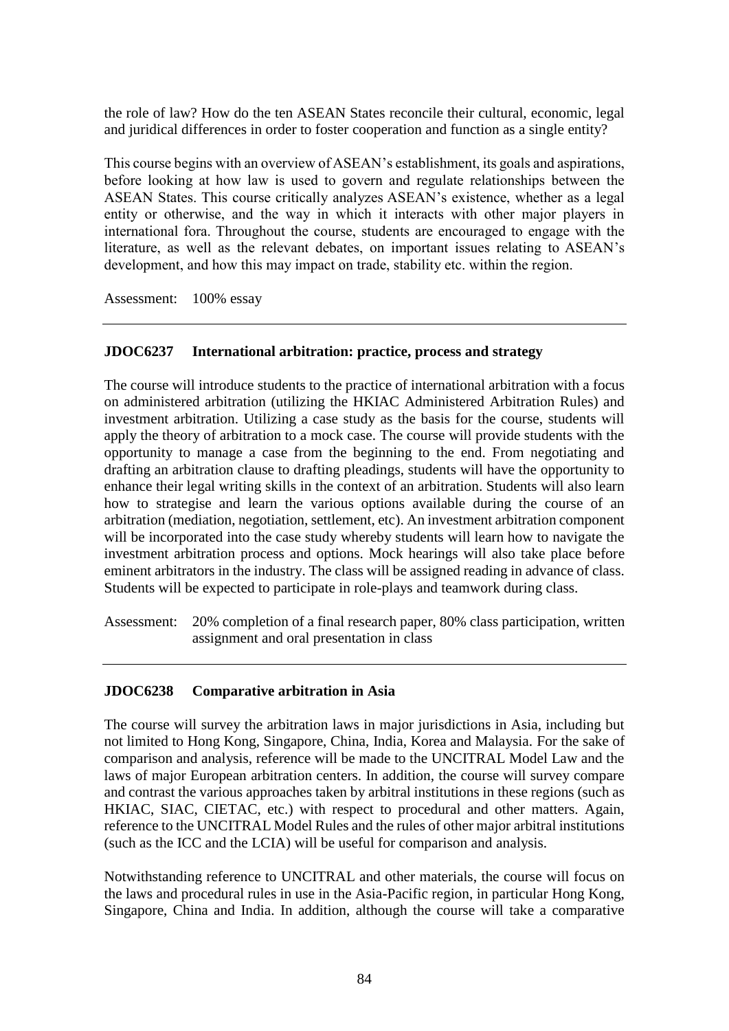the role of law? How do the ten ASEAN States reconcile their cultural, economic, legal and juridical differences in order to foster cooperation and function as a single entity?

This course begins with an overview of ASEAN's establishment, its goals and aspirations, before looking at how law is used to govern and regulate relationships between the ASEAN States. This course critically analyzes ASEAN's existence, whether as a legal entity or otherwise, and the way in which it interacts with other major players in international fora. Throughout the course, students are encouraged to engage with the literature, as well as the relevant debates, on important issues relating to ASEAN's development, and how this may impact on trade, stability etc. within the region.

Assessment: 100% essay

---

### JDOC6237 International arbitration: practice, process and strategy

The course will introduce students to the practice of international arbitration with a focus on administered arbitration (utilizing the HKIAC Administered Arbitration Rules) and investment arbitration. Utilizing a case study as the basis for the course, students will apply the theory of arbitration to a mock case. The course will provide students with the opportunity to manage a case from the beginning to the end. From negotiating and drafting an arbitration clause to drafting pleadings, students will have the opportunity to enhance their legal writing skills in the context of an arbitration. Students will also learn how to strategise and learn the various options available during the course of an arbitration (mediation, negotiation, settlement, etc). An investment arbitration component will be incorporated into the case study whereby students will learn how to navigate the investment arbitration process and options. Mock hearings will also take place before eminent arbitrators in the industry. The class will be assigned reading in advance of class. Students will be expected to participate in role-plays and teamwork during class.

Assessment: 20% completion of a final research paper, 80% class participation, written assignment and oral presentation in class

---

### JDOC6238 Comparative arbitration in Asia

The course will survey the arbitration laws in major jurisdictions in Asia, including but not limited to Hong Kong, Singapore, China, India, Korea and Malaysia. For the sake of comparison and analysis, reference will be made to the UNCITRAL Model Law and the laws of major European arbitration centers. In addition, the course will survey compare and contrast the various approaches taken by arbitral institutions in these regions (such as HKIAC, SIAC, CIETAC, etc.) with respect to procedural and other matters. Again, reference to the UNCITRAL Model Rules and the rules of other major arbitral institutions (such as the ICC and the LCIA) will be useful for comparison and analysis.

Notwithstanding reference to UNCITRAL and other materials, the course will focus on the laws and procedural rules in use in the Asia-Pacific region, in particular Hong Kong, Singapore, China and India. In addition, although the course will take a comparative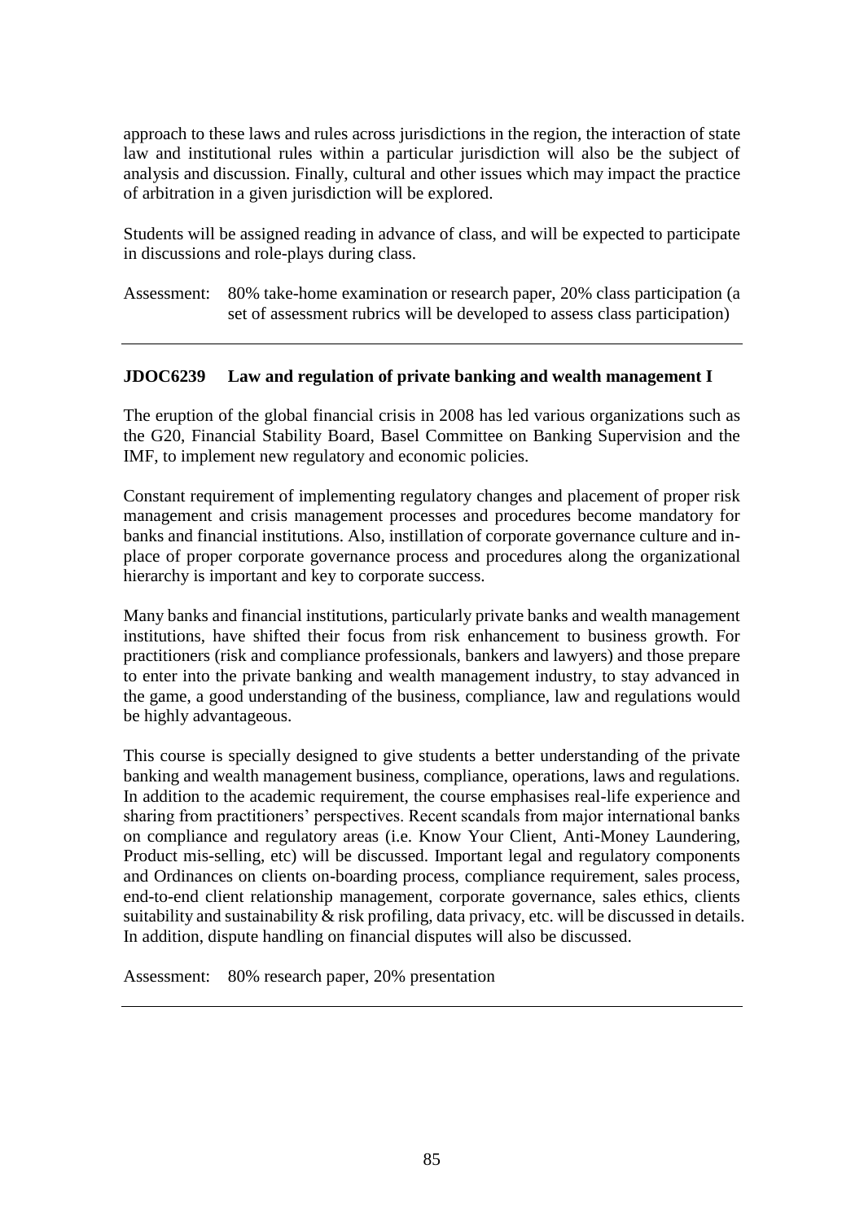approach to these laws and rules across jurisdictions in the region, the interaction of state law and institutional rules within a particular jurisdiction will also be the subject of analysis and discussion. Finally, cultural and other issues which may impact the practice of arbitration in a given jurisdiction will be explored.

Students will be assigned reading in advance of class, and will be expected to participate in discussions and role-plays during class.

Assessment: 80% take-home examination or research paper, 20% class participation (a set of assessment rubrics will be developed to assess class participation)

---

### JDOC6239 Law and regulation of private banking and wealth management I

The eruption of the global financial crisis in 2008 has led various organizations such as the G20, Financial Stability Board, Basel Committee on Banking Supervision and the IMF, to implement new regulatory and economic policies.

Constant requirement of implementing regulatory changes and placement of proper risk management and crisis management processes and procedures become mandatory for banks and financial institutions. Also, instillation of corporate governance culture and in-place of proper corporate governance process and procedures along the organizational hierarchy is important and key to corporate success.

Many banks and financial institutions, particularly private banks and wealth management institutions, have shifted their focus from risk enhancement to business growth. For practitioners (risk and compliance professionals, bankers and lawyers) and those prepare to enter into the private banking and wealth management industry, to stay advanced in the game, a good understanding of the business, compliance, law and regulations would be highly advantageous.

This course is specially designed to give students a better understanding of the private banking and wealth management business, compliance, operations, laws and regulations. In addition to the academic requirement, the course emphasises real-life experience and sharing from practitioners' perspectives. Recent scandals from major international banks on compliance and regulatory areas (i.e. Know Your Client, Anti-Money Laundering, Product mis-selling, etc) will be discussed. Important legal and regulatory components and Ordinances on clients on-boarding process, compliance requirement, sales process, end-to-end client relationship management, corporate governance, sales ethics, clients suitability and sustainability & risk profiling, data privacy, etc. will be discussed in details. In addition, dispute handling on financial disputes will also be discussed.

Assessment: 80% research paper, 20% presentation

---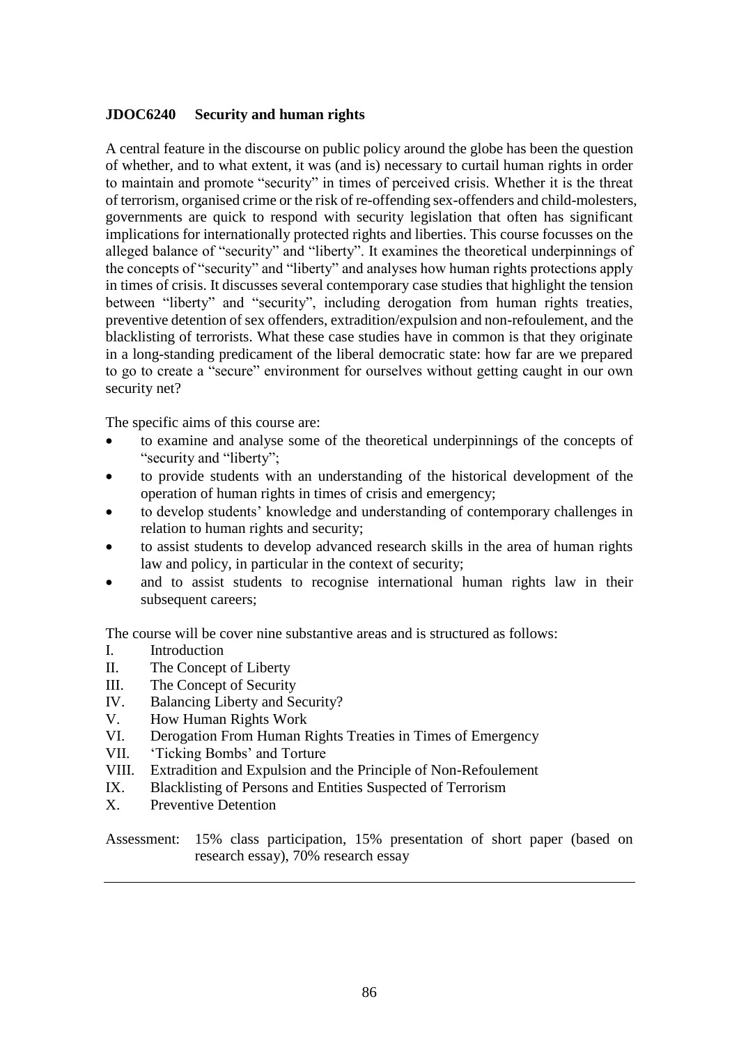**JDOC6240 Security and human rights**

A central feature in the discourse on public policy around the globe has been the question of whether, and to what extent, it was (and is) necessary to curtail human rights in order to maintain and promote "security" in times of perceived crisis. Whether it is the threat of terrorism, organised crime or the risk of re-offending sex-offenders and child-molesters, governments are quick to respond with security legislation that often has significant implications for internationally protected rights and liberties. This course focusses on the alleged balance of "security" and "liberty". It examines the theoretical underpinnings of the concepts of "security" and "liberty" and analyses how human rights protections apply in times of crisis. It discusses several contemporary case studies that highlight the tension between "liberty" and "security", including derogation from human rights treaties, preventive detention of sex offenders, extradition/expulsion and non-refoulement, and the blacklisting of terrorists. What these case studies have in common is that they originate in a long-standing predicament of the liberal democratic state: how far are we prepared to go to create a "secure" environment for ourselves without getting caught in our own security net?

The specific aims of this course are:

- to examine and analyse some of the theoretical underpinnings of the concepts of "security and "liberty";
- to provide students with an understanding of the historical development of the operation of human rights in times of crisis and emergency;
- to develop students' knowledge and understanding of contemporary challenges in relation to human rights and security;
- to assist students to develop advanced research skills in the area of human rights law and policy, in particular in the context of security;
- and to assist students to recognise international human rights law in their subsequent careers;

The course will be cover nine substantive areas and is structured as follows:

I. Introduction
II. The Concept of Liberty
III. The Concept of Security
IV. Balancing Liberty and Security?
V. How Human Rights Work
VI. Derogation From Human Rights Treaties in Times of Emergency
VII. 'Ticking Bombs' and Torture
VIII. Extradition and Expulsion and the Principle of Non-Refoulement
IX. Blacklisting of Persons and Entities Suspected of Terrorism
X. Preventive Detention

Assessment: 15% class participation, 15% presentation of short paper (based on research essay), 70% research essay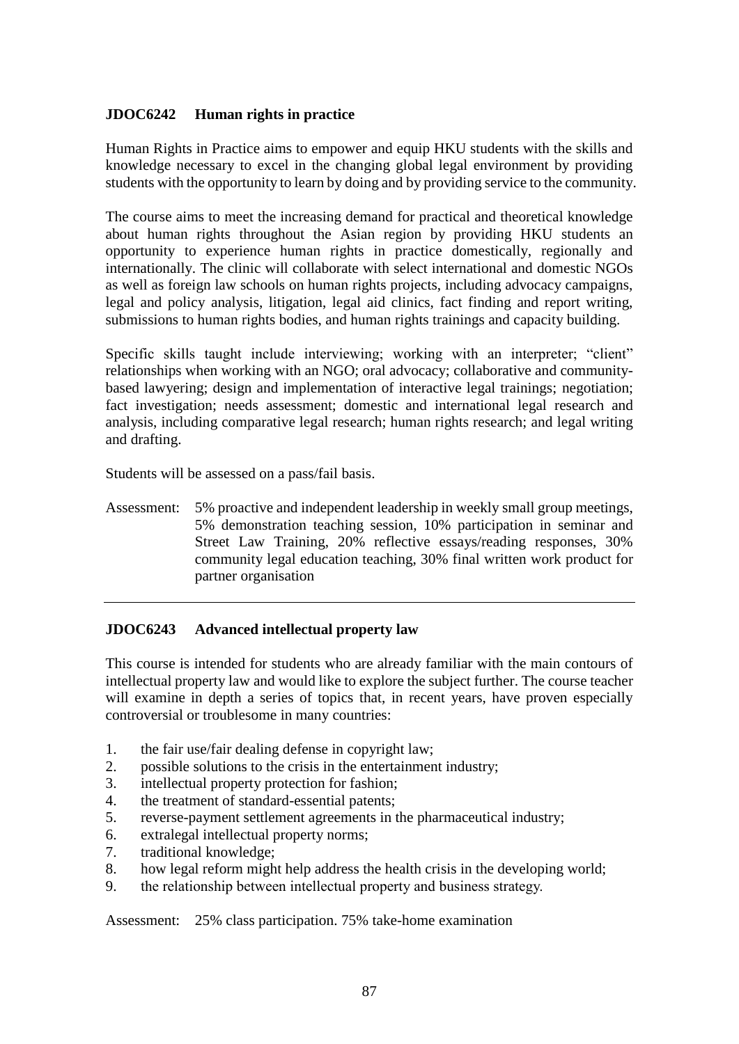### JDOC6242 Human rights in practice

Human Rights in Practice aims to empower and equip HKU students with the skills and knowledge necessary to excel in the changing global legal environment by providing students with the opportunity to learn by doing and by providing service to the community.

The course aims to meet the increasing demand for practical and theoretical knowledge about human rights throughout the Asian region by providing HKU students an opportunity to experience human rights in practice domestically, regionally and internationally. The clinic will collaborate with select international and domestic NGOs as well as foreign law schools on human rights projects, including advocacy campaigns, legal and policy analysis, litigation, legal aid clinics, fact finding and report writing, submissions to human rights bodies, and human rights trainings and capacity building.

Specific skills taught include interviewing; working with an interpreter; "client" relationships when working with an NGO; oral advocacy; collaborative and community-based lawyering; design and implementation of interactive legal trainings; negotiation; fact investigation; needs assessment; domestic and international legal research and analysis, including comparative legal research; human rights research; and legal writing and drafting.

Students will be assessed on a pass/fail basis.

Assessment: 5% proactive and independent leadership in weekly small group meetings, 5% demonstration teaching session, 10% participation in seminar and Street Law Training, 20% reflective essays/reading responses, 30% community legal education teaching, 30% final written work product for partner organisation

---

### JDOC6243 Advanced intellectual property law

This course is intended for students who are already familiar with the main contours of intellectual property law and would like to explore the subject further. The course teacher will examine in depth a series of topics that, in recent years, have proven especially controversial or troublesome in many countries:

1. the fair use/fair dealing defense in copyright law;
2. possible solutions to the crisis in the entertainment industry;
3. intellectual property protection for fashion;
4. the treatment of standard-essential patents;
5. reverse-payment settlement agreements in the pharmaceutical industry;
6. extralegal intellectual property norms;
7. traditional knowledge;
8. how legal reform might help address the health crisis in the developing world;
9. the relationship between intellectual property and business strategy.

Assessment: 25% class participation. 75% take-home examination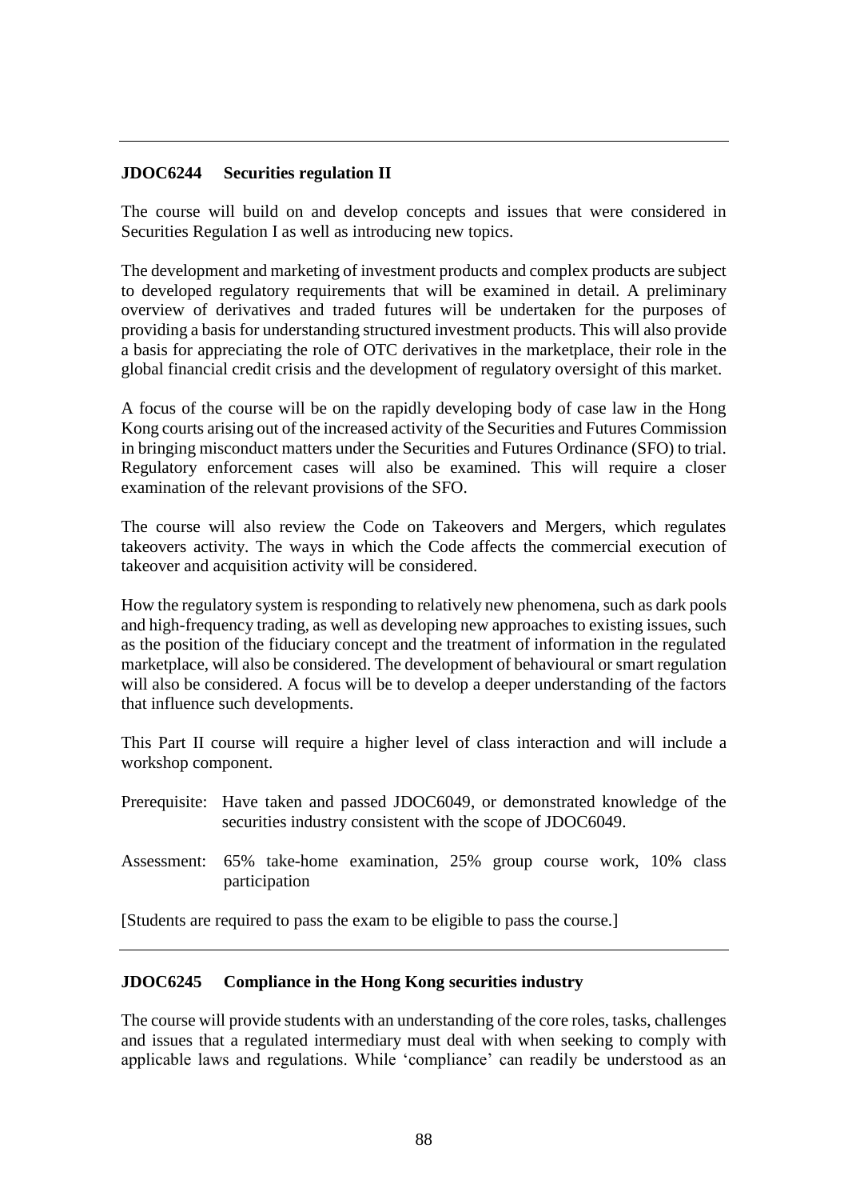---

**JDOC6244 Securities regulation II**

The course will build on and develop concepts and issues that were considered in Securities Regulation I as well as introducing new topics.

The development and marketing of investment products and complex products are subject to developed regulatory requirements that will be examined in detail. A preliminary overview of derivatives and traded futures will be undertaken for the purposes of providing a basis for understanding structured investment products. This will also provide a basis for appreciating the role of OTC derivatives in the marketplace, their role in the global financial credit crisis and the development of regulatory oversight of this market.

A focus of the course will be on the rapidly developing body of case law in the Hong Kong courts arising out of the increased activity of the Securities and Futures Commission in bringing misconduct matters under the Securities and Futures Ordinance (SFO) to trial. Regulatory enforcement cases will also be examined. This will require a closer examination of the relevant provisions of the SFO.

The course will also review the Code on Takeovers and Mergers, which regulates takeovers activity. The ways in which the Code affects the commercial execution of takeover and acquisition activity will be considered.

How the regulatory system is responding to relatively new phenomena, such as dark pools and high-frequency trading, as well as developing new approaches to existing issues, such as the position of the fiduciary concept and the treatment of information in the regulated marketplace, will also be considered. The development of behavioural or smart regulation will also be considered. A focus will be to develop a deeper understanding of the factors that influence such developments.

This Part II course will require a higher level of class interaction and will include a workshop component.

Prerequisite: Have taken and passed JDOC6049, or demonstrated knowledge of the securities industry consistent with the scope of JDOC6049.

Assessment: 65% take-home examination, 25% group course work, 10% class participation

[Students are required to pass the exam to be eligible to pass the course.]

---

**JDOC6245 Compliance in the Hong Kong securities industry**

The course will provide students with an understanding of the core roles, tasks, challenges and issues that a regulated intermediary must deal with when seeking to comply with applicable laws and regulations. While 'compliance' can readily be understood as an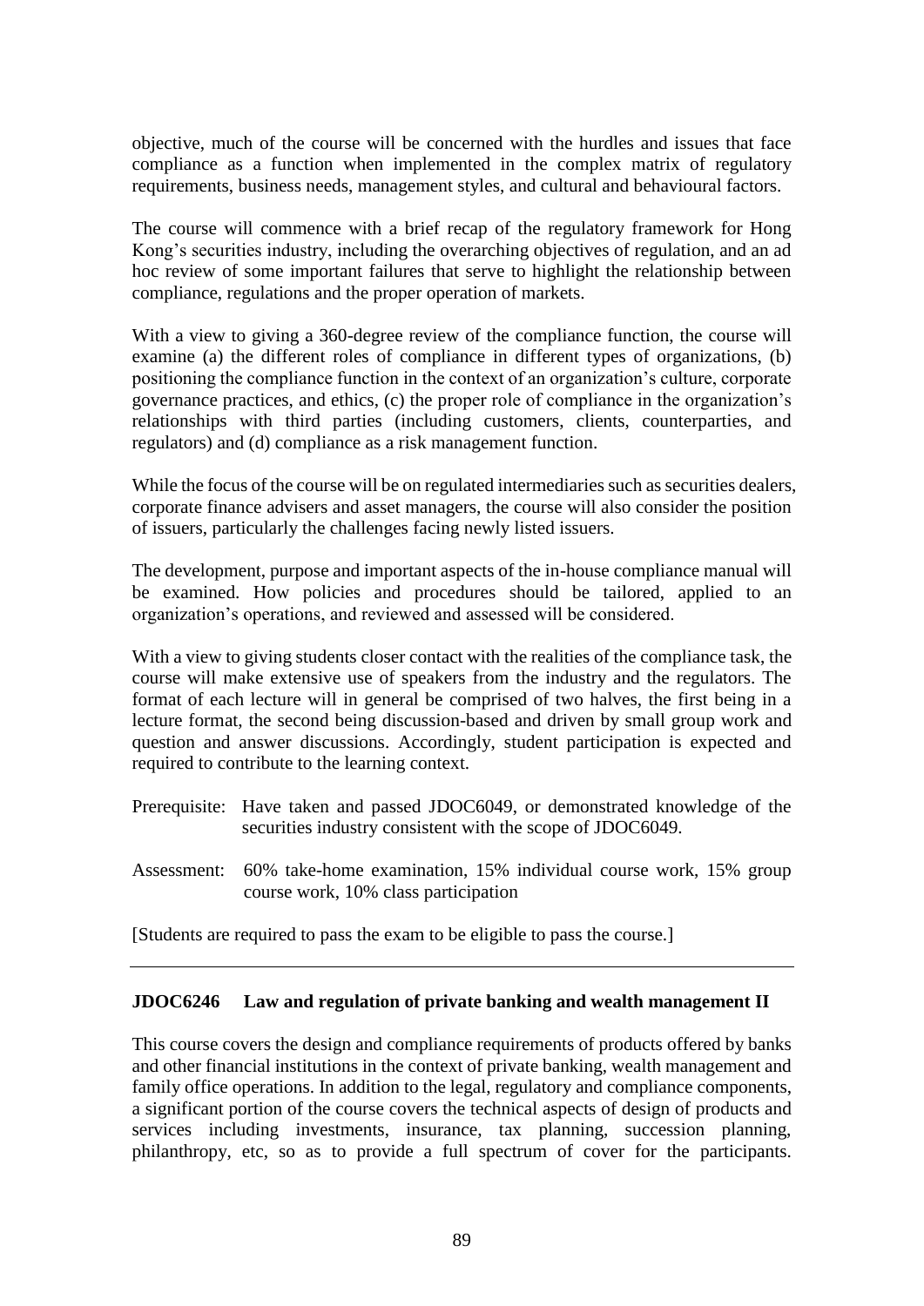objective, much of the course will be concerned with the hurdles and issues that face compliance as a function when implemented in the complex matrix of regulatory requirements, business needs, management styles, and cultural and behavioural factors.

The course will commence with a brief recap of the regulatory framework for Hong Kong's securities industry, including the overarching objectives of regulation, and an ad hoc review of some important failures that serve to highlight the relationship between compliance, regulations and the proper operation of markets.

With a view to giving a 360-degree review of the compliance function, the course will examine (a) the different roles of compliance in different types of organizations, (b) positioning the compliance function in the context of an organization's culture, corporate governance practices, and ethics, (c) the proper role of compliance in the organization's relationships with third parties (including customers, clients, counterparties, and regulators) and (d) compliance as a risk management function.

While the focus of the course will be on regulated intermediaries such as securities dealers, corporate finance advisers and asset managers, the course will also consider the position of issuers, particularly the challenges facing newly listed issuers.

The development, purpose and important aspects of the in-house compliance manual will be examined. How policies and procedures should be tailored, applied to an organization's operations, and reviewed and assessed will be considered.

With a view to giving students closer contact with the realities of the compliance task, the course will make extensive use of speakers from the industry and the regulators. The format of each lecture will in general be comprised of two halves, the first being in a lecture format, the second being discussion-based and driven by small group work and question and answer discussions. Accordingly, student participation is expected and required to contribute to the learning context.

Prerequisite: Have taken and passed JDOC6049, or demonstrated knowledge of the securities industry consistent with the scope of JDOC6049.

Assessment: 60% take-home examination, 15% individual course work, 15% group course work, 10% class participation

[Students are required to pass the exam to be eligible to pass the course.]

---

### JDOC6246 Law and regulation of private banking and wealth management II

This course covers the design and compliance requirements of products offered by banks and other financial institutions in the context of private banking, wealth management and family office operations. In addition to the legal, regulatory and compliance components, a significant portion of the course covers the technical aspects of design of products and services including investments, insurance, tax planning, succession planning, philanthropy, etc, so as to provide a full spectrum of cover for the participants.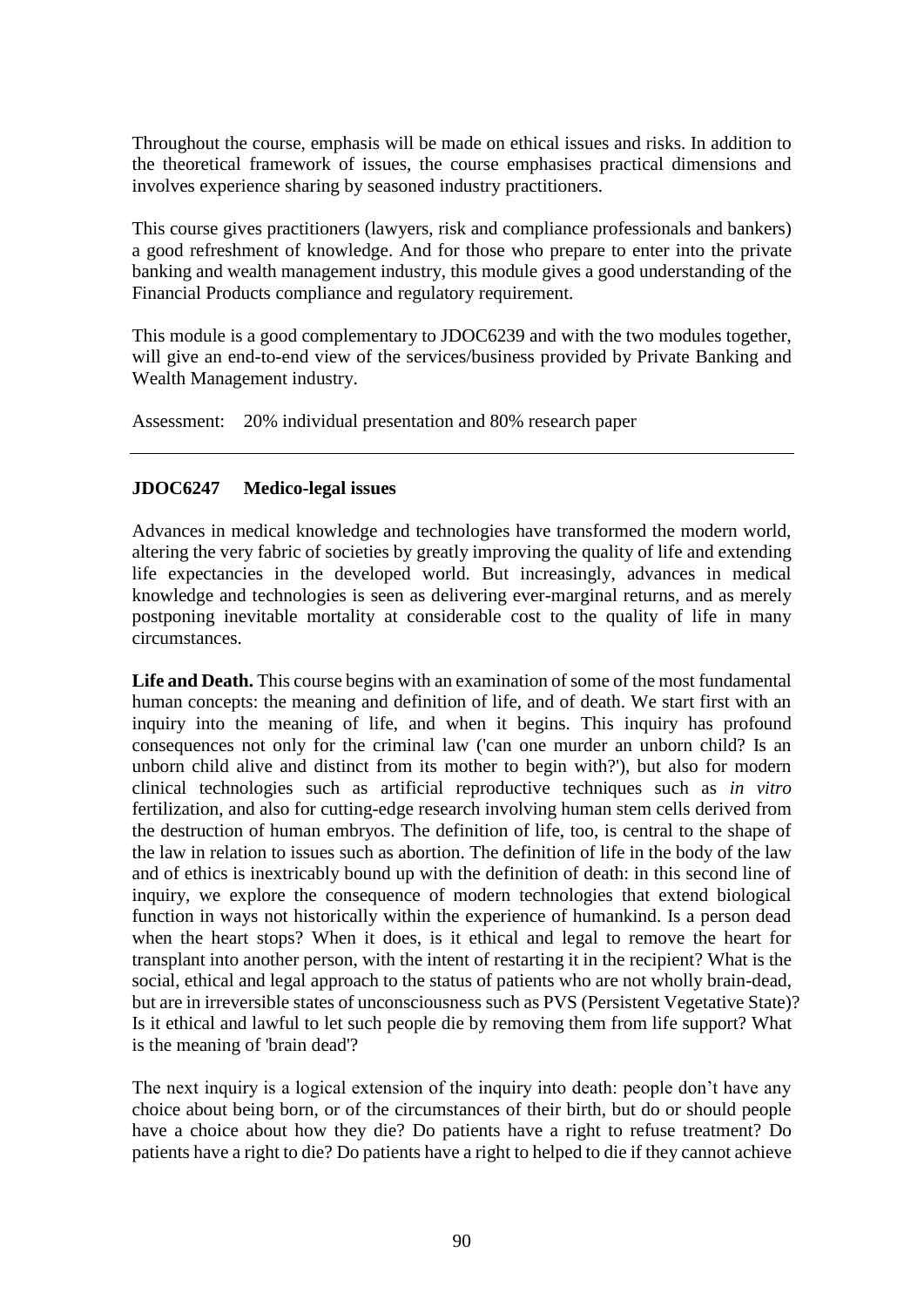Throughout the course, emphasis will be made on ethical issues and risks. In addition to the theoretical framework of issues, the course emphasises practical dimensions and involves experience sharing by seasoned industry practitioners.

This course gives practitioners (lawyers, risk and compliance professionals and bankers) a good refreshment of knowledge. And for those who prepare to enter into the private banking and wealth management industry, this module gives a good understanding of the Financial Products compliance and regulatory requirement.

This module is a good complementary to JDOC6239 and with the two modules together, will give an end-to-end view of the services/business provided by Private Banking and Wealth Management industry.

Assessment: 20% individual presentation and 80% research paper

---

**JDOC6247 Medico-legal issues**

Advances in medical knowledge and technologies have transformed the modern world, altering the very fabric of societies by greatly improving the quality of life and extending life expectancies in the developed world. But increasingly, advances in medical knowledge and technologies is seen as delivering ever-marginal returns, and as merely postponing inevitable mortality at considerable cost to the quality of life in many circumstances.

**Life and Death.** This course begins with an examination of some of the most fundamental human concepts: the meaning and definition of life, and of death. We start first with an inquiry into the meaning of life, and when it begins. This inquiry has profound consequences not only for the criminal law ('can one murder an unborn child? Is an unborn child alive and distinct from its mother to begin with?'), but also for modern clinical technologies such as artificial reproductive techniques such as *in vitro* fertilization, and also for cutting-edge research involving human stem cells derived from the destruction of human embryos. The definition of life, too, is central to the shape of the law in relation to issues such as abortion. The definition of life in the body of the law and of ethics is inextricably bound up with the definition of death: in this second line of inquiry, we explore the consequence of modern technologies that extend biological function in ways not historically within the experience of humankind. Is a person dead when the heart stops? When it does, is it ethical and legal to remove the heart for transplant into another person, with the intent of restarting it in the recipient? What is the social, ethical and legal approach to the status of patients who are not wholly brain-dead, but are in irreversible states of unconsciousness such as PVS (Persistent Vegetative State)? Is it ethical and lawful to let such people die by removing them from life support? What is the meaning of 'brain dead'?

The next inquiry is a logical extension of the inquiry into death: people don't have any choice about being born, or of the circumstances of their birth, but do or should people have a choice about how they die? Do patients have a right to refuse treatment? Do patients have a right to die? Do patients have a right to helped to die if they cannot achieve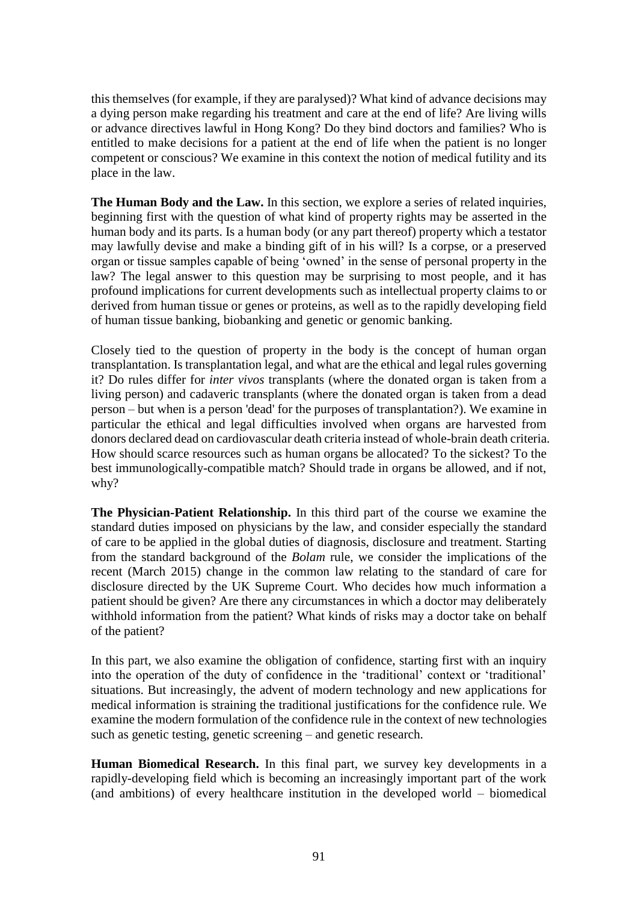this themselves (for example, if they are paralysed)? What kind of advance decisions may a dying person make regarding his treatment and care at the end of life? Are living wills or advance directives lawful in Hong Kong? Do they bind doctors and families? Who is entitled to make decisions for a patient at the end of life when the patient is no longer competent or conscious? We examine in this context the notion of medical futility and its place in the law.

**The Human Body and the Law.** In this section, we explore a series of related inquiries, beginning first with the question of what kind of property rights may be asserted in the human body and its parts. Is a human body (or any part thereof) property which a testator may lawfully devise and make a binding gift of in his will? Is a corpse, or a preserved organ or tissue samples capable of being 'owned' in the sense of personal property in the law? The legal answer to this question may be surprising to most people, and it has profound implications for current developments such as intellectual property claims to or derived from human tissue or genes or proteins, as well as to the rapidly developing field of human tissue banking, biobanking and genetic or genomic banking.

Closely tied to the question of property in the body is the concept of human organ transplantation. Is transplantation legal, and what are the ethical and legal rules governing it? Do rules differ for *inter vivos* transplants (where the donated organ is taken from a living person) and cadaveric transplants (where the donated organ is taken from a dead person – but when is a person 'dead' for the purposes of transplantation?). We examine in particular the ethical and legal difficulties involved when organs are harvested from donors declared dead on cardiovascular death criteria instead of whole-brain death criteria. How should scarce resources such as human organs be allocated? To the sickest? To the best immunologically-compatible match? Should trade in organs be allowed, and if not, why?

**The Physician-Patient Relationship.** In this third part of the course we examine the standard duties imposed on physicians by the law, and consider especially the standard of care to be applied in the global duties of diagnosis, disclosure and treatment. Starting from the standard background of the *Bolam* rule, we consider the implications of the recent (March 2015) change in the common law relating to the standard of care for disclosure directed by the UK Supreme Court. Who decides how much information a patient should be given? Are there any circumstances in which a doctor may deliberately withhold information from the patient? What kinds of risks may a doctor take on behalf of the patient?

In this part, we also examine the obligation of confidence, starting first with an inquiry into the operation of the duty of confidence in the 'traditional' context or 'traditional' situations. But increasingly, the advent of modern technology and new applications for medical information is straining the traditional justifications for the confidence rule. We examine the modern formulation of the confidence rule in the context of new technologies such as genetic testing, genetic screening – and genetic research.

**Human Biomedical Research.** In this final part, we survey key developments in a rapidly-developing field which is becoming an increasingly important part of the work (and ambitions) of every healthcare institution in the developed world – biomedical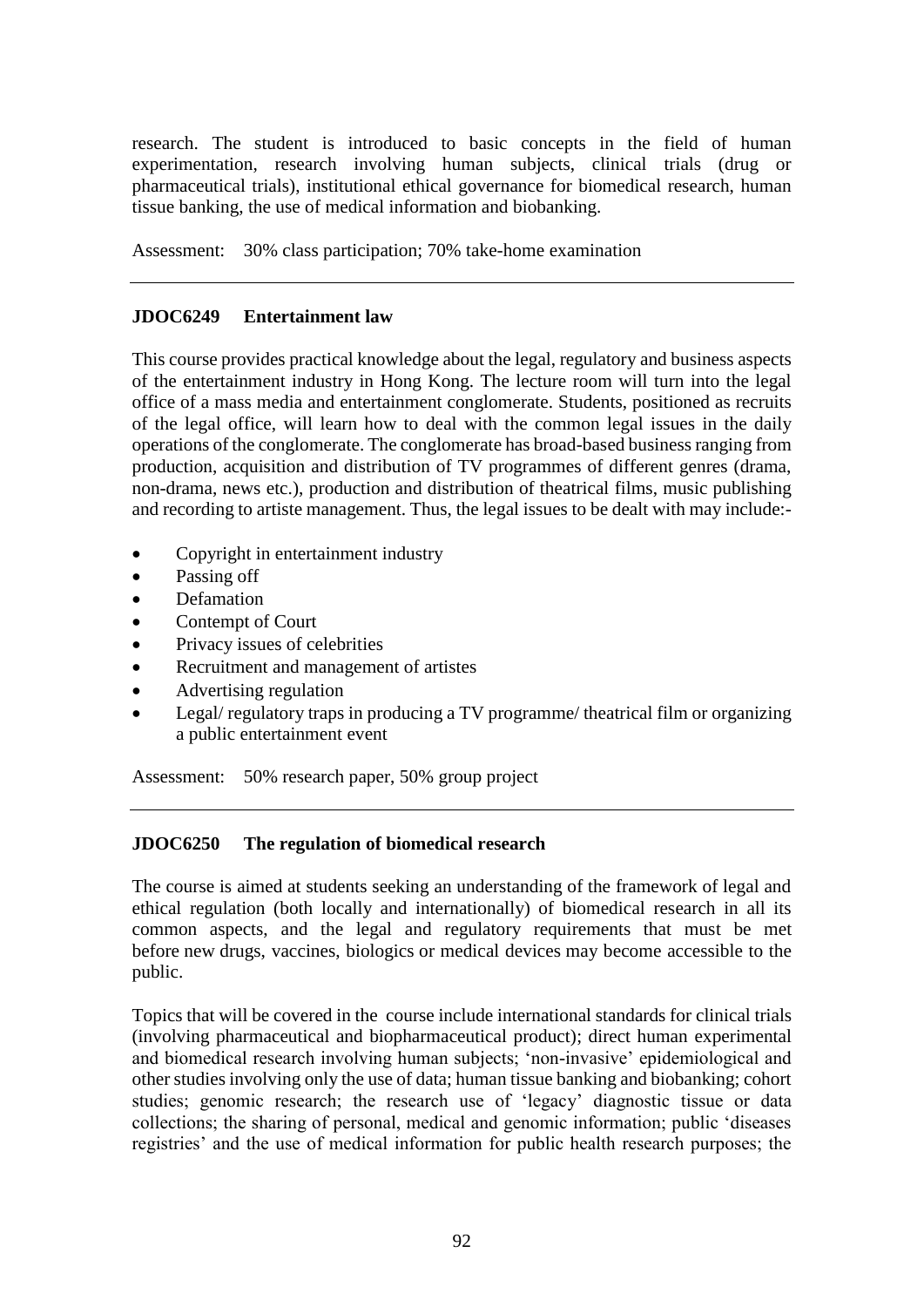research. The student is introduced to basic concepts in the field of human experimentation, research involving human subjects, clinical trials (drug or pharmaceutical trials), institutional ethical governance for biomedical research, human tissue banking, the use of medical information and biobanking.

Assessment: 30% class participation; 70% take-home examination

---

### JDOC6249 Entertainment law

This course provides practical knowledge about the legal, regulatory and business aspects of the entertainment industry in Hong Kong. The lecture room will turn into the legal office of a mass media and entertainment conglomerate. Students, positioned as recruits of the legal office, will learn how to deal with the common legal issues in the daily operations of the conglomerate. The conglomerate has broad-based business ranging from production, acquisition and distribution of TV programmes of different genres (drama, non-drama, news etc.), production and distribution of theatrical films, music publishing and recording to artiste management. Thus, the legal issues to be dealt with may include:-

- Copyright in entertainment industry
- Passing off
- Defamation
- Contempt of Court
- Privacy issues of celebrities
- Recruitment and management of artistes
- Advertising regulation
- Legal/ regulatory traps in producing a TV programme/ theatrical film or organizing a public entertainment event

Assessment: 50% research paper, 50% group project

---

### JDOC6250 The regulation of biomedical research

The course is aimed at students seeking an understanding of the framework of legal and ethical regulation (both locally and internationally) of biomedical research in all its common aspects, and the legal and regulatory requirements that must be met before new drugs, vaccines, biologics or medical devices may become accessible to the public.

Topics that will be covered in the course include international standards for clinical trials (involving pharmaceutical and biopharmaceutical product); direct human experimental and biomedical research involving human subjects; 'non-invasive' epidemiological and other studies involving only the use of data; human tissue banking and biobanking; cohort studies; genomic research; the research use of 'legacy' diagnostic tissue or data collections; the sharing of personal, medical and genomic information; public 'diseases registries' and the use of medical information for public health research purposes; the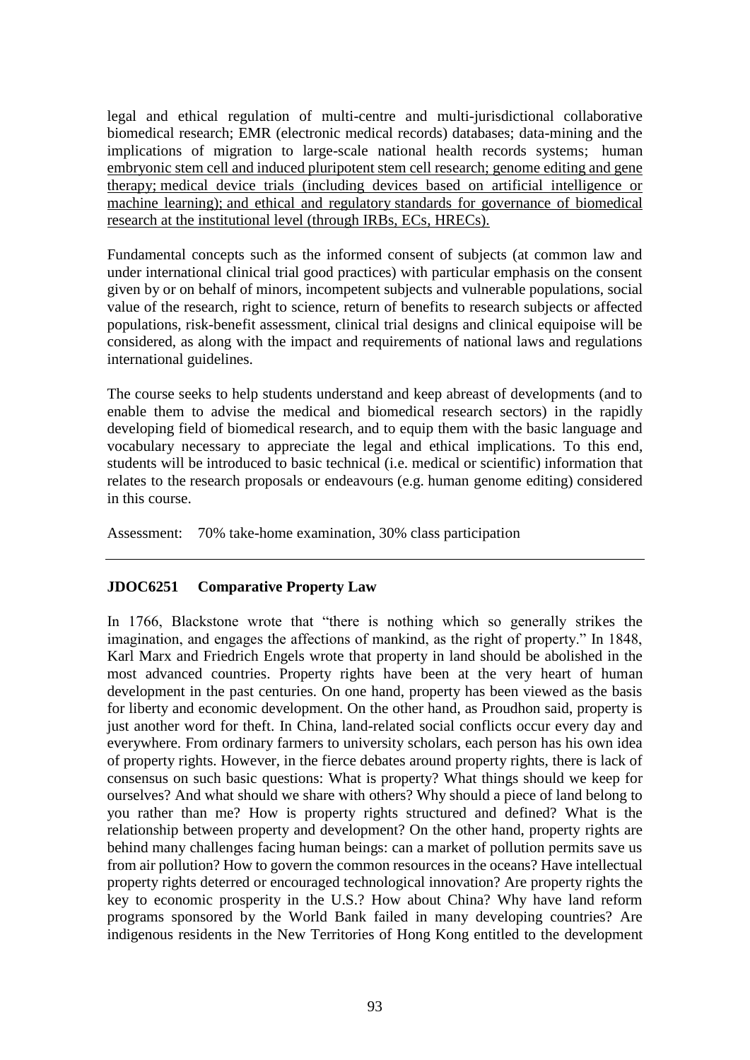legal and ethical regulation of multi-centre and multi-jurisdictional collaborative biomedical research; EMR (electronic medical records) databases; data-mining and the implications of migration to large-scale national health records systems; human <u>embryonic stem cell and induced pluripotent stem cell research; genome editing and gene therapy; medical device trials (including devices based on artificial intelligence or machine learning); and ethical and regulatory standards for governance of biomedical research at the institutional level (through IRBs, ECs, HRECs).</u>

Fundamental concepts such as the informed consent of subjects (at common law and under international clinical trial good practices) with particular emphasis on the consent given by or on behalf of minors, incompetent subjects and vulnerable populations, social value of the research, right to science, return of benefits to research subjects or affected populations, risk-benefit assessment, clinical trial designs and clinical equipoise will be considered, as along with the impact and requirements of national laws and regulations international guidelines.

The course seeks to help students understand and keep abreast of developments (and to enable them to advise the medical and biomedical research sectors) in the rapidly developing field of biomedical research, and to equip them with the basic language and vocabulary necessary to appreciate the legal and ethical implications. To this end, students will be introduced to basic technical (i.e. medical or scientific) information that relates to the research proposals or endeavours (e.g. human genome editing) considered in this course.

Assessment: 70% take-home examination, 30% class participation

---

**JDOC6251 Comparative Property Law**

In 1766, Blackstone wrote that "there is nothing which so generally strikes the imagination, and engages the affections of mankind, as the right of property." In 1848, Karl Marx and Friedrich Engels wrote that property in land should be abolished in the most advanced countries. Property rights have been at the very heart of human development in the past centuries. On one hand, property has been viewed as the basis for liberty and economic development. On the other hand, as Proudhon said, property is just another word for theft. In China, land-related social conflicts occur every day and everywhere. From ordinary farmers to university scholars, each person has his own idea of property rights. However, in the fierce debates around property rights, there is lack of consensus on such basic questions: What is property? What things should we keep for ourselves? And what should we share with others? Why should a piece of land belong to you rather than me? How is property rights structured and defined? What is the relationship between property and development? On the other hand, property rights are behind many challenges facing human beings: can a market of pollution permits save us from air pollution? How to govern the common resources in the oceans? Have intellectual property rights deterred or encouraged technological innovation? Are property rights the key to economic prosperity in the U.S.? How about China? Why have land reform programs sponsored by the World Bank failed in many developing countries? Are indigenous residents in the New Territories of Hong Kong entitled to the development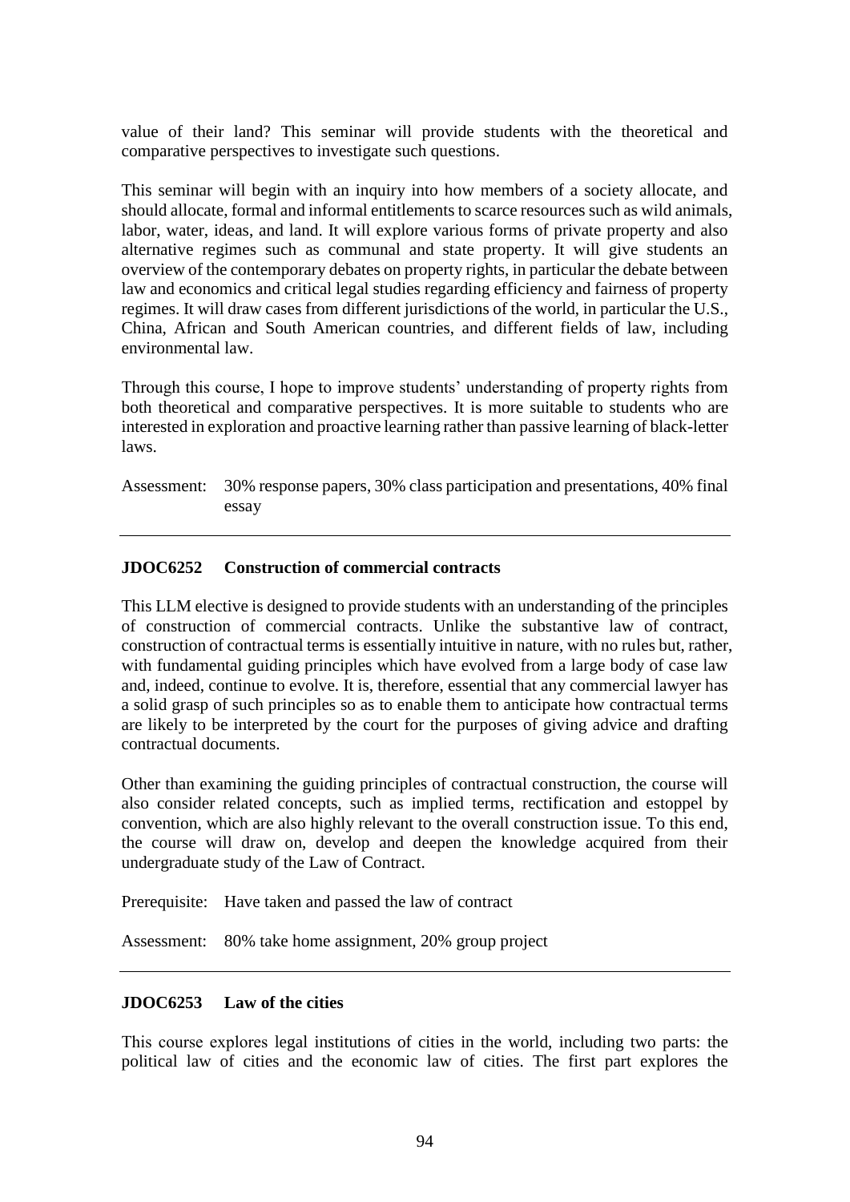value of their land? This seminar will provide students with the theoretical and comparative perspectives to investigate such questions.

This seminar will begin with an inquiry into how members of a society allocate, and should allocate, formal and informal entitlements to scarce resources such as wild animals, labor, water, ideas, and land. It will explore various forms of private property and also alternative regimes such as communal and state property. It will give students an overview of the contemporary debates on property rights, in particular the debate between law and economics and critical legal studies regarding efficiency and fairness of property regimes. It will draw cases from different jurisdictions of the world, in particular the U.S., China, African and South American countries, and different fields of law, including environmental law.

Through this course, I hope to improve students' understanding of property rights from both theoretical and comparative perspectives. It is more suitable to students who are interested in exploration and proactive learning rather than passive learning of black-letter laws.

Assessment: 30% response papers, 30% class participation and presentations, 40% final essay

---

**JDOC6252 Construction of commercial contracts**

This LLM elective is designed to provide students with an understanding of the principles of construction of commercial contracts. Unlike the substantive law of contract, construction of contractual terms is essentially intuitive in nature, with no rules but, rather, with fundamental guiding principles which have evolved from a large body of case law and, indeed, continue to evolve. It is, therefore, essential that any commercial lawyer has a solid grasp of such principles so as to enable them to anticipate how contractual terms are likely to be interpreted by the court for the purposes of giving advice and drafting contractual documents.

Other than examining the guiding principles of contractual construction, the course will also consider related concepts, such as implied terms, rectification and estoppel by convention, which are also highly relevant to the overall construction issue. To this end, the course will draw on, develop and deepen the knowledge acquired from their undergraduate study of the Law of Contract.

Prerequisite: Have taken and passed the law of contract

Assessment: 80% take home assignment, 20% group project

---

**JDOC6253 Law of the cities**

This course explores legal institutions of cities in the world, including two parts: the political law of cities and the economic law of cities. The first part explores the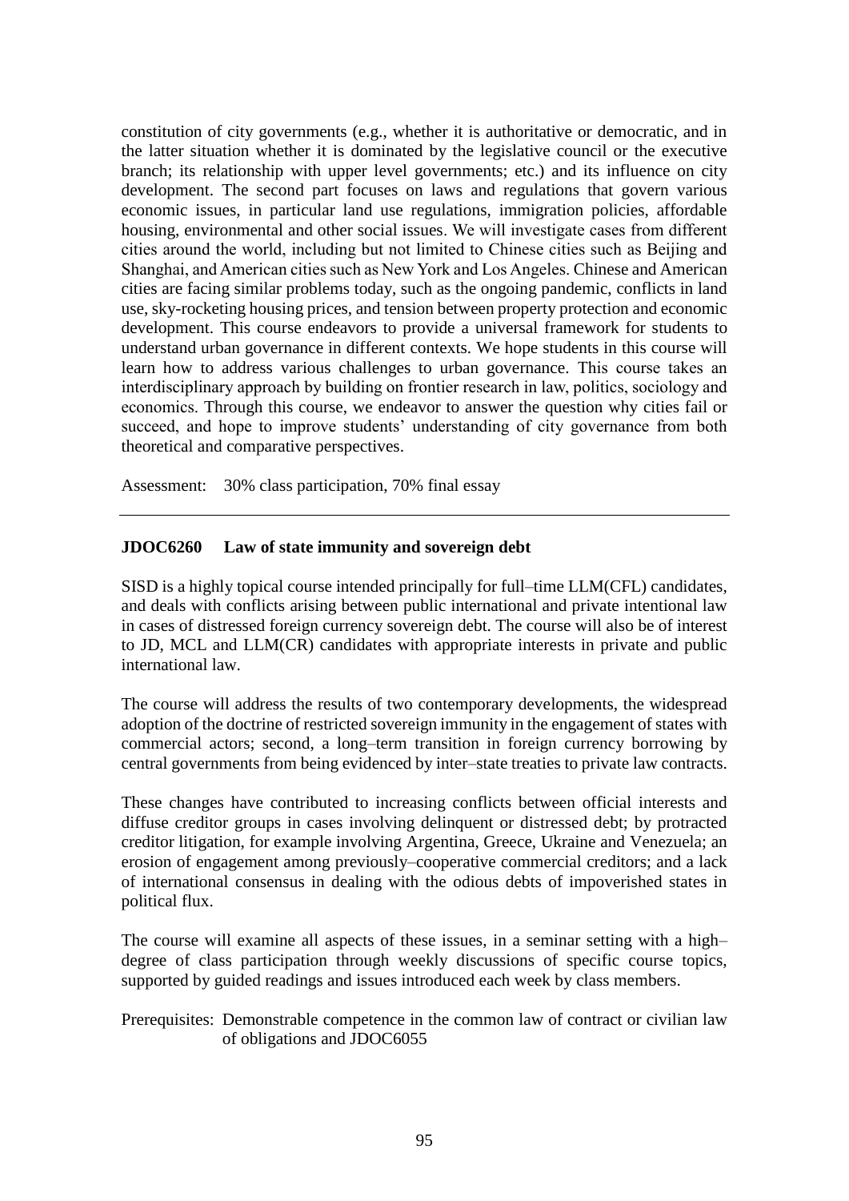constitution of city governments (e.g., whether it is authoritative or democratic, and in the latter situation whether it is dominated by the legislative council or the executive branch; its relationship with upper level governments; etc.) and its influence on city development. The second part focuses on laws and regulations that govern various economic issues, in particular land use regulations, immigration policies, affordable housing, environmental and other social issues. We will investigate cases from different cities around the world, including but not limited to Chinese cities such as Beijing and Shanghai, and American cities such as New York and Los Angeles. Chinese and American cities are facing similar problems today, such as the ongoing pandemic, conflicts in land use, sky-rocketing housing prices, and tension between property protection and economic development. This course endeavors to provide a universal framework for students to understand urban governance in different contexts. We hope students in this course will learn how to address various challenges to urban governance. This course takes an interdisciplinary approach by building on frontier research in law, politics, sociology and economics. Through this course, we endeavor to answer the question why cities fail or succeed, and hope to improve students' understanding of city governance from both theoretical and comparative perspectives.

Assessment: 30% class participation, 70% final essay

---

**JDOC6260 Law of state immunity and sovereign debt**

SISD is a highly topical course intended principally for full–time LLM(CFL) candidates, and deals with conflicts arising between public international and private intentional law in cases of distressed foreign currency sovereign debt. The course will also be of interest to JD, MCL and LLM(CR) candidates with appropriate interests in private and public international law.

The course will address the results of two contemporary developments, the widespread adoption of the doctrine of restricted sovereign immunity in the engagement of states with commercial actors; second, a long–term transition in foreign currency borrowing by central governments from being evidenced by inter–state treaties to private law contracts.

These changes have contributed to increasing conflicts between official interests and diffuse creditor groups in cases involving delinquent or distressed debt; by protracted creditor litigation, for example involving Argentina, Greece, Ukraine and Venezuela; an erosion of engagement among previously–cooperative commercial creditors; and a lack of international consensus in dealing with the odious debts of impoverished states in political flux.

The course will examine all aspects of these issues, in a seminar setting with a high–degree of class participation through weekly discussions of specific course topics, supported by guided readings and issues introduced each week by class members.

Prerequisites: Demonstrable competence in the common law of contract or civilian law of obligations and JDOC6055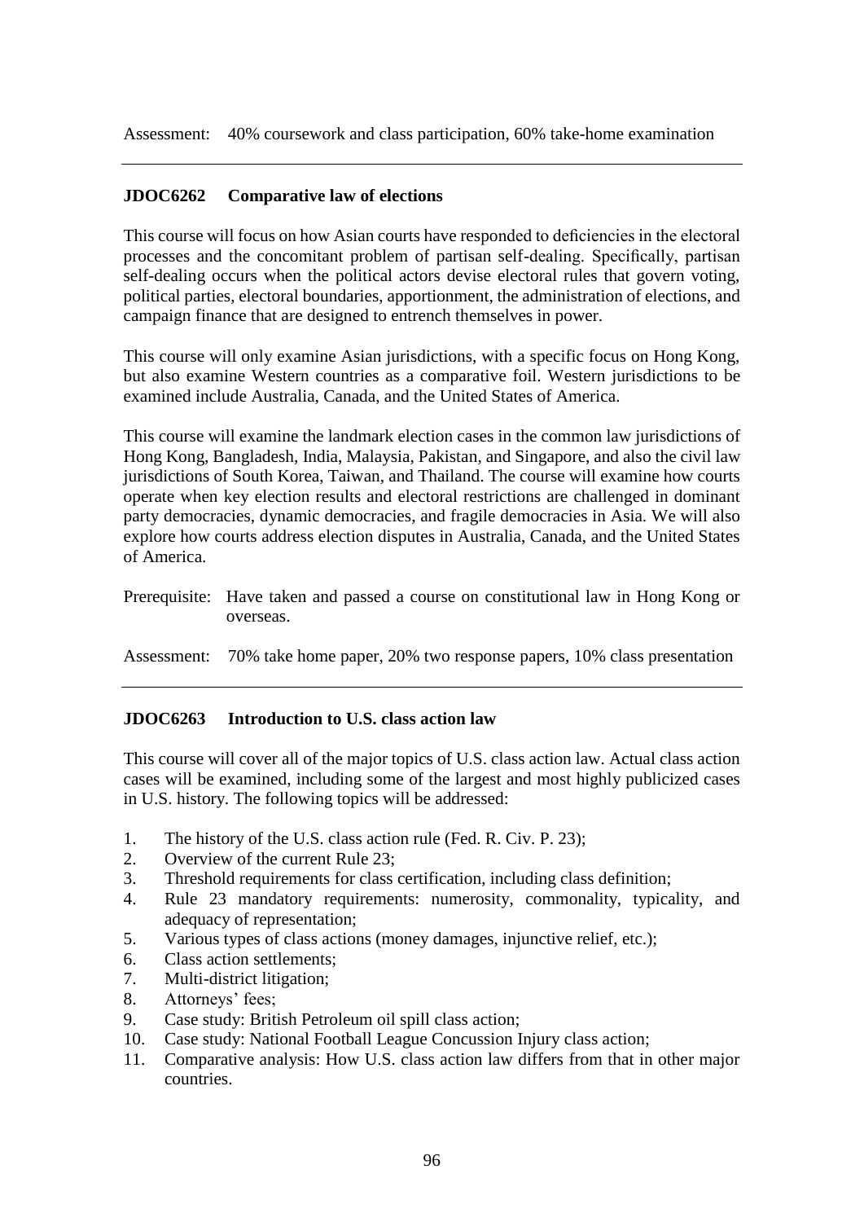Assessment: 40% coursework and class participation, 60% take-home examination

---

### JDOC6262 Comparative law of elections

This course will focus on how Asian courts have responded to deficiencies in the electoral processes and the concomitant problem of partisan self-dealing. Specifically, partisan self-dealing occurs when the political actors devise electoral rules that govern voting, political parties, electoral boundaries, apportionment, the administration of elections, and campaign finance that are designed to entrench themselves in power.

This course will only examine Asian jurisdictions, with a specific focus on Hong Kong, but also examine Western countries as a comparative foil. Western jurisdictions to be examined include Australia, Canada, and the United States of America.

This course will examine the landmark election cases in the common law jurisdictions of Hong Kong, Bangladesh, India, Malaysia, Pakistan, and Singapore, and also the civil law jurisdictions of South Korea, Taiwan, and Thailand. The course will examine how courts operate when key election results and electoral restrictions are challenged in dominant party democracies, dynamic democracies, and fragile democracies in Asia. We will also explore how courts address election disputes in Australia, Canada, and the United States of America.

Prerequisite: Have taken and passed a course on constitutional law in Hong Kong or overseas.

Assessment: 70% take home paper, 20% two response papers, 10% class presentation

---

### JDOC6263 Introduction to U.S. class action law

This course will cover all of the major topics of U.S. class action law. Actual class action cases will be examined, including some of the largest and most highly publicized cases in U.S. history. The following topics will be addressed:

1. The history of the U.S. class action rule (Fed. R. Civ. P. 23);
2. Overview of the current Rule 23;
3. Threshold requirements for class certification, including class definition;
4. Rule 23 mandatory requirements: numerosity, commonality, typicality, and adequacy of representation;
5. Various types of class actions (money damages, injunctive relief, etc.);
6. Class action settlements;
7. Multi-district litigation;
8. Attorneys' fees;
9. Case study: British Petroleum oil spill class action;
10. Case study: National Football League Concussion Injury class action;
11. Comparative analysis: How U.S. class action law differs from that in other major countries.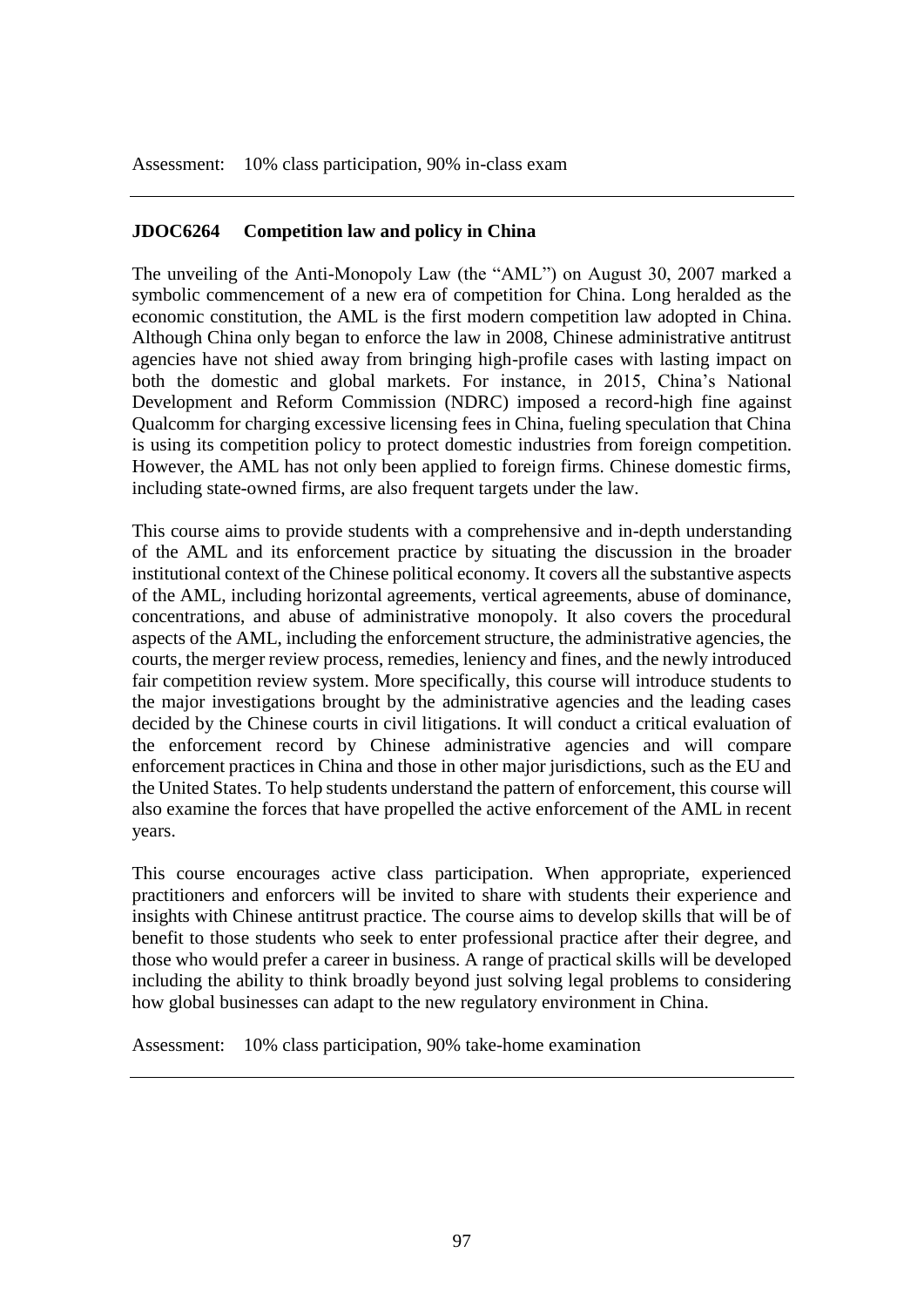Assessment: 10% class participation, 90% in-class exam

---

**JDOC6264 Competition law and policy in China**

The unveiling of the Anti-Monopoly Law (the "AML") on August 30, 2007 marked a symbolic commencement of a new era of competition for China. Long heralded as the economic constitution, the AML is the first modern competition law adopted in China. Although China only began to enforce the law in 2008, Chinese administrative antitrust agencies have not shied away from bringing high-profile cases with lasting impact on both the domestic and global markets. For instance, in 2015, China's National Development and Reform Commission (NDRC) imposed a record-high fine against Qualcomm for charging excessive licensing fees in China, fueling speculation that China is using its competition policy to protect domestic industries from foreign competition. However, the AML has not only been applied to foreign firms. Chinese domestic firms, including state-owned firms, are also frequent targets under the law.

This course aims to provide students with a comprehensive and in-depth understanding of the AML and its enforcement practice by situating the discussion in the broader institutional context of the Chinese political economy. It covers all the substantive aspects of the AML, including horizontal agreements, vertical agreements, abuse of dominance, concentrations, and abuse of administrative monopoly. It also covers the procedural aspects of the AML, including the enforcement structure, the administrative agencies, the courts, the merger review process, remedies, leniency and fines, and the newly introduced fair competition review system. More specifically, this course will introduce students to the major investigations brought by the administrative agencies and the leading cases decided by the Chinese courts in civil litigations. It will conduct a critical evaluation of the enforcement record by Chinese administrative agencies and will compare enforcement practices in China and those in other major jurisdictions, such as the EU and the United States. To help students understand the pattern of enforcement, this course will also examine the forces that have propelled the active enforcement of the AML in recent years.

This course encourages active class participation. When appropriate, experienced practitioners and enforcers will be invited to share with students their experience and insights with Chinese antitrust practice. The course aims to develop skills that will be of benefit to those students who seek to enter professional practice after their degree, and those who would prefer a career in business. A range of practical skills will be developed including the ability to think broadly beyond just solving legal problems to considering how global businesses can adapt to the new regulatory environment in China.

Assessment: 10% class participation, 90% take-home examination

---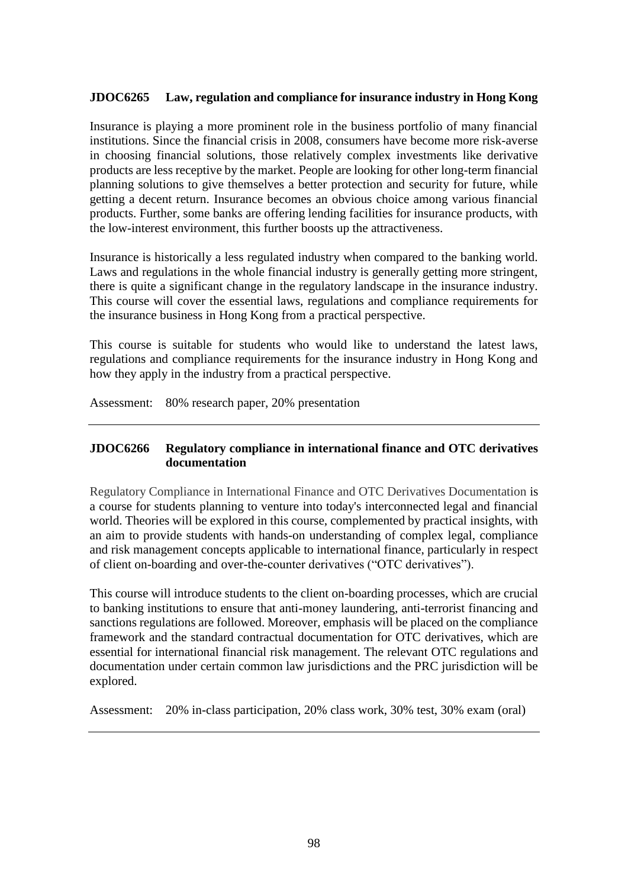## JDOC6265 Law, regulation and compliance for insurance industry in Hong Kong

Insurance is playing a more prominent role in the business portfolio of many financial institutions. Since the financial crisis in 2008, consumers have become more risk-averse in choosing financial solutions, those relatively complex investments like derivative products are less receptive by the market. People are looking for other long-term financial planning solutions to give themselves a better protection and security for future, while getting a decent return. Insurance becomes an obvious choice among various financial products. Further, some banks are offering lending facilities for insurance products, with the low-interest environment, this further boosts up the attractiveness.

Insurance is historically a less regulated industry when compared to the banking world. Laws and regulations in the whole financial industry is generally getting more stringent, there is quite a significant change in the regulatory landscape in the insurance industry. This course will cover the essential laws, regulations and compliance requirements for the insurance business in Hong Kong from a practical perspective.

This course is suitable for students who would like to understand the latest laws, regulations and compliance requirements for the insurance industry in Hong Kong and how they apply in the industry from a practical perspective.

Assessment: 80% research paper, 20% presentation

---

## JDOC6266 Regulatory compliance in international finance and OTC derivatives documentation

Regulatory Compliance in International Finance and OTC Derivatives Documentation is a course for students planning to venture into today's interconnected legal and financial world. Theories will be explored in this course, complemented by practical insights, with an aim to provide students with hands-on understanding of complex legal, compliance and risk management concepts applicable to international finance, particularly in respect of client on-boarding and over-the-counter derivatives ("OTC derivatives").

This course will introduce students to the client on-boarding processes, which are crucial to banking institutions to ensure that anti-money laundering, anti-terrorist financing and sanctions regulations are followed. Moreover, emphasis will be placed on the compliance framework and the standard contractual documentation for OTC derivatives, which are essential for international financial risk management. The relevant OTC regulations and documentation under certain common law jurisdictions and the PRC jurisdiction will be explored.

Assessment: 20% in-class participation, 20% class work, 30% test, 30% exam (oral)

---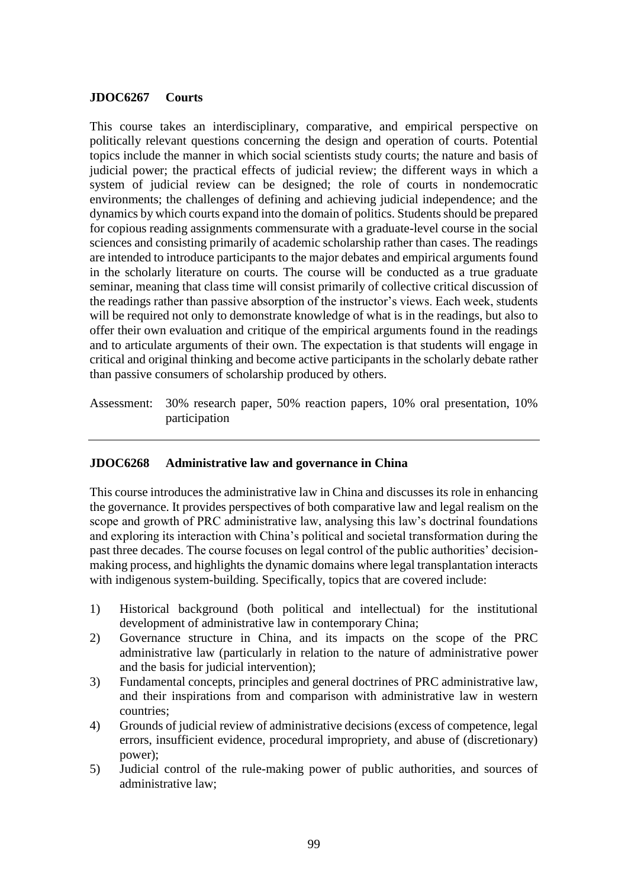### JDOC6267 Courts

This course takes an interdisciplinary, comparative, and empirical perspective on politically relevant questions concerning the design and operation of courts. Potential topics include the manner in which social scientists study courts; the nature and basis of judicial power; the practical effects of judicial review; the different ways in which a system of judicial review can be designed; the role of courts in nondemocratic environments; the challenges of defining and achieving judicial independence; and the dynamics by which courts expand into the domain of politics. Students should be prepared for copious reading assignments commensurate with a graduate-level course in the social sciences and consisting primarily of academic scholarship rather than cases. The readings are intended to introduce participants to the major debates and empirical arguments found in the scholarly literature on courts. The course will be conducted as a true graduate seminar, meaning that class time will consist primarily of collective critical discussion of the readings rather than passive absorption of the instructor's views. Each week, students will be required not only to demonstrate knowledge of what is in the readings, but also to offer their own evaluation and critique of the empirical arguments found in the readings and to articulate arguments of their own. The expectation is that students will engage in critical and original thinking and become active participants in the scholarly debate rather than passive consumers of scholarship produced by others.

Assessment: 30% research paper, 50% reaction papers, 10% oral presentation, 10% participation

---

### JDOC6268 Administrative law and governance in China

This course introduces the administrative law in China and discusses its role in enhancing the governance. It provides perspectives of both comparative law and legal realism on the scope and growth of PRC administrative law, analysing this law's doctrinal foundations and exploring its interaction with China's political and societal transformation during the past three decades. The course focuses on legal control of the public authorities' decision-making process, and highlights the dynamic domains where legal transplantation interacts with indigenous system-building. Specifically, topics that are covered include:

1) Historical background (both political and intellectual) for the institutional development of administrative law in contemporary China;
2) Governance structure in China, and its impacts on the scope of the PRC administrative law (particularly in relation to the nature of administrative power and the basis for judicial intervention);
3) Fundamental concepts, principles and general doctrines of PRC administrative law, and their inspirations from and comparison with administrative law in western countries;
4) Grounds of judicial review of administrative decisions (excess of competence, legal errors, insufficient evidence, procedural impropriety, and abuse of (discretionary) power);
5) Judicial control of the rule-making power of public authorities, and sources of administrative law;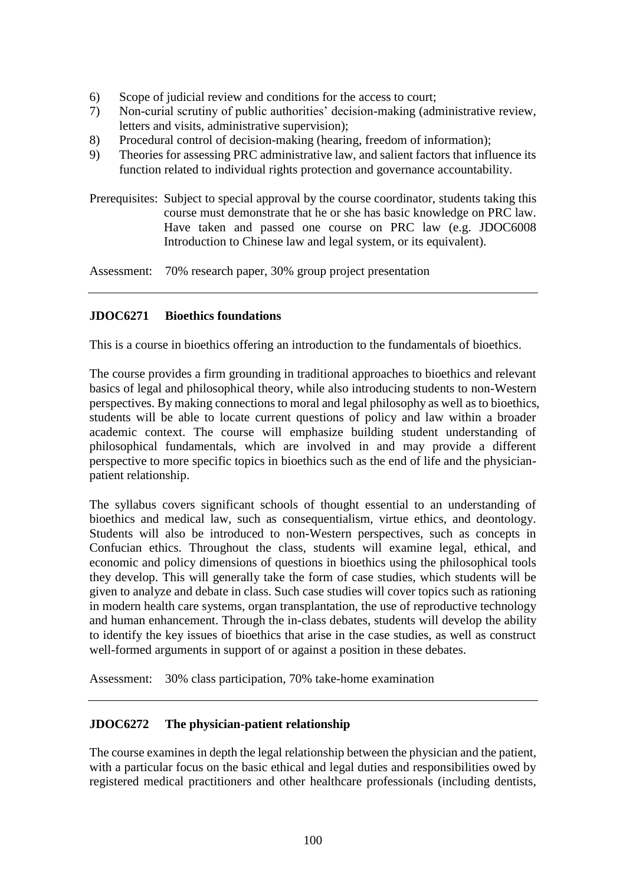6) Scope of judicial review and conditions for the access to court;
7) Non-curial scrutiny of public authorities' decision-making (administrative review, letters and visits, administrative supervision);
8) Procedural control of decision-making (hearing, freedom of information);
9) Theories for assessing PRC administrative law, and salient factors that influence its function related to individual rights protection and governance accountability.

Prerequisites: Subject to special approval by the course coordinator, students taking this course must demonstrate that he or she has basic knowledge on PRC law. Have taken and passed one course on PRC law (e.g. JDOC6008 Introduction to Chinese law and legal system, or its equivalent).

Assessment: 70% research paper, 30% group project presentation

---

### JDOC6271 Bioethics foundations

This is a course in bioethics offering an introduction to the fundamentals of bioethics.

The course provides a firm grounding in traditional approaches to bioethics and relevant basics of legal and philosophical theory, while also introducing students to non-Western perspectives. By making connections to moral and legal philosophy as well as to bioethics, students will be able to locate current questions of policy and law within a broader academic context. The course will emphasize building student understanding of philosophical fundamentals, which are involved in and may provide a different perspective to more specific topics in bioethics such as the end of life and the physician-patient relationship.

The syllabus covers significant schools of thought essential to an understanding of bioethics and medical law, such as consequentialism, virtue ethics, and deontology. Students will also be introduced to non-Western perspectives, such as concepts in Confucian ethics. Throughout the class, students will examine legal, ethical, and economic and policy dimensions of questions in bioethics using the philosophical tools they develop. This will generally take the form of case studies, which students will be given to analyze and debate in class. Such case studies will cover topics such as rationing in modern health care systems, organ transplantation, the use of reproductive technology and human enhancement. Through the in-class debates, students will develop the ability to identify the key issues of bioethics that arise in the case studies, as well as construct well-formed arguments in support of or against a position in these debates.

Assessment: 30% class participation, 70% take-home examination

---

### JDOC6272 The physician-patient relationship

The course examines in depth the legal relationship between the physician and the patient, with a particular focus on the basic ethical and legal duties and responsibilities owed by registered medical practitioners and other healthcare professionals (including dentists,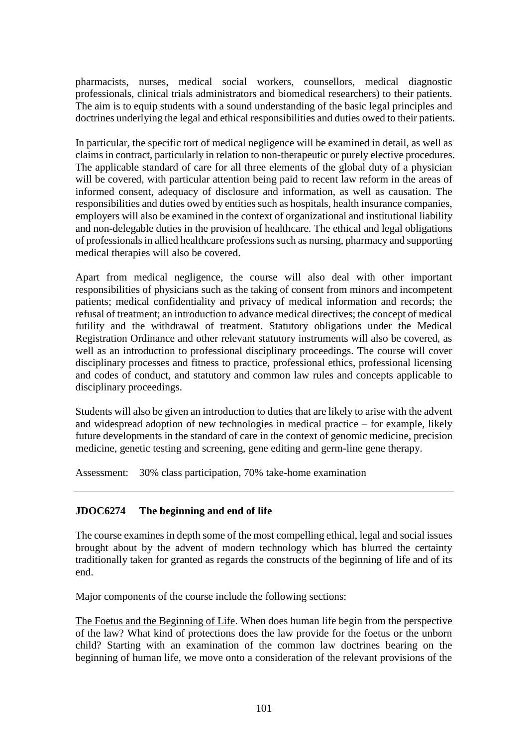pharmacists, nurses, medical social workers, counsellors, medical diagnostic professionals, clinical trials administrators and biomedical researchers) to their patients. The aim is to equip students with a sound understanding of the basic legal principles and doctrines underlying the legal and ethical responsibilities and duties owed to their patients.

In particular, the specific tort of medical negligence will be examined in detail, as well as claims in contract, particularly in relation to non-therapeutic or purely elective procedures. The applicable standard of care for all three elements of the global duty of a physician will be covered, with particular attention being paid to recent law reform in the areas of informed consent, adequacy of disclosure and information, as well as causation. The responsibilities and duties owed by entities such as hospitals, health insurance companies, employers will also be examined in the context of organizational and institutional liability and non-delegable duties in the provision of healthcare. The ethical and legal obligations of professionals in allied healthcare professions such as nursing, pharmacy and supporting medical therapies will also be covered.

Apart from medical negligence, the course will also deal with other important responsibilities of physicians such as the taking of consent from minors and incompetent patients; medical confidentiality and privacy of medical information and records; the refusal of treatment; an introduction to advance medical directives; the concept of medical futility and the withdrawal of treatment. Statutory obligations under the Medical Registration Ordinance and other relevant statutory instruments will also be covered, as well as an introduction to professional disciplinary proceedings. The course will cover disciplinary processes and fitness to practice, professional ethics, professional licensing and codes of conduct, and statutory and common law rules and concepts applicable to disciplinary proceedings.

Students will also be given an introduction to duties that are likely to arise with the advent and widespread adoption of new technologies in medical practice – for example, likely future developments in the standard of care in the context of genomic medicine, precision medicine, genetic testing and screening, gene editing and germ-line gene therapy.

Assessment: 30% class participation, 70% take-home examination

---

**JDOC6274 The beginning and end of life**

The course examines in depth some of the most compelling ethical, legal and social issues brought about by the advent of modern technology which has blurred the certainty traditionally taken for granted as regards the constructs of the beginning of life and of its end.

Major components of the course include the following sections:

The Foetus and the Beginning of Life. When does human life begin from the perspective of the law? What kind of protections does the law provide for the foetus or the unborn child? Starting with an examination of the common law doctrines bearing on the beginning of human life, we move onto a consideration of the relevant provisions of the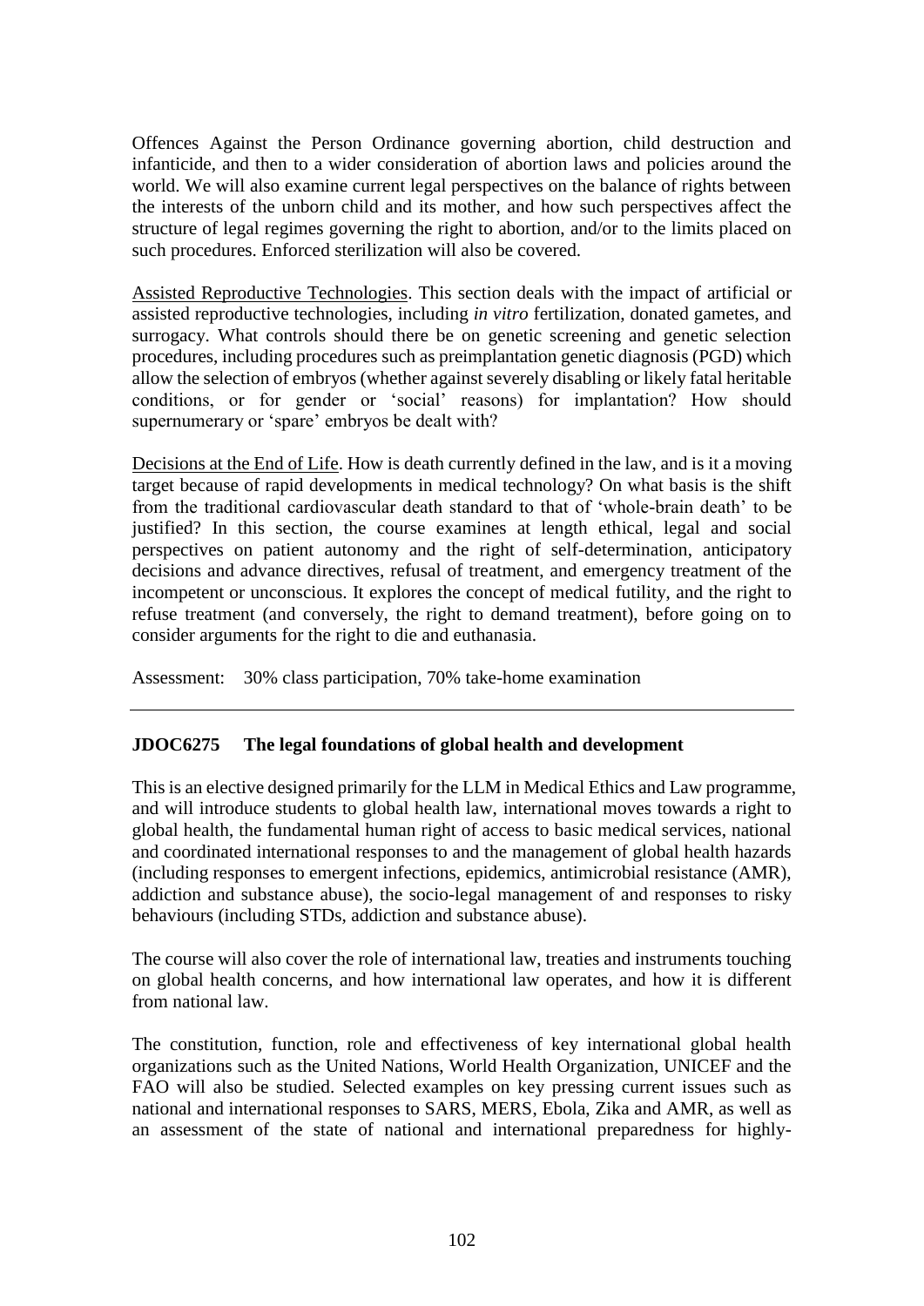Offences Against the Person Ordinance governing abortion, child destruction and infanticide, and then to a wider consideration of abortion laws and policies around the world. We will also examine current legal perspectives on the balance of rights between the interests of the unborn child and its mother, and how such perspectives affect the structure of legal regimes governing the right to abortion, and/or to the limits placed on such procedures. Enforced sterilization will also be covered.

<u>Assisted Reproductive Technologies</u>. This section deals with the impact of artificial or assisted reproductive technologies, including *in vitro* fertilization, donated gametes, and surrogacy. What controls should there be on genetic screening and genetic selection procedures, including procedures such as preimplantation genetic diagnosis (PGD) which allow the selection of embryos (whether against severely disabling or likely fatal heritable conditions, or for gender or 'social' reasons) for implantation? How should supernumerary or 'spare' embryos be dealt with?

<u>Decisions at the End of Life</u>. How is death currently defined in the law, and is it a moving target because of rapid developments in medical technology? On what basis is the shift from the traditional cardiovascular death standard to that of 'whole-brain death' to be justified? In this section, the course examines at length ethical, legal and social perspectives on patient autonomy and the right of self-determination, anticipatory decisions and advance directives, refusal of treatment, and emergency treatment of the incompetent or unconscious. It explores the concept of medical futility, and the right to refuse treatment (and conversely, the right to demand treatment), before going on to consider arguments for the right to die and euthanasia.

Assessment: 30% class participation, 70% take-home examination

---

**JDOC6275 The legal foundations of global health and development**

This is an elective designed primarily for the LLM in Medical Ethics and Law programme, and will introduce students to global health law, international moves towards a right to global health, the fundamental human right of access to basic medical services, national and coordinated international responses to and the management of global health hazards (including responses to emergent infections, epidemics, antimicrobial resistance (AMR), addiction and substance abuse), the socio-legal management of and responses to risky behaviours (including STDs, addiction and substance abuse).

The course will also cover the role of international law, treaties and instruments touching on global health concerns, and how international law operates, and how it is different from national law.

The constitution, function, role and effectiveness of key international global health organizations such as the United Nations, World Health Organization, UNICEF and the FAO will also be studied. Selected examples on key pressing current issues such as national and international responses to SARS, MERS, Ebola, Zika and AMR, as well as an assessment of the state of national and international preparedness for highly-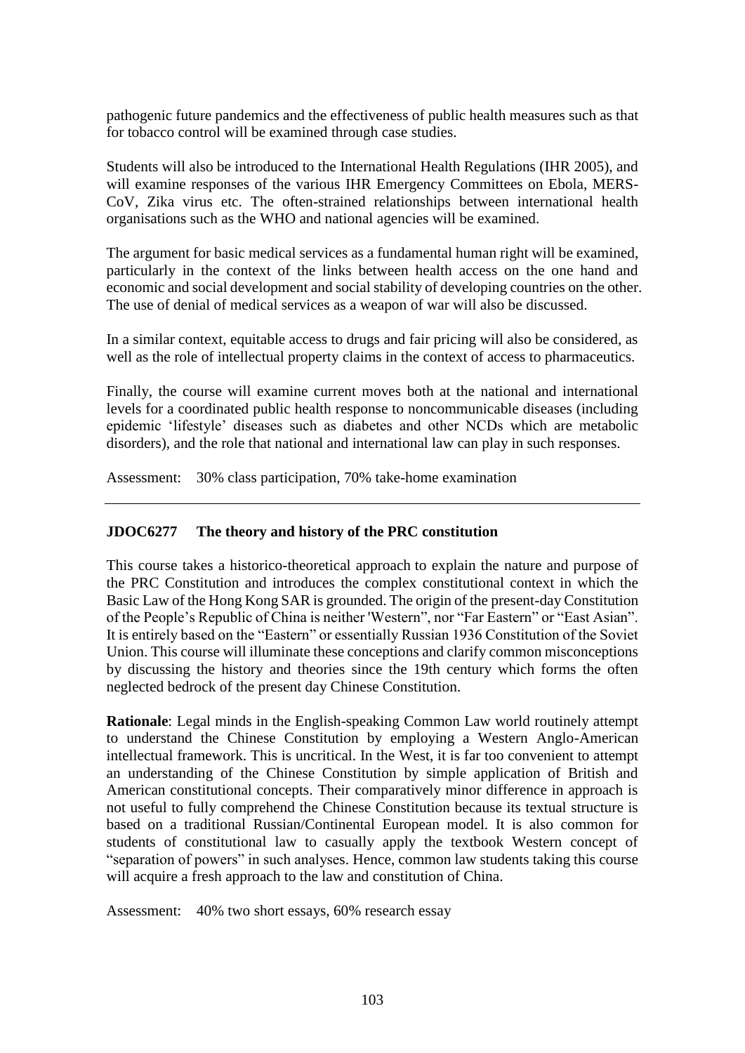pathogenic future pandemics and the effectiveness of public health measures such as that for tobacco control will be examined through case studies.

Students will also be introduced to the International Health Regulations (IHR 2005), and will examine responses of the various IHR Emergency Committees on Ebola, MERS-CoV, Zika virus etc. The often-strained relationships between international health organisations such as the WHO and national agencies will be examined.

The argument for basic medical services as a fundamental human right will be examined, particularly in the context of the links between health access on the one hand and economic and social development and social stability of developing countries on the other. The use of denial of medical services as a weapon of war will also be discussed.

In a similar context, equitable access to drugs and fair pricing will also be considered, as well as the role of intellectual property claims in the context of access to pharmaceutics.

Finally, the course will examine current moves both at the national and international levels for a coordinated public health response to noncommunicable diseases (including epidemic 'lifestyle' diseases such as diabetes and other NCDs which are metabolic disorders), and the role that national and international law can play in such responses.

Assessment: 30% class participation, 70% take-home examination

---

### JDOC6277 The theory and history of the PRC constitution

This course takes a historico-theoretical approach to explain the nature and purpose of the PRC Constitution and introduces the complex constitutional context in which the Basic Law of the Hong Kong SAR is grounded. The origin of the present-day Constitution of the People's Republic of China is neither 'Western", nor "Far Eastern" or "East Asian". It is entirely based on the "Eastern" or essentially Russian 1936 Constitution of the Soviet Union. This course will illuminate these conceptions and clarify common misconceptions by discussing the history and theories since the 19th century which forms the often neglected bedrock of the present day Chinese Constitution.

**Rationale**: Legal minds in the English-speaking Common Law world routinely attempt to understand the Chinese Constitution by employing a Western Anglo-American intellectual framework. This is uncritical. In the West, it is far too convenient to attempt an understanding of the Chinese Constitution by simple application of British and American constitutional concepts. Their comparatively minor difference in approach is not useful to fully comprehend the Chinese Constitution because its textual structure is based on a traditional Russian/Continental European model. It is also common for students of constitutional law to casually apply the textbook Western concept of "separation of powers" in such analyses. Hence, common law students taking this course will acquire a fresh approach to the law and constitution of China.

Assessment: 40% two short essays, 60% research essay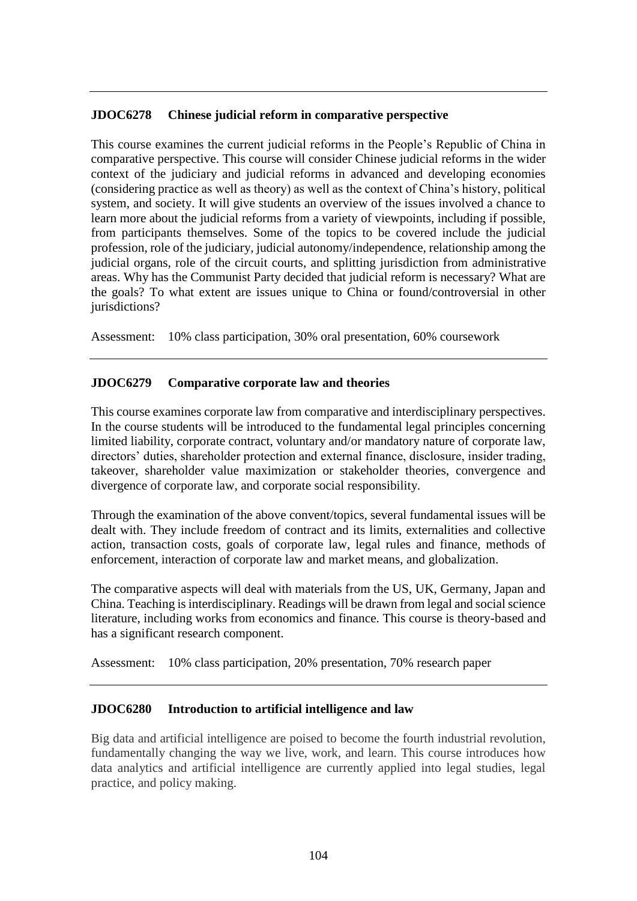### JDOC6278 Chinese judicial reform in comparative perspective

This course examines the current judicial reforms in the People's Republic of China in comparative perspective. This course will consider Chinese judicial reforms in the wider context of the judiciary and judicial reforms in advanced and developing economies (considering practice as well as theory) as well as the context of China's history, political system, and society. It will give students an overview of the issues involved a chance to learn more about the judicial reforms from a variety of viewpoints, including if possible, from participants themselves. Some of the topics to be covered include the judicial profession, role of the judiciary, judicial autonomy/independence, relationship among the judicial organs, role of the circuit courts, and splitting jurisdiction from administrative areas. Why has the Communist Party decided that judicial reform is necessary? What are the goals? To what extent are issues unique to China or found/controversial in other jurisdictions?

Assessment: 10% class participation, 30% oral presentation, 60% coursework

---

### JDOC6279 Comparative corporate law and theories

This course examines corporate law from comparative and interdisciplinary perspectives. In the course students will be introduced to the fundamental legal principles concerning limited liability, corporate contract, voluntary and/or mandatory nature of corporate law, directors' duties, shareholder protection and external finance, disclosure, insider trading, takeover, shareholder value maximization or stakeholder theories, convergence and divergence of corporate law, and corporate social responsibility.

Through the examination of the above convent/topics, several fundamental issues will be dealt with. They include freedom of contract and its limits, externalities and collective action, transaction costs, goals of corporate law, legal rules and finance, methods of enforcement, interaction of corporate law and market means, and globalization.

The comparative aspects will deal with materials from the US, UK, Germany, Japan and China. Teaching is interdisciplinary. Readings will be drawn from legal and social science literature, including works from economics and finance. This course is theory-based and has a significant research component.

Assessment: 10% class participation, 20% presentation, 70% research paper

---

### JDOC6280 Introduction to artificial intelligence and law

Big data and artificial intelligence are poised to become the fourth industrial revolution, fundamentally changing the way we live, work, and learn. This course introduces how data analytics and artificial intelligence are currently applied into legal studies, legal practice, and policy making.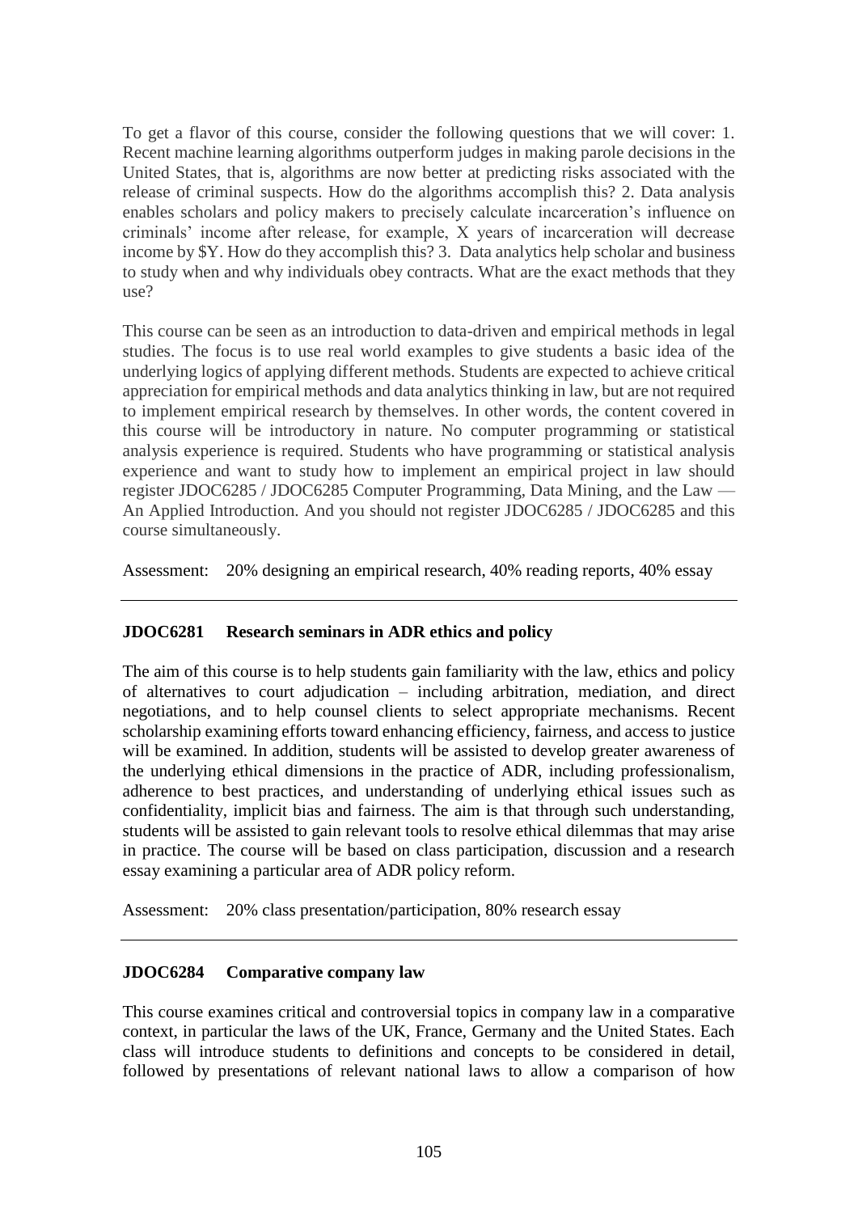To get a flavor of this course, consider the following questions that we will cover: 1. Recent machine learning algorithms outperform judges in making parole decisions in the United States, that is, algorithms are now better at predicting risks associated with the release of criminal suspects. How do the algorithms accomplish this? 2. Data analysis enables scholars and policy makers to precisely calculate incarceration's influence on criminals' income after release, for example, X years of incarceration will decrease income by $Y. How do they accomplish this? 3. Data analytics help scholar and business to study when and why individuals obey contracts. What are the exact methods that they use?

This course can be seen as an introduction to data-driven and empirical methods in legal studies. The focus is to use real world examples to give students a basic idea of the underlying logics of applying different methods. Students are expected to achieve critical appreciation for empirical methods and data analytics thinking in law, but are not required to implement empirical research by themselves. In other words, the content covered in this course will be introductory in nature. No computer programming or statistical analysis experience is required. Students who have programming or statistical analysis experience and want to study how to implement an empirical project in law should register JDOC6285 / JDOC6285 Computer Programming, Data Mining, and the Law — An Applied Introduction. And you should not register JDOC6285 / JDOC6285 and this course simultaneously.

Assessment: 20% designing an empirical research, 40% reading reports, 40% essay

---

**JDOC6281 Research seminars in ADR ethics and policy**

The aim of this course is to help students gain familiarity with the law, ethics and policy of alternatives to court adjudication – including arbitration, mediation, and direct negotiations, and to help counsel clients to select appropriate mechanisms. Recent scholarship examining efforts toward enhancing efficiency, fairness, and access to justice will be examined. In addition, students will be assisted to develop greater awareness of the underlying ethical dimensions in the practice of ADR, including professionalism, adherence to best practices, and understanding of underlying ethical issues such as confidentiality, implicit bias and fairness. The aim is that through such understanding, students will be assisted to gain relevant tools to resolve ethical dilemmas that may arise in practice. The course will be based on class participation, discussion and a research essay examining a particular area of ADR policy reform.

Assessment: 20% class presentation/participation, 80% research essay

---

**JDOC6284 Comparative company law**

This course examines critical and controversial topics in company law in a comparative context, in particular the laws of the UK, France, Germany and the United States. Each class will introduce students to definitions and concepts to be considered in detail, followed by presentations of relevant national laws to allow a comparison of how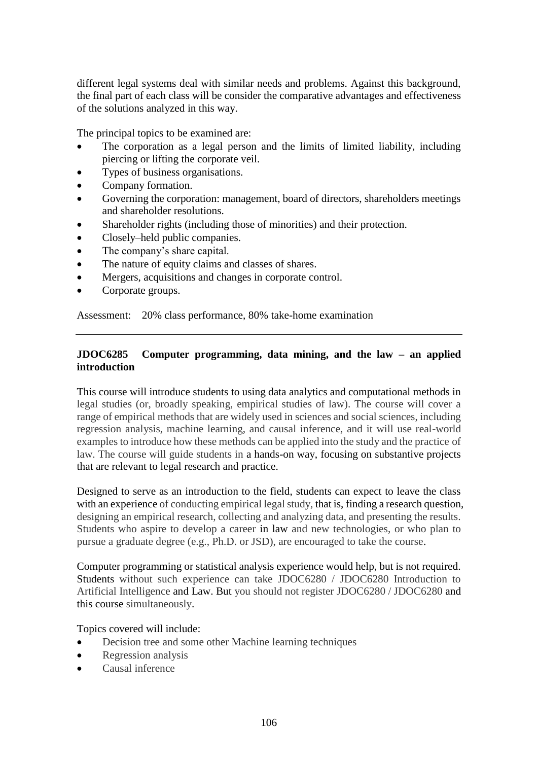different legal systems deal with similar needs and problems. Against this background, the final part of each class will be consider the comparative advantages and effectiveness of the solutions analyzed in this way.

The principal topics to be examined are:

- The corporation as a legal person and the limits of limited liability, including piercing or lifting the corporate veil.
- Types of business organisations.
- Company formation.
- Governing the corporation: management, board of directors, shareholders meetings and shareholder resolutions.
- Shareholder rights (including those of minorities) and their protection.
- Closely–held public companies.
- The company's share capital.
- The nature of equity claims and classes of shares.
- Mergers, acquisitions and changes in corporate control.
- Corporate groups.

Assessment: 20% class performance, 80% take-home examination

---

**JDOC6285 Computer programming, data mining, and the law – an applied introduction**

This course will introduce students to using data analytics and computational methods in legal studies (or, broadly speaking, empirical studies of law). The course will cover a range of empirical methods that are widely used in sciences and social sciences, including regression analysis, machine learning, and causal inference, and it will use real-world examples to introduce how these methods can be applied into the study and the practice of law. The course will guide students in a hands-on way, focusing on substantive projects that are relevant to legal research and practice.

Designed to serve as an introduction to the field, students can expect to leave the class with an experience of conducting empirical legal study, that is, finding a research question, designing an empirical research, collecting and analyzing data, and presenting the results. Students who aspire to develop a career in law and new technologies, or who plan to pursue a graduate degree (e.g., Ph.D. or JSD), are encouraged to take the course.

Computer programming or statistical analysis experience would help, but is not required. Students without such experience can take JDOC6280 / JDOC6280 Introduction to Artificial Intelligence and Law. But you should not register JDOC6280 / JDOC6280 and this course simultaneously.

Topics covered will include:

- Decision tree and some other Machine learning techniques
- Regression analysis
- Causal inference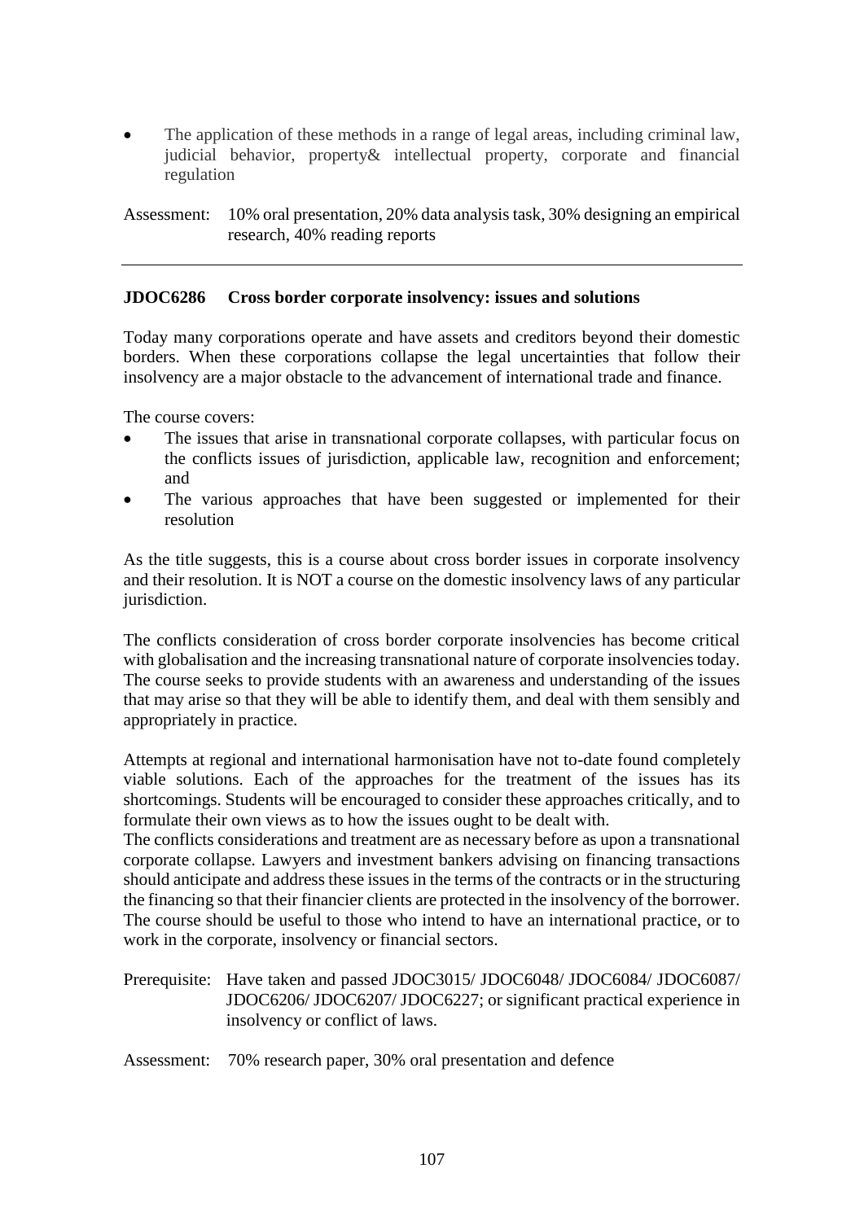- The application of these methods in a range of legal areas, including criminal law, judicial behavior, property& intellectual property, corporate and financial regulation

Assessment: 10% oral presentation, 20% data analysis task, 30% designing an empirical research, 40% reading reports

---

**JDOC6286 Cross border corporate insolvency: issues and solutions**

Today many corporations operate and have assets and creditors beyond their domestic borders. When these corporations collapse the legal uncertainties that follow their insolvency are a major obstacle to the advancement of international trade and finance.

The course covers:

- The issues that arise in transnational corporate collapses, with particular focus on the conflicts issues of jurisdiction, applicable law, recognition and enforcement; and
- The various approaches that have been suggested or implemented for their resolution

As the title suggests, this is a course about cross border issues in corporate insolvency and their resolution. It is NOT a course on the domestic insolvency laws of any particular jurisdiction.

The conflicts consideration of cross border corporate insolvencies has become critical with globalisation and the increasing transnational nature of corporate insolvencies today. The course seeks to provide students with an awareness and understanding of the issues that may arise so that they will be able to identify them, and deal with them sensibly and appropriately in practice.

Attempts at regional and international harmonisation have not to-date found completely viable solutions. Each of the approaches for the treatment of the issues has its shortcomings. Students will be encouraged to consider these approaches critically, and to formulate their own views as to how the issues ought to be dealt with.
The conflicts considerations and treatment are as necessary before as upon a transnational corporate collapse. Lawyers and investment bankers advising on financing transactions should anticipate and address these issues in the terms of the contracts or in the structuring the financing so that their financier clients are protected in the insolvency of the borrower. The course should be useful to those who intend to have an international practice, or to work in the corporate, insolvency or financial sectors.

Prerequisite: Have taken and passed JDOC3015/ JDOC6048/ JDOC6084/ JDOC6087/ JDOC6206/ JDOC6207/ JDOC6227; or significant practical experience in insolvency or conflict of laws.

Assessment: 70% research paper, 30% oral presentation and defence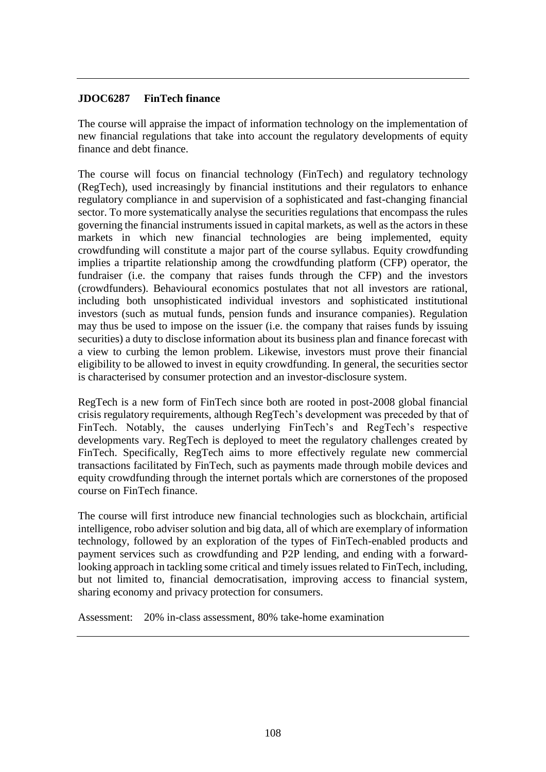**JDOC6287 FinTech finance**

The course will appraise the impact of information technology on the implementation of new financial regulations that take into account the regulatory developments of equity finance and debt finance.

The course will focus on financial technology (FinTech) and regulatory technology (RegTech), used increasingly by financial institutions and their regulators to enhance regulatory compliance in and supervision of a sophisticated and fast-changing financial sector. To more systematically analyse the securities regulations that encompass the rules governing the financial instruments issued in capital markets, as well as the actors in these markets in which new financial technologies are being implemented, equity crowdfunding will constitute a major part of the course syllabus. Equity crowdfunding implies a tripartite relationship among the crowdfunding platform (CFP) operator, the fundraiser (i.e. the company that raises funds through the CFP) and the investors (crowdfunders). Behavioural economics postulates that not all investors are rational, including both unsophisticated individual investors and sophisticated institutional investors (such as mutual funds, pension funds and insurance companies). Regulation may thus be used to impose on the issuer (i.e. the company that raises funds by issuing securities) a duty to disclose information about its business plan and finance forecast with a view to curbing the lemon problem. Likewise, investors must prove their financial eligibility to be allowed to invest in equity crowdfunding. In general, the securities sector is characterised by consumer protection and an investor-disclosure system.

RegTech is a new form of FinTech since both are rooted in post-2008 global financial crisis regulatory requirements, although RegTech's development was preceded by that of FinTech. Notably, the causes underlying FinTech's and RegTech's respective developments vary. RegTech is deployed to meet the regulatory challenges created by FinTech. Specifically, RegTech aims to more effectively regulate new commercial transactions facilitated by FinTech, such as payments made through mobile devices and equity crowdfunding through the internet portals which are cornerstones of the proposed course on FinTech finance.

The course will first introduce new financial technologies such as blockchain, artificial intelligence, robo adviser solution and big data, all of which are exemplary of information technology, followed by an exploration of the types of FinTech-enabled products and payment services such as crowdfunding and P2P lending, and ending with a forward-looking approach in tackling some critical and timely issues related to FinTech, including, but not limited to, financial democratisation, improving access to financial system, sharing economy and privacy protection for consumers.

Assessment: 20% in-class assessment, 80% take-home examination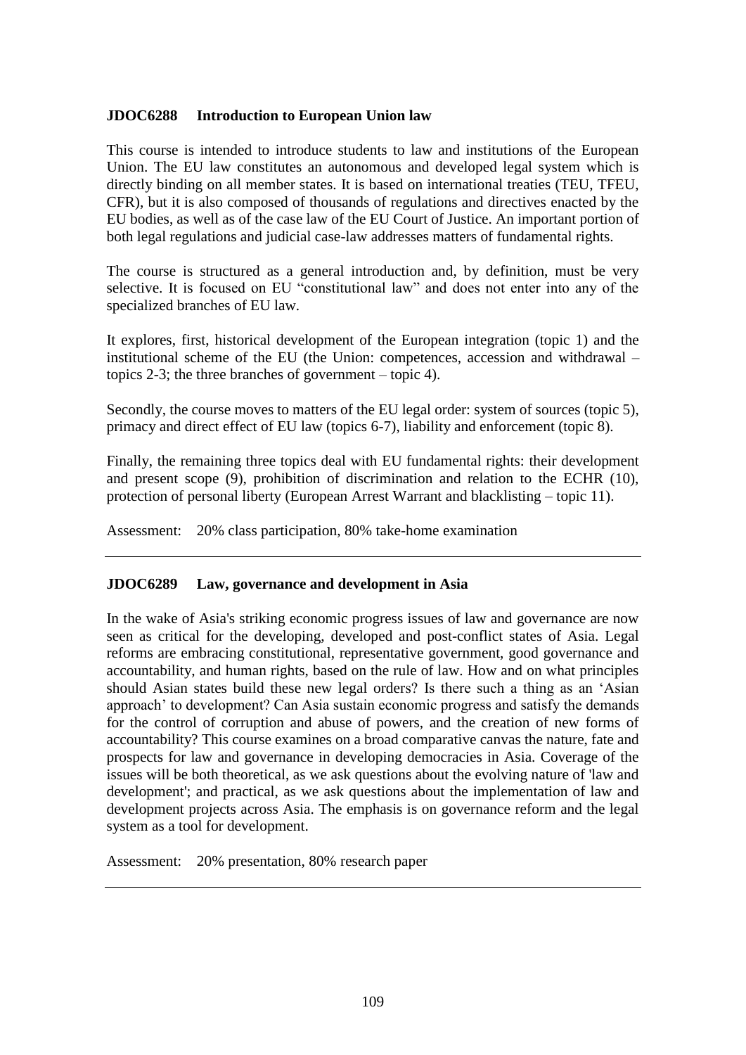**JDOC6288 Introduction to European Union law**

This course is intended to introduce students to law and institutions of the European Union. The EU law constitutes an autonomous and developed legal system which is directly binding on all member states. It is based on international treaties (TEU, TFEU, CFR), but it is also composed of thousands of regulations and directives enacted by the EU bodies, as well as of the case law of the EU Court of Justice. An important portion of both legal regulations and judicial case-law addresses matters of fundamental rights.

The course is structured as a general introduction and, by definition, must be very selective. It is focused on EU "constitutional law" and does not enter into any of the specialized branches of EU law.

It explores, first, historical development of the European integration (topic 1) and the institutional scheme of the EU (the Union: competences, accession and withdrawal – topics 2-3; the three branches of government – topic 4).

Secondly, the course moves to matters of the EU legal order: system of sources (topic 5), primacy and direct effect of EU law (topics 6-7), liability and enforcement (topic 8).

Finally, the remaining three topics deal with EU fundamental rights: their development and present scope (9), prohibition of discrimination and relation to the ECHR (10), protection of personal liberty (European Arrest Warrant and blacklisting – topic 11).

Assessment: 20% class participation, 80% take-home examination

---

**JDOC6289 Law, governance and development in Asia**

In the wake of Asia's striking economic progress issues of law and governance are now seen as critical for the developing, developed and post-conflict states of Asia. Legal reforms are embracing constitutional, representative government, good governance and accountability, and human rights, based on the rule of law. How and on what principles should Asian states build these new legal orders? Is there such a thing as an 'Asian approach' to development? Can Asia sustain economic progress and satisfy the demands for the control of corruption and abuse of powers, and the creation of new forms of accountability? This course examines on a broad comparative canvas the nature, fate and prospects for law and governance in developing democracies in Asia. Coverage of the issues will be both theoretical, as we ask questions about the evolving nature of 'law and development'; and practical, as we ask questions about the implementation of law and development projects across Asia. The emphasis is on governance reform and the legal system as a tool for development.

Assessment: 20% presentation, 80% research paper

---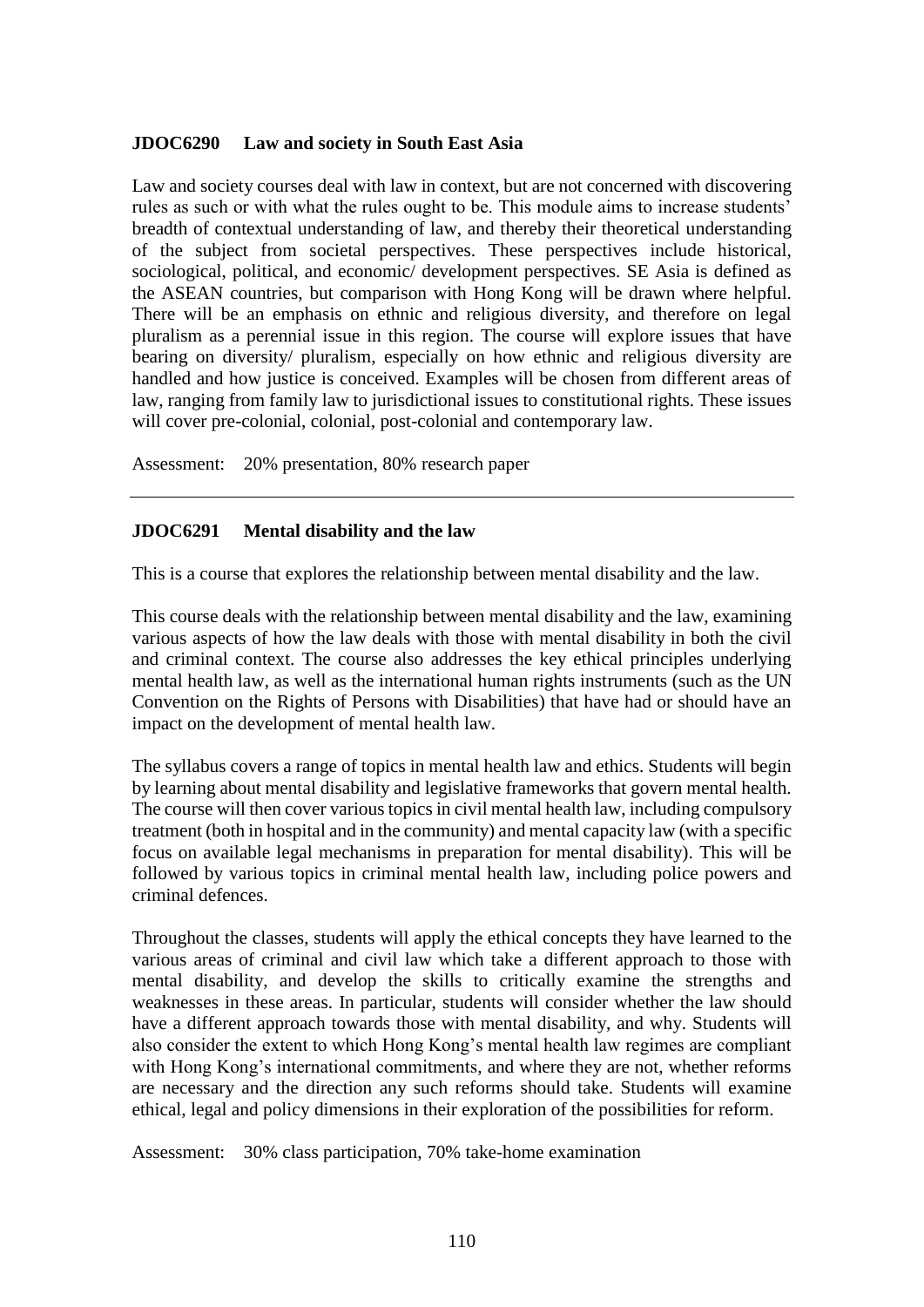**JDOC6290 Law and society in South East Asia**

Law and society courses deal with law in context, but are not concerned with discovering rules as such or with what the rules ought to be. This module aims to increase students' breadth of contextual understanding of law, and thereby their theoretical understanding of the subject from societal perspectives. These perspectives include historical, sociological, political, and economic/ development perspectives. SE Asia is defined as the ASEAN countries, but comparison with Hong Kong will be drawn where helpful. There will be an emphasis on ethnic and religious diversity, and therefore on legal pluralism as a perennial issue in this region. The course will explore issues that have bearing on diversity/ pluralism, especially on how ethnic and religious diversity are handled and how justice is conceived. Examples will be chosen from different areas of law, ranging from family law to jurisdictional issues to constitutional rights. These issues will cover pre-colonial, colonial, post-colonial and contemporary law.

Assessment: 20% presentation, 80% research paper

---

**JDOC6291 Mental disability and the law**

This is a course that explores the relationship between mental disability and the law.

This course deals with the relationship between mental disability and the law, examining various aspects of how the law deals with those with mental disability in both the civil and criminal context. The course also addresses the key ethical principles underlying mental health law, as well as the international human rights instruments (such as the UN Convention on the Rights of Persons with Disabilities) that have had or should have an impact on the development of mental health law.

The syllabus covers a range of topics in mental health law and ethics. Students will begin by learning about mental disability and legislative frameworks that govern mental health. The course will then cover various topics in civil mental health law, including compulsory treatment (both in hospital and in the community) and mental capacity law (with a specific focus on available legal mechanisms in preparation for mental disability). This will be followed by various topics in criminal mental health law, including police powers and criminal defences.

Throughout the classes, students will apply the ethical concepts they have learned to the various areas of criminal and civil law which take a different approach to those with mental disability, and develop the skills to critically examine the strengths and weaknesses in these areas. In particular, students will consider whether the law should have a different approach towards those with mental disability, and why. Students will also consider the extent to which Hong Kong's mental health law regimes are compliant with Hong Kong's international commitments, and where they are not, whether reforms are necessary and the direction any such reforms should take. Students will examine ethical, legal and policy dimensions in their exploration of the possibilities for reform.

Assessment: 30% class participation, 70% take-home examination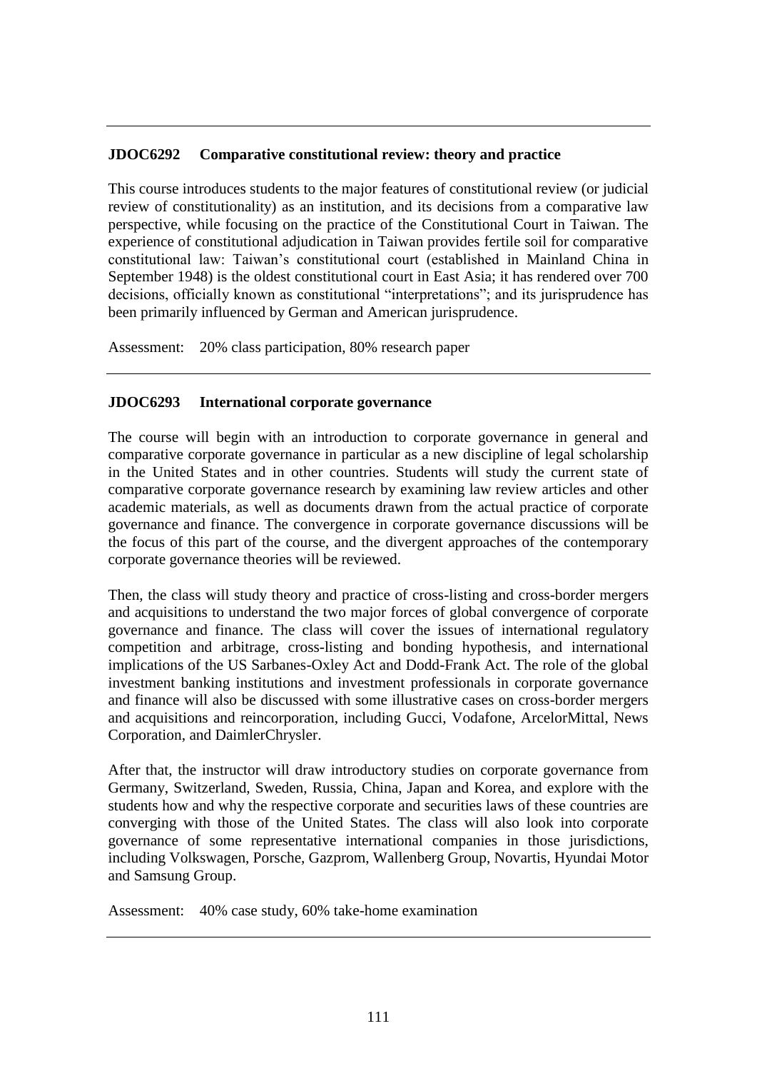---

**JDOC6292 Comparative constitutional review: theory and practice**

This course introduces students to the major features of constitutional review (or judicial review of constitutionality) as an institution, and its decisions from a comparative law perspective, while focusing on the practice of the Constitutional Court in Taiwan. The experience of constitutional adjudication in Taiwan provides fertile soil for comparative constitutional law: Taiwan's constitutional court (established in Mainland China in September 1948) is the oldest constitutional court in East Asia; it has rendered over 700 decisions, officially known as constitutional "interpretations"; and its jurisprudence has been primarily influenced by German and American jurisprudence.

Assessment: 20% class participation, 80% research paper

---

**JDOC6293 International corporate governance**

The course will begin with an introduction to corporate governance in general and comparative corporate governance in particular as a new discipline of legal scholarship in the United States and in other countries. Students will study the current state of comparative corporate governance research by examining law review articles and other academic materials, as well as documents drawn from the actual practice of corporate governance and finance. The convergence in corporate governance discussions will be the focus of this part of the course, and the divergent approaches of the contemporary corporate governance theories will be reviewed.

Then, the class will study theory and practice of cross-listing and cross-border mergers and acquisitions to understand the two major forces of global convergence of corporate governance and finance. The class will cover the issues of international regulatory competition and arbitrage, cross-listing and bonding hypothesis, and international implications of the US Sarbanes-Oxley Act and Dodd-Frank Act. The role of the global investment banking institutions and investment professionals in corporate governance and finance will also be discussed with some illustrative cases on cross-border mergers and acquisitions and reincorporation, including Gucci, Vodafone, ArcelorMittal, News Corporation, and DaimlerChrysler.

After that, the instructor will draw introductory studies on corporate governance from Germany, Switzerland, Sweden, Russia, China, Japan and Korea, and explore with the students how and why the respective corporate and securities laws of these countries are converging with those of the United States. The class will also look into corporate governance of some representative international companies in those jurisdictions, including Volkswagen, Porsche, Gazprom, Wallenberg Group, Novartis, Hyundai Motor and Samsung Group.

Assessment: 40% case study, 60% take-home examination

---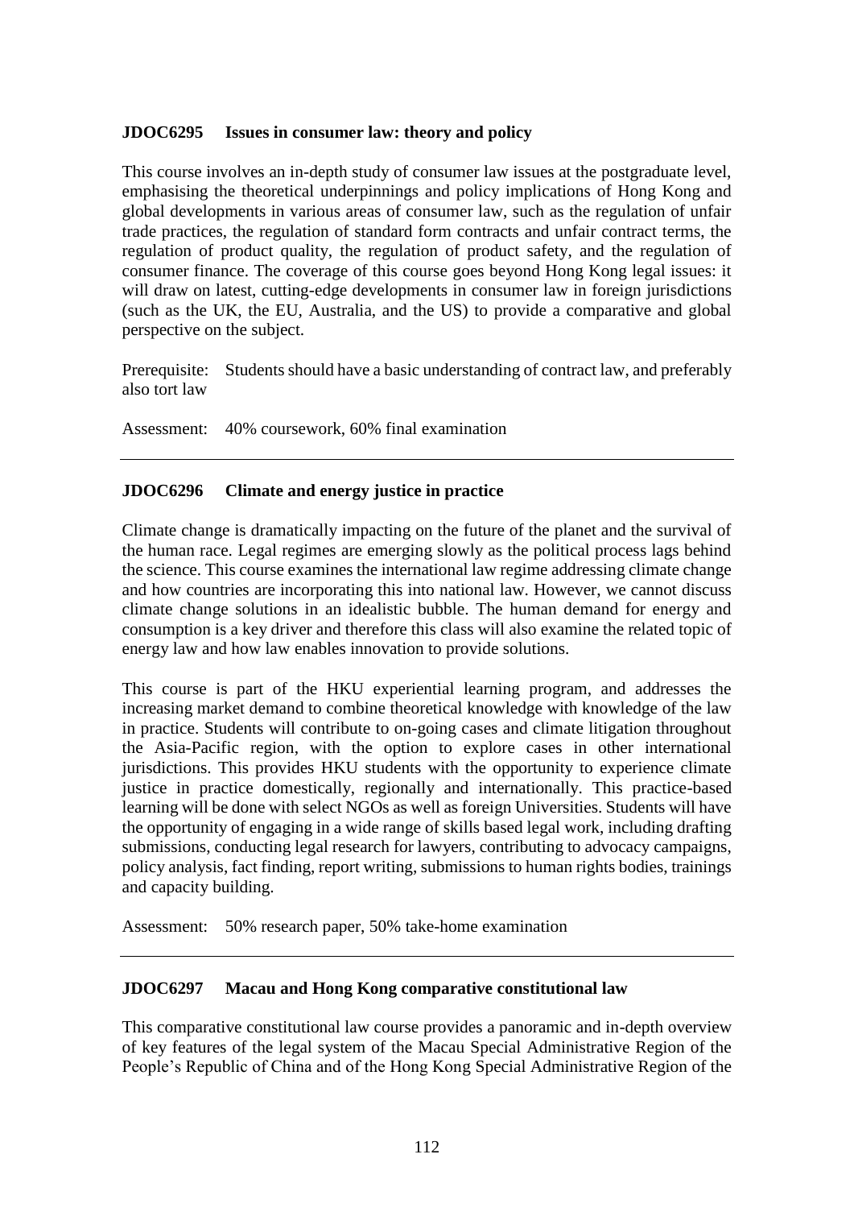### JDOC6295 Issues in consumer law: theory and policy

This course involves an in-depth study of consumer law issues at the postgraduate level, emphasising the theoretical underpinnings and policy implications of Hong Kong and global developments in various areas of consumer law, such as the regulation of unfair trade practices, the regulation of standard form contracts and unfair contract terms, the regulation of product quality, the regulation of product safety, and the regulation of consumer finance. The coverage of this course goes beyond Hong Kong legal issues: it will draw on latest, cutting-edge developments in consumer law in foreign jurisdictions (such as the UK, the EU, Australia, and the US) to provide a comparative and global perspective on the subject.

Prerequisite: Students should have a basic understanding of contract law, and preferably also tort law

Assessment: 40% coursework, 60% final examination

---

### JDOC6296 Climate and energy justice in practice

Climate change is dramatically impacting on the future of the planet and the survival of the human race. Legal regimes are emerging slowly as the political process lags behind the science. This course examines the international law regime addressing climate change and how countries are incorporating this into national law. However, we cannot discuss climate change solutions in an idealistic bubble. The human demand for energy and consumption is a key driver and therefore this class will also examine the related topic of energy law and how law enables innovation to provide solutions.

This course is part of the HKU experiential learning program, and addresses the increasing market demand to combine theoretical knowledge with knowledge of the law in practice. Students will contribute to on-going cases and climate litigation throughout the Asia-Pacific region, with the option to explore cases in other international jurisdictions. This provides HKU students with the opportunity to experience climate justice in practice domestically, regionally and internationally. This practice-based learning will be done with select NGOs as well as foreign Universities. Students will have the opportunity of engaging in a wide range of skills based legal work, including drafting submissions, conducting legal research for lawyers, contributing to advocacy campaigns, policy analysis, fact finding, report writing, submissions to human rights bodies, trainings and capacity building.

Assessment: 50% research paper, 50% take-home examination

---

### JDOC6297 Macau and Hong Kong comparative constitutional law

This comparative constitutional law course provides a panoramic and in-depth overview of key features of the legal system of the Macau Special Administrative Region of the People's Republic of China and of the Hong Kong Special Administrative Region of the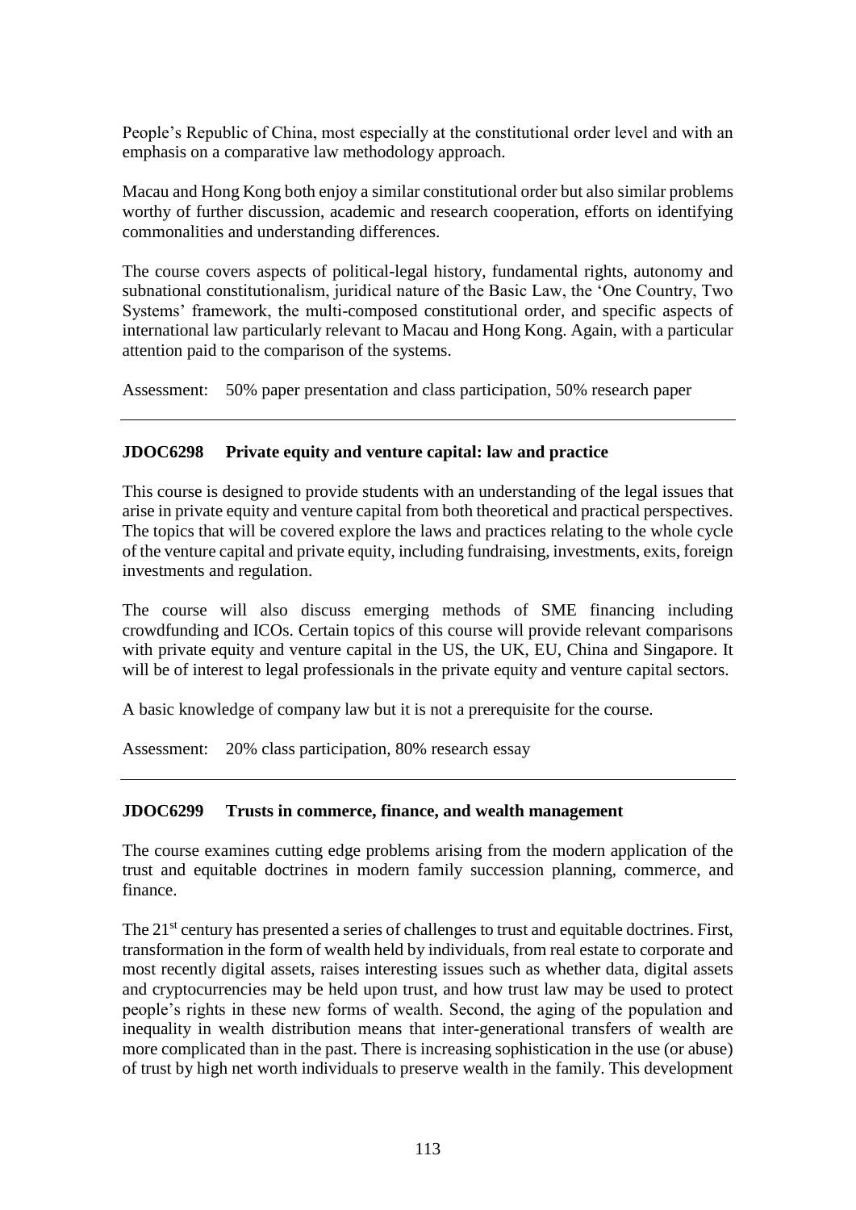People's Republic of China, most especially at the constitutional order level and with an emphasis on a comparative law methodology approach.

Macau and Hong Kong both enjoy a similar constitutional order but also similar problems worthy of further discussion, academic and research cooperation, efforts on identifying commonalities and understanding differences.

The course covers aspects of political-legal history, fundamental rights, autonomy and subnational constitutionalism, juridical nature of the Basic Law, the 'One Country, Two Systems' framework, the multi-composed constitutional order, and specific aspects of international law particularly relevant to Macau and Hong Kong. Again, with a particular attention paid to the comparison of the systems.

Assessment: 50% paper presentation and class participation, 50% research paper

---

### JDOC6298 Private equity and venture capital: law and practice

This course is designed to provide students with an understanding of the legal issues that arise in private equity and venture capital from both theoretical and practical perspectives. The topics that will be covered explore the laws and practices relating to the whole cycle of the venture capital and private equity, including fundraising, investments, exits, foreign investments and regulation.

The course will also discuss emerging methods of SME financing including crowdfunding and ICOs. Certain topics of this course will provide relevant comparisons with private equity and venture capital in the US, the UK, EU, China and Singapore. It will be of interest to legal professionals in the private equity and venture capital sectors.

A basic knowledge of company law but it is not a prerequisite for the course.

Assessment: 20% class participation, 80% research essay

---

### JDOC6299 Trusts in commerce, finance, and wealth management

The course examines cutting edge problems arising from the modern application of the trust and equitable doctrines in modern family succession planning, commerce, and finance.

The 21st century has presented a series of challenges to trust and equitable doctrines. First, transformation in the form of wealth held by individuals, from real estate to corporate and most recently digital assets, raises interesting issues such as whether data, digital assets and cryptocurrencies may be held upon trust, and how trust law may be used to protect people's rights in these new forms of wealth. Second, the aging of the population and inequality in wealth distribution means that inter-generational transfers of wealth are more complicated than in the past. There is increasing sophistication in the use (or abuse) of trust by high net worth individuals to preserve wealth in the family. This development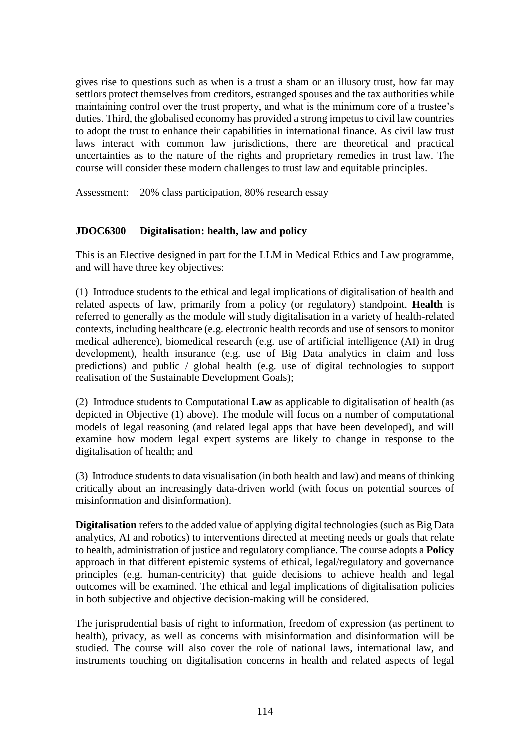gives rise to questions such as when is a trust a sham or an illusory trust, how far may settlors protect themselves from creditors, estranged spouses and the tax authorities while maintaining control over the trust property, and what is the minimum core of a trustee's duties. Third, the globalised economy has provided a strong impetus to civil law countries to adopt the trust to enhance their capabilities in international finance. As civil law trust laws interact with common law jurisdictions, there are theoretical and practical uncertainties as to the nature of the rights and proprietary remedies in trust law. The course will consider these modern challenges to trust law and equitable principles.

Assessment: 20% class participation, 80% research essay

---

**JDOC6300 Digitalisation: health, law and policy**

This is an Elective designed in part for the LLM in Medical Ethics and Law programme, and will have three key objectives:

(1) Introduce students to the ethical and legal implications of digitalisation of health and related aspects of law, primarily from a policy (or regulatory) standpoint. **Health** is referred to generally as the module will study digitalisation in a variety of health-related contexts, including healthcare (e.g. electronic health records and use of sensors to monitor medical adherence), biomedical research (e.g. use of artificial intelligence (AI) in drug development), health insurance (e.g. use of Big Data analytics in claim and loss predictions) and public / global health (e.g. use of digital technologies to support realisation of the Sustainable Development Goals);

(2) Introduce students to Computational **Law** as applicable to digitalisation of health (as depicted in Objective (1) above). The module will focus on a number of computational models of legal reasoning (and related legal apps that have been developed), and will examine how modern legal expert systems are likely to change in response to the digitalisation of health; and

(3) Introduce students to data visualisation (in both health and law) and means of thinking critically about an increasingly data-driven world (with focus on potential sources of misinformation and disinformation).

**Digitalisation** refers to the added value of applying digital technologies (such as Big Data analytics, AI and robotics) to interventions directed at meeting needs or goals that relate to health, administration of justice and regulatory compliance. The course adopts a **Policy** approach in that different epistemic systems of ethical, legal/regulatory and governance principles (e.g. human-centricity) that guide decisions to achieve health and legal outcomes will be examined. The ethical and legal implications of digitalisation policies in both subjective and objective decision-making will be considered.

The jurisprudential basis of right to information, freedom of expression (as pertinent to health), privacy, as well as concerns with misinformation and disinformation will be studied. The course will also cover the role of national laws, international law, and instruments touching on digitalisation concerns in health and related aspects of legal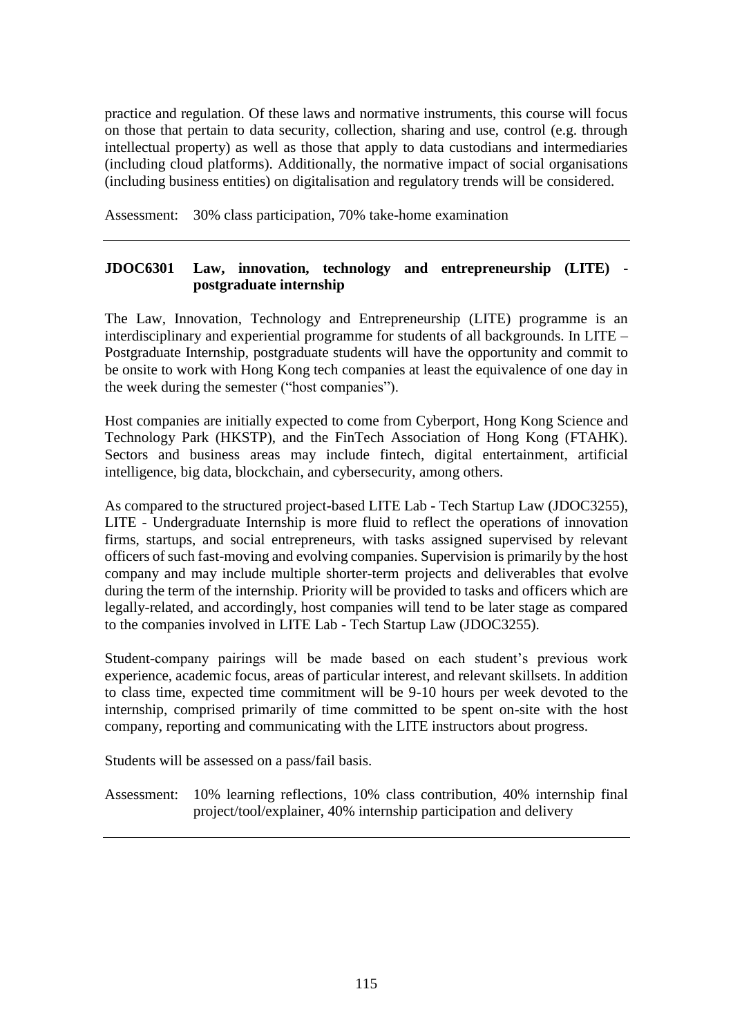practice and regulation. Of these laws and normative instruments, this course will focus on those that pertain to data security, collection, sharing and use, control (e.g. through intellectual property) as well as those that apply to data custodians and intermediaries (including cloud platforms). Additionally, the normative impact of social organisations (including business entities) on digitalisation and regulatory trends will be considered.

Assessment: 30% class participation, 70% take-home examination

---

**JDOC6301 Law, innovation, technology and entrepreneurship (LITE) - postgraduate internship**

The Law, Innovation, Technology and Entrepreneurship (LITE) programme is an interdisciplinary and experiential programme for students of all backgrounds. In LITE – Postgraduate Internship, postgraduate students will have the opportunity and commit to be onsite to work with Hong Kong tech companies at least the equivalence of one day in the week during the semester ("host companies").

Host companies are initially expected to come from Cyberport, Hong Kong Science and Technology Park (HKSTP), and the FinTech Association of Hong Kong (FTAHK). Sectors and business areas may include fintech, digital entertainment, artificial intelligence, big data, blockchain, and cybersecurity, among others.

As compared to the structured project-based LITE Lab - Tech Startup Law (JDOC3255), LITE - Undergraduate Internship is more fluid to reflect the operations of innovation firms, startups, and social entrepreneurs, with tasks assigned supervised by relevant officers of such fast-moving and evolving companies. Supervision is primarily by the host company and may include multiple shorter-term projects and deliverables that evolve during the term of the internship. Priority will be provided to tasks and officers which are legally-related, and accordingly, host companies will tend to be later stage as compared to the companies involved in LITE Lab - Tech Startup Law (JDOC3255).

Student-company pairings will be made based on each student's previous work experience, academic focus, areas of particular interest, and relevant skillsets. In addition to class time, expected time commitment will be 9-10 hours per week devoted to the internship, comprised primarily of time committed to be spent on-site with the host company, reporting and communicating with the LITE instructors about progress.

Students will be assessed on a pass/fail basis.

Assessment: 10% learning reflections, 10% class contribution, 40% internship final project/tool/explainer, 40% internship participation and delivery

---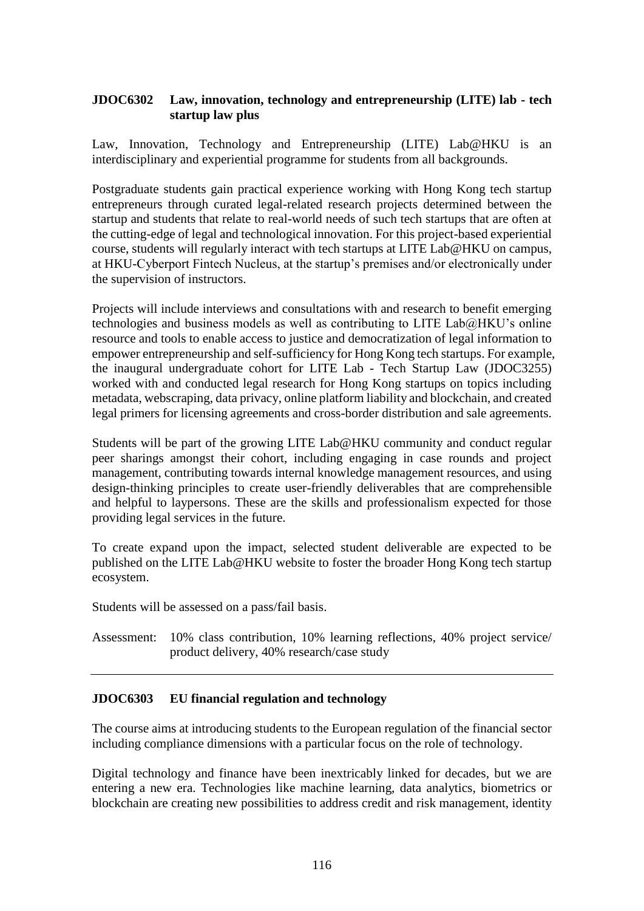### JDOC6302 Law, innovation, technology and entrepreneurship (LITE) lab - tech startup law plus

Law, Innovation, Technology and Entrepreneurship (LITE) Lab@HKU is an interdisciplinary and experiential programme for students from all backgrounds.

Postgraduate students gain practical experience working with Hong Kong tech startup entrepreneurs through curated legal-related research projects determined between the startup and students that relate to real-world needs of such tech startups that are often at the cutting-edge of legal and technological innovation. For this project-based experiential course, students will regularly interact with tech startups at LITE Lab@HKU on campus, at HKU-Cyberport Fintech Nucleus, at the startup's premises and/or electronically under the supervision of instructors.

Projects will include interviews and consultations with and research to benefit emerging technologies and business models as well as contributing to LITE Lab@HKU's online resource and tools to enable access to justice and democratization of legal information to empower entrepreneurship and self-sufficiency for Hong Kong tech startups. For example, the inaugural undergraduate cohort for LITE Lab - Tech Startup Law (JDOC3255) worked with and conducted legal research for Hong Kong startups on topics including metadata, webscraping, data privacy, online platform liability and blockchain, and created legal primers for licensing agreements and cross-border distribution and sale agreements.

Students will be part of the growing LITE Lab@HKU community and conduct regular peer sharings amongst their cohort, including engaging in case rounds and project management, contributing towards internal knowledge management resources, and using design-thinking principles to create user-friendly deliverables that are comprehensible and helpful to laypersons. These are the skills and professionalism expected for those providing legal services in the future.

To create expand upon the impact, selected student deliverable are expected to be published on the LITE Lab@HKU website to foster the broader Hong Kong tech startup ecosystem.

Students will be assessed on a pass/fail basis.

Assessment: 10% class contribution, 10% learning reflections, 40% project service/ product delivery, 40% research/case study

---

### JDOC6303 EU financial regulation and technology

The course aims at introducing students to the European regulation of the financial sector including compliance dimensions with a particular focus on the role of technology.

Digital technology and finance have been inextricably linked for decades, but we are entering a new era. Technologies like machine learning, data analytics, biometrics or blockchain are creating new possibilities to address credit and risk management, identity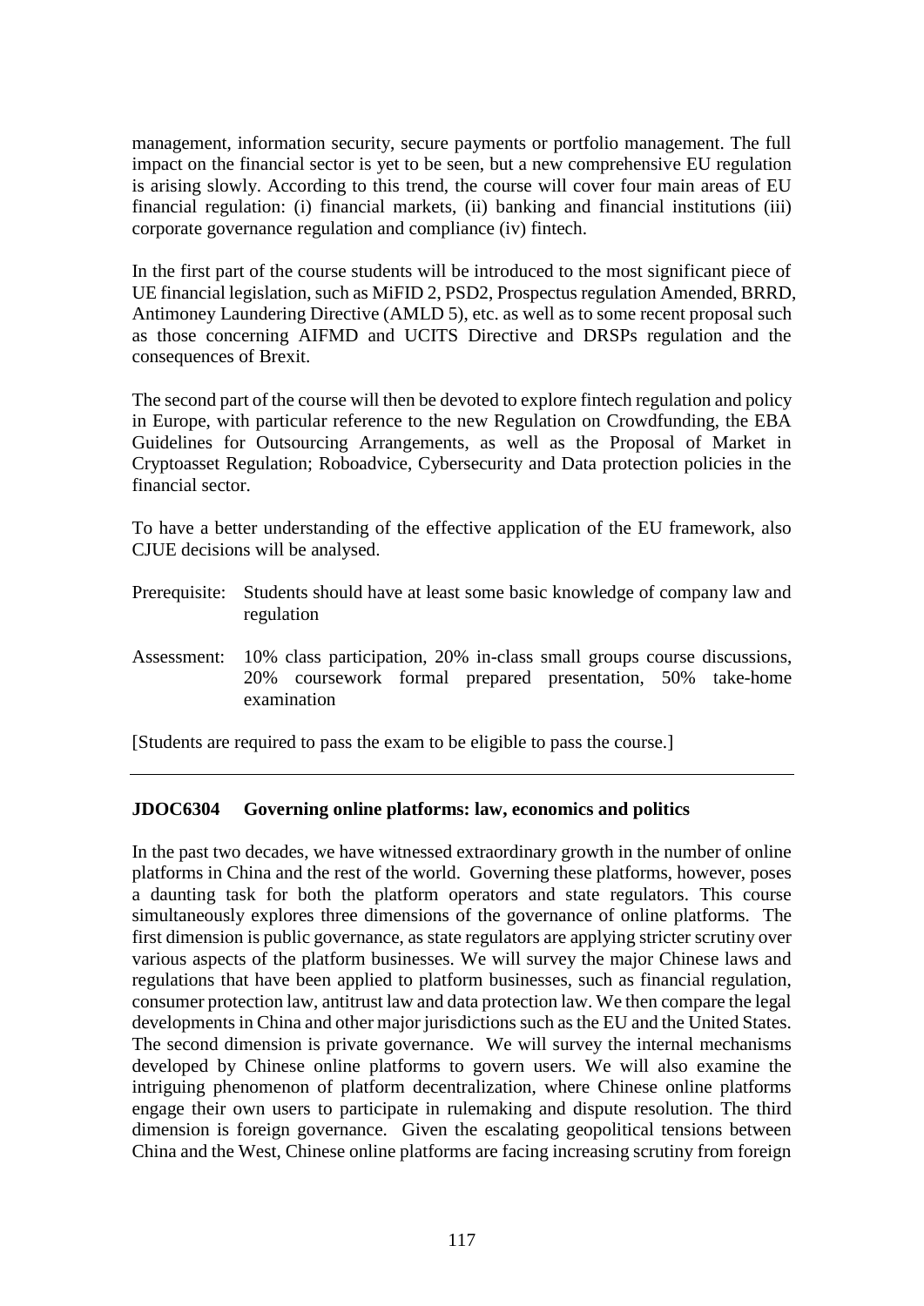management, information security, secure payments or portfolio management. The full impact on the financial sector is yet to be seen, but a new comprehensive EU regulation is arising slowly. According to this trend, the course will cover four main areas of EU financial regulation: (i) financial markets, (ii) banking and financial institutions (iii) corporate governance regulation and compliance (iv) fintech.

In the first part of the course students will be introduced to the most significant piece of UE financial legislation, such as MiFID 2, PSD2, Prospectus regulation Amended, BRRD, Antimoney Laundering Directive (AMLD 5), etc. as well as to some recent proposal such as those concerning AIFMD and UCITS Directive and DRSPs regulation and the consequences of Brexit.

The second part of the course will then be devoted to explore fintech regulation and policy in Europe, with particular reference to the new Regulation on Crowdfunding, the EBA Guidelines for Outsourcing Arrangements, as well as the Proposal of Market in Cryptoasset Regulation; Roboadvice, Cybersecurity and Data protection policies in the financial sector.

To have a better understanding of the effective application of the EU framework, also CJUE decisions will be analysed.

Prerequisite: Students should have at least some basic knowledge of company law and regulation

Assessment: 10% class participation, 20% in-class small groups course discussions, 20% coursework formal prepared presentation, 50% take-home examination

[Students are required to pass the exam to be eligible to pass the course.]

---

### JDOC6304 Governing online platforms: law, economics and politics

In the past two decades, we have witnessed extraordinary growth in the number of online platforms in China and the rest of the world. Governing these platforms, however, poses a daunting task for both the platform operators and state regulators. This course simultaneously explores three dimensions of the governance of online platforms. The first dimension is public governance, as state regulators are applying stricter scrutiny over various aspects of the platform businesses. We will survey the major Chinese laws and regulations that have been applied to platform businesses, such as financial regulation, consumer protection law, antitrust law and data protection law. We then compare the legal developments in China and other major jurisdictions such as the EU and the United States. The second dimension is private governance. We will survey the internal mechanisms developed by Chinese online platforms to govern users. We will also examine the intriguing phenomenon of platform decentralization, where Chinese online platforms engage their own users to participate in rulemaking and dispute resolution. The third dimension is foreign governance. Given the escalating geopolitical tensions between China and the West, Chinese online platforms are facing increasing scrutiny from foreign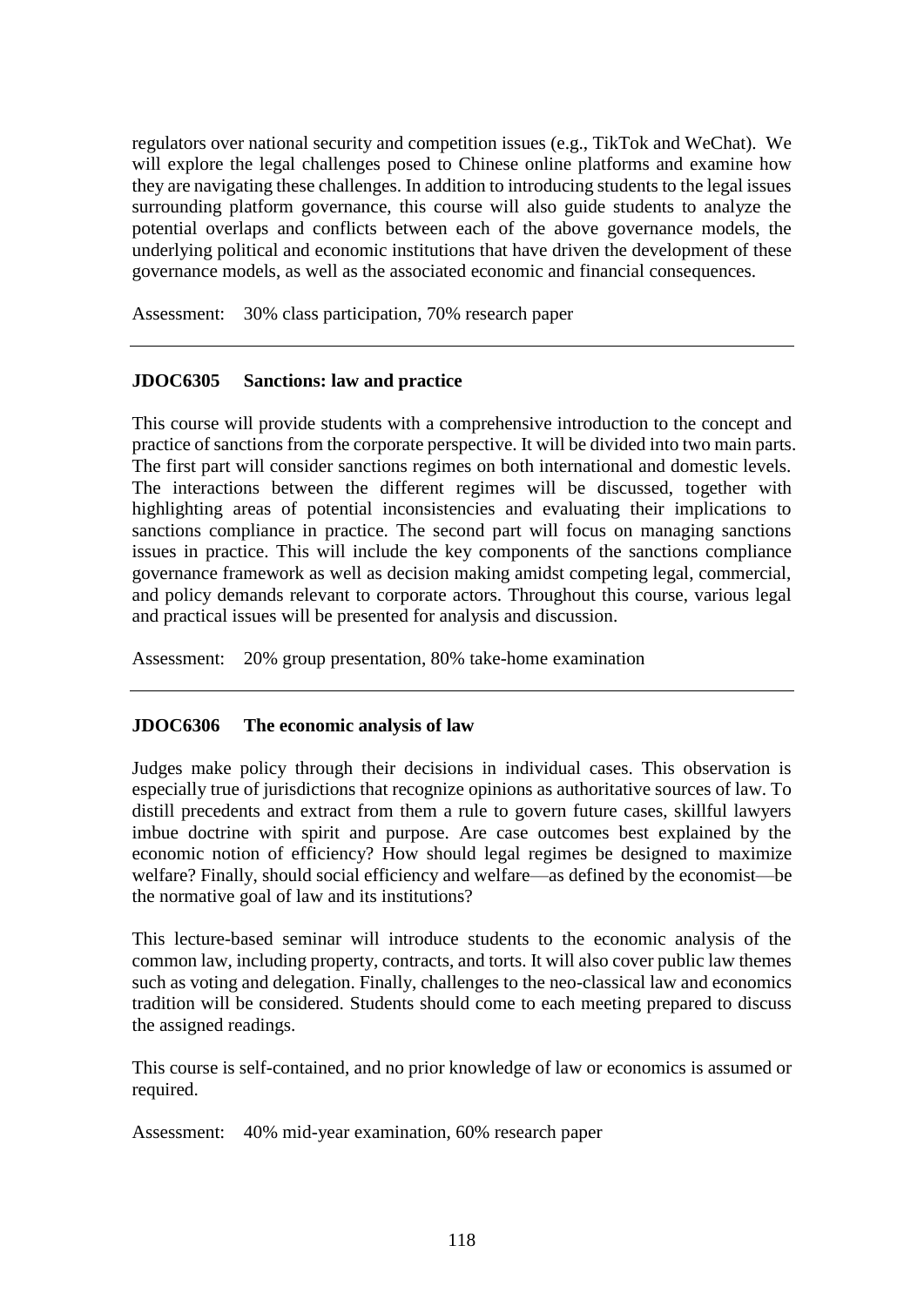regulators over national security and competition issues (e.g., TikTok and WeChat). We will explore the legal challenges posed to Chinese online platforms and examine how they are navigating these challenges. In addition to introducing students to the legal issues surrounding platform governance, this course will also guide students to analyze the potential overlaps and conflicts between each of the above governance models, the underlying political and economic institutions that have driven the development of these governance models, as well as the associated economic and financial consequences.

Assessment: 30% class participation, 70% research paper

---

### JDOC6305 Sanctions: law and practice

This course will provide students with a comprehensive introduction to the concept and practice of sanctions from the corporate perspective. It will be divided into two main parts. The first part will consider sanctions regimes on both international and domestic levels. The interactions between the different regimes will be discussed, together with highlighting areas of potential inconsistencies and evaluating their implications to sanctions compliance in practice. The second part will focus on managing sanctions issues in practice. This will include the key components of the sanctions compliance governance framework as well as decision making amidst competing legal, commercial, and policy demands relevant to corporate actors. Throughout this course, various legal and practical issues will be presented for analysis and discussion.

Assessment: 20% group presentation, 80% take-home examination

---

### JDOC6306 The economic analysis of law

Judges make policy through their decisions in individual cases. This observation is especially true of jurisdictions that recognize opinions as authoritative sources of law. To distill precedents and extract from them a rule to govern future cases, skillful lawyers imbue doctrine with spirit and purpose. Are case outcomes best explained by the economic notion of efficiency? How should legal regimes be designed to maximize welfare? Finally, should social efficiency and welfare—as defined by the economist—be the normative goal of law and its institutions?

This lecture-based seminar will introduce students to the economic analysis of the common law, including property, contracts, and torts. It will also cover public law themes such as voting and delegation. Finally, challenges to the neo-classical law and economics tradition will be considered. Students should come to each meeting prepared to discuss the assigned readings.

This course is self-contained, and no prior knowledge of law or economics is assumed or required.

Assessment: 40% mid-year examination, 60% research paper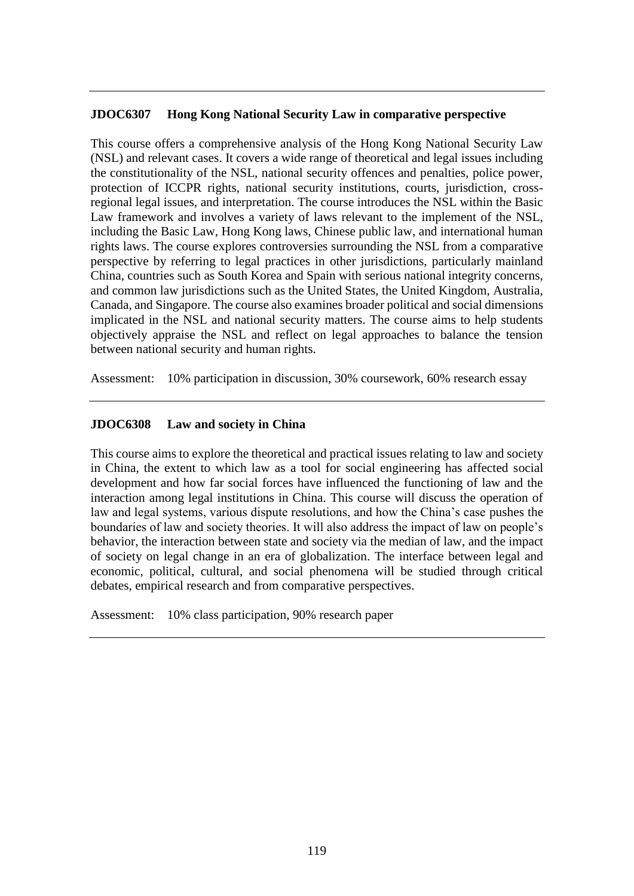### JDOC6307 Hong Kong National Security Law in comparative perspective

This course offers a comprehensive analysis of the Hong Kong National Security Law (NSL) and relevant cases. It covers a wide range of theoretical and legal issues including the constitutionality of the NSL, national security offences and penalties, police power, protection of ICCPR rights, national security institutions, courts, jurisdiction, cross-regional legal issues, and interpretation. The course introduces the NSL within the Basic Law framework and involves a variety of laws relevant to the implement of the NSL, including the Basic Law, Hong Kong laws, Chinese public law, and international human rights laws. The course explores controversies surrounding the NSL from a comparative perspective by referring to legal practices in other jurisdictions, particularly mainland China, countries such as South Korea and Spain with serious national integrity concerns, and common law jurisdictions such as the United States, the United Kingdom, Australia, Canada, and Singapore. The course also examines broader political and social dimensions implicated in the NSL and national security matters. The course aims to help students objectively appraise the NSL and reflect on legal approaches to balance the tension between national security and human rights.

Assessment: 10% participation in discussion, 30% coursework, 60% research essay

---

### JDOC6308 Law and society in China

This course aims to explore the theoretical and practical issues relating to law and society in China, the extent to which law as a tool for social engineering has affected social development and how far social forces have influenced the functioning of law and the interaction among legal institutions in China. This course will discuss the operation of law and legal systems, various dispute resolutions, and how the China's case pushes the boundaries of law and society theories. It will also address the impact of law on people's behavior, the interaction between state and society via the median of law, and the impact of society on legal change in an era of globalization. The interface between legal and economic, political, cultural, and social phenomena will be studied through critical debates, empirical research and from comparative perspectives.

Assessment: 10% class participation, 90% research paper